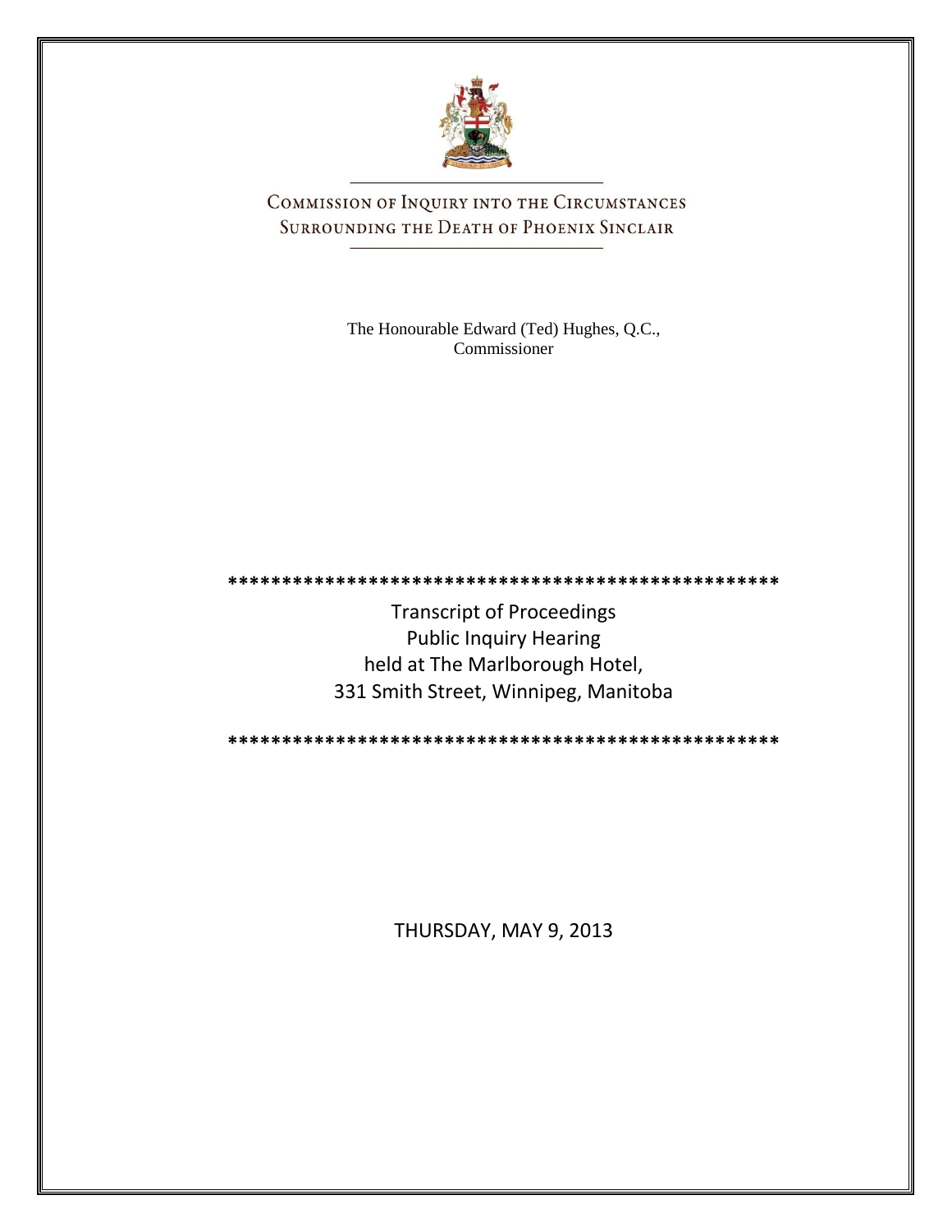# COMMISSION OF INQUIRY INTO THE CIRCUMSTANCES SURROUNDING THE DEATH OF PHOENIX SINCLAIR

The Honourable Edward (Ted) Hughes, Q.C.,
Commissioner

****************************************************

Transcript of Proceedings
Public Inquiry Hearing
held at The Marlborough Hotel,
331 Smith Street, Winnipeg, Manitoba

****************************************************

THURSDAY, MAY 9, 2013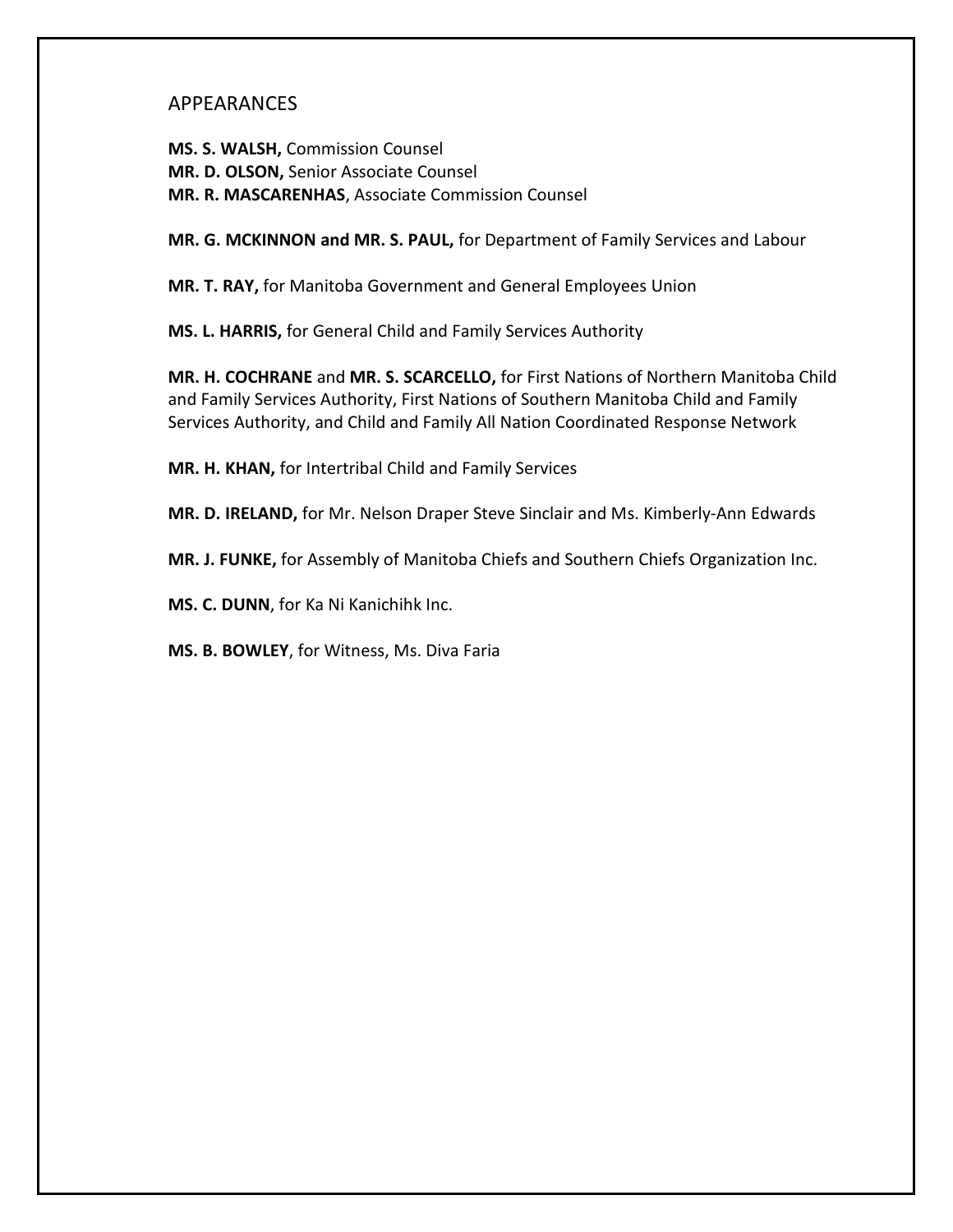## APPEARANCES

**MS. S. WALSH,** Commission Counsel
**MR. D. OLSON,** Senior Associate Counsel
**MR. R. MASCARENHAS**, Associate Commission Counsel

**MR. G. MCKINNON and MR. S. PAUL,** for Department of Family Services and Labour

**MR. T. RAY,** for Manitoba Government and General Employees Union

**MS. L. HARRIS,** for General Child and Family Services Authority

**MR. H. COCHRANE** and **MR. S. SCARCELLO,** for First Nations of Northern Manitoba Child and Family Services Authority, First Nations of Southern Manitoba Child and Family Services Authority, and Child and Family All Nation Coordinated Response Network

**MR. H. KHAN,** for Intertribal Child and Family Services

**MR. D. IRELAND,** for Mr. Nelson Draper Steve Sinclair and Ms. Kimberly-Ann Edwards

**MR. J. FUNKE,** for Assembly of Manitoba Chiefs and Southern Chiefs Organization Inc.

**MS. C. DUNN**, for Ka Ni Kanichihk Inc.

**MS. B. BOWLEY**, for Witness, Ms. Diva Faria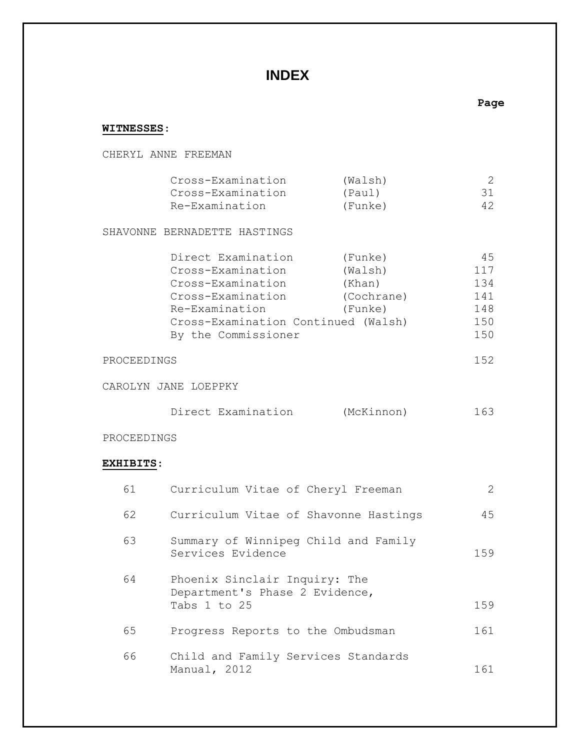# INDEX

**WITNESSES:**

| | | Page |
|---|---|---|
| **CHERYL ANNE FREEMAN** | | |
| Cross-Examination | (Walsh) | 2 |
| Cross-Examination | (Paul) | 31 |
| Re-Examination | (Funke) | 42 |
| **SHAVONNE BERNADETTE HASTINGS** | | |
| Direct Examination | (Funke) | 45 |
| Cross-Examination | (Walsh) | 117 |
| Cross-Examination | (Khan) | 134 |
| Cross-Examination | (Cochrane) | 141 |
| Re-Examination | (Funke) | 148 |
| Cross-Examination Continued | (Walsh) | 150 |
| By the Commissioner | | 150 |
| **PROCEEDINGS** | | 152 |
| **CAROLYN JANE LOEPPKY** | | |
| Direct Examination | (McKinnon) | 163 |
| **PROCEEDINGS** | | |

**EXHIBITS:**

| No. | Description | Page |
|---|---|---|
| 61 | Curriculum Vitae of Cheryl Freeman | 2 |
| 62 | Curriculum Vitae of Shavonne Hastings | 45 |
| 63 | Summary of Winnipeg Child and Family Services Evidence | 159 |
| 64 | Phoenix Sinclair Inquiry: The Department's Phase 2 Evidence, Tabs 1 to 25 | 159 |
| 65 | Progress Reports to the Ombudsman | 161 |
| 66 | Child and Family Services Standards Manual, 2012 | 161 |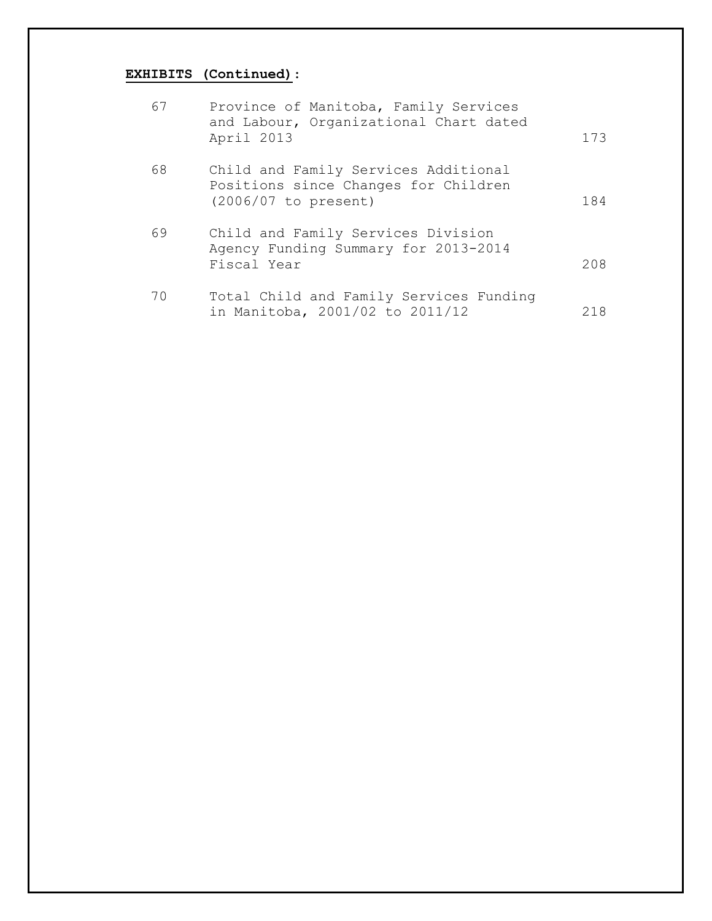**EXHIBITS (Continued):**

| | | |
|---|---|---|
| 67 | Province of Manitoba, Family Services and Labour, Organizational Chart dated April 2013 | 173 |
| 68 | Child and Family Services Additional Positions since Changes for Children (2006/07 to present) | 184 |
| 69 | Child and Family Services Division Agency Funding Summary for 2013-2014 Fiscal Year | 208 |
| 70 | Total Child and Family Services Funding in Manitoba, 2001/02 to 2011/12 | 218 |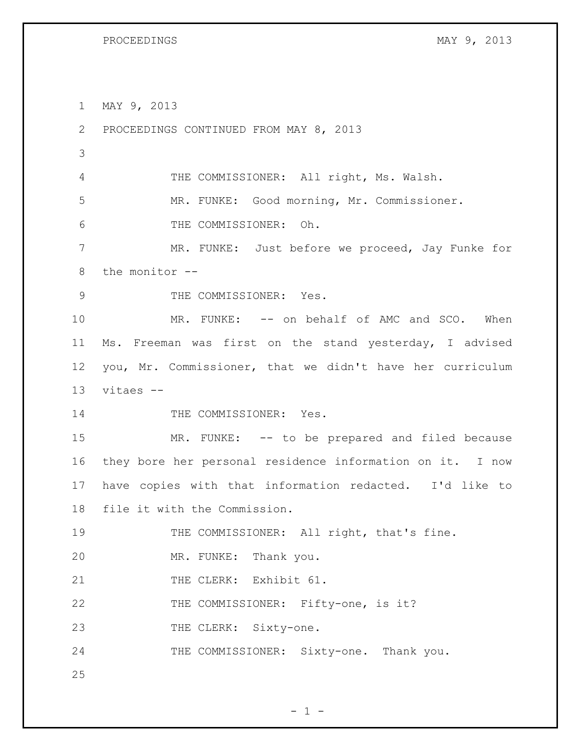MAY 9, 2013

PROCEEDINGS CONTINUED FROM MAY 8, 2013

THE COMMISSIONER: All right, Ms. Walsh.

MR. FUNKE: Good morning, Mr. Commissioner.

THE COMMISSIONER: Oh.

MR. FUNKE: Just before we proceed, Jay Funke for the monitor --

THE COMMISSIONER: Yes.

MR. FUNKE: -- on behalf of AMC and SCO. When Ms. Freeman was first on the stand yesterday, I advised you, Mr. Commissioner, that we didn't have her curriculum vitaes --

THE COMMISSIONER: Yes.

MR. FUNKE: -- to be prepared and filed because they bore her personal residence information on it. I now have copies with that information redacted. I'd like to file it with the Commission.

THE COMMISSIONER: All right, that's fine.

MR. FUNKE: Thank you.

THE CLERK: Exhibit 61.

THE COMMISSIONER: Fifty-one, is it?

THE CLERK: Sixty-one.

THE COMMISSIONER: Sixty-one. Thank you.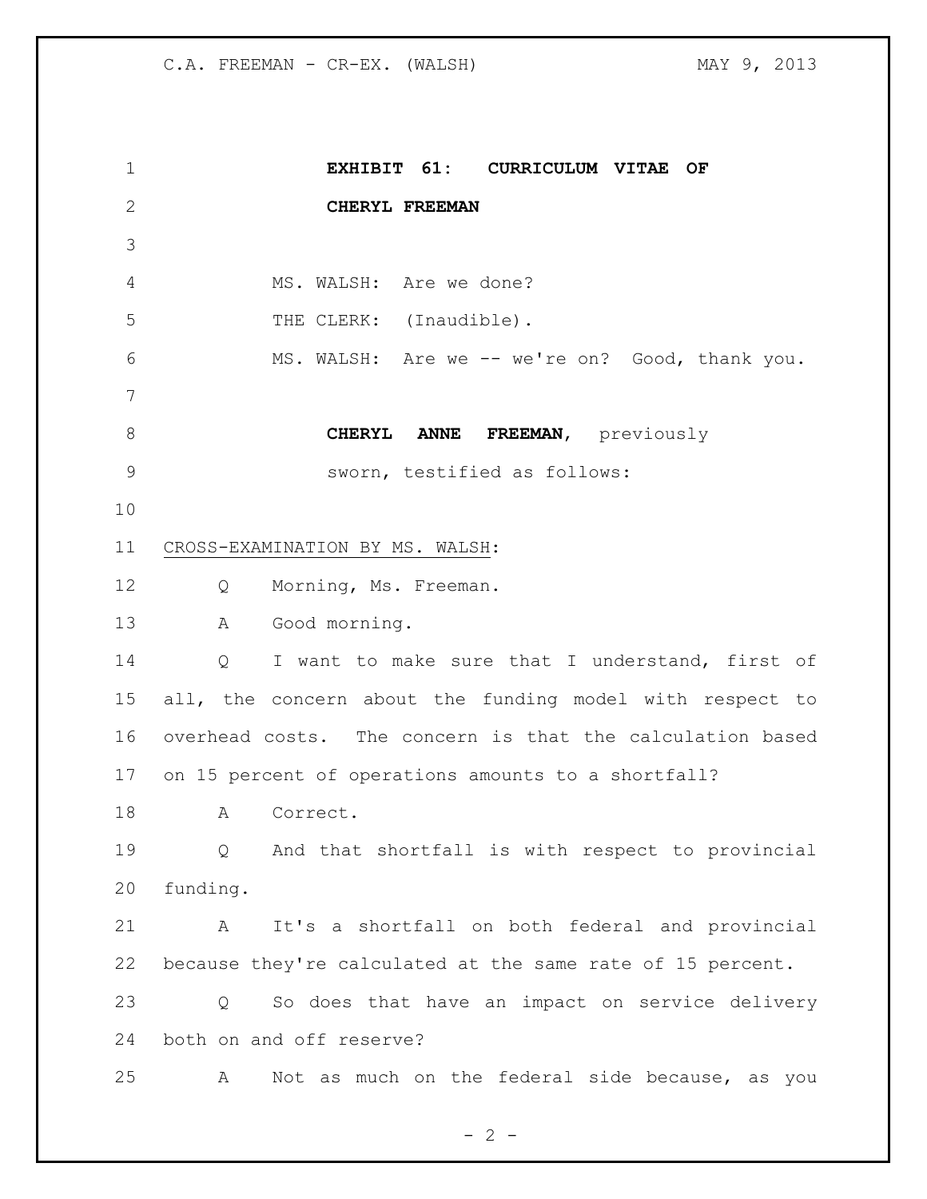**EXHIBIT 61: CURRICULUM VITAE OF CHERYL FREEMAN**

MS. WALSH: Are we done?

THE CLERK: (Inaudible).

MS. WALSH: Are we -- we're on? Good, thank you.

**CHERYL ANNE FREEMAN**, previously sworn, testified as follows:

CROSS-EXAMINATION BY MS. WALSH:

Q Morning, Ms. Freeman.

A Good morning.

Q I want to make sure that I understand, first of all, the concern about the funding model with respect to overhead costs. The concern is that the calculation based on 15 percent of operations amounts to a shortfall?

A Correct.

Q And that shortfall is with respect to provincial funding.

A It's a shortfall on both federal and provincial because they're calculated at the same rate of 15 percent.

Q So does that have an impact on service delivery both on and off reserve?

A Not as much on the federal side because, as you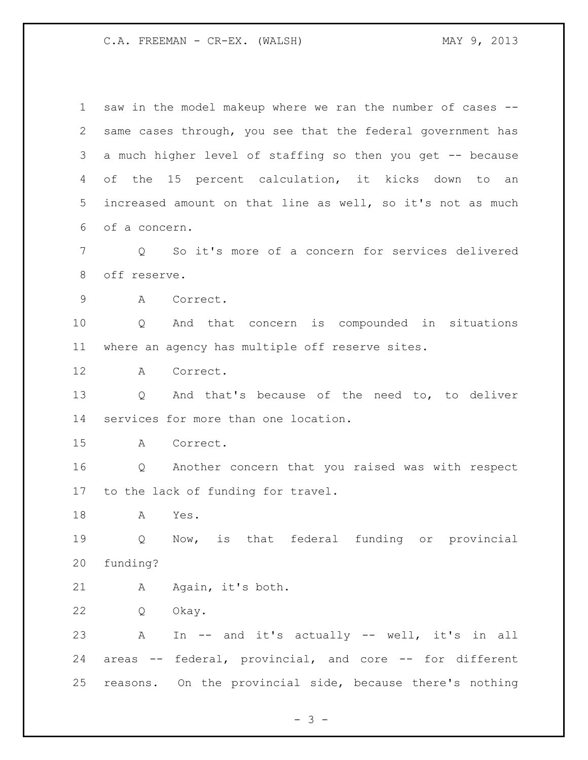saw in the model makeup where we ran the number of cases -- same cases through, you see that the federal government has a much higher level of staffing so then you get -- because of the 15 percent calculation, it kicks down to an increased amount on that line as well, so it's not as much of a concern.

Q So it's more of a concern for services delivered off reserve.

A Correct.

Q And that concern is compounded in situations where an agency has multiple off reserve sites.

A Correct.

Q And that's because of the need to, to deliver services for more than one location.

A Correct.

Q Another concern that you raised was with respect to the lack of funding for travel.

A Yes.

Q Now, is that federal funding or provincial funding?

A Again, it's both.

Q Okay.

A In -- and it's actually -- well, it's in all areas -- federal, provincial, and core -- for different reasons. On the provincial side, because there's nothing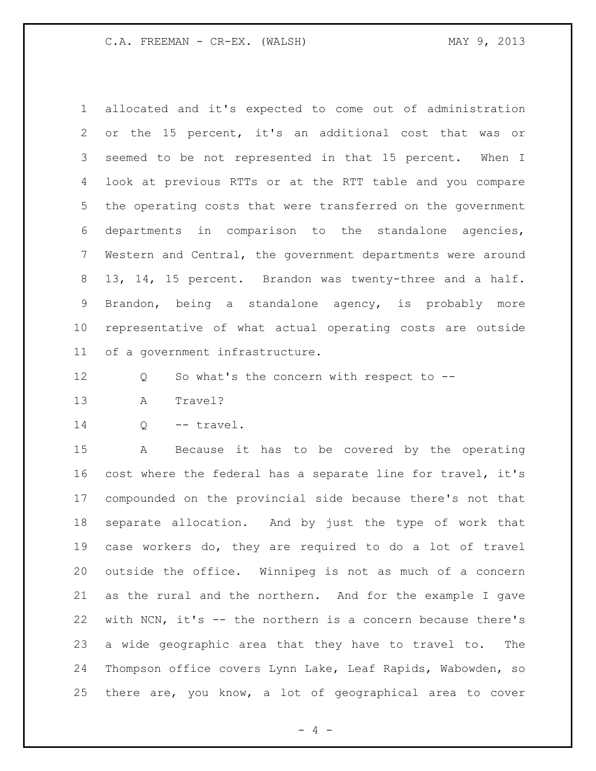allocated and it's expected to come out of administration or the 15 percent, it's an additional cost that was or seemed to be not represented in that 15 percent. When I look at previous RTTs or at the RTT table and you compare the operating costs that were transferred on the government departments in comparison to the standalone agencies, Western and Central, the government departments were around 13, 14, 15 percent. Brandon was twenty-three and a half. Brandon, being a standalone agency, is probably more representative of what actual operating costs are outside of a government infrastructure.

Q So what's the concern with respect to --

A Travel?

Q -- travel.

A Because it has to be covered by the operating cost where the federal has a separate line for travel, it's compounded on the provincial side because there's not that separate allocation. And by just the type of work that case workers do, they are required to do a lot of travel outside the office. Winnipeg is not as much of a concern as the rural and the northern. And for the example I gave with NCN, it's -- the northern is a concern because there's a wide geographic area that they have to travel to. The Thompson office covers Lynn Lake, Leaf Rapids, Wabowden, so there are, you know, a lot of geographical area to cover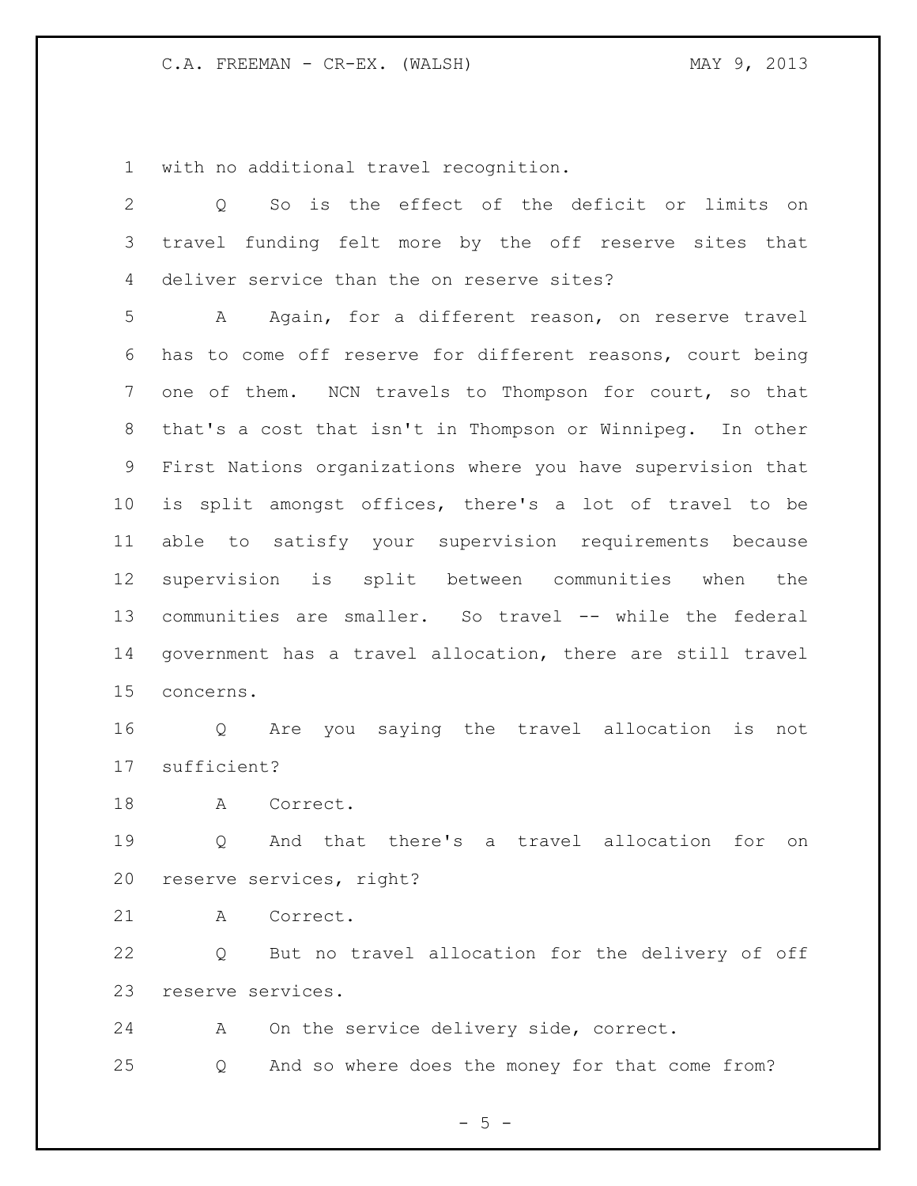with no additional travel recognition.

Q So is the effect of the deficit or limits on travel funding felt more by the off reserve sites that deliver service than the on reserve sites?

A Again, for a different reason, on reserve travel has to come off reserve for different reasons, court being one of them. NCN travels to Thompson for court, so that that's a cost that isn't in Thompson or Winnipeg. In other First Nations organizations where you have supervision that is split amongst offices, there's a lot of travel to be able to satisfy your supervision requirements because supervision is split between communities when the communities are smaller. So travel -- while the federal government has a travel allocation, there are still travel concerns.

Q Are you saying the travel allocation is not sufficient?

A Correct.

Q And that there's a travel allocation for on reserve services, right?

A Correct.

Q But no travel allocation for the delivery of off reserve services.

A On the service delivery side, correct.

Q And so where does the money for that come from?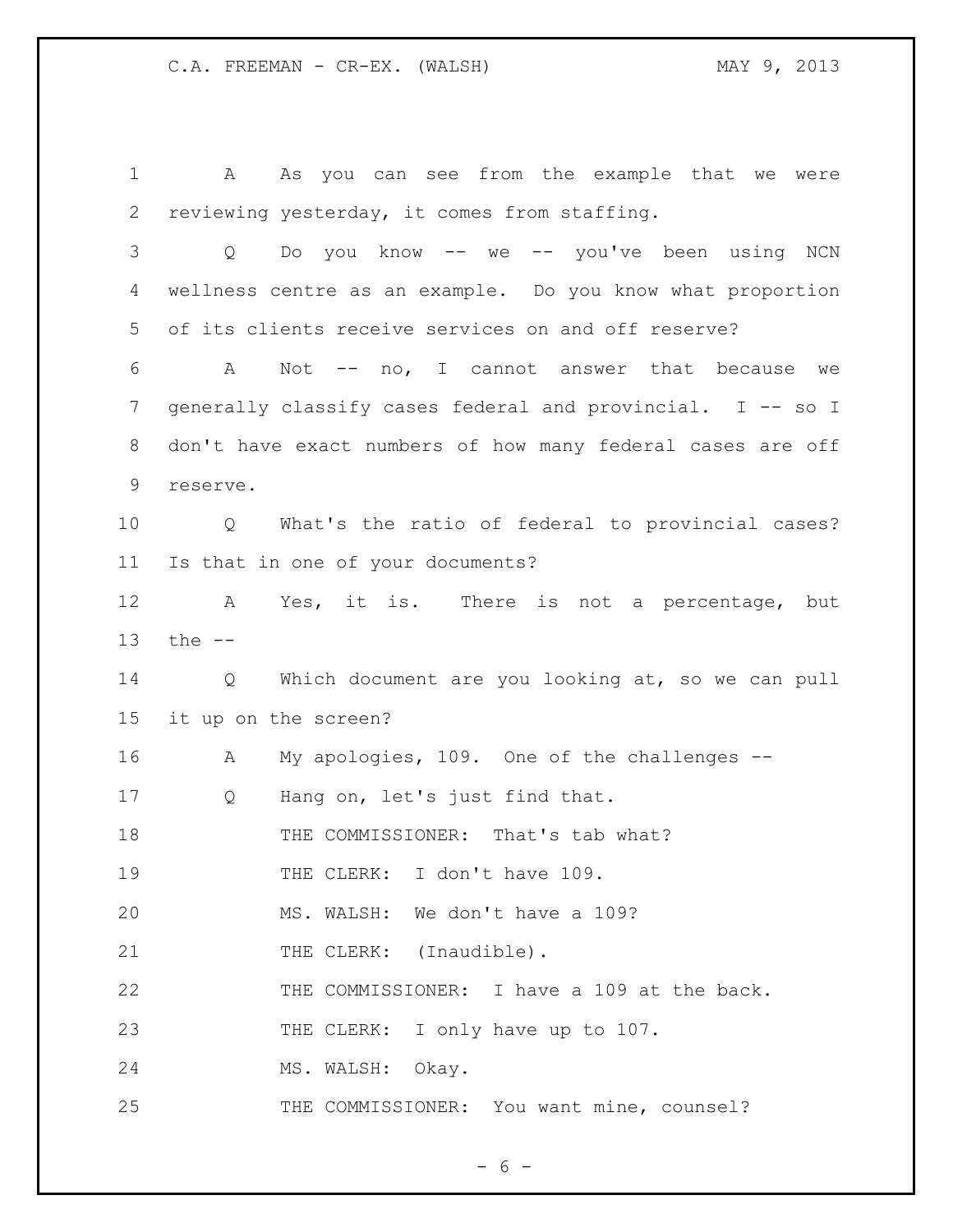A As you can see from the example that we were reviewing yesterday, it comes from staffing.

Q Do you know -- we -- you've been using NCN wellness centre as an example. Do you know what proportion of its clients receive services on and off reserve?

A Not -- no, I cannot answer that because we generally classify cases federal and provincial. I -- so I don't have exact numbers of how many federal cases are off reserve.

Q What's the ratio of federal to provincial cases? Is that in one of your documents?

A Yes, it is. There is not a percentage, but the --

Q Which document are you looking at, so we can pull it up on the screen?

A My apologies, 109. One of the challenges --

Q Hang on, let's just find that.

THE COMMISSIONER: That's tab what?

THE CLERK: I don't have 109.

MS. WALSH: We don't have a 109?

THE CLERK: (Inaudible).

THE COMMISSIONER: I have a 109 at the back.

THE CLERK: I only have up to 107.

MS. WALSH: Okay.

THE COMMISSIONER: You want mine, counsel?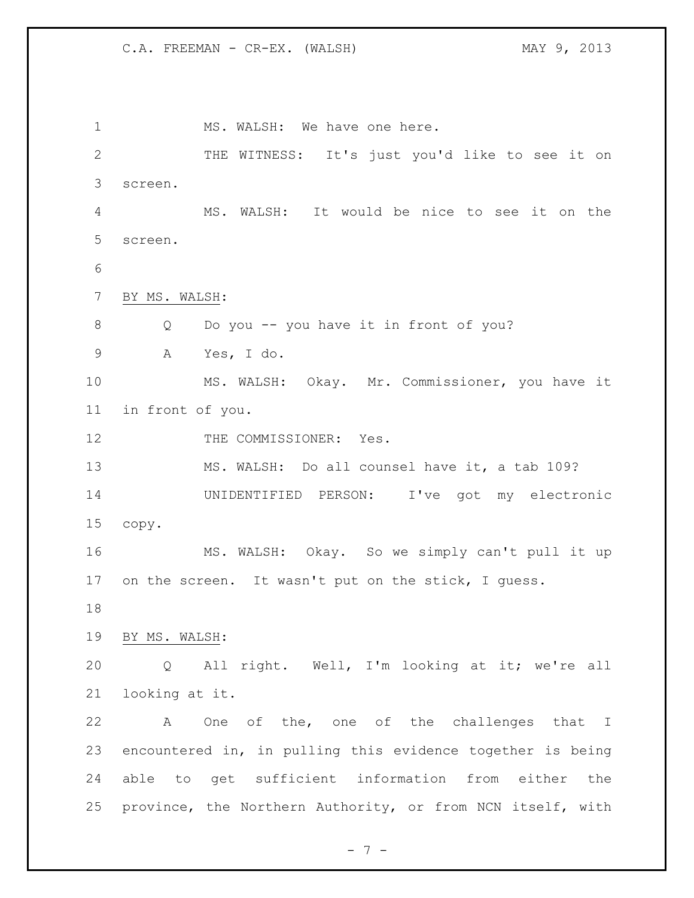MS. WALSH: We have one here.

THE WITNESS: It's just you'd like to see it on screen.

MS. WALSH: It would be nice to see it on the screen.

BY MS. WALSH:

Q Do you -- you have it in front of you?

A Yes, I do.

MS. WALSH: Okay. Mr. Commissioner, you have it in front of you.

THE COMMISSIONER: Yes.

MS. WALSH: Do all counsel have it, a tab 109?

UNIDENTIFIED PERSON: I've got my electronic copy.

MS. WALSH: Okay. So we simply can't pull it up on the screen. It wasn't put on the stick, I guess.

BY MS. WALSH:

Q All right. Well, I'm looking at it; we're all looking at it.

A One of the, one of the challenges that I encountered in, in pulling this evidence together is being able to get sufficient information from either the province, the Northern Authority, or from NCN itself, with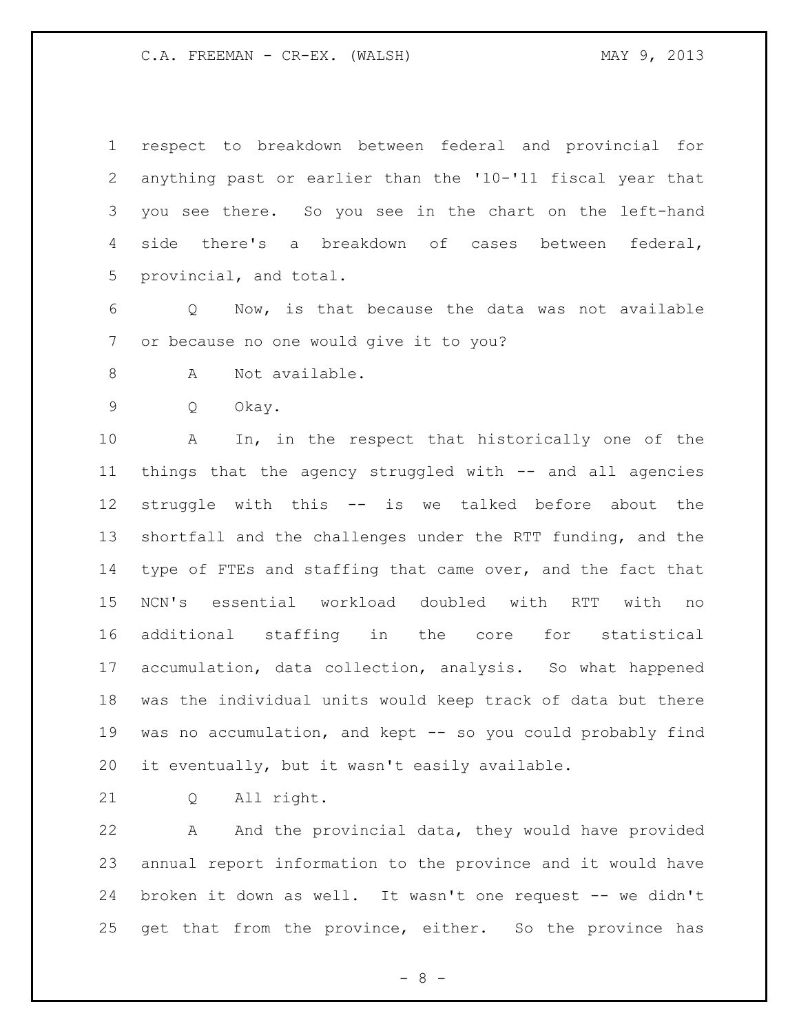respect to breakdown between federal and provincial for anything past or earlier than the '10-'11 fiscal year that you see there. So you see in the chart on the left-hand side there's a breakdown of cases between federal, provincial, and total.

Q Now, is that because the data was not available or because no one would give it to you?

A Not available.

Q Okay.

A In, in the respect that historically one of the things that the agency struggled with -- and all agencies struggle with this -- is we talked before about the shortfall and the challenges under the RTT funding, and the type of FTEs and staffing that came over, and the fact that NCN's essential workload doubled with RTT with no additional staffing in the core for statistical accumulation, data collection, analysis. So what happened was the individual units would keep track of data but there was no accumulation, and kept -- so you could probably find it eventually, but it wasn't easily available.

Q All right.

A And the provincial data, they would have provided annual report information to the province and it would have broken it down as well. It wasn't one request -- we didn't get that from the province, either. So the province has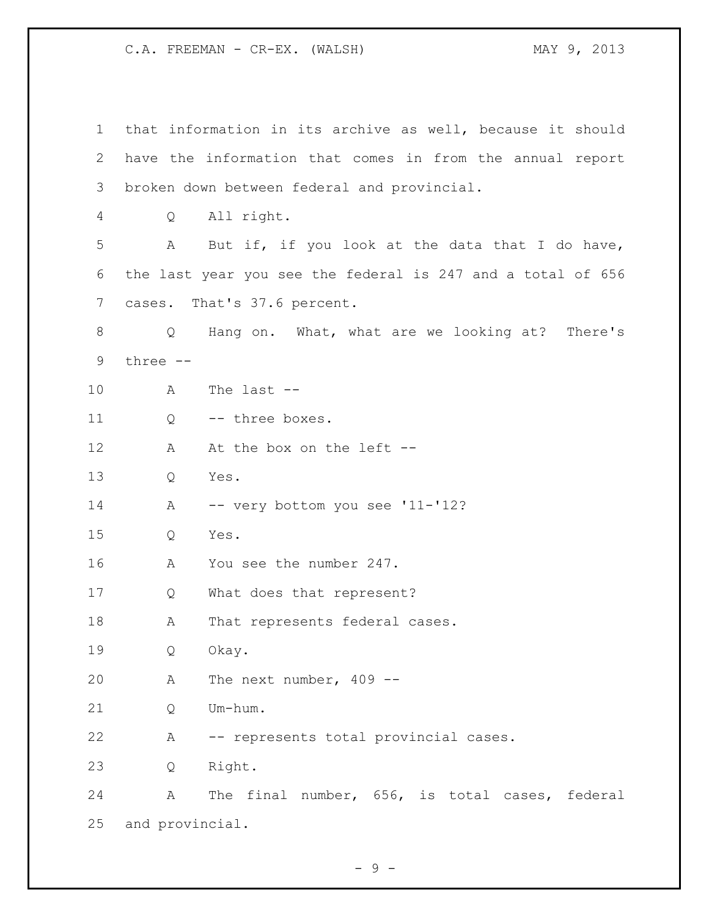1 that information in its archive as well, because it should
2 have the information that comes in from the annual report
3 broken down between federal and provincial.

4 Q All right.

5 A But if, if you look at the data that I do have,
6 the last year you see the federal is 247 and a total of 656
7 cases. That's 37.6 percent.

8 Q Hang on. What, what are we looking at? There's
9 three --

10 A The last --

11 Q -- three boxes.

12 A At the box on the left --

13 Q Yes.

14 A -- very bottom you see '11-'12?

15 Q Yes.

16 A You see the number 247.

17 Q What does that represent?

18 A That represents federal cases.

19 Q Okay.

20 A The next number, 409 --

21 Q Um-hum.

22 A -- represents total provincial cases.

23 Q Right.

24 A The final number, 656, is total cases, federal
25 and provincial.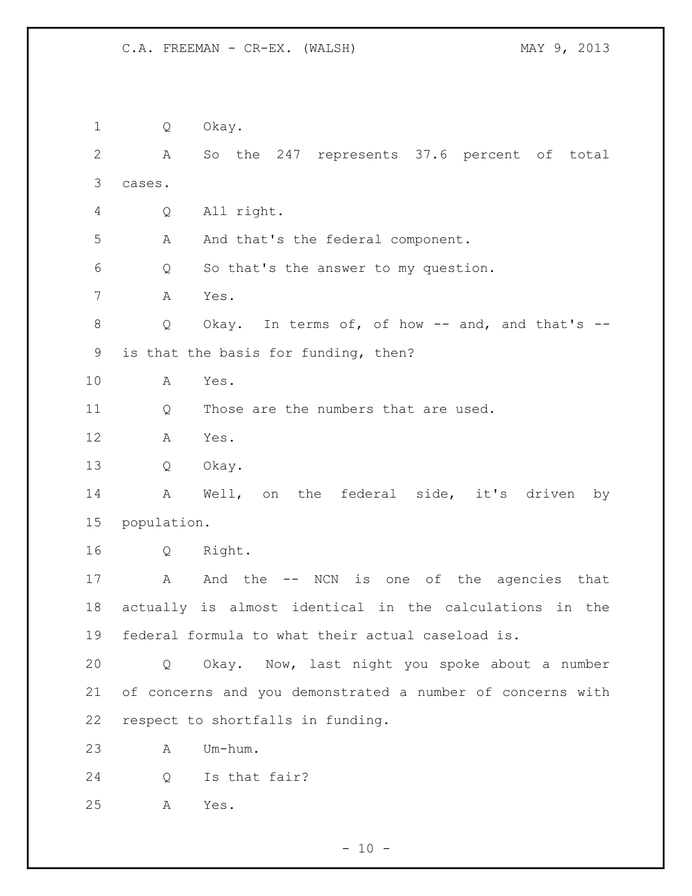Q Okay.

A So the 247 represents 37.6 percent of total cases.

Q All right.

A And that's the federal component.

Q So that's the answer to my question.

A Yes.

Q Okay. In terms of, of how -- and, and that's -- is that the basis for funding, then?

A Yes.

Q Those are the numbers that are used.

A Yes.

Q Okay.

A Well, on the federal side, it's driven by population.

Q Right.

A And the -- NCN is one of the agencies that actually is almost identical in the calculations in the federal formula to what their actual caseload is.

Q Okay. Now, last night you spoke about a number of concerns and you demonstrated a number of concerns with respect to shortfalls in funding.

A Um-hum.

Q Is that fair?

A Yes.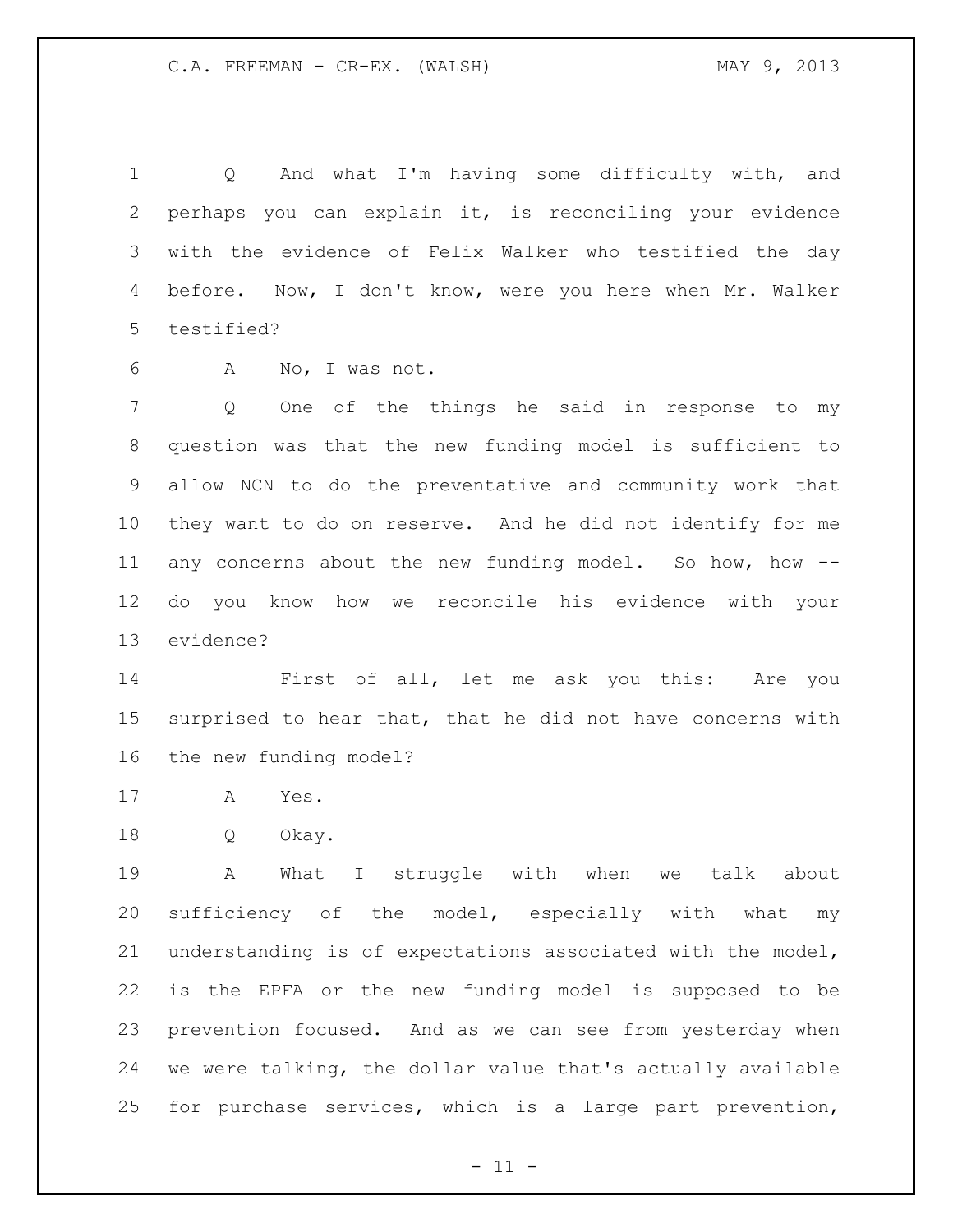Q And what I'm having some difficulty with, and perhaps you can explain it, is reconciling your evidence with the evidence of Felix Walker who testified the day before. Now, I don't know, were you here when Mr. Walker testified?

A No, I was not.

Q One of the things he said in response to my question was that the new funding model is sufficient to allow NCN to do the preventative and community work that they want to do on reserve. And he did not identify for me any concerns about the new funding model. So how, how -- do you know how we reconcile his evidence with your evidence?

First of all, let me ask you this: Are you surprised to hear that, that he did not have concerns with the new funding model?

A Yes.

Q Okay.

A What I struggle with when we talk about sufficiency of the model, especially with what my understanding is of expectations associated with the model, is the EPFA or the new funding model is supposed to be prevention focused. And as we can see from yesterday when we were talking, the dollar value that's actually available for purchase services, which is a large part prevention,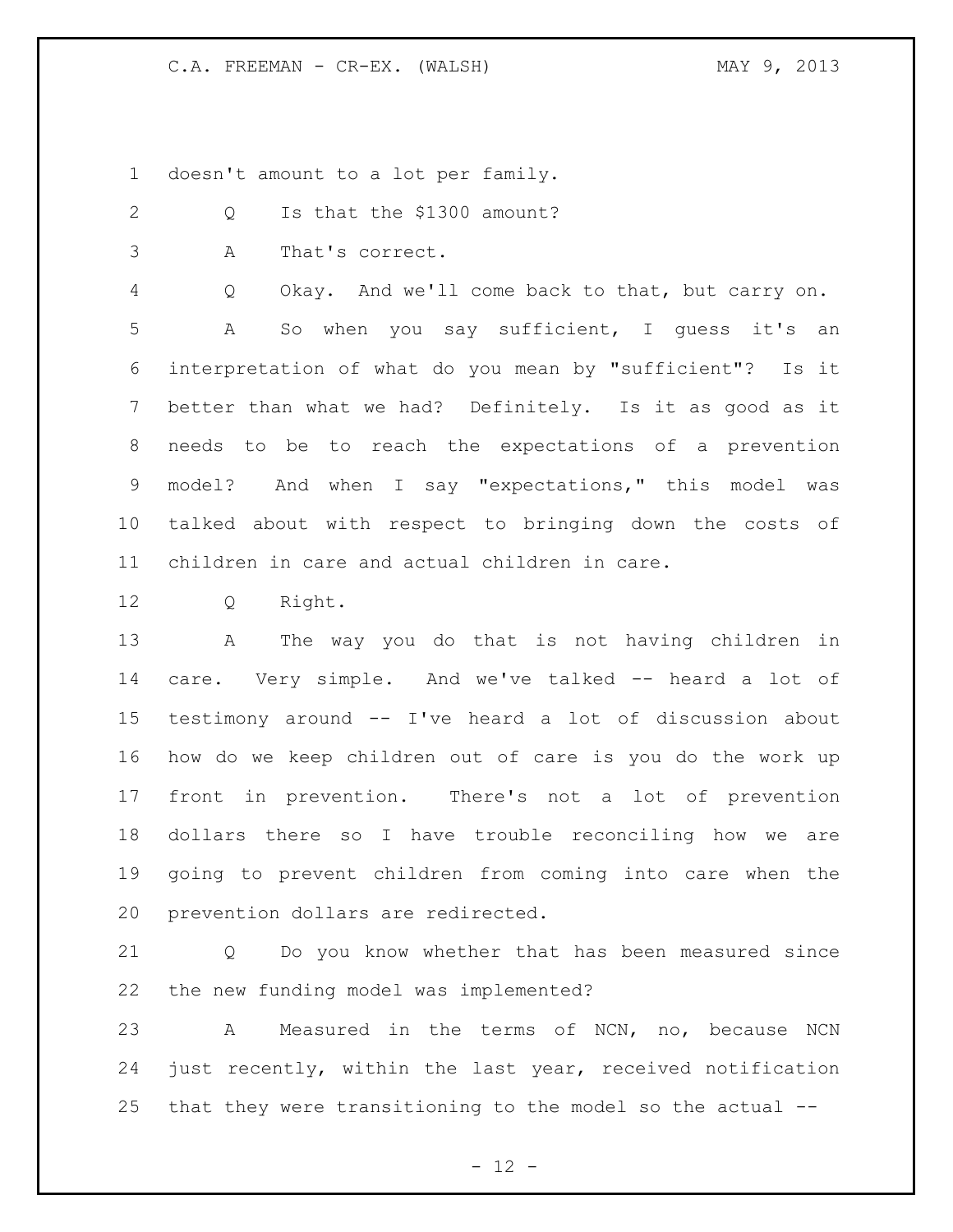doesn't amount to a lot per family.

Q Is that the $1300 amount?

A That's correct.

Q Okay. And we'll come back to that, but carry on.

A So when you say sufficient, I guess it's an interpretation of what do you mean by "sufficient"? Is it better than what we had? Definitely. Is it as good as it needs to be to reach the expectations of a prevention model? And when I say "expectations," this model was talked about with respect to bringing down the costs of children in care and actual children in care.

Q Right.

A The way you do that is not having children in care. Very simple. And we've talked -- heard a lot of testimony around -- I've heard a lot of discussion about how do we keep children out of care is you do the work up front in prevention. There's not a lot of prevention dollars there so I have trouble reconciling how we are going to prevent children from coming into care when the prevention dollars are redirected.

Q Do you know whether that has been measured since the new funding model was implemented?

A Measured in the terms of NCN, no, because NCN just recently, within the last year, received notification that they were transitioning to the model so the actual --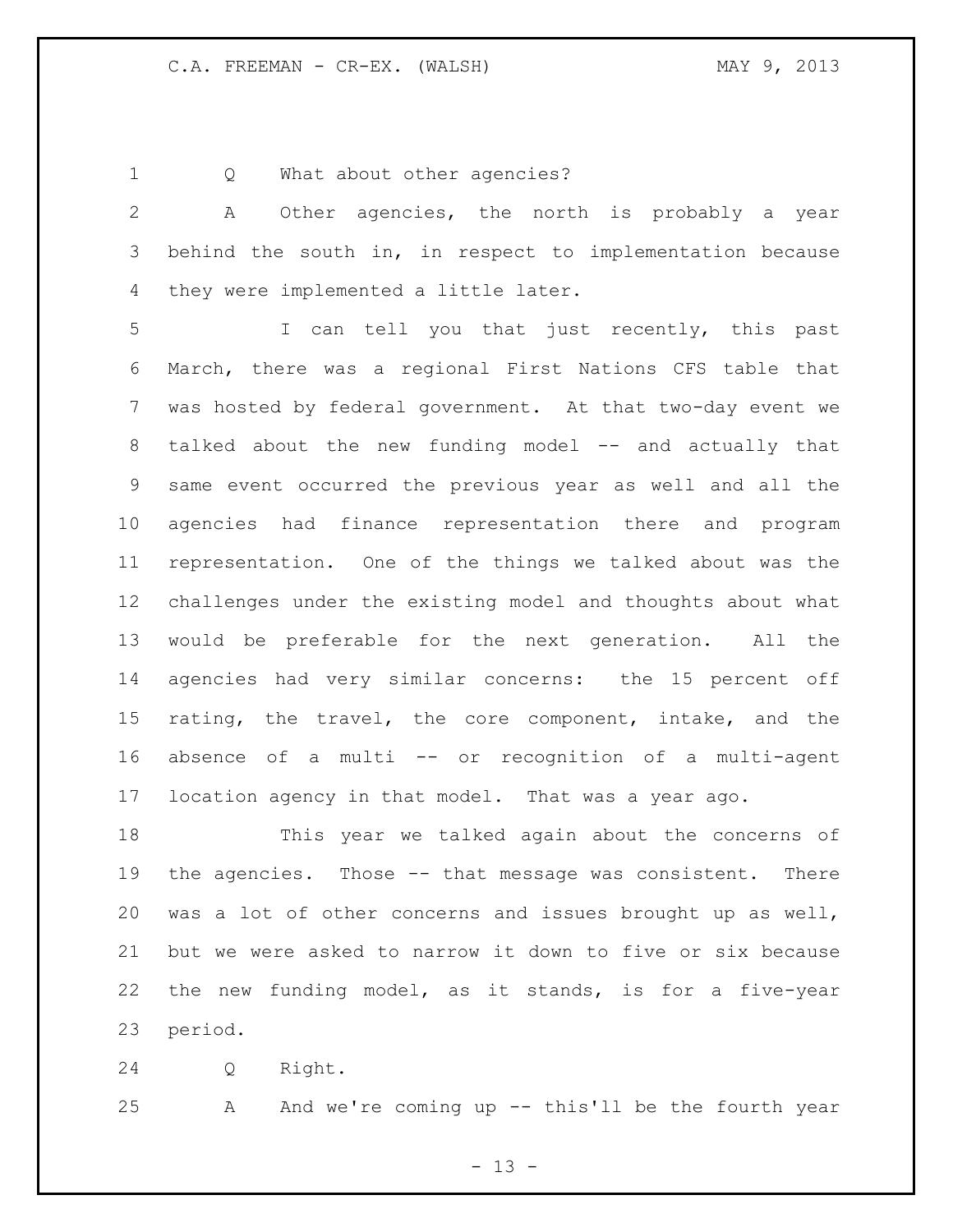Q What about other agencies?

A Other agencies, the north is probably a year behind the south in, in respect to implementation because they were implemented a little later.

I can tell you that just recently, this past March, there was a regional First Nations CFS table that was hosted by federal government. At that two-day event we talked about the new funding model -- and actually that same event occurred the previous year as well and all the agencies had finance representation there and program representation. One of the things we talked about was the challenges under the existing model and thoughts about what would be preferable for the next generation. All the agencies had very similar concerns: the 15 percent off rating, the travel, the core component, intake, and the absence of a multi -- or recognition of a multi-agent location agency in that model. That was a year ago.

This year we talked again about the concerns of the agencies. Those -- that message was consistent. There was a lot of other concerns and issues brought up as well, but we were asked to narrow it down to five or six because the new funding model, as it stands, is for a five-year period.

Q Right.

A And we're coming up -- this'll be the fourth year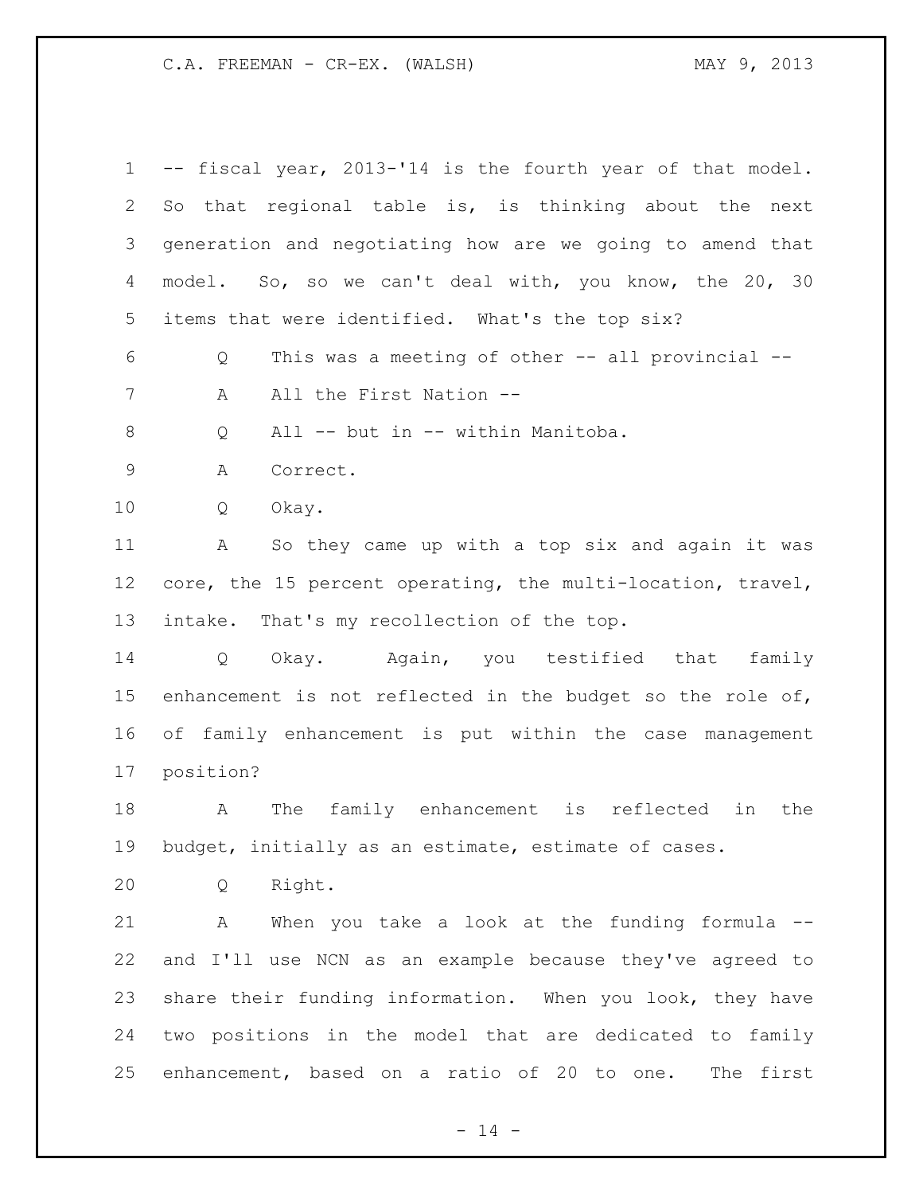-- fiscal year, 2013-'14 is the fourth year of that model. So that regional table is, is thinking about the next generation and negotiating how are we going to amend that model. So, so we can't deal with, you know, the 20, 30 items that were identified. What's the top six?

Q This was a meeting of other -- all provincial --

A All the First Nation --

Q All -- but in -- within Manitoba.

A Correct.

Q Okay.

A So they came up with a top six and again it was core, the 15 percent operating, the multi-location, travel, intake. That's my recollection of the top.

Q Okay. Again, you testified that family enhancement is not reflected in the budget so the role of, of family enhancement is put within the case management position?

A The family enhancement is reflected in the budget, initially as an estimate, estimate of cases.

Q Right.

A When you take a look at the funding formula -- and I'll use NCN as an example because they've agreed to share their funding information. When you look, they have two positions in the model that are dedicated to family enhancement, based on a ratio of 20 to one. The first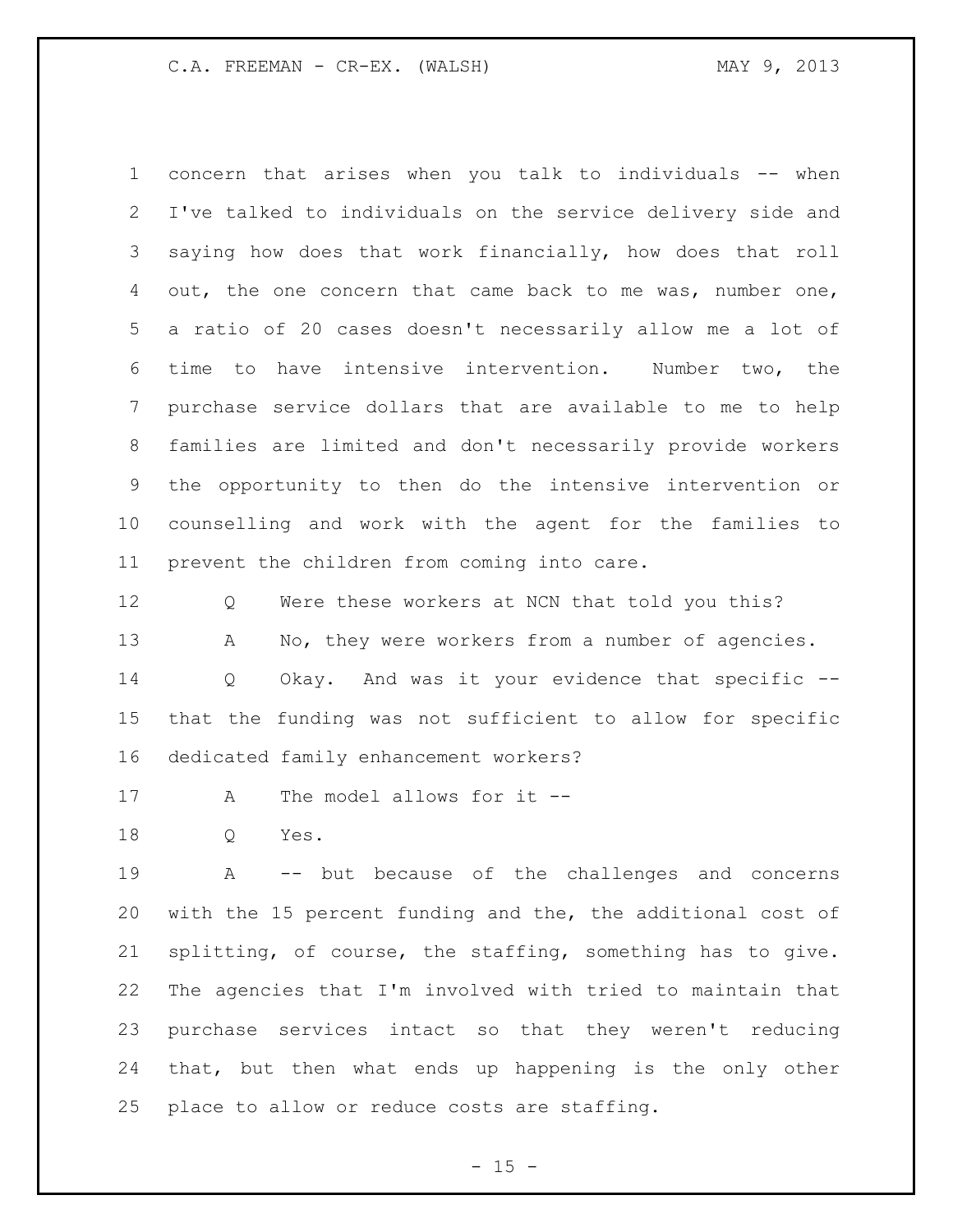concern that arises when you talk to individuals -- when I've talked to individuals on the service delivery side and saying how does that work financially, how does that roll out, the one concern that came back to me was, number one, a ratio of 20 cases doesn't necessarily allow me a lot of time to have intensive intervention. Number two, the purchase service dollars that are available to me to help families are limited and don't necessarily provide workers the opportunity to then do the intensive intervention or counselling and work with the agent for the families to prevent the children from coming into care.

Q Were these workers at NCN that told you this?

A No, they were workers from a number of agencies.

Q Okay. And was it your evidence that specific -- that the funding was not sufficient to allow for specific dedicated family enhancement workers?

A The model allows for it --

Q Yes.

A -- but because of the challenges and concerns with the 15 percent funding and the, the additional cost of splitting, of course, the staffing, something has to give. The agencies that I'm involved with tried to maintain that purchase services intact so that they weren't reducing that, but then what ends up happening is the only other place to allow or reduce costs are staffing.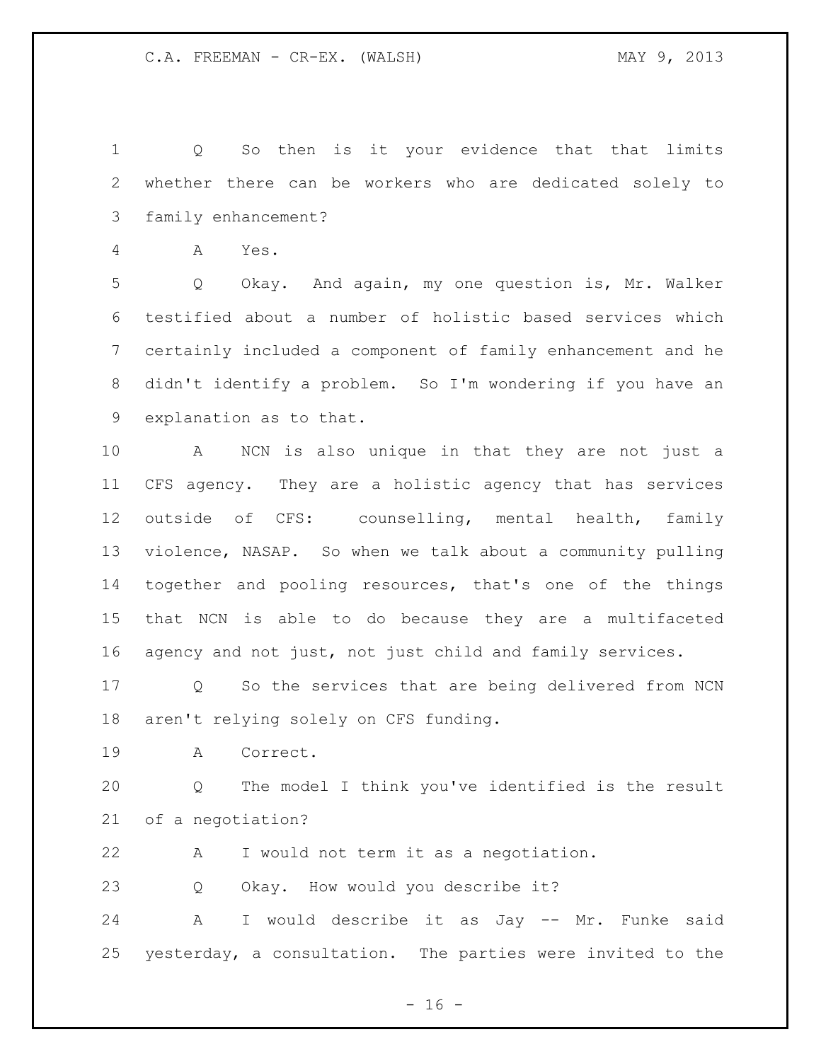Q So then is it your evidence that that limits whether there can be workers who are dedicated solely to family enhancement?

A Yes.

Q Okay. And again, my one question is, Mr. Walker testified about a number of holistic based services which certainly included a component of family enhancement and he didn't identify a problem. So I'm wondering if you have an explanation as to that.

A NCN is also unique in that they are not just a CFS agency. They are a holistic agency that has services outside of CFS: counselling, mental health, family violence, NASAP. So when we talk about a community pulling together and pooling resources, that's one of the things that NCN is able to do because they are a multifaceted agency and not just, not just child and family services.

Q So the services that are being delivered from NCN aren't relying solely on CFS funding.

A Correct.

Q The model I think you've identified is the result of a negotiation?

A I would not term it as a negotiation.

Q Okay. How would you describe it?

A I would describe it as Jay -- Mr. Funke said yesterday, a consultation. The parties were invited to the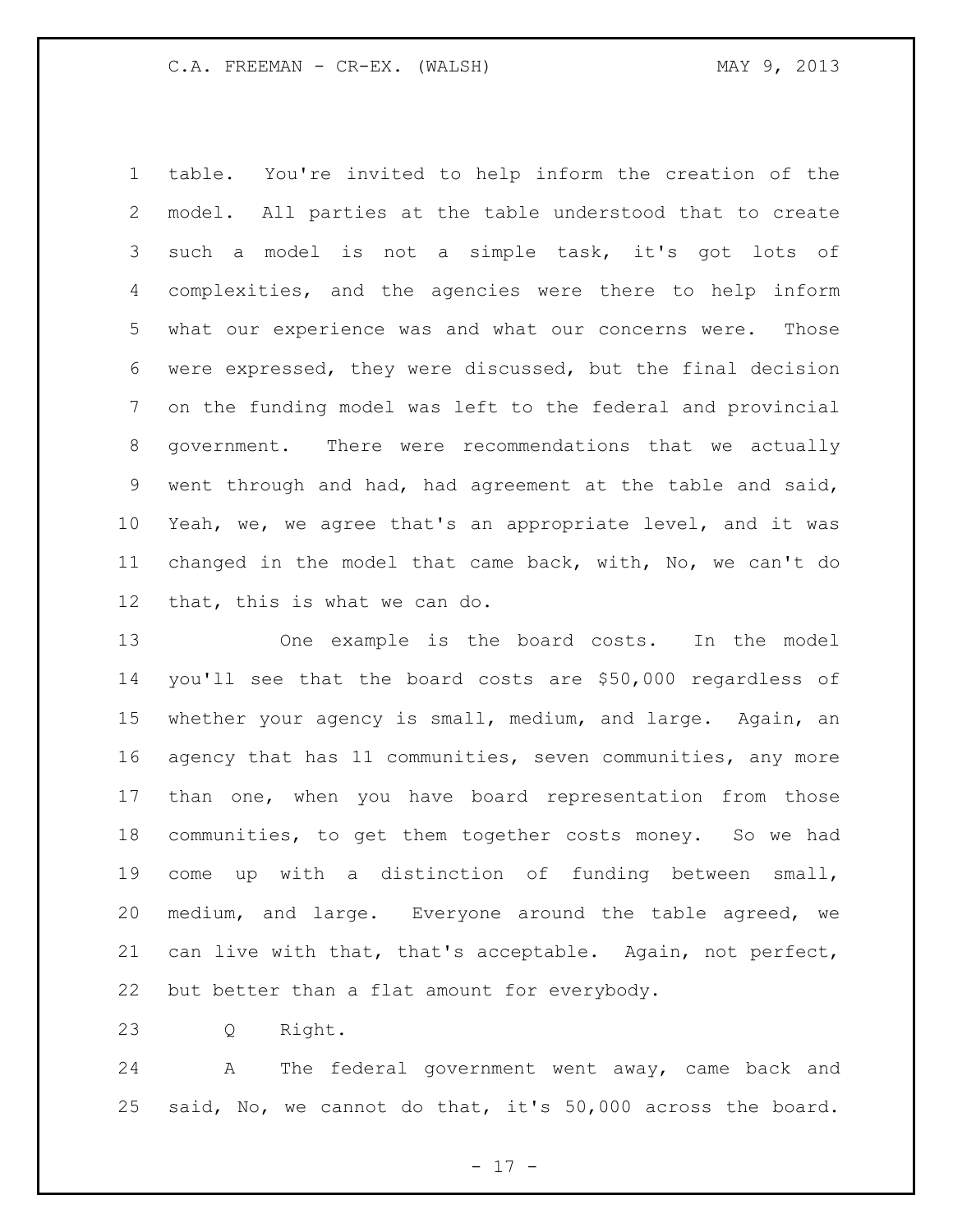table. You're invited to help inform the creation of the model. All parties at the table understood that to create such a model is not a simple task, it's got lots of complexities, and the agencies were there to help inform what our experience was and what our concerns were. Those were expressed, they were discussed, but the final decision on the funding model was left to the federal and provincial government. There were recommendations that we actually went through and had, had agreement at the table and said, Yeah, we, we agree that's an appropriate level, and it was changed in the model that came back, with, No, we can't do that, this is what we can do.

One example is the board costs. In the model you'll see that the board costs are $50,000 regardless of whether your agency is small, medium, and large. Again, an agency that has 11 communities, seven communities, any more than one, when you have board representation from those communities, to get them together costs money. So we had come up with a distinction of funding between small, medium, and large. Everyone around the table agreed, we can live with that, that's acceptable. Again, not perfect, but better than a flat amount for everybody.

Q Right.

A The federal government went away, came back and said, No, we cannot do that, it's 50,000 across the board.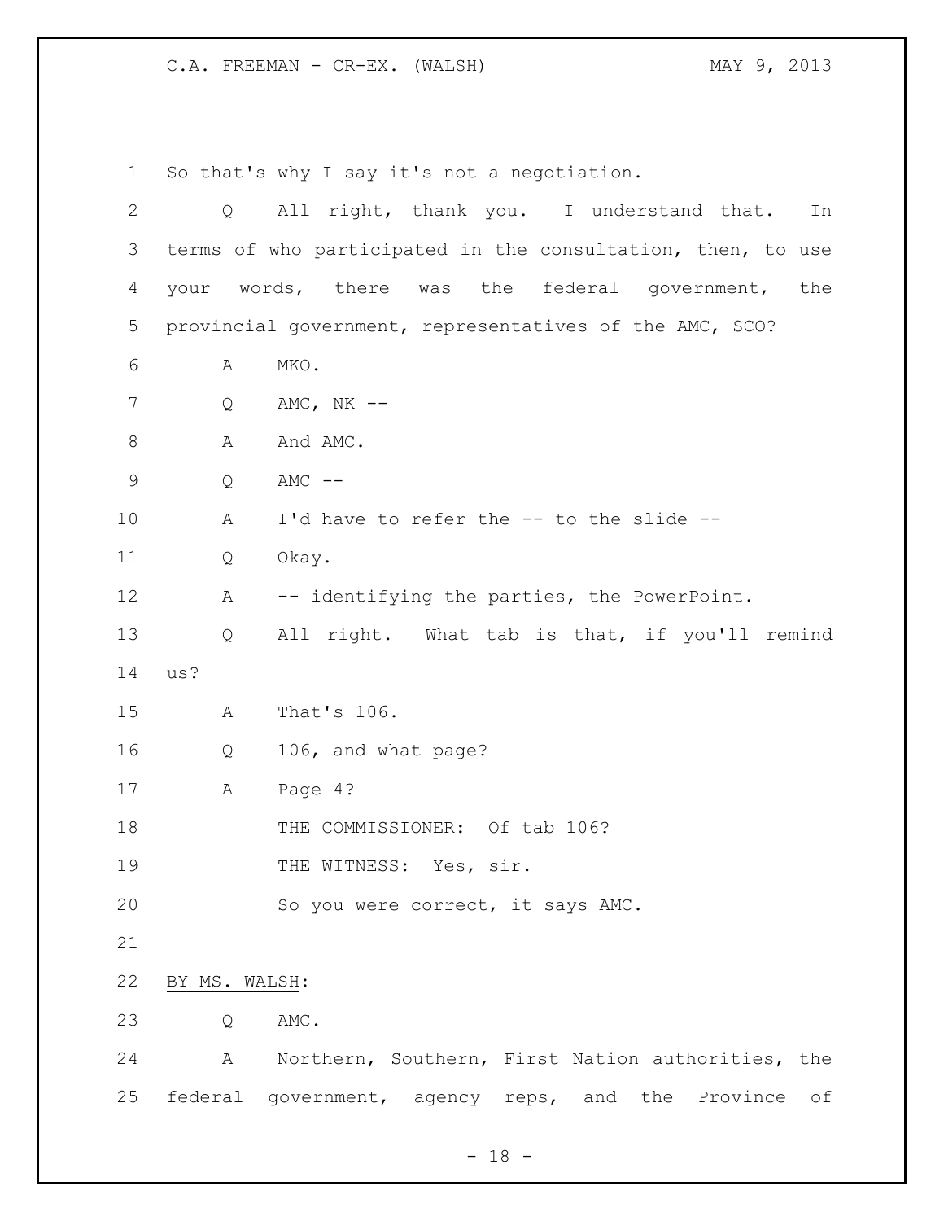So that's why I say it's not a negotiation.

Q All right, thank you. I understand that. In terms of who participated in the consultation, then, to use your words, there was the federal government, the provincial government, representatives of the AMC, SCO?

A MKO.

Q AMC, NK --

A And AMC.

Q AMC --

A I'd have to refer the -- to the slide --

Q Okay.

A -- identifying the parties, the PowerPoint.

Q All right. What tab is that, if you'll remind us?

A That's 106.

Q 106, and what page?

A Page 4?

THE COMMISSIONER: Of tab 106?

THE WITNESS: Yes, sir.

So you were correct, it says AMC.

BY MS. WALSH:

Q AMC.

A Northern, Southern, First Nation authorities, the federal government, agency reps, and the Province of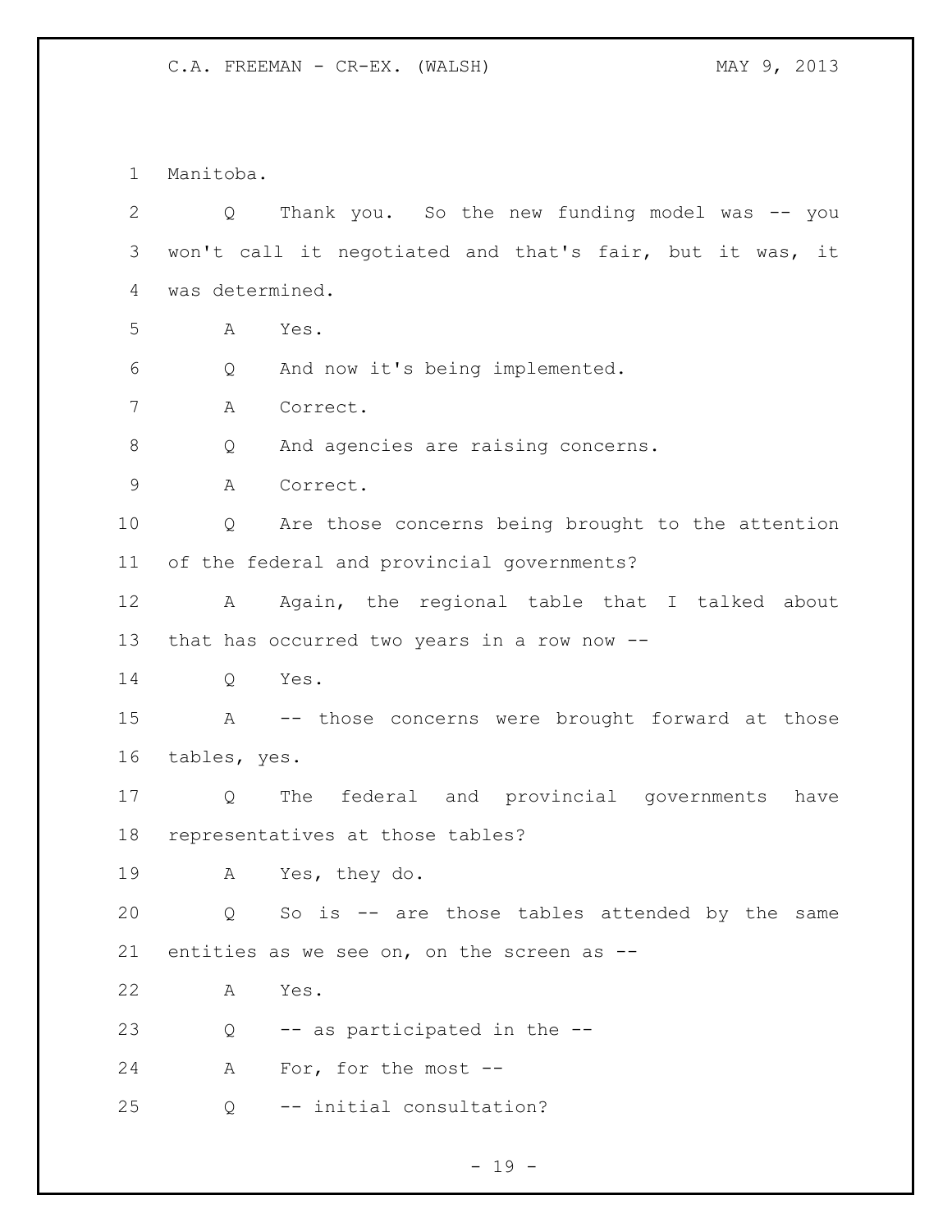Manitoba.

Q Thank you. So the new funding model was -- you won't call it negotiated and that's fair, but it was, it was determined.

A Yes.

Q And now it's being implemented.

A Correct.

Q And agencies are raising concerns.

A Correct.

Q Are those concerns being brought to the attention of the federal and provincial governments?

A Again, the regional table that I talked about that has occurred two years in a row now --

Q Yes.

A -- those concerns were brought forward at those tables, yes.

Q The federal and provincial governments have representatives at those tables?

A Yes, they do.

Q So is -- are those tables attended by the same entities as we see on, on the screen as --

A Yes.

Q -- as participated in the --

A For, for the most --

Q -- initial consultation?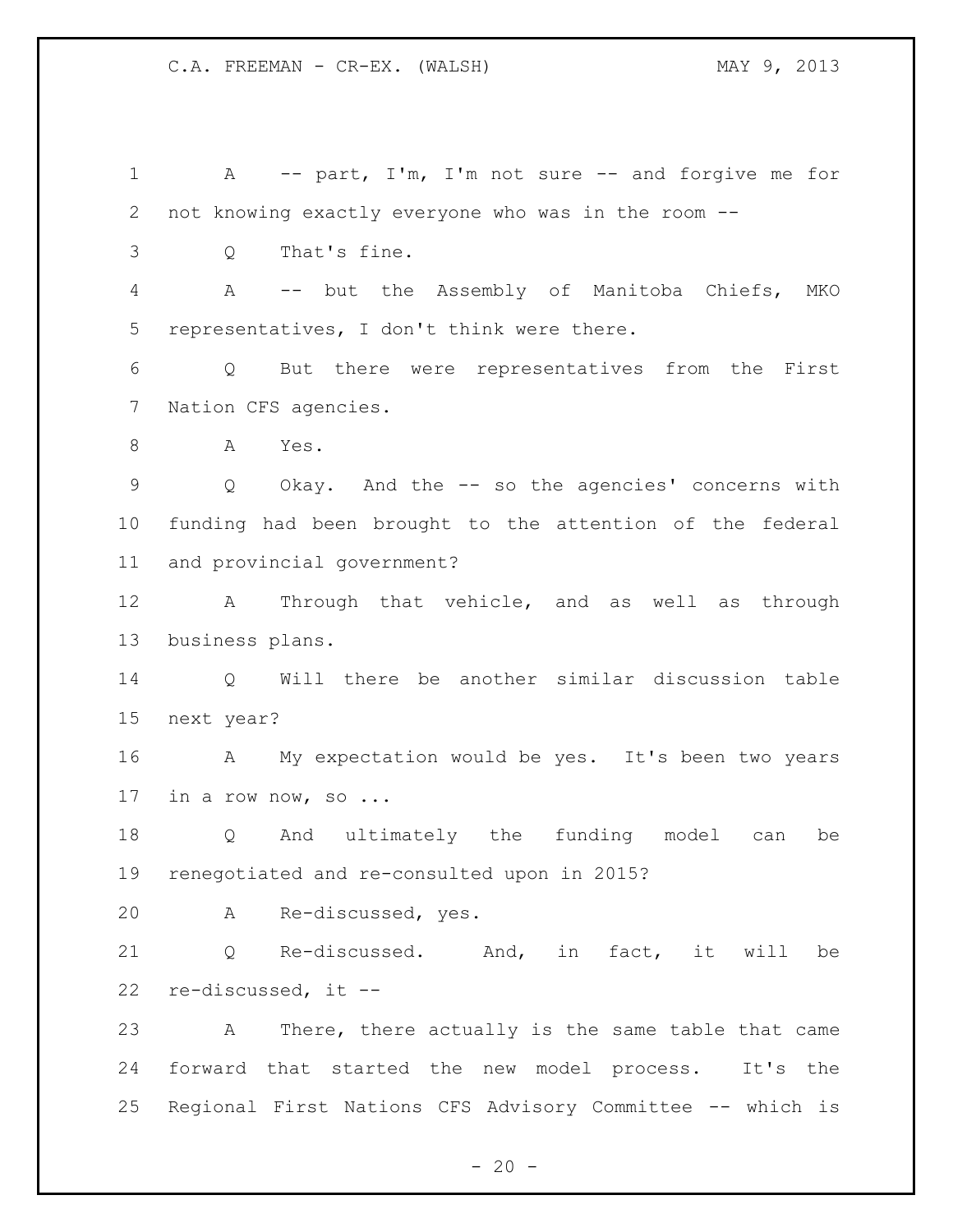A -- part, I'm, I'm not sure -- and forgive me for not knowing exactly everyone who was in the room --

Q That's fine.

A -- but the Assembly of Manitoba Chiefs, MKO representatives, I don't think were there.

Q But there were representatives from the First Nation CFS agencies.

A Yes.

Q Okay. And the -- so the agencies' concerns with funding had been brought to the attention of the federal and provincial government?

A Through that vehicle, and as well as through business plans.

Q Will there be another similar discussion table next year?

A My expectation would be yes. It's been two years in a row now, so ...

Q And ultimately the funding model can be renegotiated and re-consulted upon in 2015?

A Re-discussed, yes.

Q Re-discussed. And, in fact, it will be re-discussed, it --

A There, there actually is the same table that came forward that started the new model process. It's the Regional First Nations CFS Advisory Committee -- which is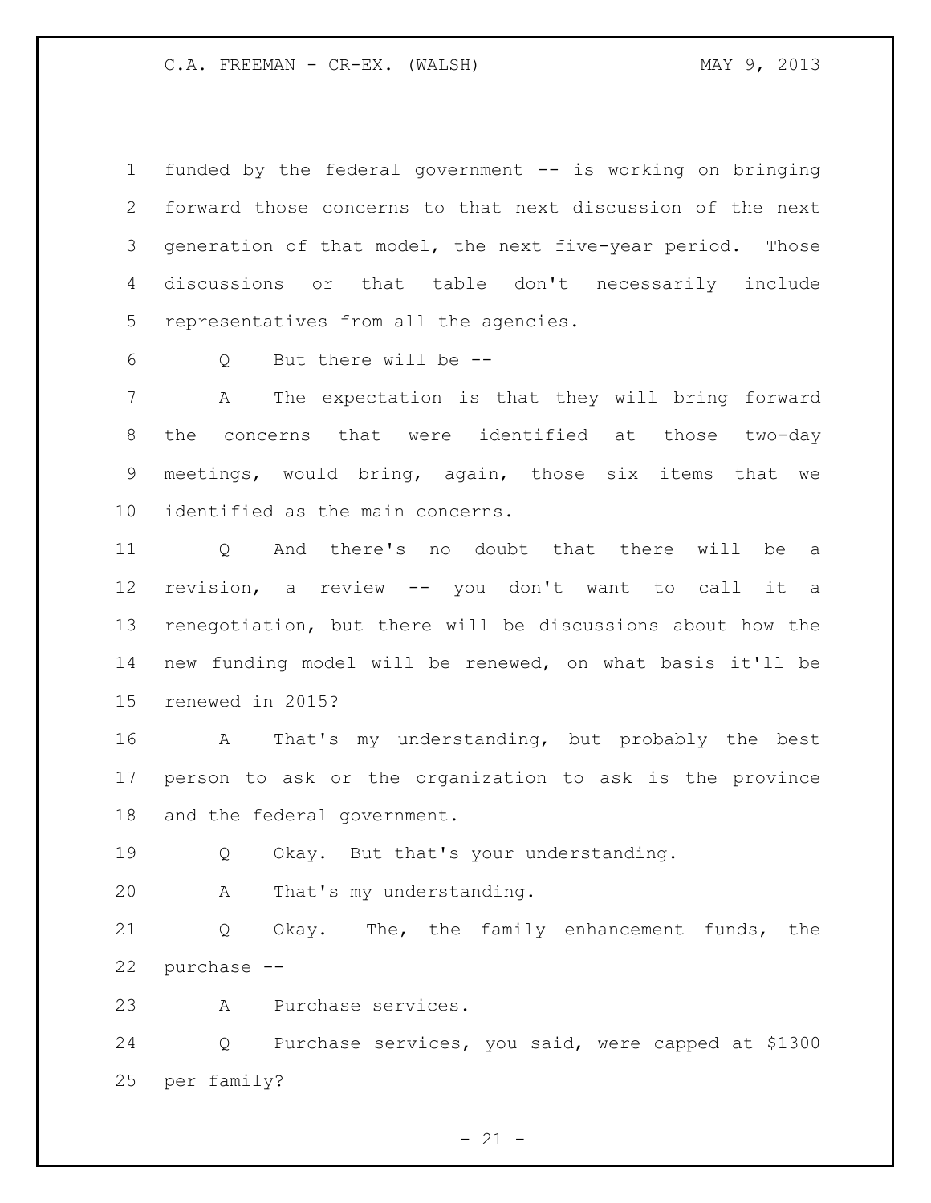funded by the federal government -- is working on bringing forward those concerns to that next discussion of the next generation of that model, the next five-year period. Those discussions or that table don't necessarily include representatives from all the agencies.

Q But there will be --

A The expectation is that they will bring forward the concerns that were identified at those two-day meetings, would bring, again, those six items that we identified as the main concerns.

Q And there's no doubt that there will be a revision, a review -- you don't want to call it a renegotiation, but there will be discussions about how the new funding model will be renewed, on what basis it'll be renewed in 2015?

A That's my understanding, but probably the best person to ask or the organization to ask is the province and the federal government.

Q Okay. But that's your understanding.

A That's my understanding.

Q Okay. The, the family enhancement funds, the purchase --

A Purchase services.

Q Purchase services, you said, were capped at $1300 per family?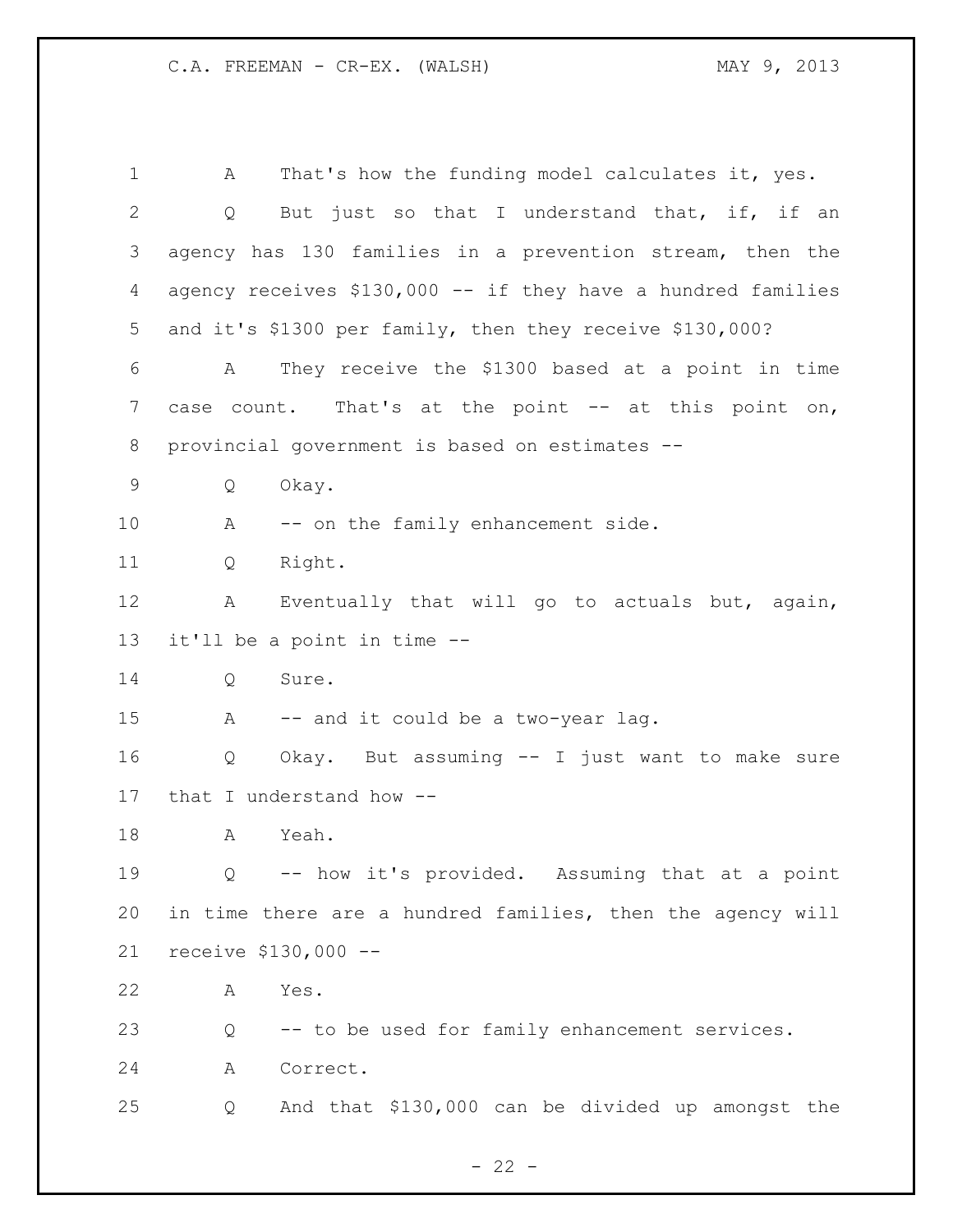A That's how the funding model calculates it, yes.

Q But just so that I understand that, if, if an agency has 130 families in a prevention stream, then the agency receives $130,000 -- if they have a hundred families and it's $1300 per family, then they receive $130,000?

A They receive the $1300 based at a point in time case count. That's at the point -- at this point on, provincial government is based on estimates --

Q Okay.

A -- on the family enhancement side.

Q Right.

A Eventually that will go to actuals but, again, it'll be a point in time --

Q Sure.

A -- and it could be a two-year lag.

Q Okay. But assuming -- I just want to make sure that I understand how --

A Yeah.

Q -- how it's provided. Assuming that at a point in time there are a hundred families, then the agency will receive $130,000 --

A Yes.

Q -- to be used for family enhancement services.

A Correct.

Q And that $130,000 can be divided up amongst the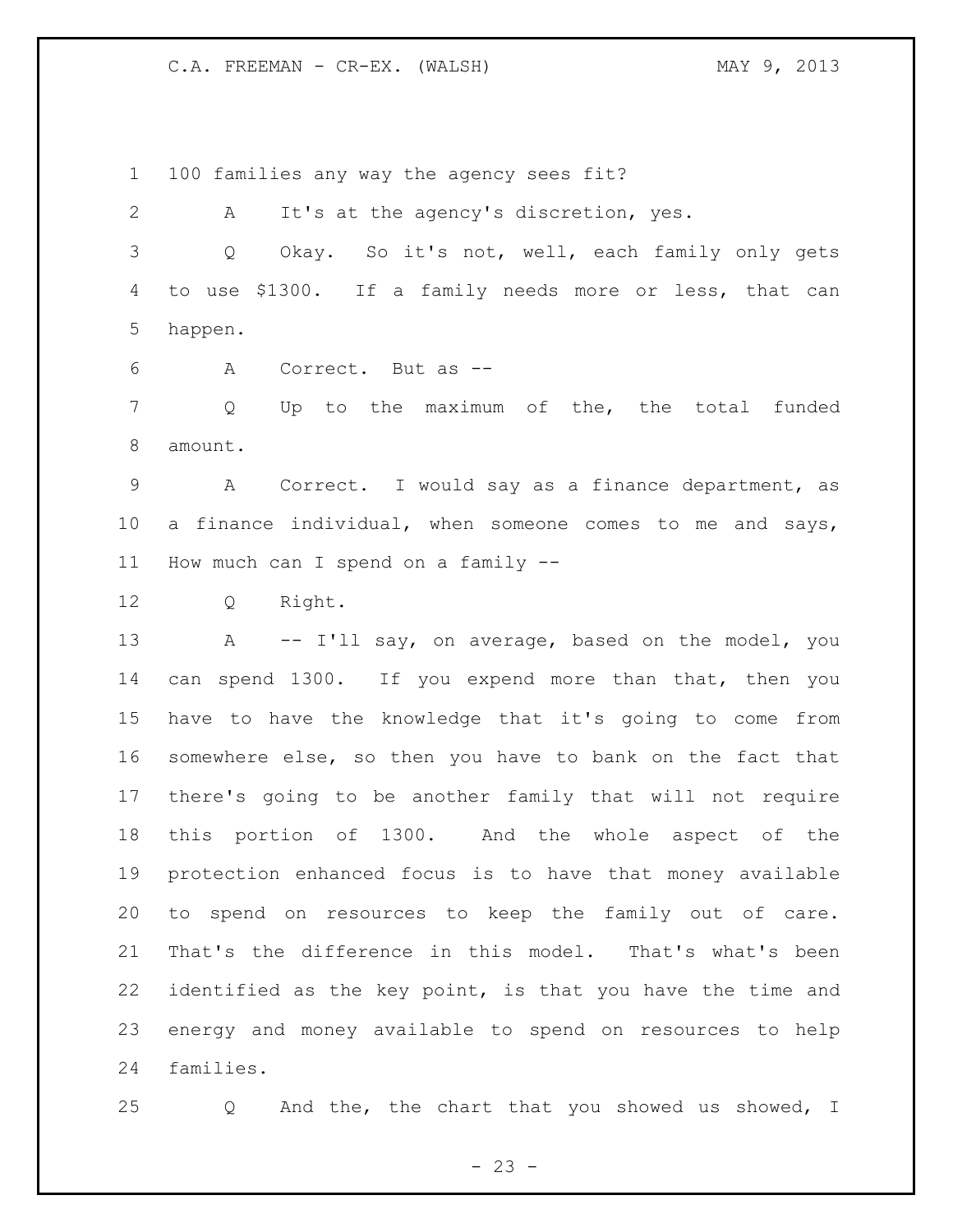100 families any way the agency sees fit?

A It's at the agency's discretion, yes.

Q Okay. So it's not, well, each family only gets to use $1300. If a family needs more or less, that can happen.

A Correct. But as --

Q Up to the maximum of the, the total funded amount.

A Correct. I would say as a finance department, as a finance individual, when someone comes to me and says, How much can I spend on a family --

Q Right.

A -- I'll say, on average, based on the model, you can spend 1300. If you expend more than that, then you have to have the knowledge that it's going to come from somewhere else, so then you have to bank on the fact that there's going to be another family that will not require this portion of 1300. And the whole aspect of the protection enhanced focus is to have that money available to spend on resources to keep the family out of care. That's the difference in this model. That's what's been identified as the key point, is that you have the time and energy and money available to spend on resources to help families.

Q And the, the chart that you showed us showed, I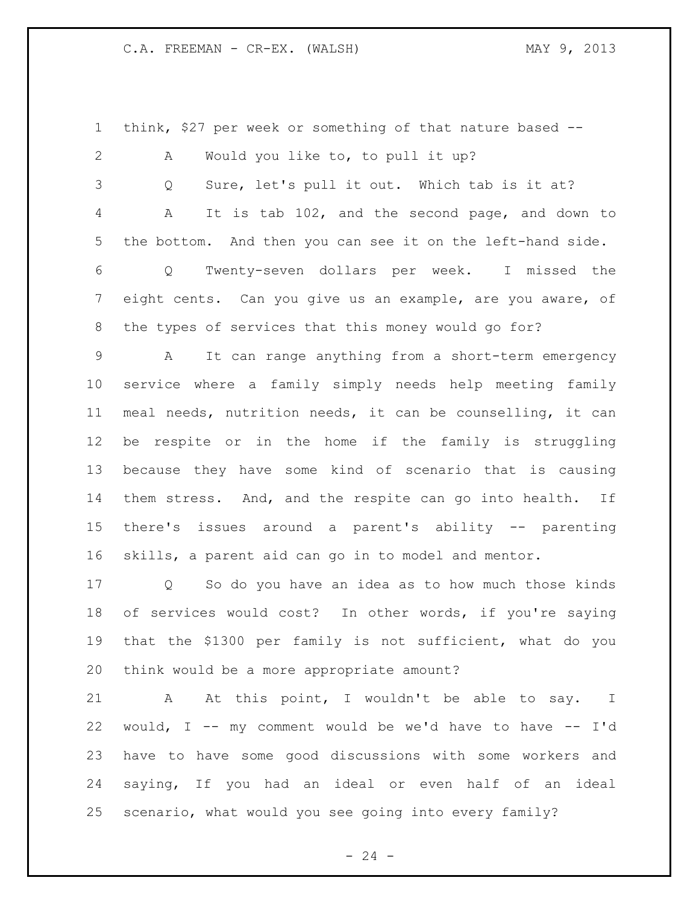think, $27 per week or something of that nature based --

A Would you like to, to pull it up?

Q Sure, let's pull it out. Which tab is it at?

A It is tab 102, and the second page, and down to the bottom. And then you can see it on the left-hand side.

Q Twenty-seven dollars per week. I missed the eight cents. Can you give us an example, are you aware, of the types of services that this money would go for?

A It can range anything from a short-term emergency service where a family simply needs help meeting family meal needs, nutrition needs, it can be counselling, it can be respite or in the home if the family is struggling because they have some kind of scenario that is causing them stress. And, and the respite can go into health. If there's issues around a parent's ability -- parenting skills, a parent aid can go in to model and mentor.

Q So do you have an idea as to how much those kinds of services would cost? In other words, if you're saying that the $1300 per family is not sufficient, what do you think would be a more appropriate amount?

A At this point, I wouldn't be able to say. I would, I -- my comment would be we'd have to have -- I'd have to have some good discussions with some workers and saying, If you had an ideal or even half of an ideal scenario, what would you see going into every family?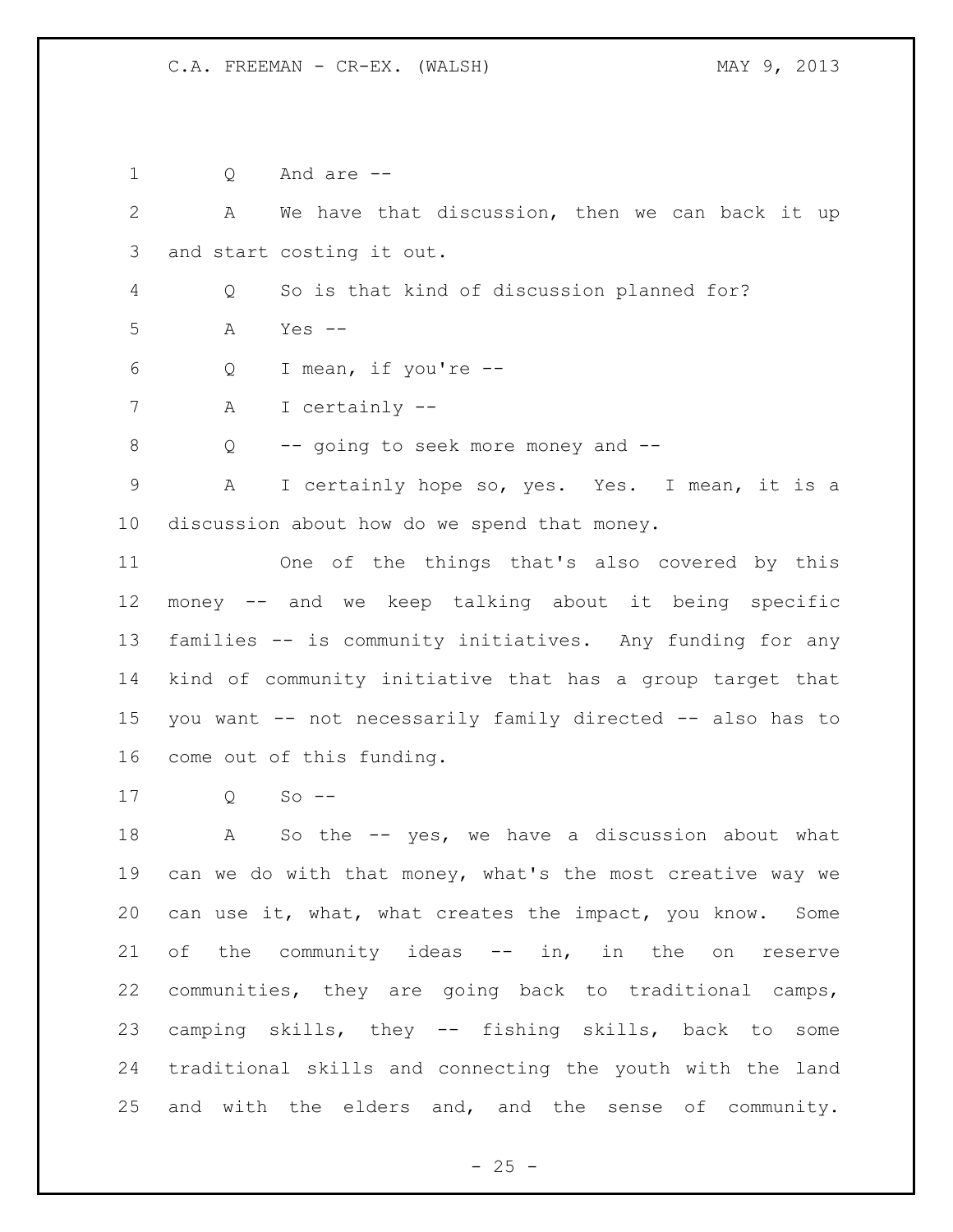Q And are --

A We have that discussion, then we can back it up and start costing it out.

Q So is that kind of discussion planned for?

A Yes --

Q I mean, if you're --

A I certainly --

Q -- going to seek more money and --

A I certainly hope so, yes. Yes. I mean, it is a discussion about how do we spend that money.

One of the things that's also covered by this money -- and we keep talking about it being specific families -- is community initiatives. Any funding for any kind of community initiative that has a group target that you want -- not necessarily family directed -- also has to come out of this funding.

Q So --

A So the -- yes, we have a discussion about what can we do with that money, what's the most creative way we can use it, what, what creates the impact, you know. Some of the community ideas -- in, in the on reserve communities, they are going back to traditional camps, camping skills, they -- fishing skills, back to some traditional skills and connecting the youth with the land and with the elders and, and the sense of community.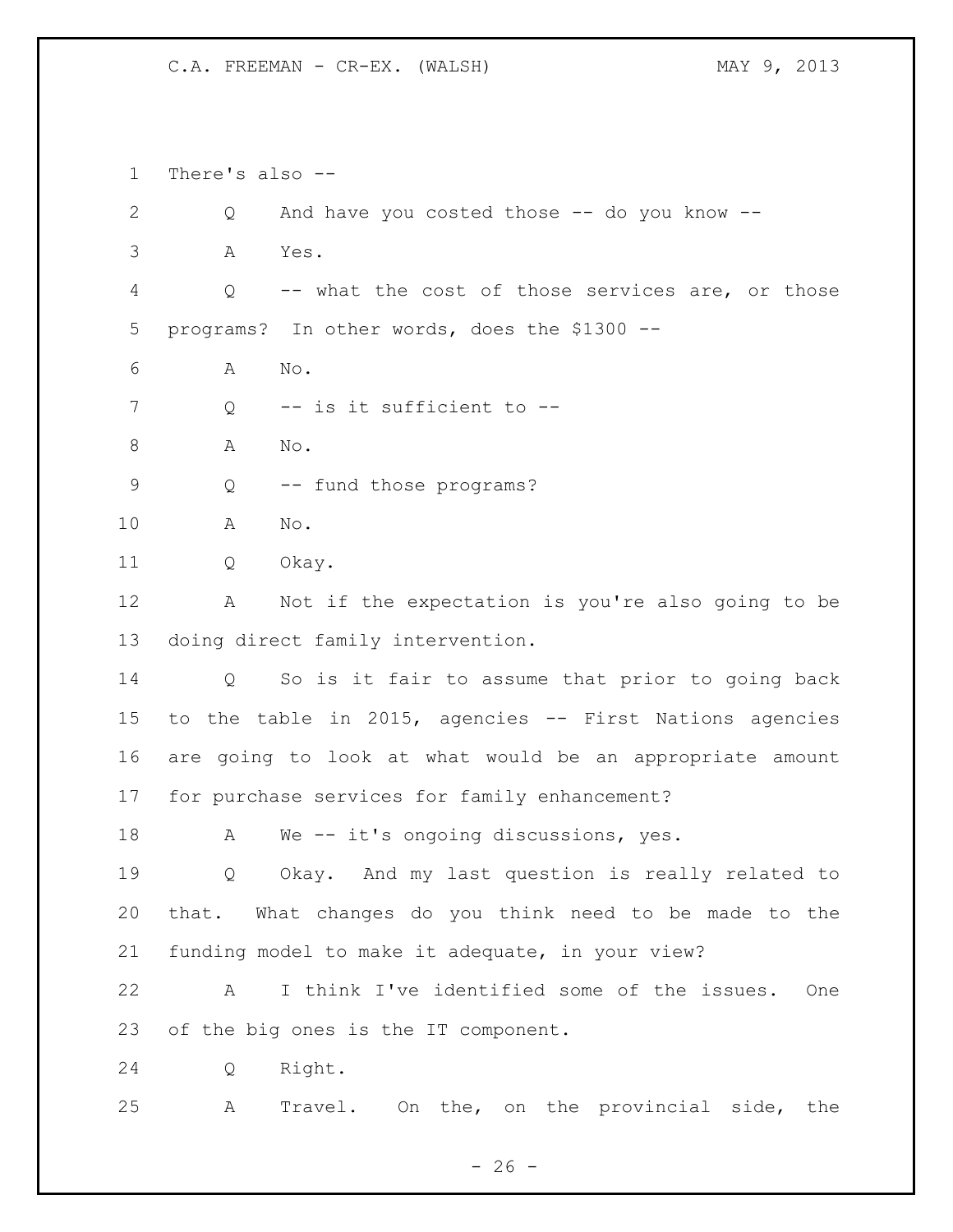There's also --

Q And have you costed those -- do you know --

A Yes.

Q -- what the cost of those services are, or those programs? In other words, does the $1300 --

A No.

Q -- is it sufficient to --

A No.

Q -- fund those programs?

A No.

Q Okay.

A Not if the expectation is you're also going to be doing direct family intervention.

Q So is it fair to assume that prior to going back to the table in 2015, agencies -- First Nations agencies are going to look at what would be an appropriate amount for purchase services for family enhancement?

A We -- it's ongoing discussions, yes.

Q Okay. And my last question is really related to that. What changes do you think need to be made to the funding model to make it adequate, in your view?

A I think I've identified some of the issues. One of the big ones is the IT component.

Q Right.

A Travel. On the, on the provincial side, the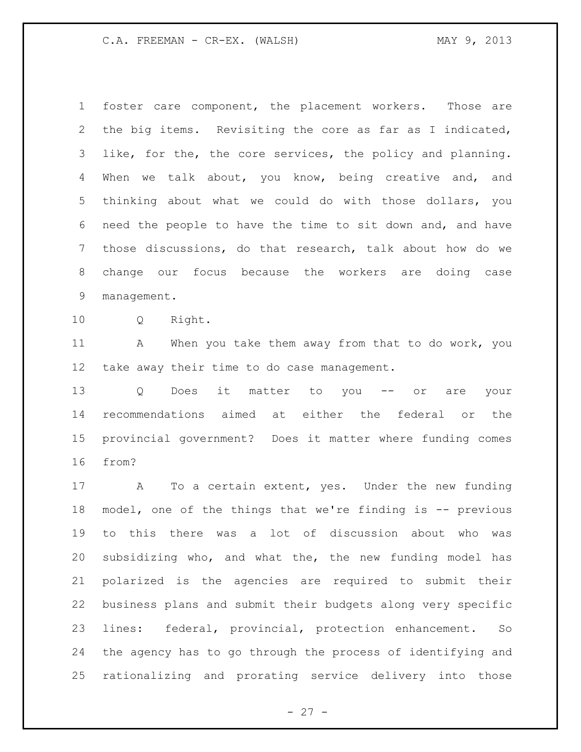foster care component, the placement workers. Those are the big items. Revisiting the core as far as I indicated, like, for the, the core services, the policy and planning. When we talk about, you know, being creative and, and thinking about what we could do with those dollars, you need the people to have the time to sit down and, and have those discussions, do that research, talk about how do we change our focus because the workers are doing case management.

Q Right.

A When you take them away from that to do work, you take away their time to do case management.

Q Does it matter to you -- or are your recommendations aimed at either the federal or the provincial government? Does it matter where funding comes from?

A To a certain extent, yes. Under the new funding model, one of the things that we're finding is -- previous to this there was a lot of discussion about who was subsidizing who, and what the, the new funding model has polarized is the agencies are required to submit their business plans and submit their budgets along very specific lines: federal, provincial, protection enhancement. So the agency has to go through the process of identifying and rationalizing and prorating service delivery into those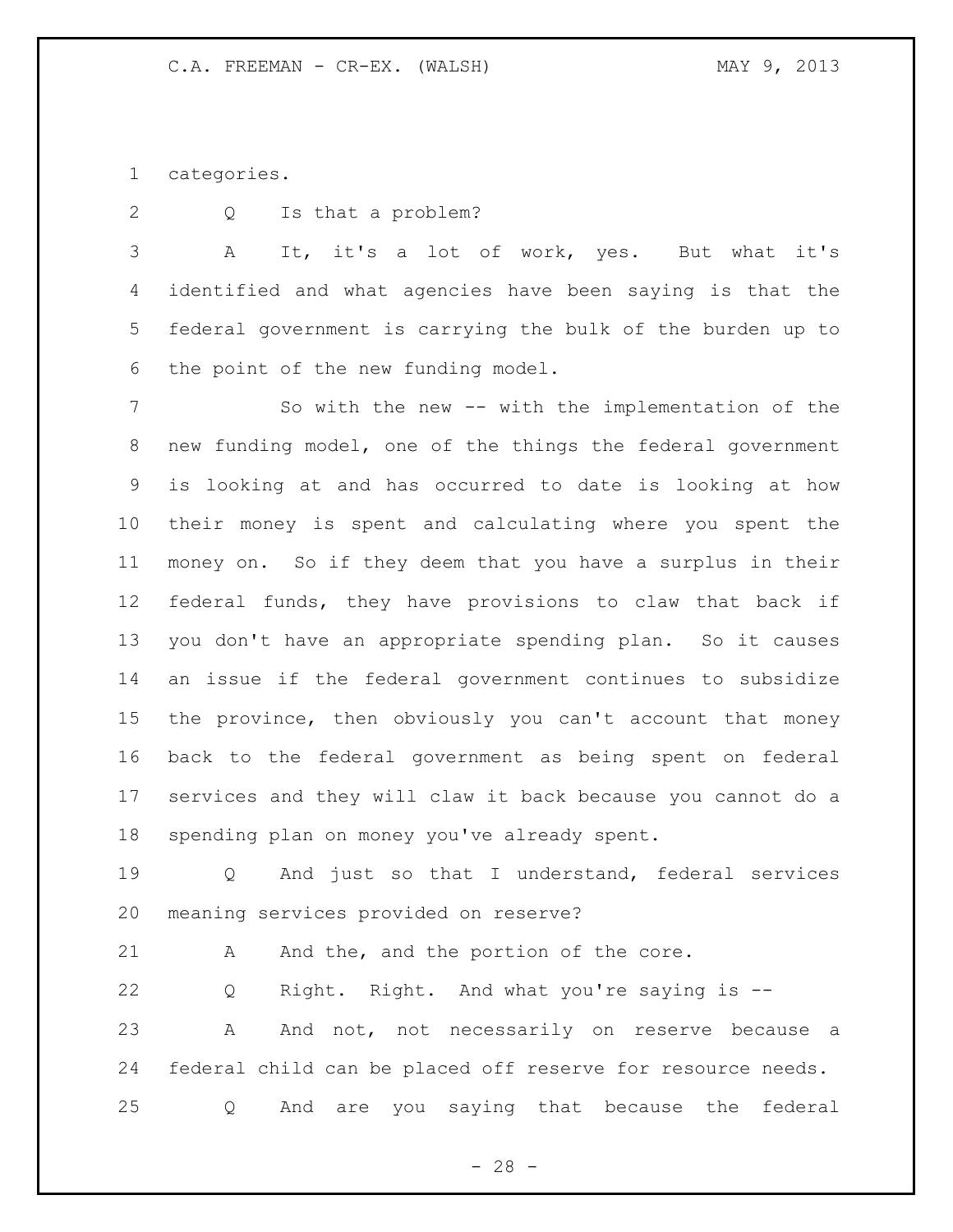categories.

Q Is that a problem?

A It, it's a lot of work, yes. But what it's identified and what agencies have been saying is that the federal government is carrying the bulk of the burden up to the point of the new funding model.

So with the new -- with the implementation of the new funding model, one of the things the federal government is looking at and has occurred to date is looking at how their money is spent and calculating where you spent the money on. So if they deem that you have a surplus in their federal funds, they have provisions to claw that back if you don't have an appropriate spending plan. So it causes an issue if the federal government continues to subsidize the province, then obviously you can't account that money back to the federal government as being spent on federal services and they will claw it back because you cannot do a spending plan on money you've already spent.

Q And just so that I understand, federal services meaning services provided on reserve?

A And the, and the portion of the core.

Q Right. Right. And what you're saying is --

A And not, not necessarily on reserve because a federal child can be placed off reserve for resource needs.

Q And are you saying that because the federal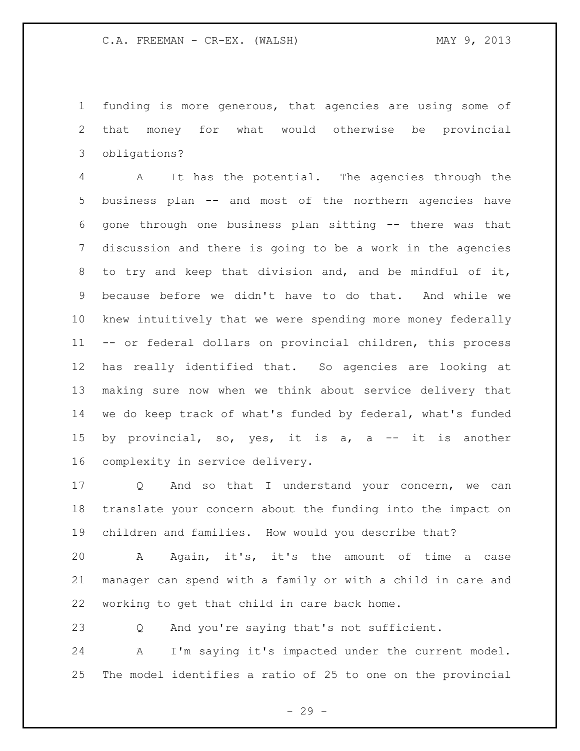funding is more generous, that agencies are using some of that money for what would otherwise be provincial obligations?

A It has the potential. The agencies through the business plan -- and most of the northern agencies have gone through one business plan sitting -- there was that discussion and there is going to be a work in the agencies to try and keep that division and, and be mindful of it, because before we didn't have to do that. And while we knew intuitively that we were spending more money federally -- or federal dollars on provincial children, this process has really identified that. So agencies are looking at making sure now when we think about service delivery that we do keep track of what's funded by federal, what's funded by provincial, so, yes, it is a, a -- it is another complexity in service delivery.

Q And so that I understand your concern, we can translate your concern about the funding into the impact on children and families. How would you describe that?

A Again, it's, it's the amount of time a case manager can spend with a family or with a child in care and working to get that child in care back home.

Q And you're saying that's not sufficient.

A I'm saying it's impacted under the current model. The model identifies a ratio of 25 to one on the provincial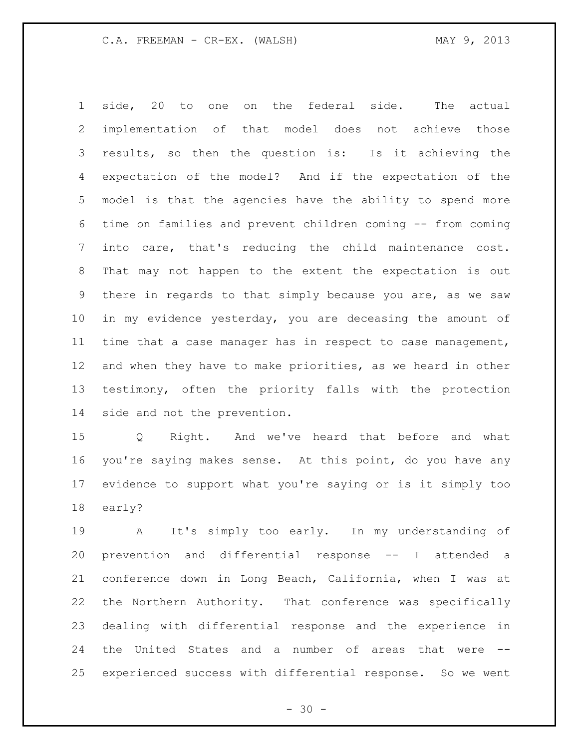side, 20 to one on the federal side. The actual implementation of that model does not achieve those results, so then the question is: Is it achieving the expectation of the model? And if the expectation of the model is that the agencies have the ability to spend more time on families and prevent children coming -- from coming into care, that's reducing the child maintenance cost. That may not happen to the extent the expectation is out there in regards to that simply because you are, as we saw in my evidence yesterday, you are deceasing the amount of time that a case manager has in respect to case management, and when they have to make priorities, as we heard in other testimony, often the priority falls with the protection side and not the prevention.

Q Right. And we've heard that before and what you're saying makes sense. At this point, do you have any evidence to support what you're saying or is it simply too early?

A It's simply too early. In my understanding of prevention and differential response -- I attended a conference down in Long Beach, California, when I was at the Northern Authority. That conference was specifically dealing with differential response and the experience in the United States and a number of areas that were -- experienced success with differential response. So we went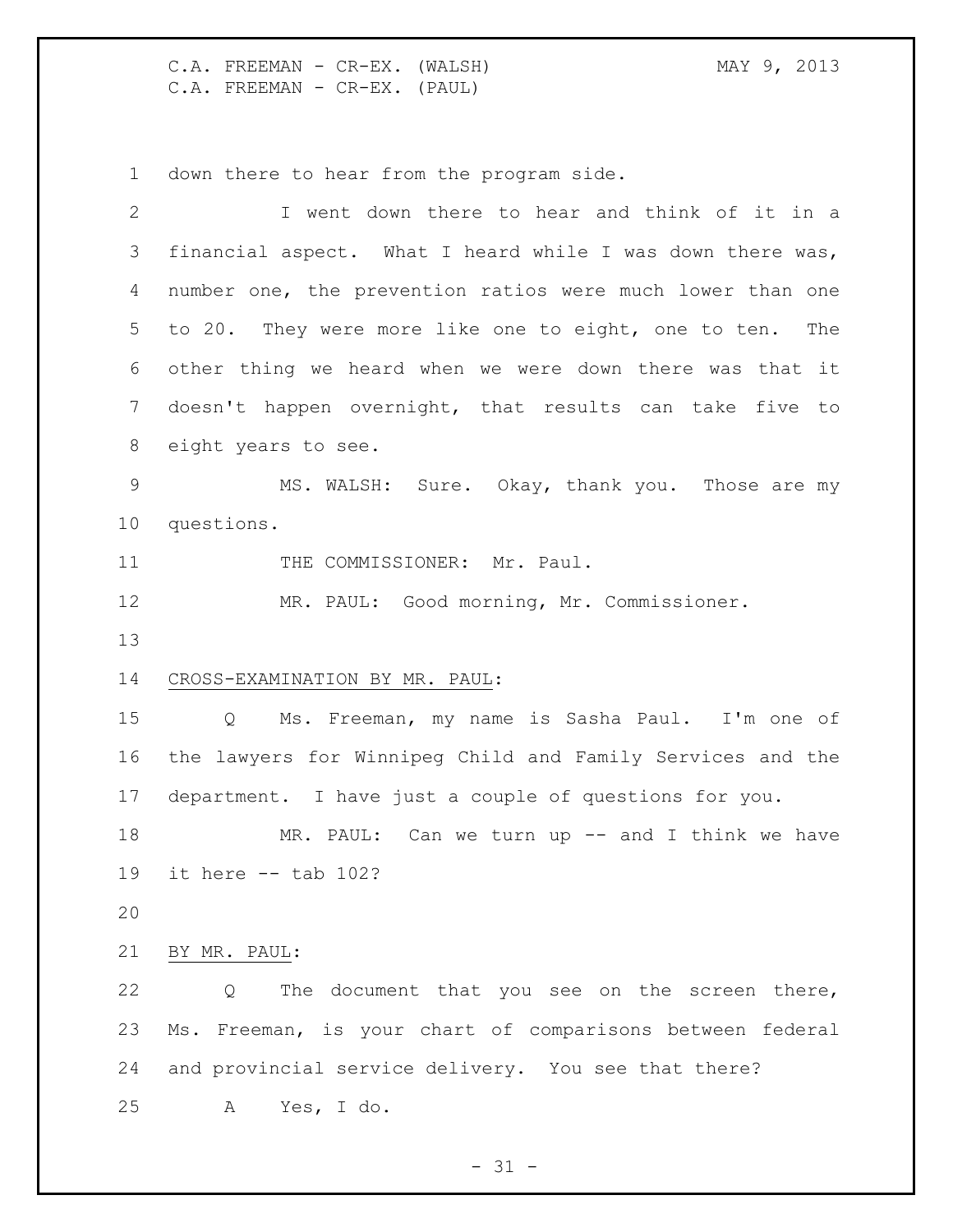down there to hear from the program side.

I went down there to hear and think of it in a financial aspect. What I heard while I was down there was, number one, the prevention ratios were much lower than one to 20. They were more like one to eight, one to ten. The other thing we heard when we were down there was that it doesn't happen overnight, that results can take five to eight years to see.

MS. WALSH: Sure. Okay, thank you. Those are my questions.

THE COMMISSIONER: Mr. Paul.

MR. PAUL: Good morning, Mr. Commissioner.

CROSS-EXAMINATION BY MR. PAUL:

Q Ms. Freeman, my name is Sasha Paul. I'm one of the lawyers for Winnipeg Child and Family Services and the department. I have just a couple of questions for you.

MR. PAUL: Can we turn up -- and I think we have it here -- tab 102?

BY MR. PAUL:

Q The document that you see on the screen there, Ms. Freeman, is your chart of comparisons between federal and provincial service delivery. You see that there?

A Yes, I do.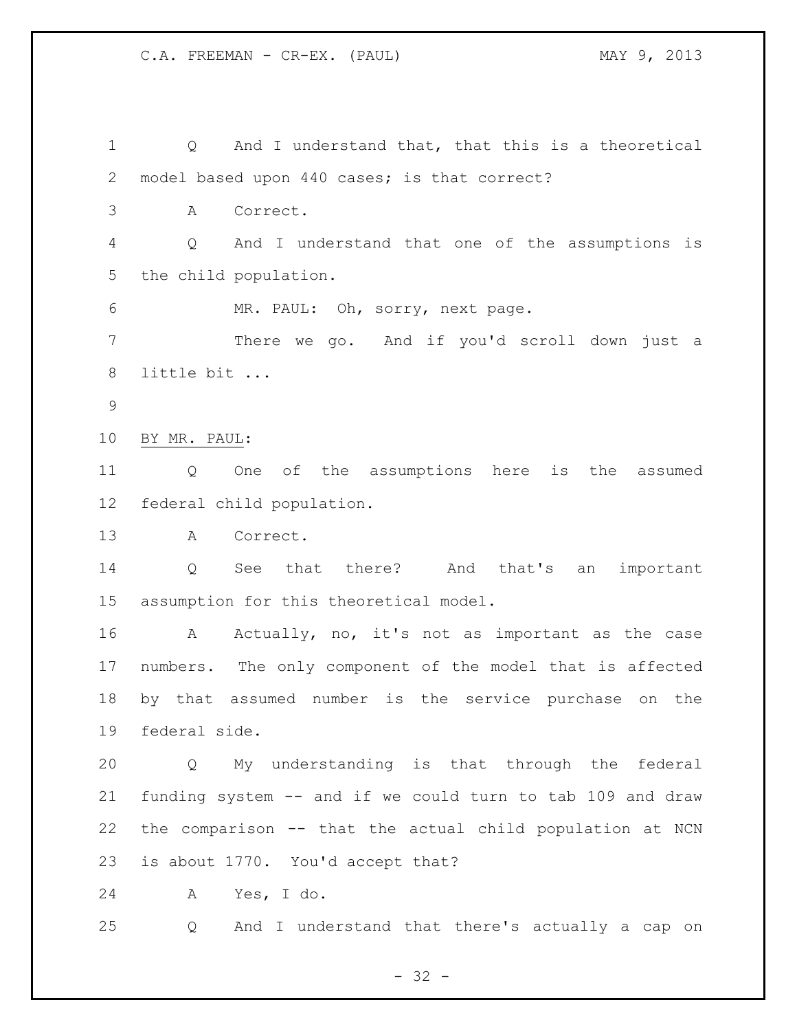Q And I understand that, that this is a theoretical model based upon 440 cases; is that correct?

A Correct.

Q And I understand that one of the assumptions is the child population.

MR. PAUL: Oh, sorry, next page.

There we go. And if you'd scroll down just a little bit ...

BY MR. PAUL:

Q One of the assumptions here is the assumed federal child population.

A Correct.

Q See that there? And that's an important assumption for this theoretical model.

A Actually, no, it's not as important as the case numbers. The only component of the model that is affected by that assumed number is the service purchase on the federal side.

Q My understanding is that through the federal funding system -- and if we could turn to tab 109 and draw the comparison -- that the actual child population at NCN is about 1770. You'd accept that?

A Yes, I do.

Q And I understand that there's actually a cap on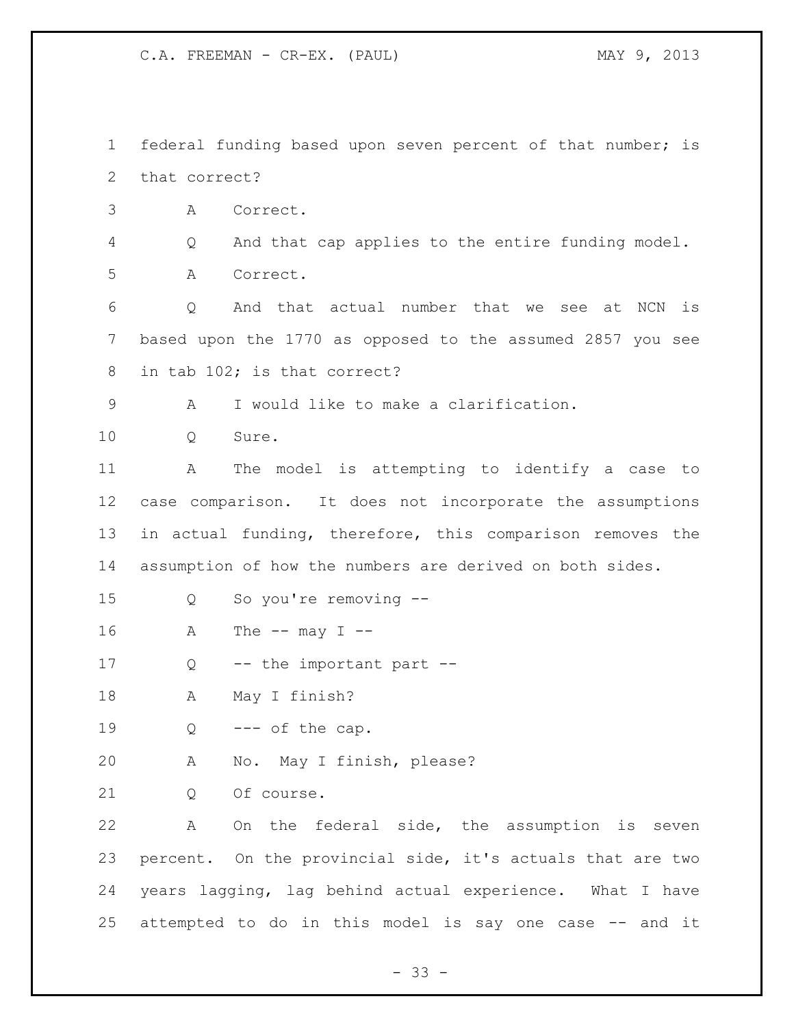federal funding based upon seven percent of that number; is that correct?

A Correct.

Q And that cap applies to the entire funding model.

A Correct.

Q And that actual number that we see at NCN is based upon the 1770 as opposed to the assumed 2857 you see in tab 102; is that correct?

A I would like to make a clarification.

Q Sure.

A The model is attempting to identify a case to case comparison. It does not incorporate the assumptions in actual funding, therefore, this comparison removes the assumption of how the numbers are derived on both sides.

Q So you're removing --

A The -- may I --

Q -- the important part --

A May I finish?

Q --- of the cap.

A No. May I finish, please?

Q Of course.

A On the federal side, the assumption is seven percent. On the provincial side, it's actuals that are two years lagging, lag behind actual experience. What I have attempted to do in this model is say one case -- and it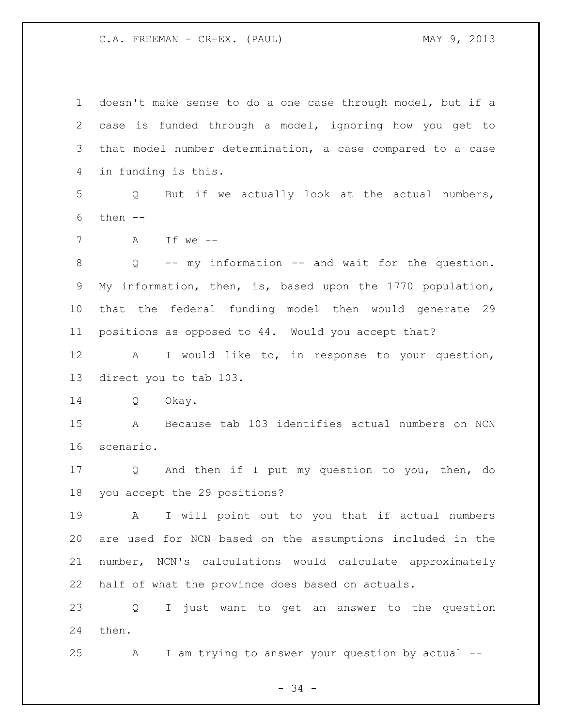doesn't make sense to do a one case through model, but if a case is funded through a model, ignoring how you get to that model number determination, a case compared to a case in funding is this.

Q But if we actually look at the actual numbers, then --

A If we --

Q -- my information -- and wait for the question. My information, then, is, based upon the 1770 population, that the federal funding model then would generate 29 positions as opposed to 44. Would you accept that?

A I would like to, in response to your question, direct you to tab 103.

Q Okay.

A Because tab 103 identifies actual numbers on NCN scenario.

Q And then if I put my question to you, then, do you accept the 29 positions?

A I will point out to you that if actual numbers are used for NCN based on the assumptions included in the number, NCN's calculations would calculate approximately half of what the province does based on actuals.

Q I just want to get an answer to the question then.

A I am trying to answer your question by actual --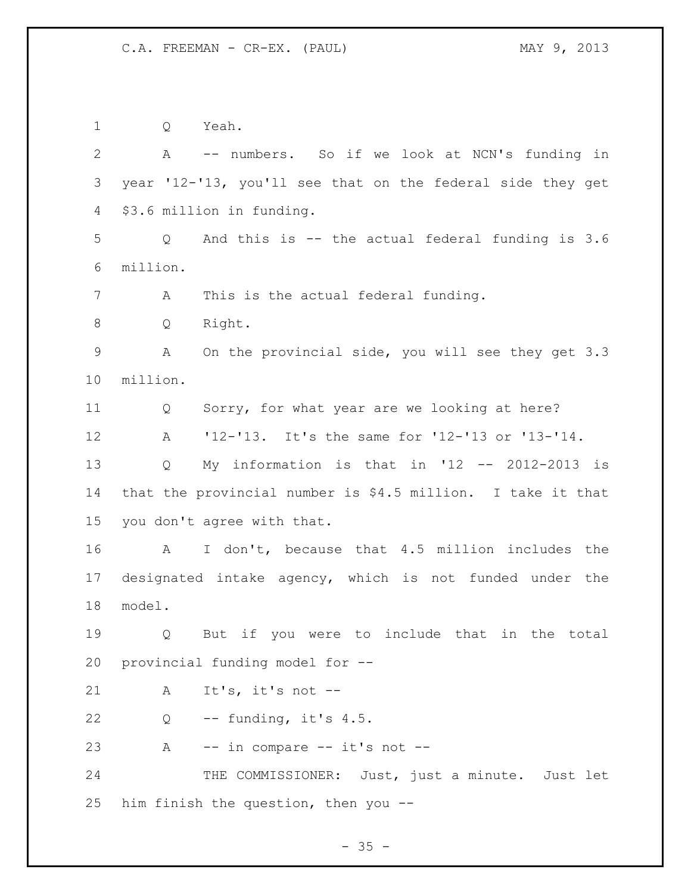Q Yeah.

A -- numbers. So if we look at NCN's funding in year '12-'13, you'll see that on the federal side they get $3.6 million in funding.

Q And this is -- the actual federal funding is 3.6 million.

A This is the actual federal funding.

Q Right.

A On the provincial side, you will see they get 3.3 million.

Q Sorry, for what year are we looking at here?

A '12-'13. It's the same for '12-'13 or '13-'14.

Q My information is that in '12 -- 2012-2013 is that the provincial number is $4.5 million. I take it that you don't agree with that.

A I don't, because that 4.5 million includes the designated intake agency, which is not funded under the model.

Q But if you were to include that in the total provincial funding model for --

A It's, it's not --

Q -- funding, it's 4.5.

A -- in compare -- it's not --

THE COMMISSIONER: Just, just a minute. Just let him finish the question, then you --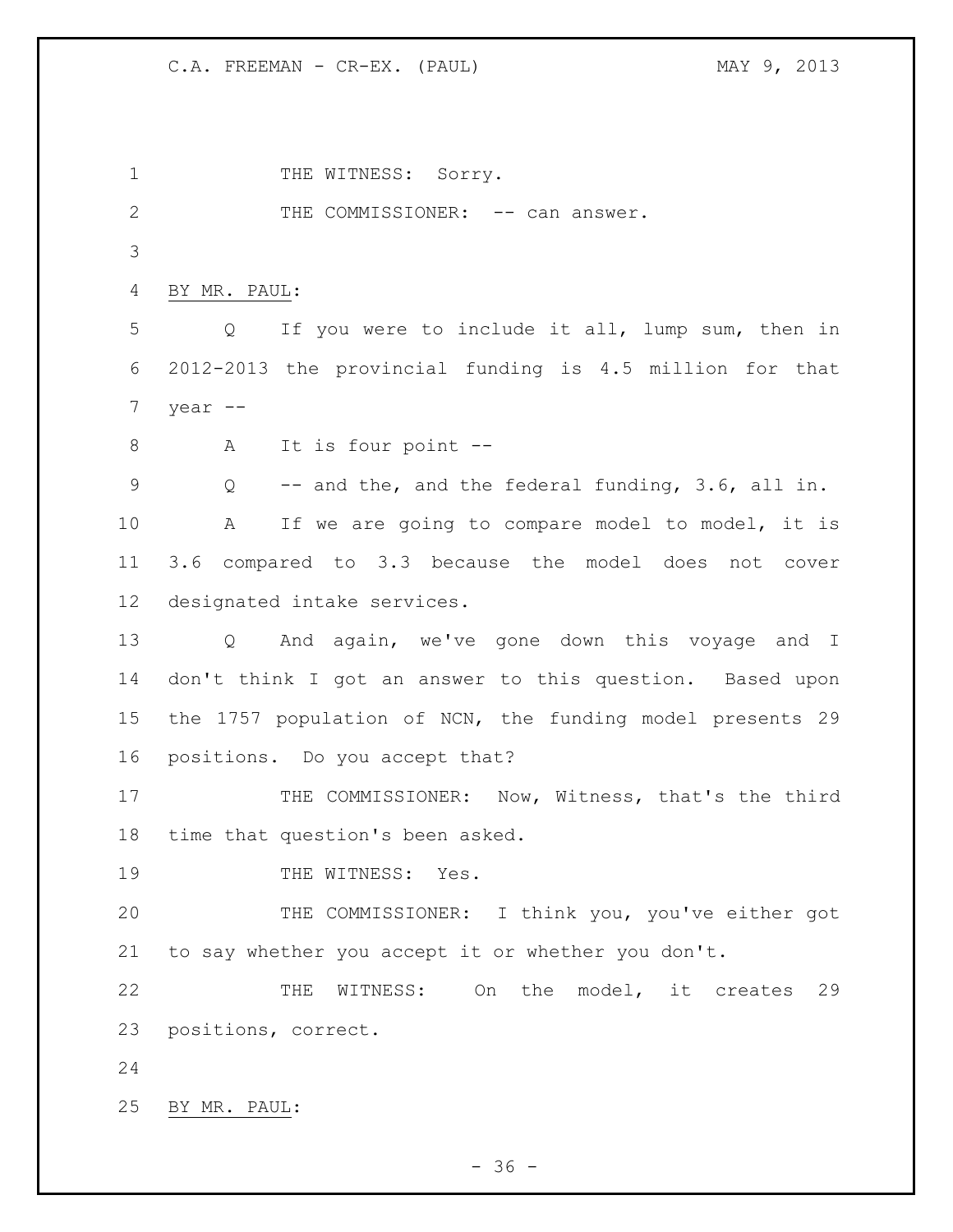THE WITNESS: Sorry.

THE COMMISSIONER: -- can answer.

BY MR. PAUL:

Q If you were to include it all, lump sum, then in 2012-2013 the provincial funding is 4.5 million for that year --

A It is four point --

Q -- and the, and the federal funding, 3.6, all in.

A If we are going to compare model to model, it is 3.6 compared to 3.3 because the model does not cover designated intake services.

Q And again, we've gone down this voyage and I don't think I got an answer to this question. Based upon the 1757 population of NCN, the funding model presents 29 positions. Do you accept that?

THE COMMISSIONER: Now, Witness, that's the third time that question's been asked.

THE WITNESS: Yes.

THE COMMISSIONER: I think you, you've either got to say whether you accept it or whether you don't.

THE WITNESS: On the model, it creates 29 positions, correct.

BY MR. PAUL: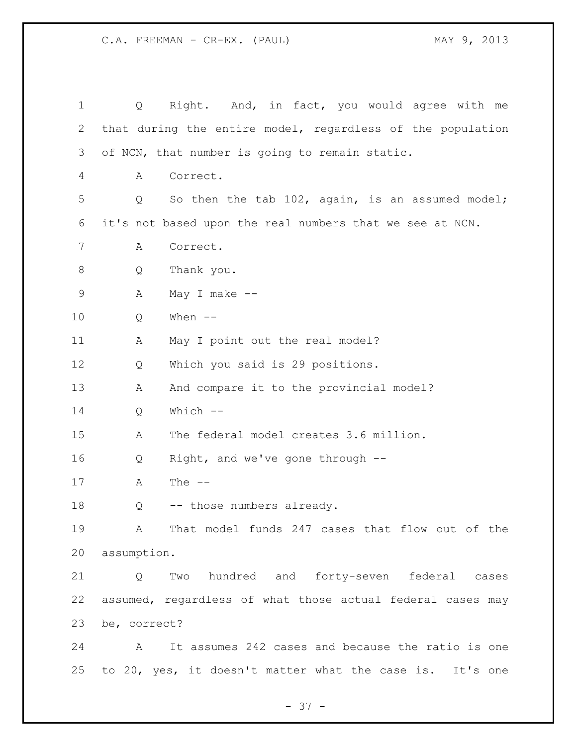Q Right. And, in fact, you would agree with me that during the entire model, regardless of the population of NCN, that number is going to remain static.

A Correct.

Q So then the tab 102, again, is an assumed model; it's not based upon the real numbers that we see at NCN.

A Correct.

Q Thank you.

A May I make --

Q When --

A May I point out the real model?

Q Which you said is 29 positions.

A And compare it to the provincial model?

Q Which --

A The federal model creates 3.6 million.

Q Right, and we've gone through --

A The --

Q -- those numbers already.

A That model funds 247 cases that flow out of the assumption.

Q Two hundred and forty-seven federal cases assumed, regardless of what those actual federal cases may be, correct?

A It assumes 242 cases and because the ratio is one to 20, yes, it doesn't matter what the case is. It's one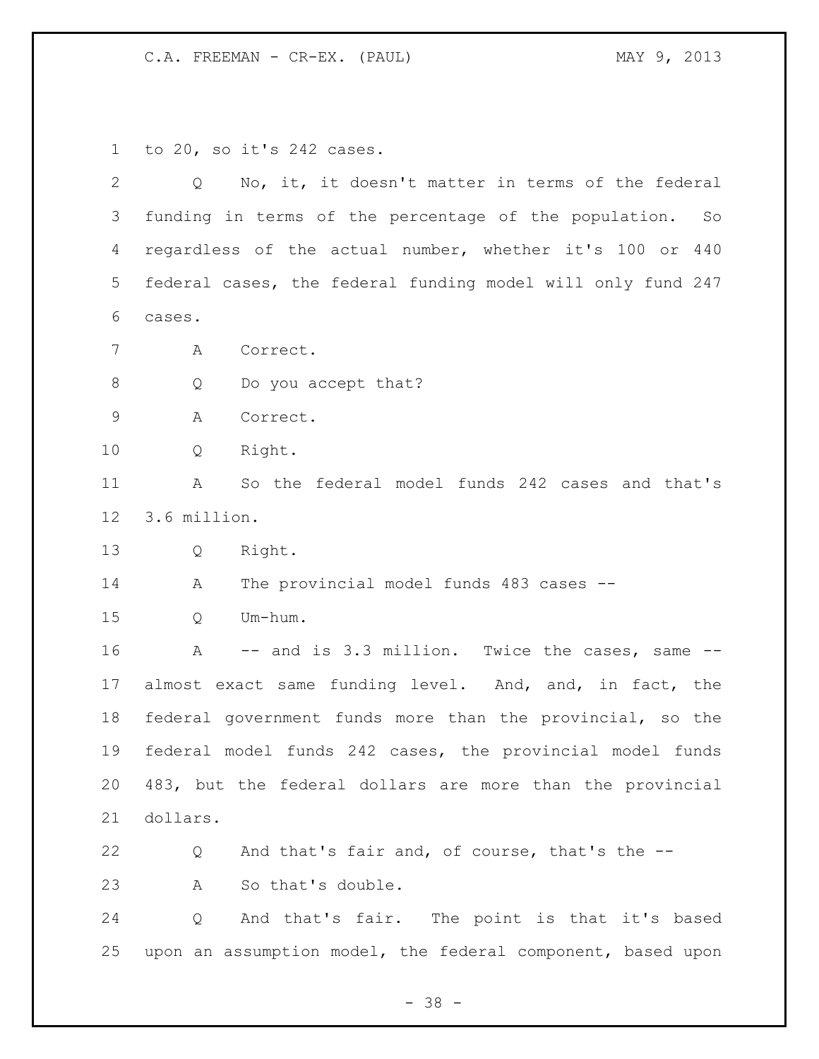to 20, so it's 242 cases.

Q No, it, it doesn't matter in terms of the federal funding in terms of the percentage of the population. So regardless of the actual number, whether it's 100 or 440 federal cases, the federal funding model will only fund 247 cases.

A Correct.

Q Do you accept that?

A Correct.

Q Right.

A So the federal model funds 242 cases and that's 3.6 million.

Q Right.

A The provincial model funds 483 cases --

Q Um-hum.

A -- and is 3.3 million. Twice the cases, same -- almost exact same funding level. And, and, in fact, the federal government funds more than the provincial, so the federal model funds 242 cases, the provincial model funds 483, but the federal dollars are more than the provincial dollars.

Q And that's fair and, of course, that's the --

A So that's double.

Q And that's fair. The point is that it's based upon an assumption model, the federal component, based upon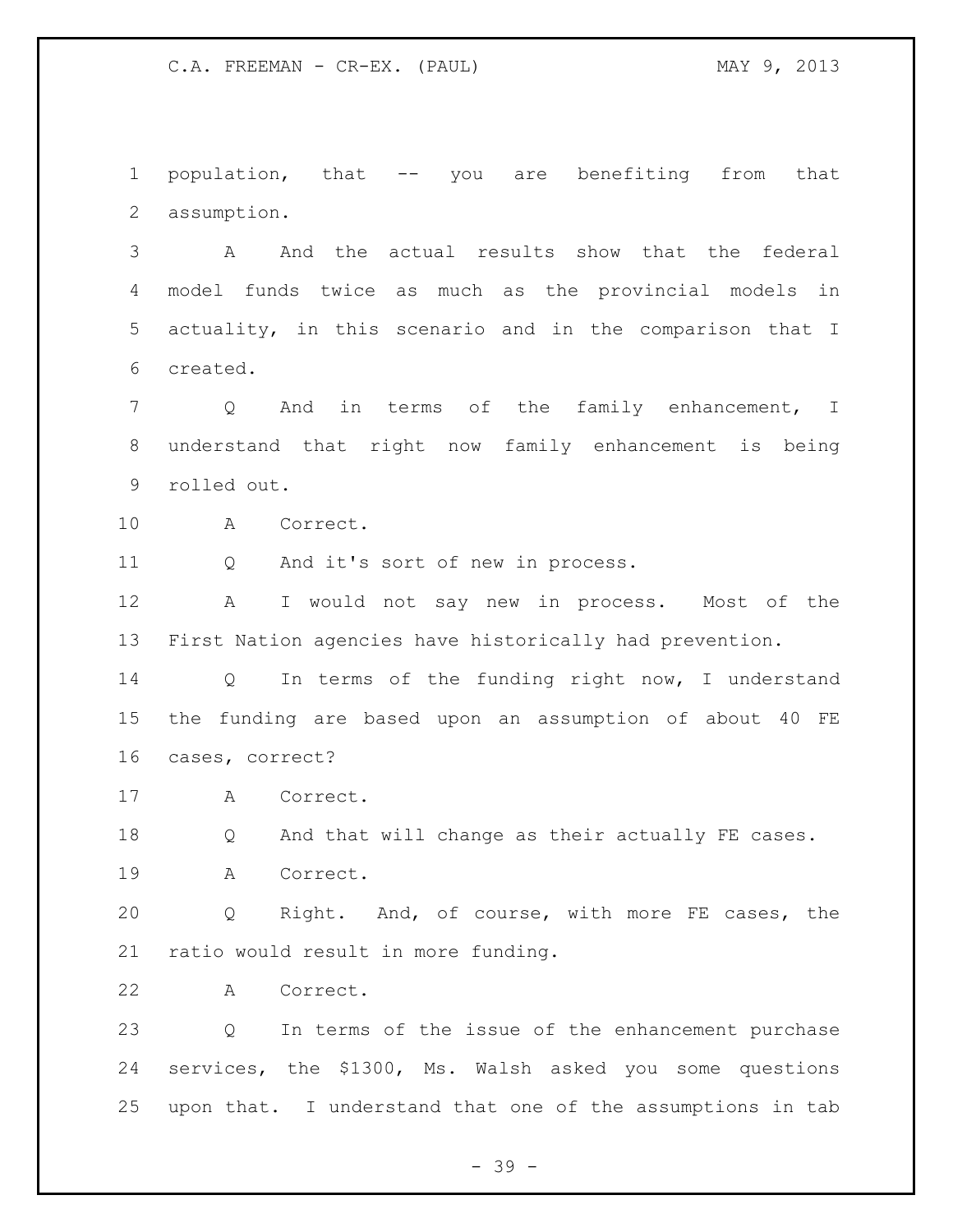population, that -- you are benefiting from that assumption.

A And the actual results show that the federal model funds twice as much as the provincial models in actuality, in this scenario and in the comparison that I created.

Q And in terms of the family enhancement, I understand that right now family enhancement is being rolled out.

A Correct.

Q And it's sort of new in process.

A I would not say new in process. Most of the First Nation agencies have historically had prevention.

Q In terms of the funding right now, I understand the funding are based upon an assumption of about 40 FE cases, correct?

A Correct.

Q And that will change as their actually FE cases.

A Correct.

Q Right. And, of course, with more FE cases, the ratio would result in more funding.

A Correct.

Q In terms of the issue of the enhancement purchase services, the $1300, Ms. Walsh asked you some questions upon that. I understand that one of the assumptions in tab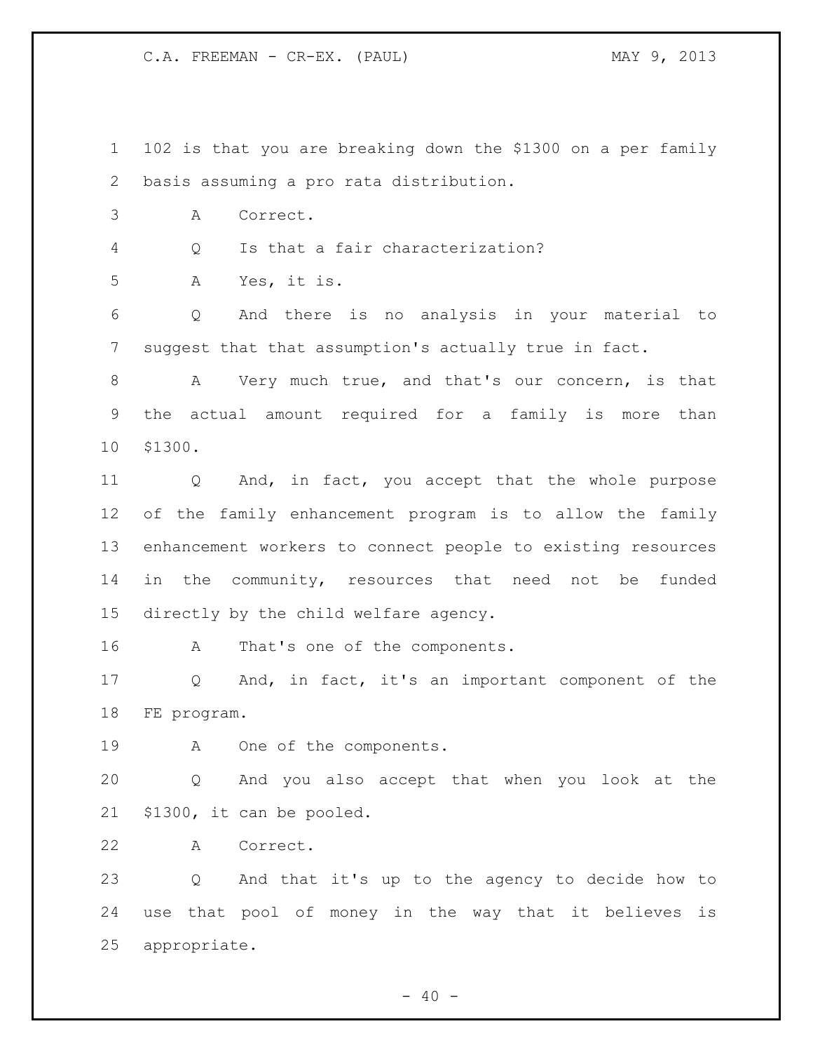102 is that you are breaking down the $1300 on a per family basis assuming a pro rata distribution.

A Correct.

Q Is that a fair characterization?

A Yes, it is.

Q And there is no analysis in your material to suggest that that assumption's actually true in fact.

A Very much true, and that's our concern, is that the actual amount required for a family is more than $1300.

Q And, in fact, you accept that the whole purpose of the family enhancement program is to allow the family enhancement workers to connect people to existing resources in the community, resources that need not be funded directly by the child welfare agency.

A That's one of the components.

Q And, in fact, it's an important component of the FE program.

A One of the components.

Q And you also accept that when you look at the $1300, it can be pooled.

A Correct.

Q And that it's up to the agency to decide how to use that pool of money in the way that it believes is appropriate.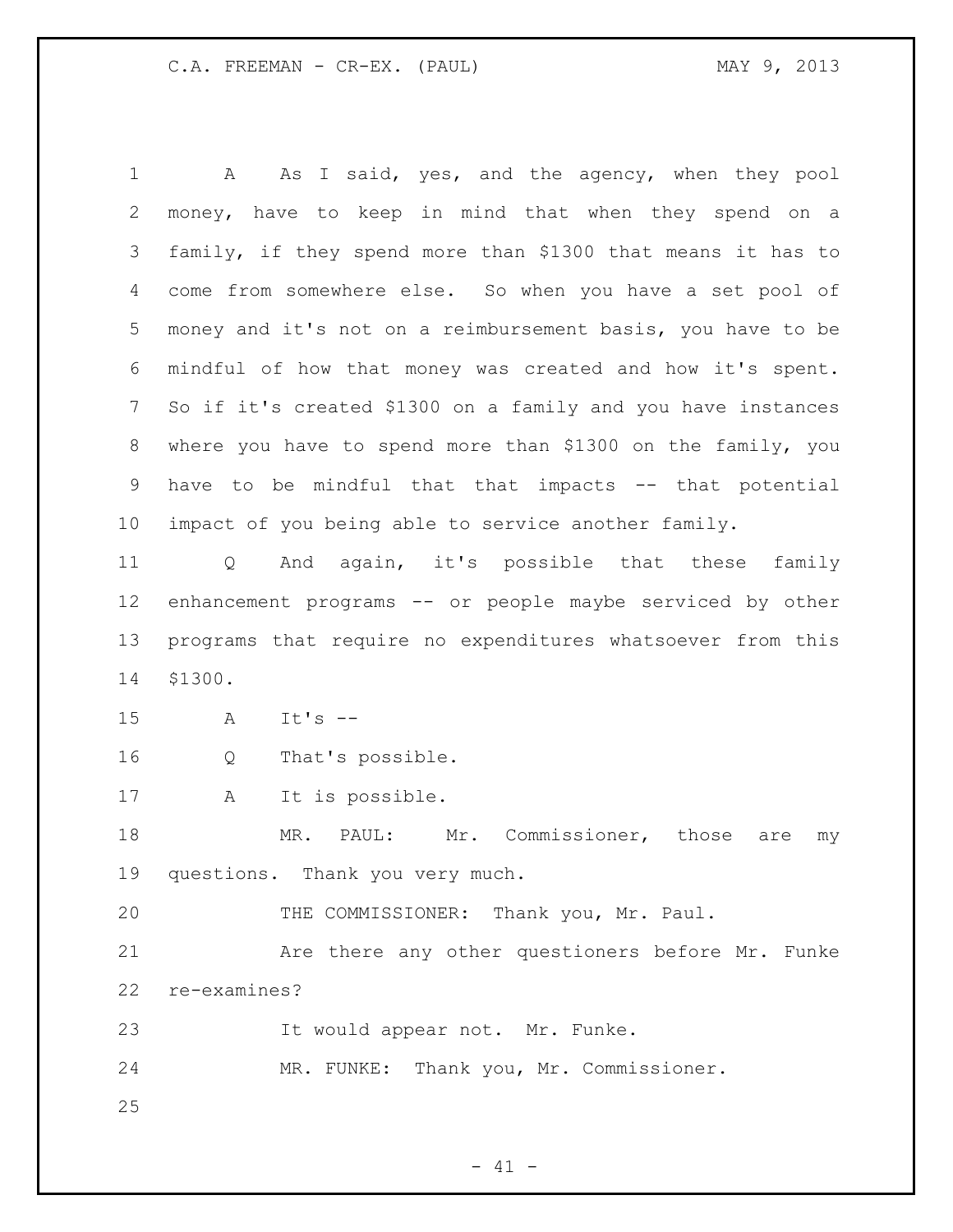A As I said, yes, and the agency, when they pool money, have to keep in mind that when they spend on a family, if they spend more than $1300 that means it has to come from somewhere else. So when you have a set pool of money and it's not on a reimbursement basis, you have to be mindful of how that money was created and how it's spent. So if it's created $1300 on a family and you have instances where you have to spend more than $1300 on the family, you have to be mindful that that impacts -- that potential impact of you being able to service another family.

Q And again, it's possible that these family enhancement programs -- or people maybe serviced by other programs that require no expenditures whatsoever from this $1300.

A It's --

Q That's possible.

A It is possible.

MR. PAUL: Mr. Commissioner, those are my questions. Thank you very much.

THE COMMISSIONER: Thank you, Mr. Paul.

Are there any other questioners before Mr. Funke re-examines?

It would appear not. Mr. Funke.

MR. FUNKE: Thank you, Mr. Commissioner.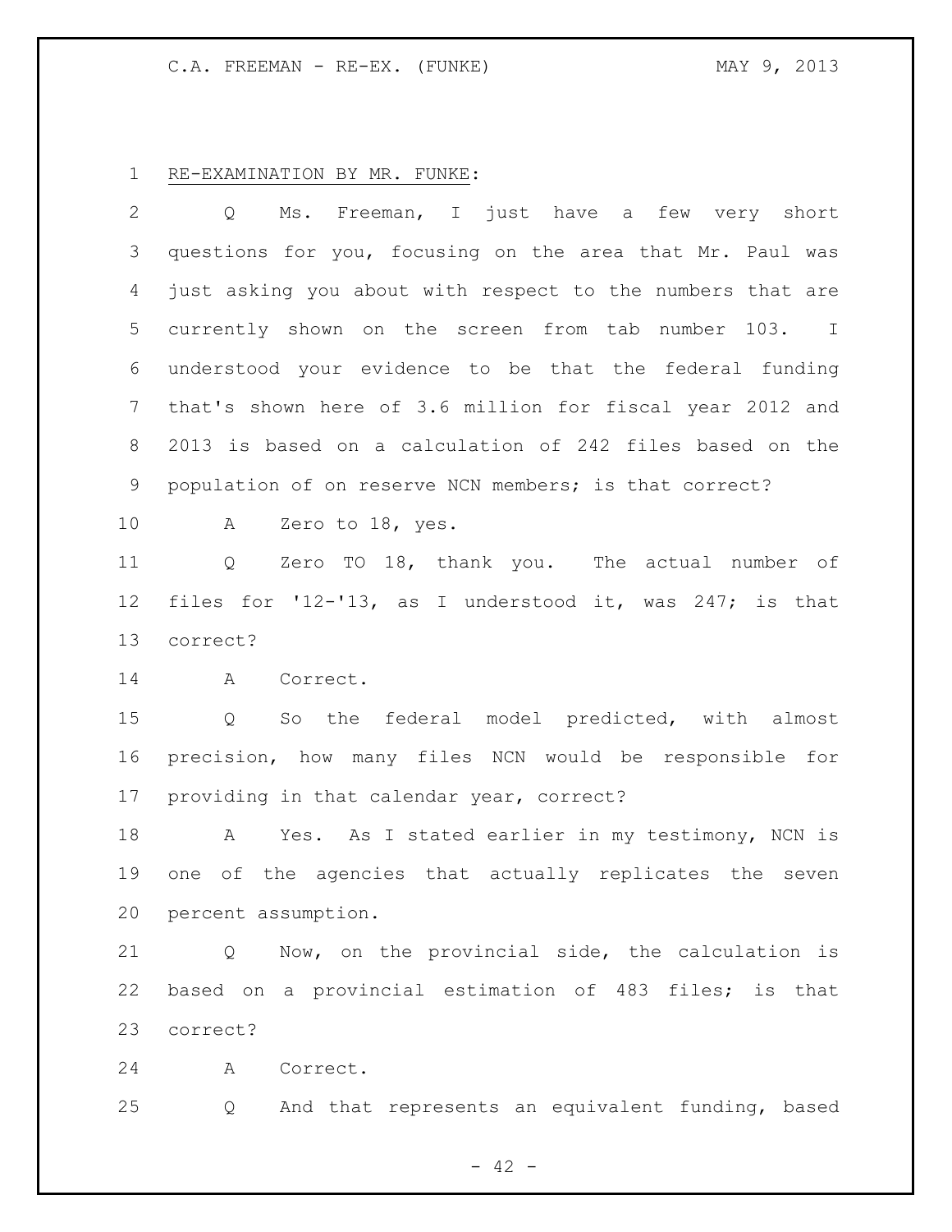RE-EXAMINATION BY MR. FUNKE:

Q Ms. Freeman, I just have a few very short questions for you, focusing on the area that Mr. Paul was just asking you about with respect to the numbers that are currently shown on the screen from tab number 103. I understood your evidence to be that the federal funding that's shown here of 3.6 million for fiscal year 2012 and 2013 is based on a calculation of 242 files based on the population of on reserve NCN members; is that correct?

A Zero to 18, yes.

Q Zero TO 18, thank you. The actual number of files for '12-'13, as I understood it, was 247; is that correct?

A Correct.

Q So the federal model predicted, with almost precision, how many files NCN would be responsible for providing in that calendar year, correct?

A Yes. As I stated earlier in my testimony, NCN is one of the agencies that actually replicates the seven percent assumption.

Q Now, on the provincial side, the calculation is based on a provincial estimation of 483 files; is that correct?

A Correct.

Q And that represents an equivalent funding, based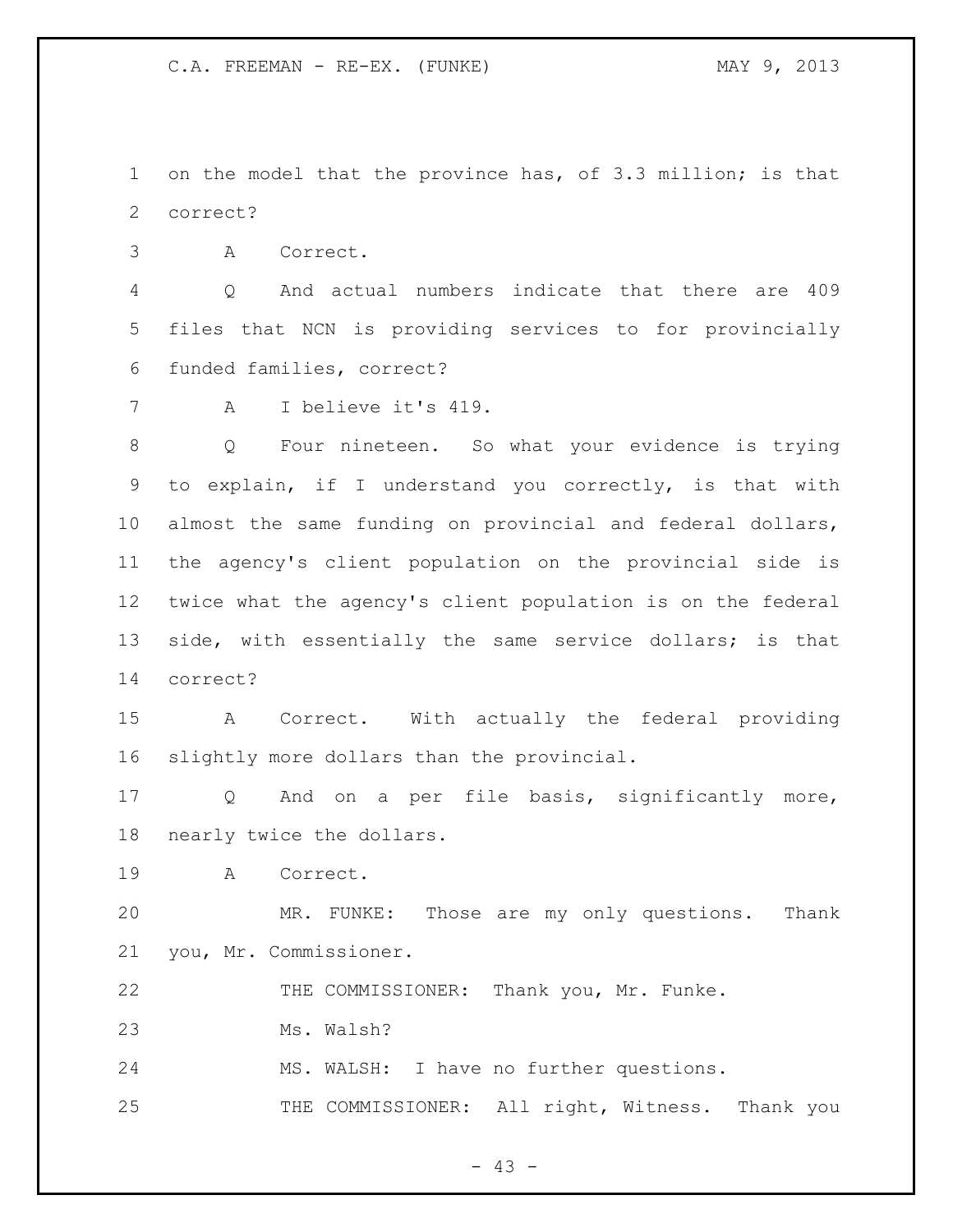on the model that the province has, of 3.3 million; is that correct?

A Correct.

Q And actual numbers indicate that there are 409 files that NCN is providing services to for provincially funded families, correct?

A I believe it's 419.

Q Four nineteen. So what your evidence is trying to explain, if I understand you correctly, is that with almost the same funding on provincial and federal dollars, the agency's client population on the provincial side is twice what the agency's client population is on the federal side, with essentially the same service dollars; is that correct?

A Correct. With actually the federal providing slightly more dollars than the provincial.

Q And on a per file basis, significantly more, nearly twice the dollars.

A Correct.

MR. FUNKE: Those are my only questions. Thank you, Mr. Commissioner.

THE COMMISSIONER: Thank you, Mr. Funke.

Ms. Walsh?

MS. WALSH: I have no further questions.

THE COMMISSIONER: All right, Witness. Thank you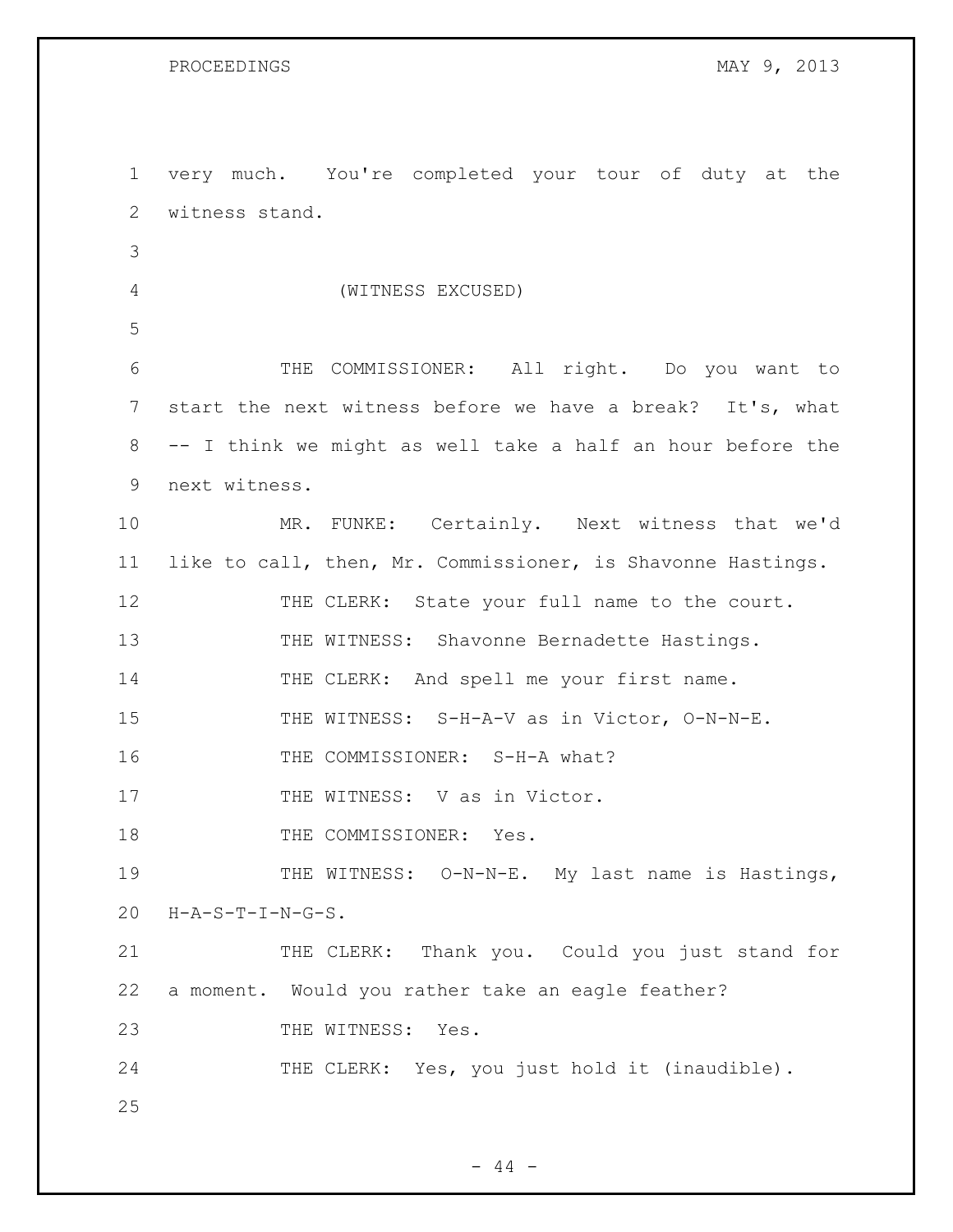very much. You're completed your tour of duty at the witness stand.

(WITNESS EXCUSED)

THE COMMISSIONER: All right. Do you want to start the next witness before we have a break? It's, what -- I think we might as well take a half an hour before the next witness.

MR. FUNKE: Certainly. Next witness that we'd like to call, then, Mr. Commissioner, is Shavonne Hastings.

THE CLERK: State your full name to the court.

THE WITNESS: Shavonne Bernadette Hastings.

THE CLERK: And spell me your first name.

THE WITNESS: S-H-A-V as in Victor, O-N-N-E.

THE COMMISSIONER: S-H-A what?

THE WITNESS: V as in Victor.

THE COMMISSIONER: Yes.

THE WITNESS: O-N-N-E. My last name is Hastings, H-A-S-T-I-N-G-S.

THE CLERK: Thank you. Could you just stand for a moment. Would you rather take an eagle feather?

THE WITNESS: Yes.

THE CLERK: Yes, you just hold it (inaudible).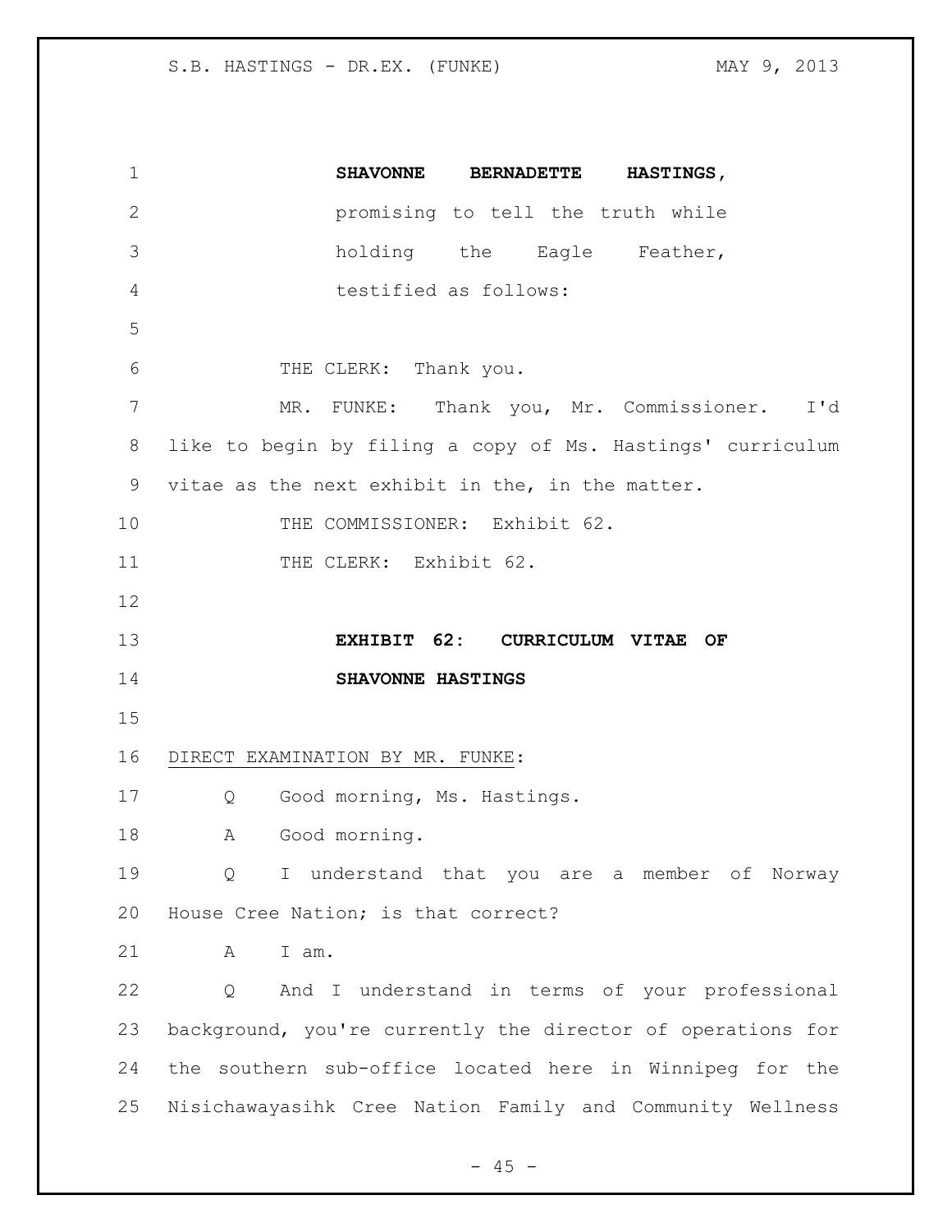**SHAVONNE BERNADETTE HASTINGS,**
promising to tell the truth while holding the Eagle Feather, testified as follows:

THE CLERK: Thank you.

MR. FUNKE: Thank you, Mr. Commissioner. I'd like to begin by filing a copy of Ms. Hastings' curriculum vitae as the next exhibit in the, in the matter.

THE COMMISSIONER: Exhibit 62.

THE CLERK: Exhibit 62.

**EXHIBIT 62: CURRICULUM VITAE OF SHAVONNE HASTINGS**

DIRECT EXAMINATION BY MR. FUNKE:

Q Good morning, Ms. Hastings.

A Good morning.

Q I understand that you are a member of Norway House Cree Nation; is that correct?

A I am.

Q And I understand in terms of your professional background, you're currently the director of operations for the southern sub-office located here in Winnipeg for the Nisichawayasihk Cree Nation Family and Community Wellness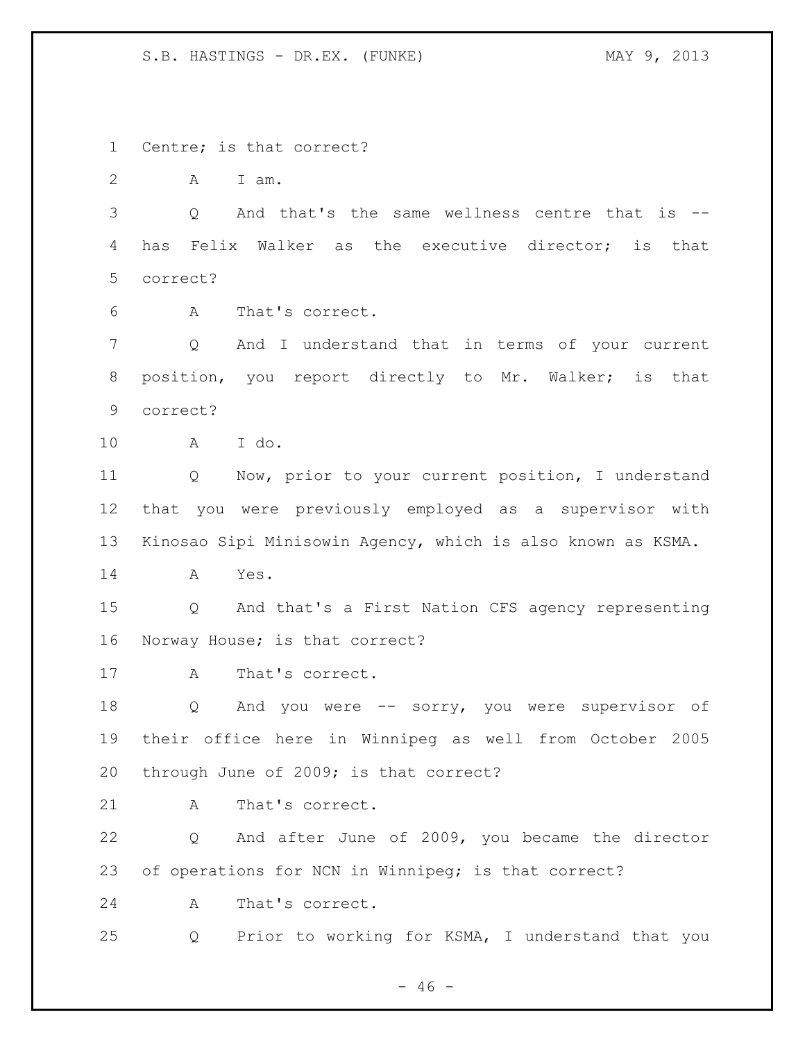Centre; is that correct?

A I am.

Q And that's the same wellness centre that is -- has Felix Walker as the executive director; is that correct?

A That's correct.

Q And I understand that in terms of your current position, you report directly to Mr. Walker; is that correct?

A I do.

Q Now, prior to your current position, I understand that you were previously employed as a supervisor with Kinosao Sipi Minisowin Agency, which is also known as KSMA.

A Yes.

Q And that's a First Nation CFS agency representing Norway House; is that correct?

A That's correct.

Q And you were -- sorry, you were supervisor of their office here in Winnipeg as well from October 2005 through June of 2009; is that correct?

A That's correct.

Q And after June of 2009, you became the director of operations for NCN in Winnipeg; is that correct?

A That's correct.

Q Prior to working for KSMA, I understand that you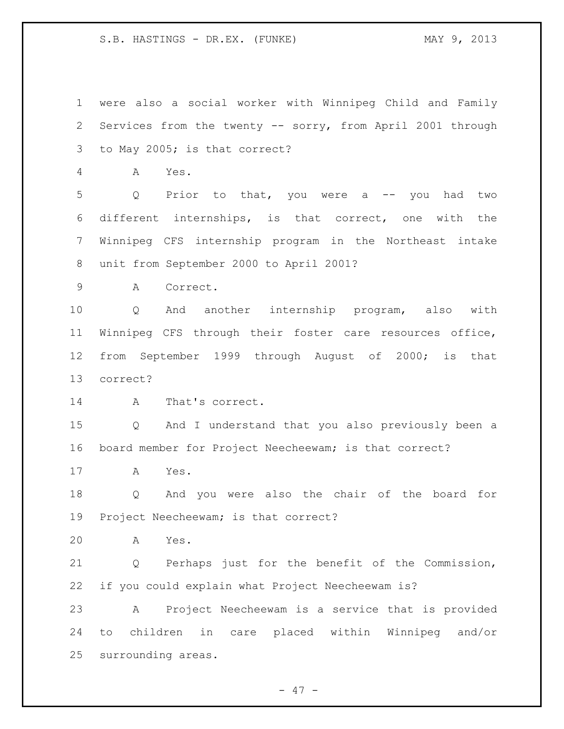were also a social worker with Winnipeg Child and Family Services from the twenty -- sorry, from April 2001 through to May 2005; is that correct?

A Yes.

Q Prior to that, you were a -- you had two different internships, is that correct, one with the Winnipeg CFS internship program in the Northeast intake unit from September 2000 to April 2001?

A Correct.

Q And another internship program, also with Winnipeg CFS through their foster care resources office, from September 1999 through August of 2000; is that correct?

A That's correct.

Q And I understand that you also previously been a board member for Project Neecheewam; is that correct?

A Yes.

Q And you were also the chair of the board for Project Neecheewam; is that correct?

A Yes.

Q Perhaps just for the benefit of the Commission, if you could explain what Project Neecheewam is?

A Project Neecheewam is a service that is provided to children in care placed within Winnipeg and/or surrounding areas.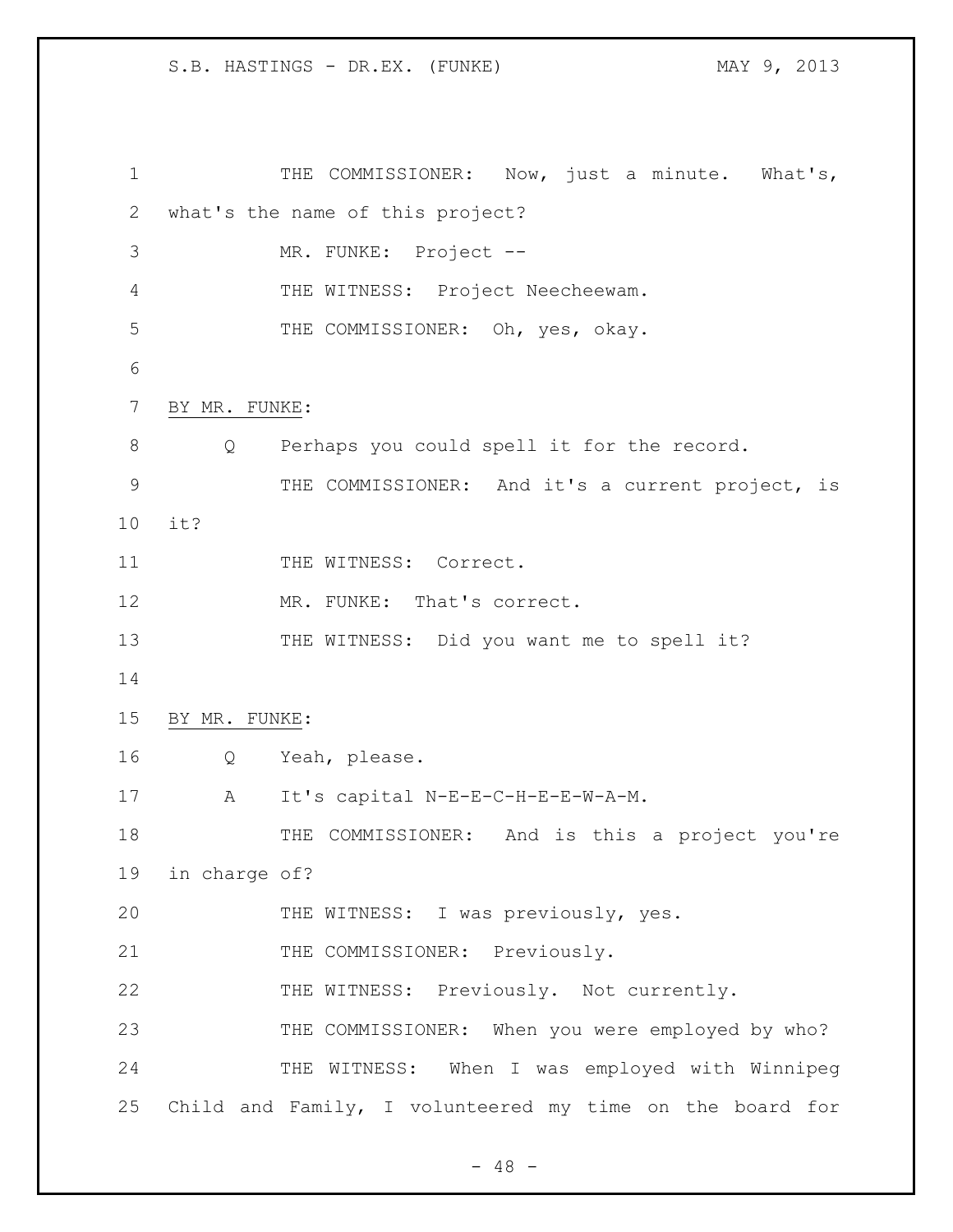THE COMMISSIONER: Now, just a minute. What's, what's the name of this project?

MR. FUNKE: Project --

THE WITNESS: Project Neecheewam.

THE COMMISSIONER: Oh, yes, okay.

BY MR. FUNKE:

Q Perhaps you could spell it for the record.

THE COMMISSIONER: And it's a current project, is it?

THE WITNESS: Correct.

MR. FUNKE: That's correct.

THE WITNESS: Did you want me to spell it?

BY MR. FUNKE:

Q Yeah, please.

A It's capital N-E-E-C-H-E-E-W-A-M.

THE COMMISSIONER: And is this a project you're in charge of?

THE WITNESS: I was previously, yes.

THE COMMISSIONER: Previously.

THE WITNESS: Previously. Not currently.

THE COMMISSIONER: When you were employed by who?

THE WITNESS: When I was employed with Winnipeg Child and Family, I volunteered my time on the board for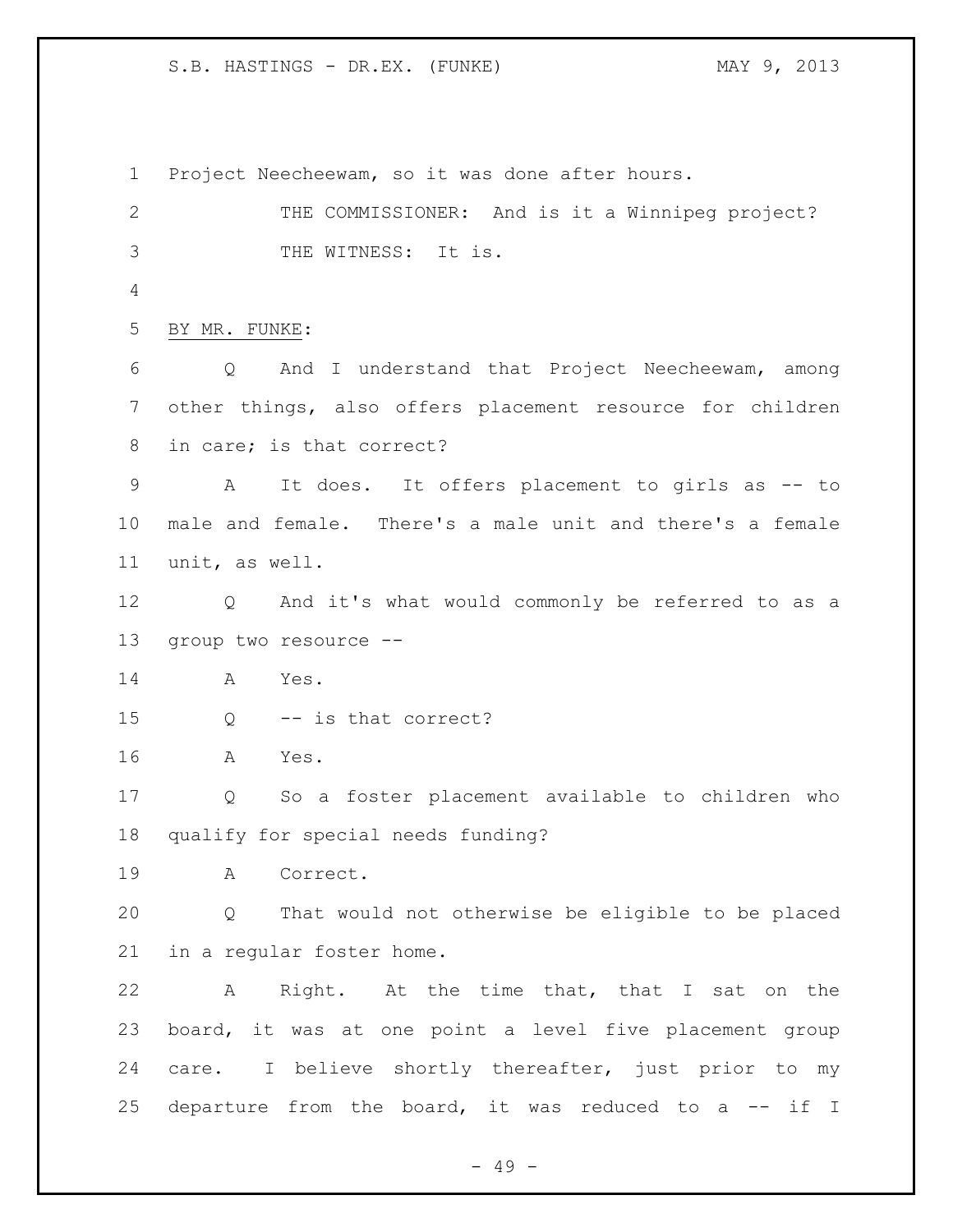Project Neecheewam, so it was done after hours.

THE COMMISSIONER: And is it a Winnipeg project?

THE WITNESS: It is.

BY MR. FUNKE:

Q And I understand that Project Neecheewam, among other things, also offers placement resource for children in care; is that correct?

A It does. It offers placement to girls as -- to male and female. There's a male unit and there's a female unit, as well.

Q And it's what would commonly be referred to as a group two resource --

A Yes.

Q -- is that correct?

A Yes.

Q So a foster placement available to children who qualify for special needs funding?

A Correct.

Q That would not otherwise be eligible to be placed in a regular foster home.

A Right. At the time that, that I sat on the board, it was at one point a level five placement group care. I believe shortly thereafter, just prior to my departure from the board, it was reduced to a -- if I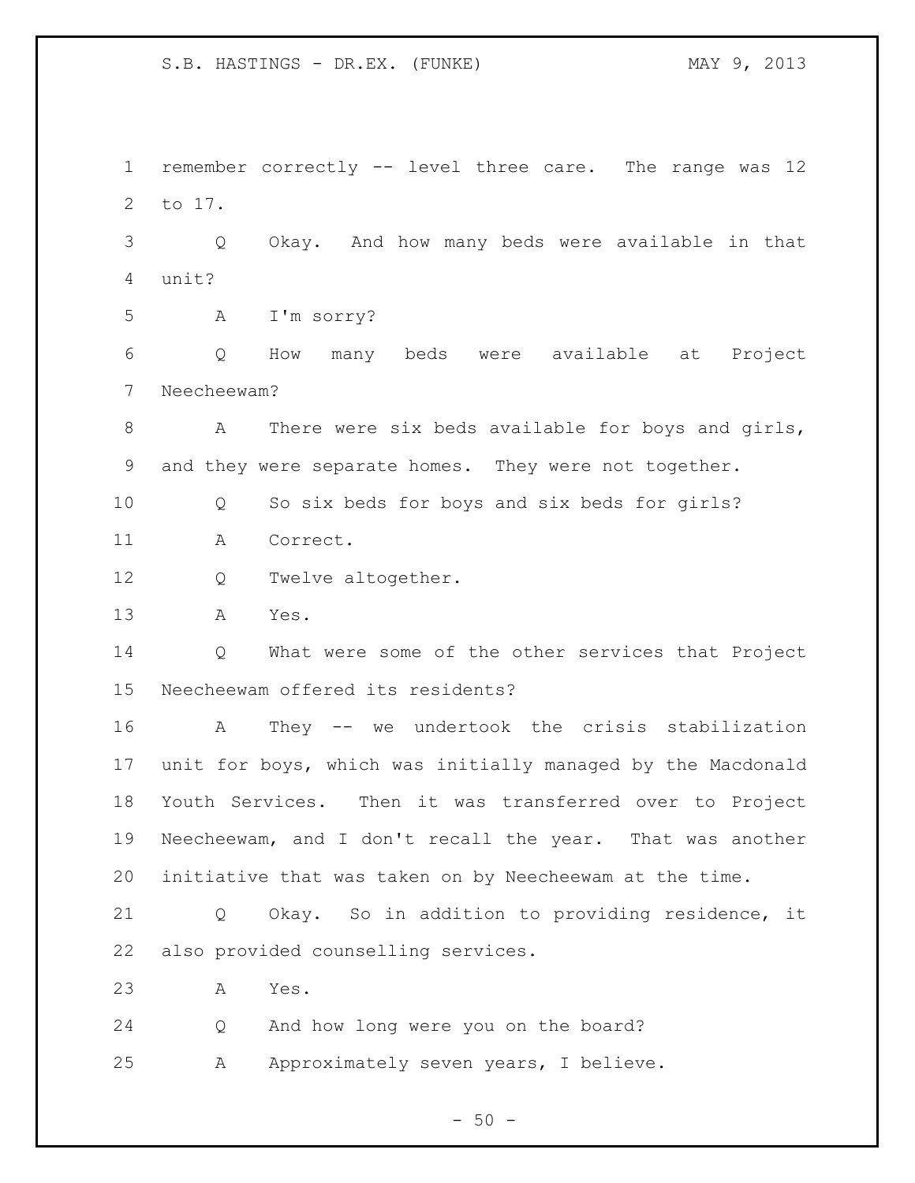remember correctly -- level three care. The range was 12 to 17.

Q Okay. And how many beds were available in that unit?

A I'm sorry?

Q How many beds were available at Project Neecheewam?

A There were six beds available for boys and girls, and they were separate homes. They were not together.

Q So six beds for boys and six beds for girls?

A Correct.

Q Twelve altogether.

A Yes.

Q What were some of the other services that Project Neecheewam offered its residents?

A They -- we undertook the crisis stabilization unit for boys, which was initially managed by the Macdonald Youth Services. Then it was transferred over to Project Neecheewam, and I don't recall the year. That was another initiative that was taken on by Neecheewam at the time.

Q Okay. So in addition to providing residence, it also provided counselling services.

A Yes.

Q And how long were you on the board?

A Approximately seven years, I believe.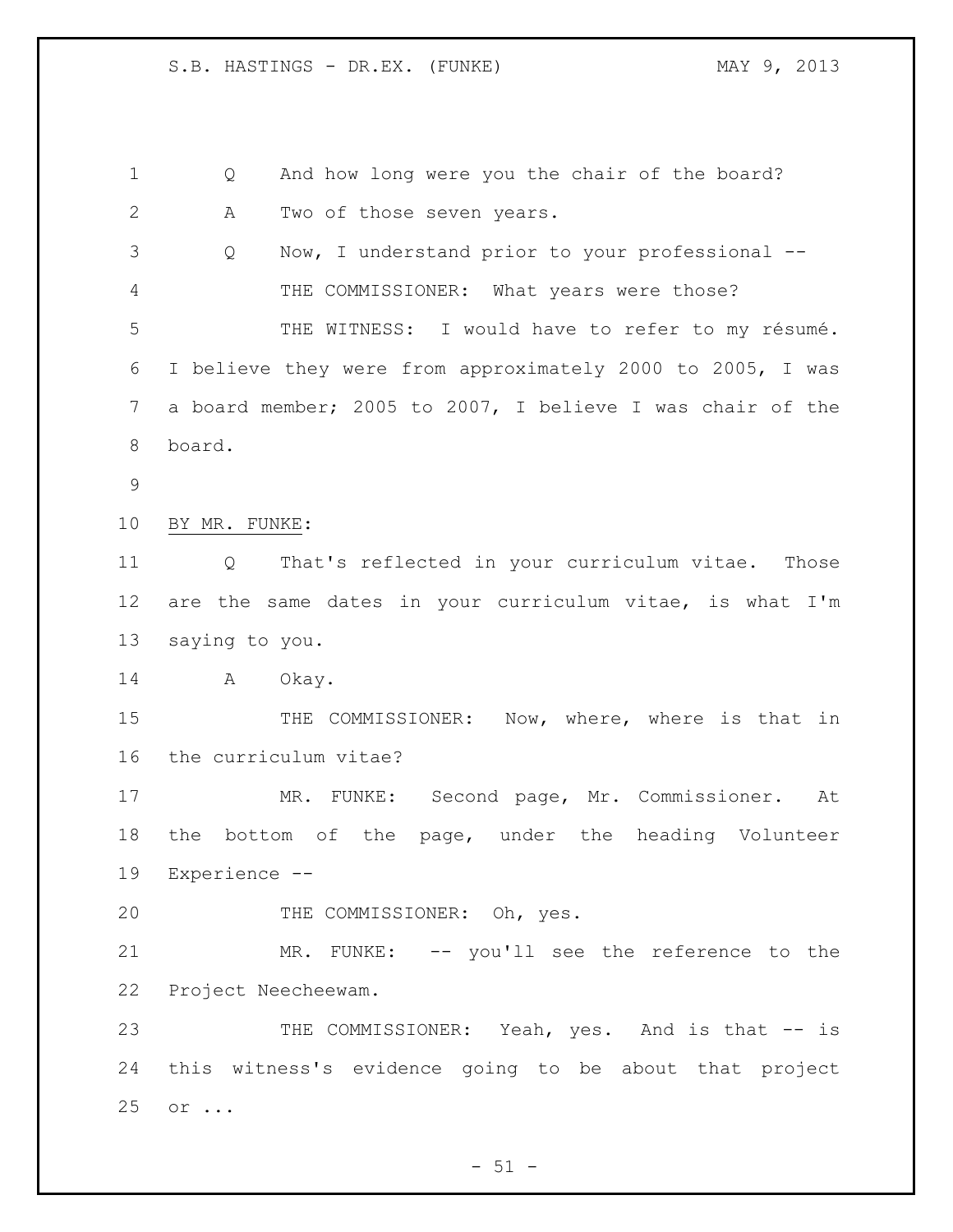Q And how long were you the chair of the board?

A Two of those seven years.

Q Now, I understand prior to your professional --

THE COMMISSIONER: What years were those?

THE WITNESS: I would have to refer to my résumé. I believe they were from approximately 2000 to 2005, I was a board member; 2005 to 2007, I believe I was chair of the board.

BY MR. FUNKE:

Q That's reflected in your curriculum vitae. Those are the same dates in your curriculum vitae, is what I'm saying to you.

A Okay.

THE COMMISSIONER: Now, where, where is that in the curriculum vitae?

MR. FUNKE: Second page, Mr. Commissioner. At the bottom of the page, under the heading Volunteer Experience --

THE COMMISSIONER: Oh, yes.

MR. FUNKE: -- you'll see the reference to the Project Neecheewam.

THE COMMISSIONER: Yeah, yes. And is that -- is this witness's evidence going to be about that project or ...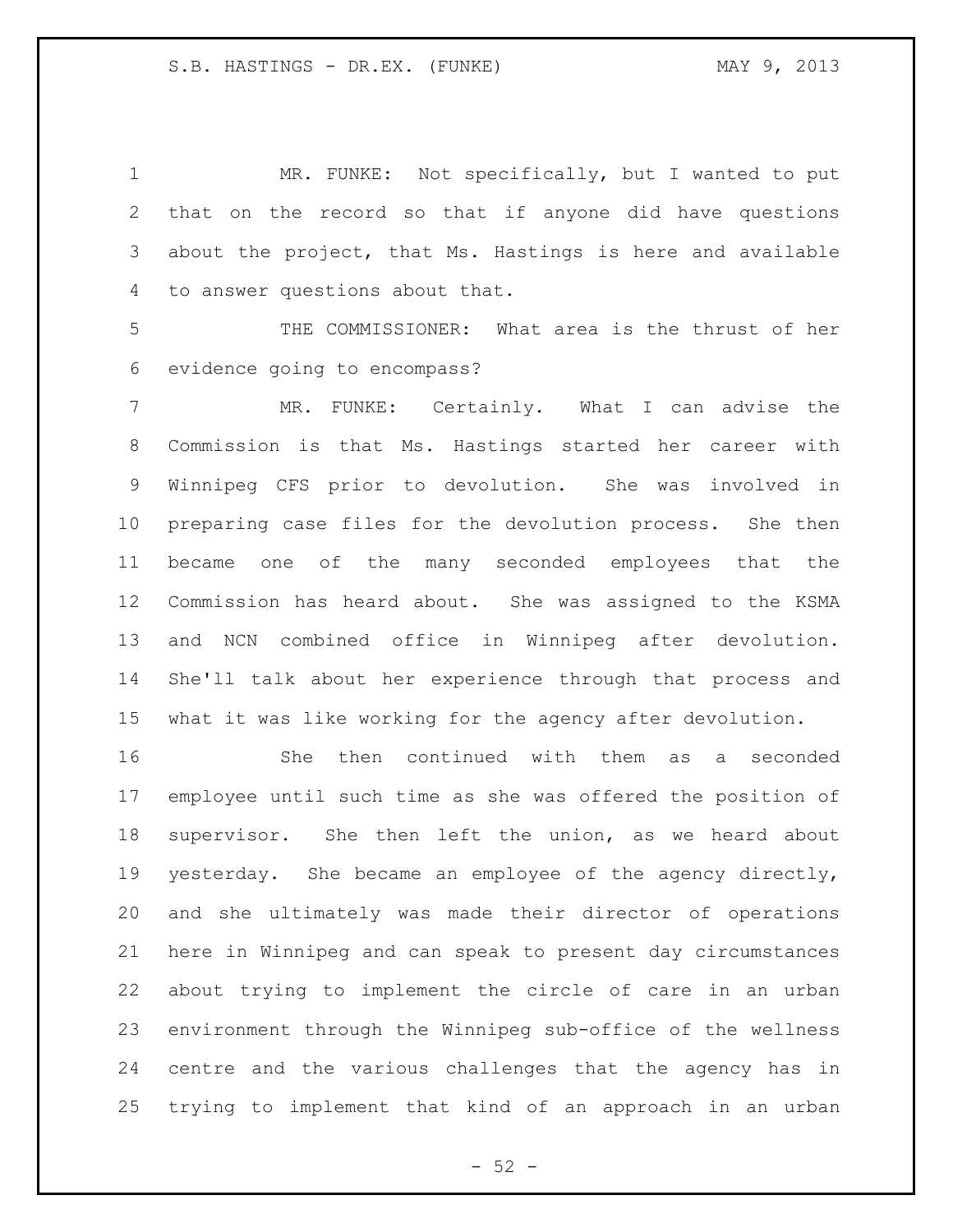MR. FUNKE: Not specifically, but I wanted to put that on the record so that if anyone did have questions about the project, that Ms. Hastings is here and available to answer questions about that.

THE COMMISSIONER: What area is the thrust of her evidence going to encompass?

MR. FUNKE: Certainly. What I can advise the Commission is that Ms. Hastings started her career with Winnipeg CFS prior to devolution. She was involved in preparing case files for the devolution process. She then became one of the many seconded employees that the Commission has heard about. She was assigned to the KSMA and NCN combined office in Winnipeg after devolution. She'll talk about her experience through that process and what it was like working for the agency after devolution.

She then continued with them as a seconded employee until such time as she was offered the position of supervisor. She then left the union, as we heard about yesterday. She became an employee of the agency directly, and she ultimately was made their director of operations here in Winnipeg and can speak to present day circumstances about trying to implement the circle of care in an urban environment through the Winnipeg sub-office of the wellness centre and the various challenges that the agency has in trying to implement that kind of an approach in an urban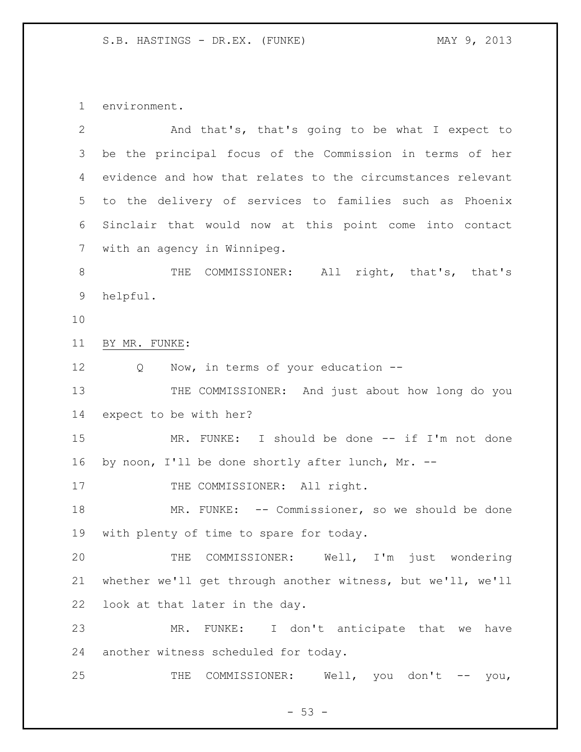environment.

And that's, that's going to be what I expect to be the principal focus of the Commission in terms of her evidence and how that relates to the circumstances relevant to the delivery of services to families such as Phoenix Sinclair that would now at this point come into contact with an agency in Winnipeg.

THE COMMISSIONER: All right, that's, that's helpful.

BY MR. FUNKE:

Q Now, in terms of your education --

THE COMMISSIONER: And just about how long do you expect to be with her?

MR. FUNKE: I should be done -- if I'm not done by noon, I'll be done shortly after lunch, Mr. --

THE COMMISSIONER: All right.

MR. FUNKE: -- Commissioner, so we should be done with plenty of time to spare for today.

THE COMMISSIONER: Well, I'm just wondering whether we'll get through another witness, but we'll, we'll look at that later in the day.

MR. FUNKE: I don't anticipate that we have another witness scheduled for today.

THE COMMISSIONER: Well, you don't -- you,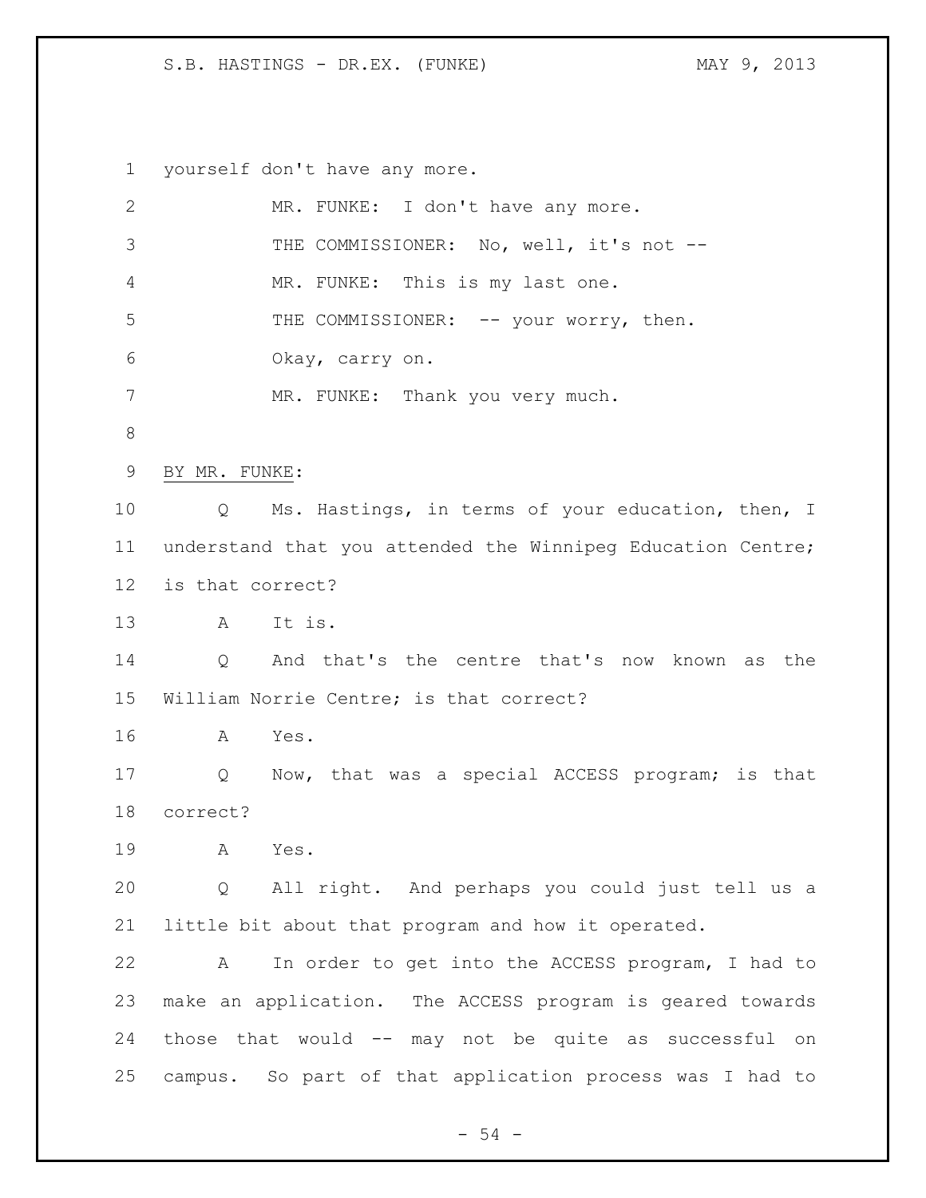yourself don't have any more.

MR. FUNKE: I don't have any more.

THE COMMISSIONER: No, well, it's not --

MR. FUNKE: This is my last one.

THE COMMISSIONER: -- your worry, then.

Okay, carry on.

MR. FUNKE: Thank you very much.

BY MR. FUNKE:

Q Ms. Hastings, in terms of your education, then, I understand that you attended the Winnipeg Education Centre; is that correct?

A It is.

Q And that's the centre that's now known as the William Norrie Centre; is that correct?

A Yes.

Q Now, that was a special ACCESS program; is that correct?

A Yes.

Q All right. And perhaps you could just tell us a little bit about that program and how it operated.

A In order to get into the ACCESS program, I had to make an application. The ACCESS program is geared towards those that would -- may not be quite as successful on campus. So part of that application process was I had to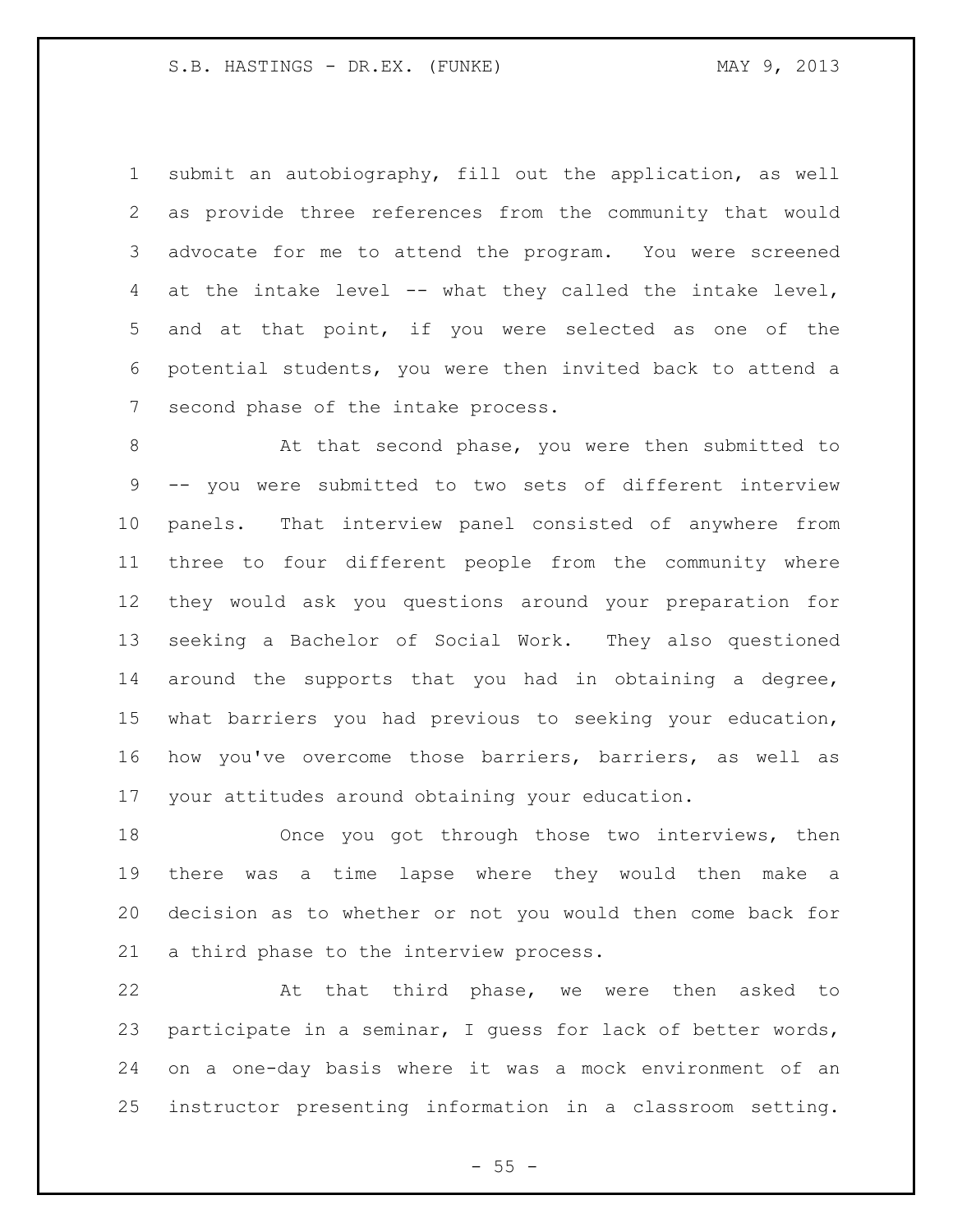submit an autobiography, fill out the application, as well as provide three references from the community that would advocate for me to attend the program. You were screened at the intake level -- what they called the intake level, and at that point, if you were selected as one of the potential students, you were then invited back to attend a second phase of the intake process.

At that second phase, you were then submitted to -- you were submitted to two sets of different interview panels. That interview panel consisted of anywhere from three to four different people from the community where they would ask you questions around your preparation for seeking a Bachelor of Social Work. They also questioned around the supports that you had in obtaining a degree, what barriers you had previous to seeking your education, how you've overcome those barriers, barriers, as well as your attitudes around obtaining your education.

Once you got through those two interviews, then there was a time lapse where they would then make a decision as to whether or not you would then come back for a third phase to the interview process.

At that third phase, we were then asked to participate in a seminar, I guess for lack of better words, on a one-day basis where it was a mock environment of an instructor presenting information in a classroom setting.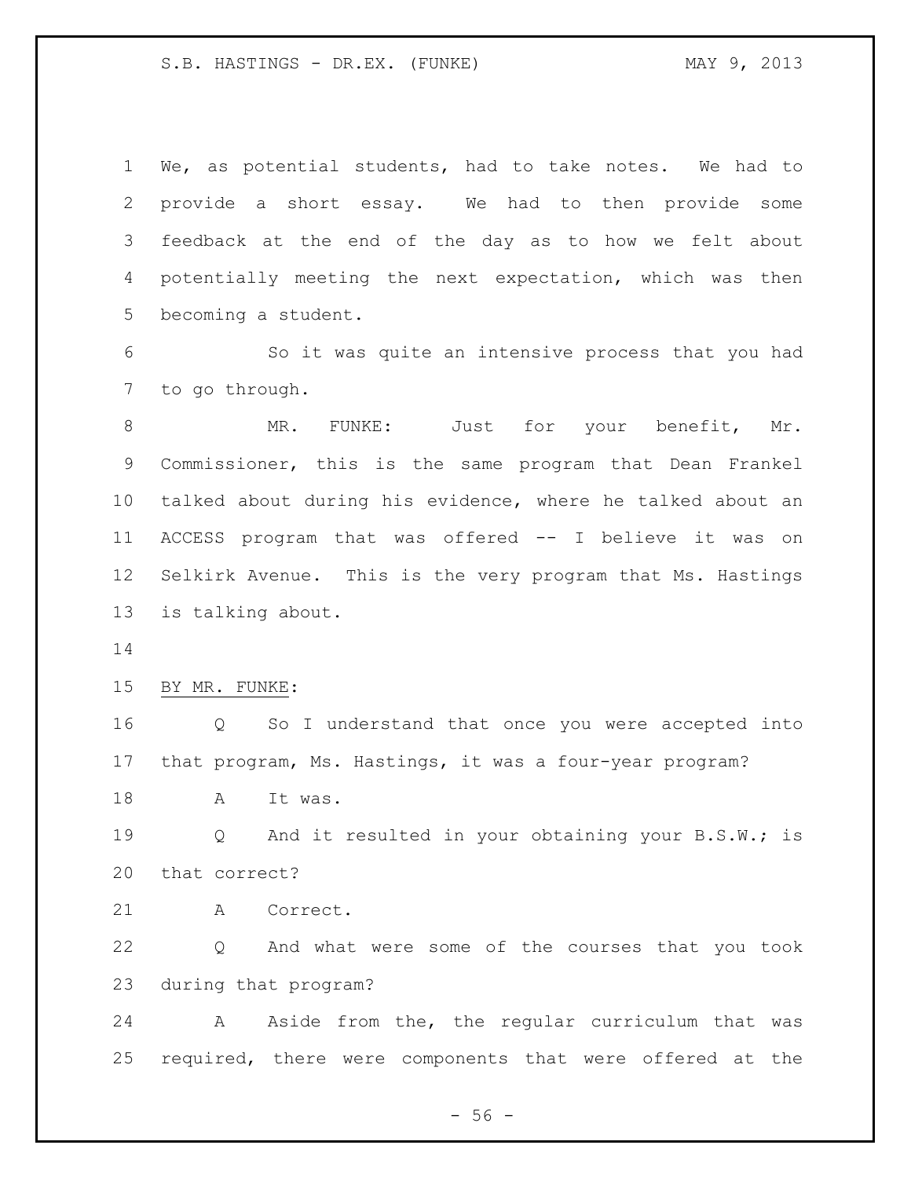We, as potential students, had to take notes. We had to provide a short essay. We had to then provide some feedback at the end of the day as to how we felt about potentially meeting the next expectation, which was then becoming a student.

So it was quite an intensive process that you had to go through.

MR. FUNKE: Just for your benefit, Mr. Commissioner, this is the same program that Dean Frankel talked about during his evidence, where he talked about an ACCESS program that was offered -- I believe it was on Selkirk Avenue. This is the very program that Ms. Hastings is talking about.

BY MR. FUNKE:

Q So I understand that once you were accepted into that program, Ms. Hastings, it was a four-year program?

A It was.

Q And it resulted in your obtaining your B.S.W.; is that correct?

A Correct.

Q And what were some of the courses that you took during that program?

A Aside from the, the regular curriculum that was required, there were components that were offered at the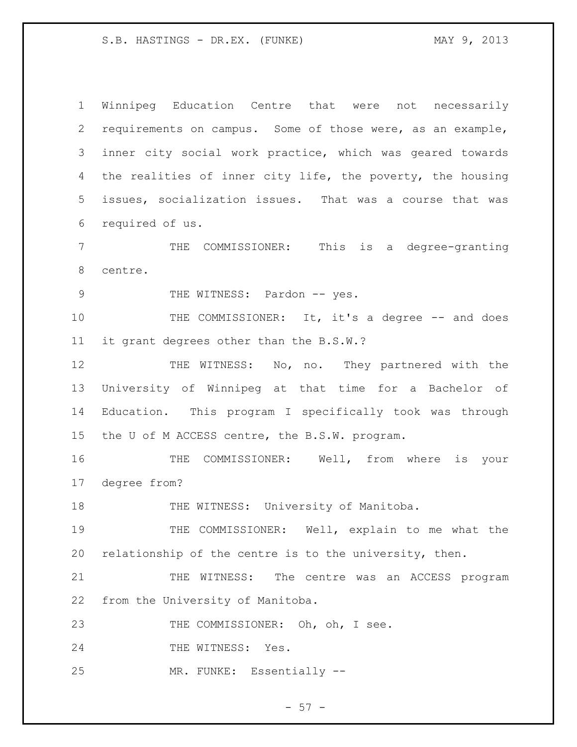Winnipeg Education Centre that were not necessarily requirements on campus. Some of those were, as an example, inner city social work practice, which was geared towards the realities of inner city life, the poverty, the housing issues, socialization issues. That was a course that was required of us.

THE COMMISSIONER: This is a degree-granting centre.

THE WITNESS: Pardon -- yes.

THE COMMISSIONER: It, it's a degree -- and does it grant degrees other than the B.S.W.?

THE WITNESS: No, no. They partnered with the University of Winnipeg at that time for a Bachelor of Education. This program I specifically took was through the U of M ACCESS centre, the B.S.W. program.

THE COMMISSIONER: Well, from where is your degree from?

THE WITNESS: University of Manitoba.

THE COMMISSIONER: Well, explain to me what the relationship of the centre is to the university, then.

THE WITNESS: The centre was an ACCESS program from the University of Manitoba.

THE COMMISSIONER: Oh, oh, I see.

THE WITNESS: Yes.

MR. FUNKE: Essentially --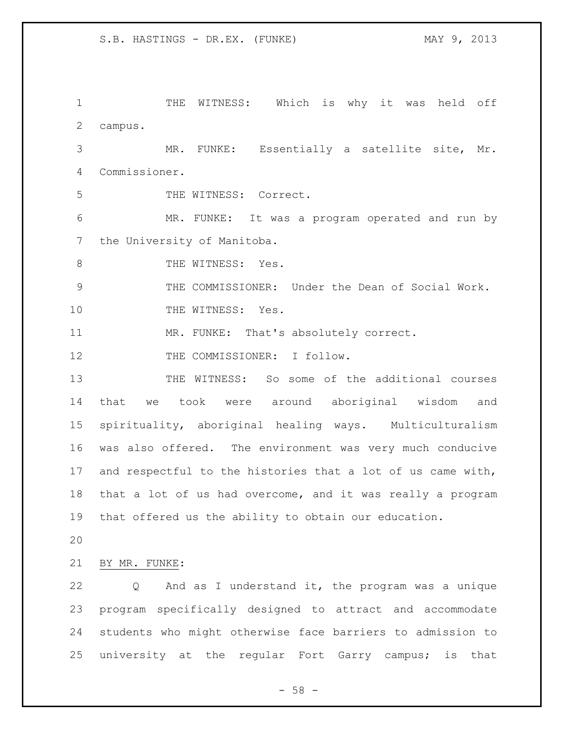THE WITNESS: Which is why it was held off campus.

MR. FUNKE: Essentially a satellite site, Mr. Commissioner.

THE WITNESS: Correct.

MR. FUNKE: It was a program operated and run by the University of Manitoba.

THE WITNESS: Yes.

THE COMMISSIONER: Under the Dean of Social Work.

THE WITNESS: Yes.

MR. FUNKE: That's absolutely correct.

THE COMMISSIONER: I follow.

THE WITNESS: So some of the additional courses that we took were around aboriginal wisdom and spirituality, aboriginal healing ways. Multiculturalism was also offered. The environment was very much conducive and respectful to the histories that a lot of us came with, that a lot of us had overcome, and it was really a program that offered us the ability to obtain our education.

BY MR. FUNKE:

Q And as I understand it, the program was a unique program specifically designed to attract and accommodate students who might otherwise face barriers to admission to university at the regular Fort Garry campus; is that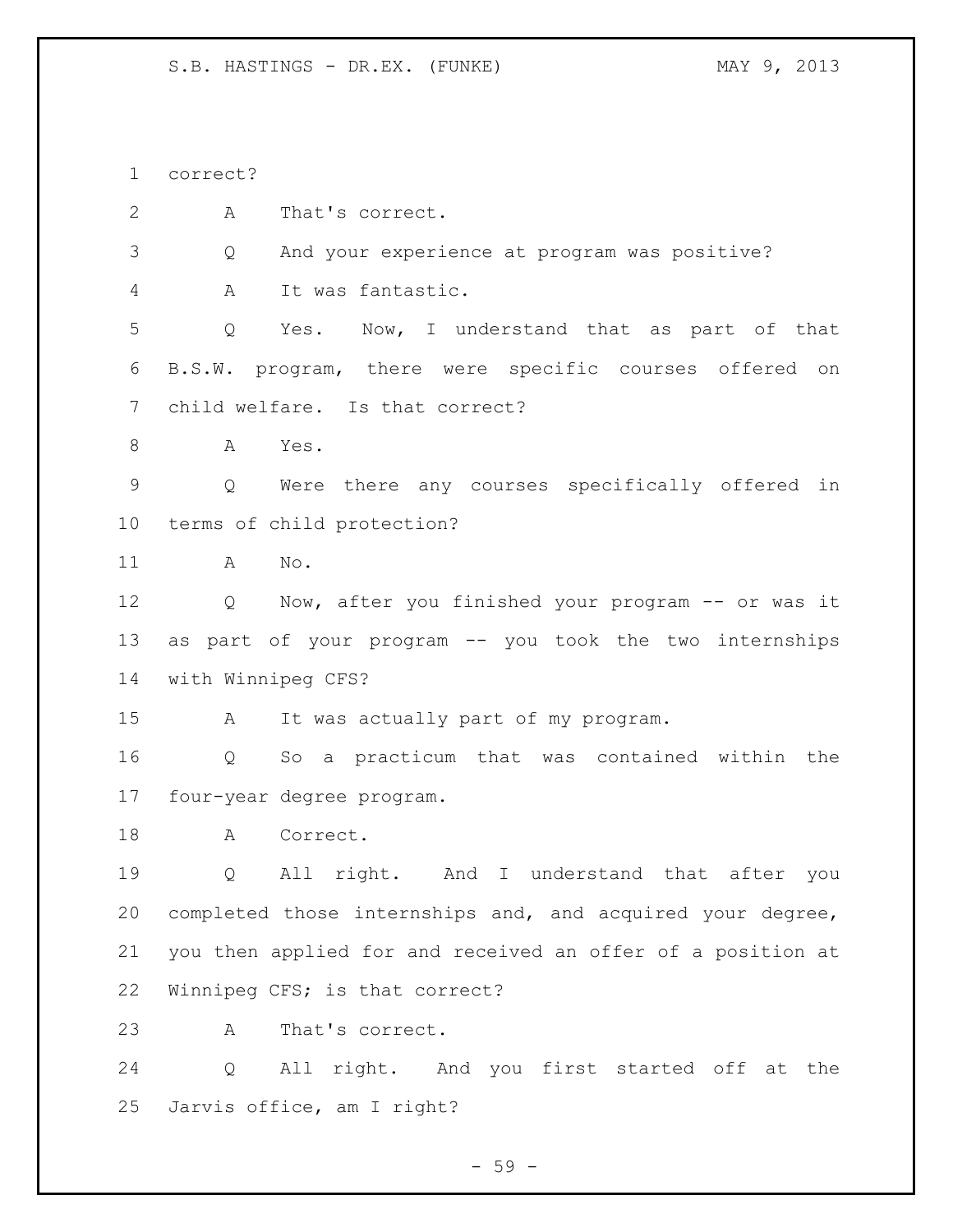correct?

A That's correct.

Q And your experience at program was positive?

A It was fantastic.

Q Yes. Now, I understand that as part of that B.S.W. program, there were specific courses offered on child welfare. Is that correct?

A Yes.

Q Were there any courses specifically offered in terms of child protection?

A No.

Q Now, after you finished your program -- or was it as part of your program -- you took the two internships with Winnipeg CFS?

A It was actually part of my program.

Q So a practicum that was contained within the four-year degree program.

A Correct.

Q All right. And I understand that after you completed those internships and, and acquired your degree, you then applied for and received an offer of a position at Winnipeg CFS; is that correct?

A That's correct.

Q All right. And you first started off at the Jarvis office, am I right?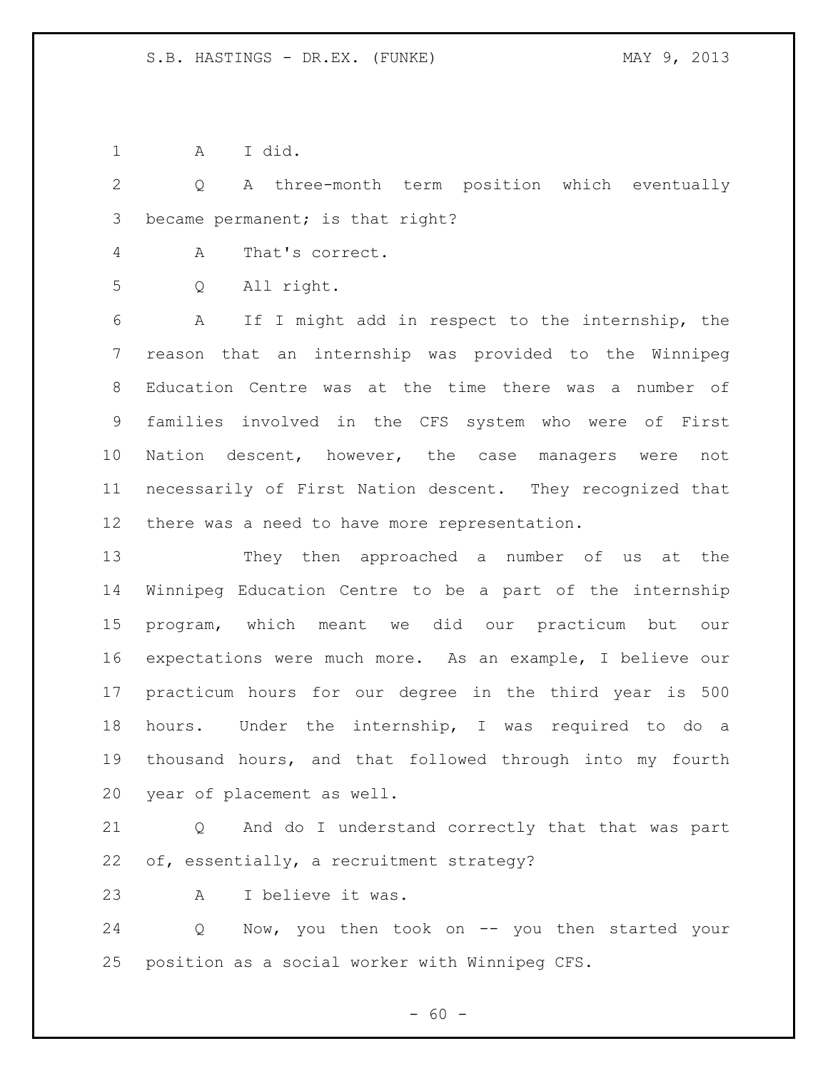A I did.

Q A three-month term position which eventually became permanent; is that right?

A That's correct.

Q All right.

A If I might add in respect to the internship, the reason that an internship was provided to the Winnipeg Education Centre was at the time there was a number of families involved in the CFS system who were of First Nation descent, however, the case managers were not necessarily of First Nation descent. They recognized that there was a need to have more representation.

They then approached a number of us at the Winnipeg Education Centre to be a part of the internship program, which meant we did our practicum but our expectations were much more. As an example, I believe our practicum hours for our degree in the third year is 500 hours. Under the internship, I was required to do a thousand hours, and that followed through into my fourth year of placement as well.

Q And do I understand correctly that that was part of, essentially, a recruitment strategy?

A I believe it was.

Q Now, you then took on -- you then started your position as a social worker with Winnipeg CFS.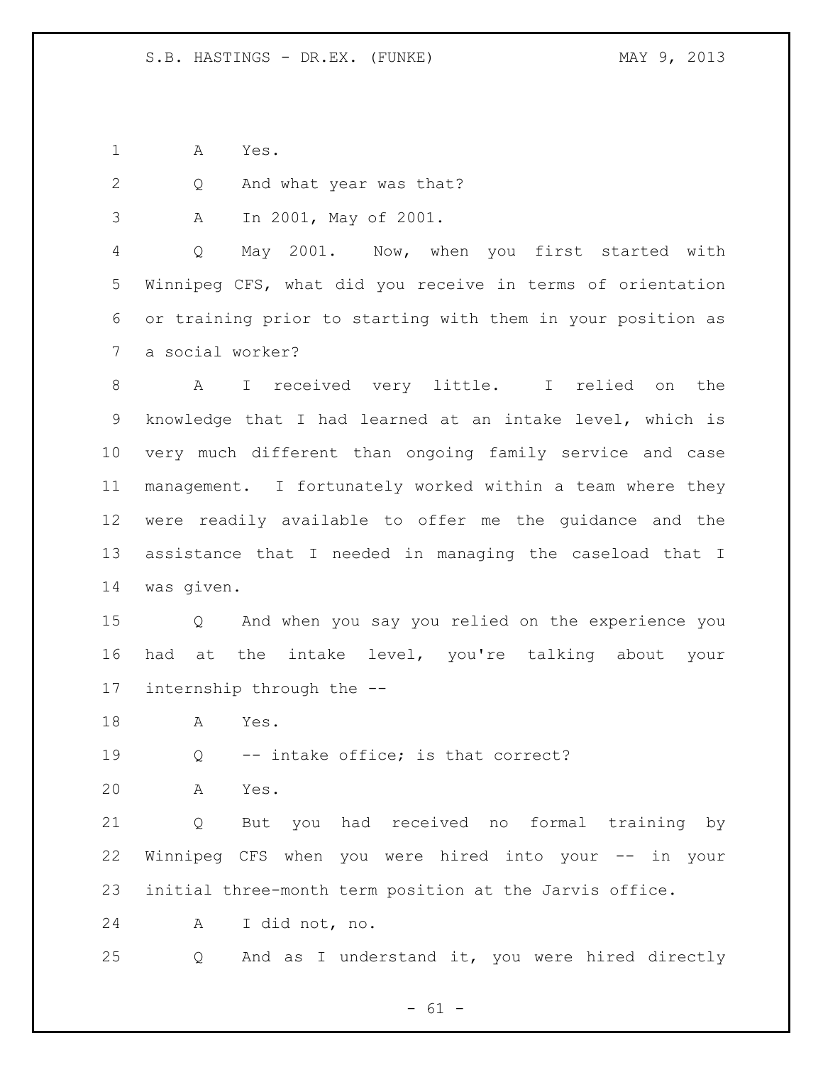A Yes.

Q And what year was that?

A In 2001, May of 2001.

Q May 2001. Now, when you first started with Winnipeg CFS, what did you receive in terms of orientation or training prior to starting with them in your position as a social worker?

A I received very little. I relied on the knowledge that I had learned at an intake level, which is very much different than ongoing family service and case management. I fortunately worked within a team where they were readily available to offer me the guidance and the assistance that I needed in managing the caseload that I was given.

Q And when you say you relied on the experience you had at the intake level, you're talking about your internship through the --

A Yes.

Q -- intake office; is that correct?

A Yes.

Q But you had received no formal training by Winnipeg CFS when you were hired into your -- in your initial three-month term position at the Jarvis office.

A I did not, no.

Q And as I understand it, you were hired directly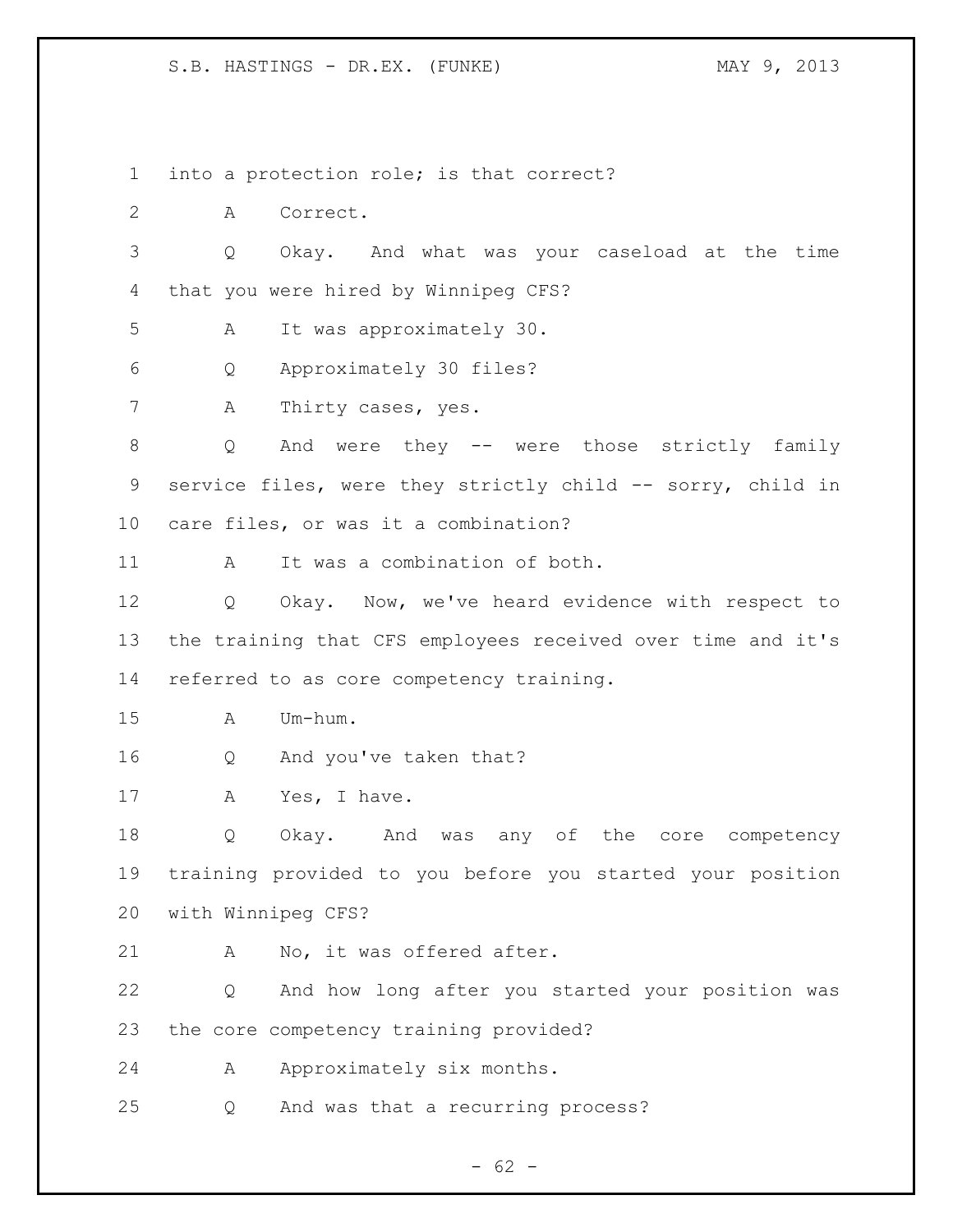into a protection role; is that correct?

A Correct.

Q Okay. And what was your caseload at the time that you were hired by Winnipeg CFS?

A It was approximately 30.

Q Approximately 30 files?

A Thirty cases, yes.

Q And were they -- were those strictly family service files, were they strictly child -- sorry, child in care files, or was it a combination?

A It was a combination of both.

Q Okay. Now, we've heard evidence with respect to the training that CFS employees received over time and it's referred to as core competency training.

A Um-hum.

Q And you've taken that?

A Yes, I have.

Q Okay. And was any of the core competency training provided to you before you started your position with Winnipeg CFS?

A No, it was offered after.

Q And how long after you started your position was the core competency training provided?

A Approximately six months.

Q And was that a recurring process?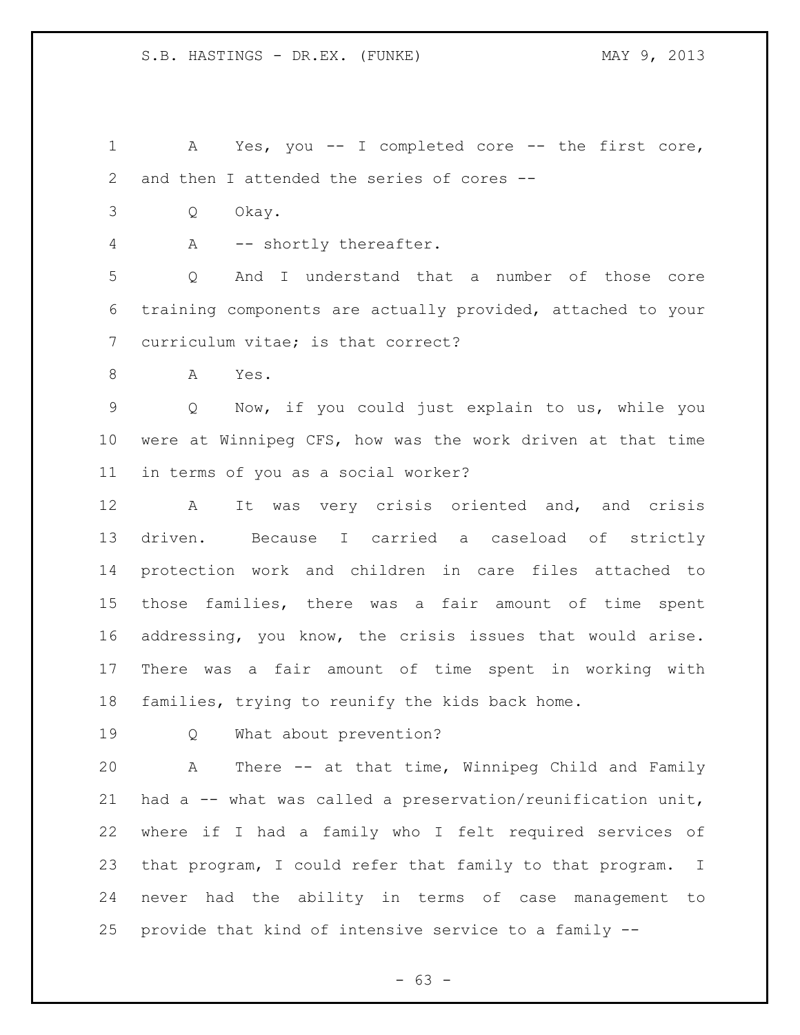A Yes, you -- I completed core -- the first core, and then I attended the series of cores --

Q Okay.

A -- shortly thereafter.

Q And I understand that a number of those core training components are actually provided, attached to your curriculum vitae; is that correct?

A Yes.

Q Now, if you could just explain to us, while you were at Winnipeg CFS, how was the work driven at that time in terms of you as a social worker?

A It was very crisis oriented and, and crisis driven. Because I carried a caseload of strictly protection work and children in care files attached to those families, there was a fair amount of time spent addressing, you know, the crisis issues that would arise. There was a fair amount of time spent in working with families, trying to reunify the kids back home.

Q What about prevention?

A There -- at that time, Winnipeg Child and Family had a -- what was called a preservation/reunification unit, where if I had a family who I felt required services of that program, I could refer that family to that program. I never had the ability in terms of case management to provide that kind of intensive service to a family --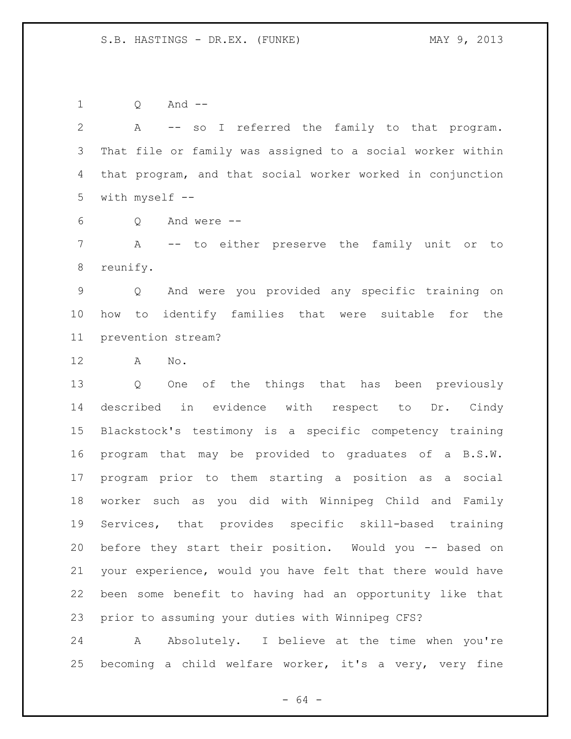Q And --

A -- so I referred the family to that program. That file or family was assigned to a social worker within that program, and that social worker worked in conjunction with myself --

Q And were --

A -- to either preserve the family unit or to reunify.

Q And were you provided any specific training on how to identify families that were suitable for the prevention stream?

A No.

Q One of the things that has been previously described in evidence with respect to Dr. Cindy Blackstock's testimony is a specific competency training program that may be provided to graduates of a B.S.W. program prior to them starting a position as a social worker such as you did with Winnipeg Child and Family Services, that provides specific skill-based training before they start their position. Would you -- based on your experience, would you have felt that there would have been some benefit to having had an opportunity like that prior to assuming your duties with Winnipeg CFS?

A Absolutely. I believe at the time when you're becoming a child welfare worker, it's a very, very fine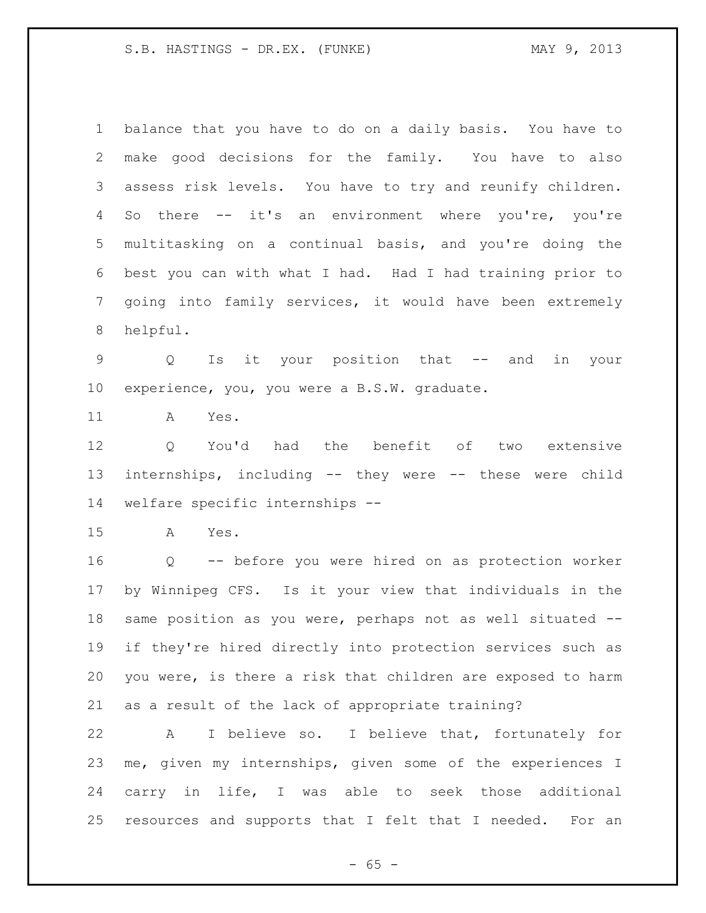balance that you have to do on a daily basis. You have to make good decisions for the family. You have to also assess risk levels. You have to try and reunify children. So there -- it's an environment where you're, you're multitasking on a continual basis, and you're doing the best you can with what I had. Had I had training prior to going into family services, it would have been extremely helpful.

Q Is it your position that -- and in your experience, you, you were a B.S.W. graduate.

A Yes.

Q You'd had the benefit of two extensive internships, including -- they were -- these were child welfare specific internships --

A Yes.

Q -- before you were hired on as protection worker by Winnipeg CFS. Is it your view that individuals in the same position as you were, perhaps not as well situated -- if they're hired directly into protection services such as you were, is there a risk that children are exposed to harm as a result of the lack of appropriate training?

A I believe so. I believe that, fortunately for me, given my internships, given some of the experiences I carry in life, I was able to seek those additional resources and supports that I felt that I needed. For an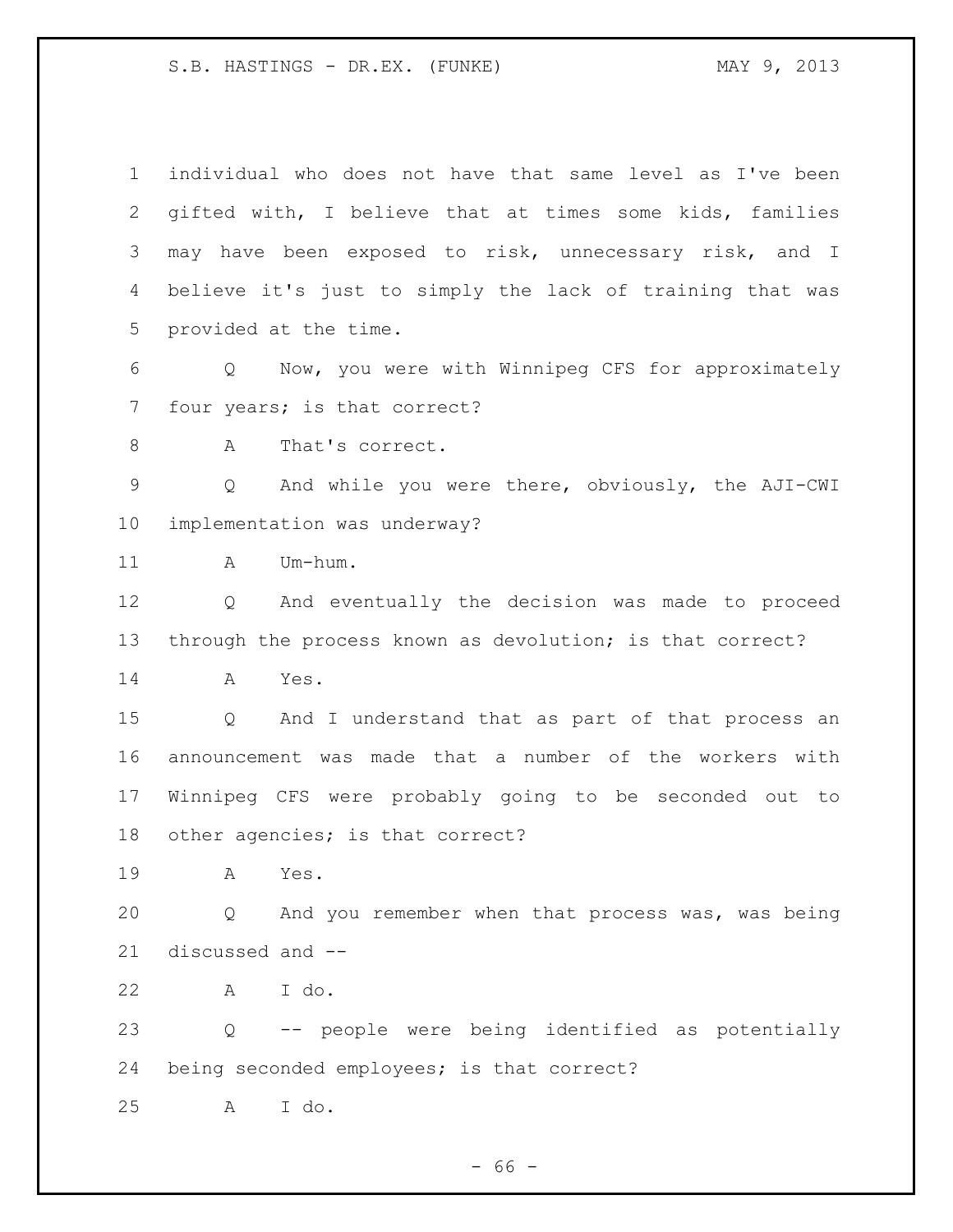individual who does not have that same level as I've been gifted with, I believe that at times some kids, families may have been exposed to risk, unnecessary risk, and I believe it's just to simply the lack of training that was provided at the time.

Q Now, you were with Winnipeg CFS for approximately four years; is that correct?

A That's correct.

Q And while you were there, obviously, the AJI-CWI implementation was underway?

A Um-hum.

Q And eventually the decision was made to proceed through the process known as devolution; is that correct?

A Yes.

Q And I understand that as part of that process an announcement was made that a number of the workers with Winnipeg CFS were probably going to be seconded out to other agencies; is that correct?

A Yes.

Q And you remember when that process was, was being discussed and --

A I do.

Q -- people were being identified as potentially being seconded employees; is that correct?

A I do.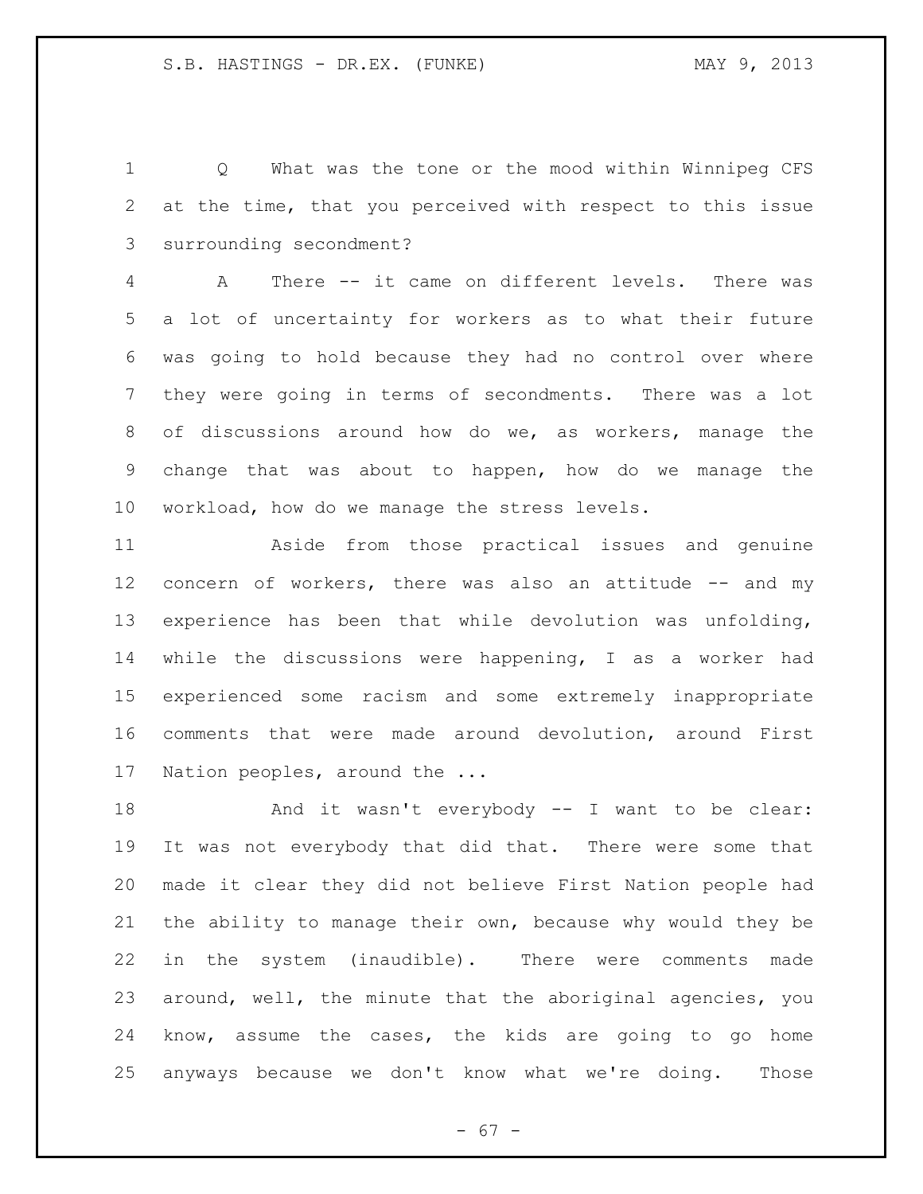Q What was the tone or the mood within Winnipeg CFS at the time, that you perceived with respect to this issue surrounding secondment?

A There -- it came on different levels. There was a lot of uncertainty for workers as to what their future was going to hold because they had no control over where they were going in terms of secondments. There was a lot of discussions around how do we, as workers, manage the change that was about to happen, how do we manage the workload, how do we manage the stress levels.

Aside from those practical issues and genuine concern of workers, there was also an attitude -- and my experience has been that while devolution was unfolding, while the discussions were happening, I as a worker had experienced some racism and some extremely inappropriate comments that were made around devolution, around First Nation peoples, around the ...

And it wasn't everybody -- I want to be clear: It was not everybody that did that. There were some that made it clear they did not believe First Nation people had the ability to manage their own, because why would they be in the system (inaudible). There were comments made around, well, the minute that the aboriginal agencies, you know, assume the cases, the kids are going to go home anyways because we don't know what we're doing. Those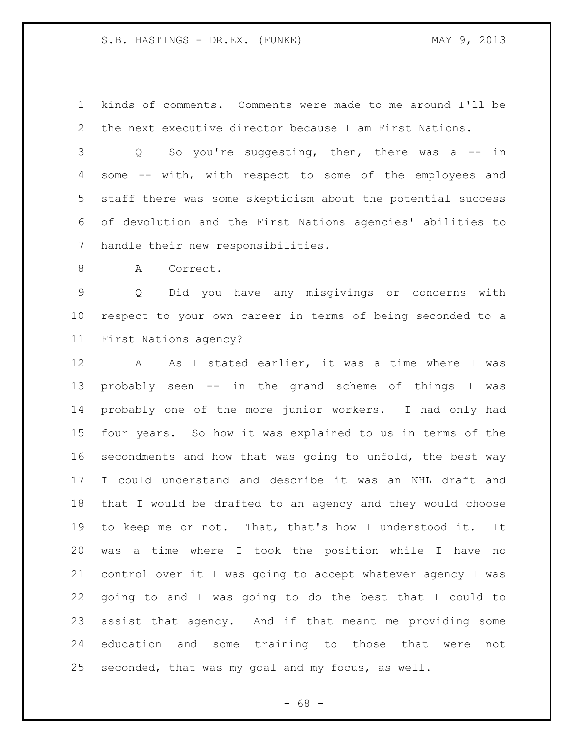kinds of comments. Comments were made to me around I'll be the next executive director because I am First Nations.

Q So you're suggesting, then, there was a -- in some -- with, with respect to some of the employees and staff there was some skepticism about the potential success of devolution and the First Nations agencies' abilities to handle their new responsibilities.

A Correct.

Q Did you have any misgivings or concerns with respect to your own career in terms of being seconded to a First Nations agency?

A As I stated earlier, it was a time where I was probably seen -- in the grand scheme of things I was probably one of the more junior workers. I had only had four years. So how it was explained to us in terms of the secondments and how that was going to unfold, the best way I could understand and describe it was an NHL draft and that I would be drafted to an agency and they would choose to keep me or not. That, that's how I understood it. It was a time where I took the position while I have no control over it I was going to accept whatever agency I was going to and I was going to do the best that I could to assist that agency. And if that meant me providing some education and some training to those that were not seconded, that was my goal and my focus, as well.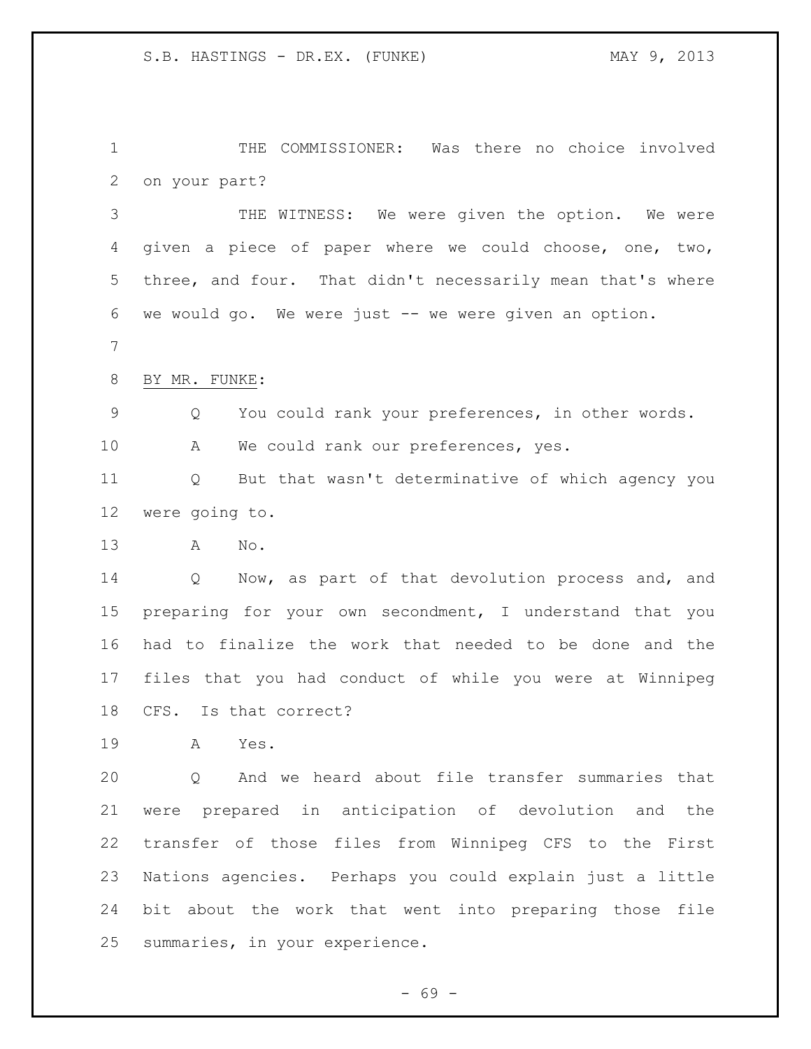THE COMMISSIONER: Was there no choice involved on your part?

THE WITNESS: We were given the option. We were given a piece of paper where we could choose, one, two, three, and four. That didn't necessarily mean that's where we would go. We were just -- we were given an option.

BY MR. FUNKE:

Q You could rank your preferences, in other words.

A We could rank our preferences, yes.

Q But that wasn't determinative of which agency you were going to.

A No.

Q Now, as part of that devolution process and, and preparing for your own secondment, I understand that you had to finalize the work that needed to be done and the files that you had conduct of while you were at Winnipeg CFS. Is that correct?

A Yes.

Q And we heard about file transfer summaries that were prepared in anticipation of devolution and the transfer of those files from Winnipeg CFS to the First Nations agencies. Perhaps you could explain just a little bit about the work that went into preparing those file summaries, in your experience.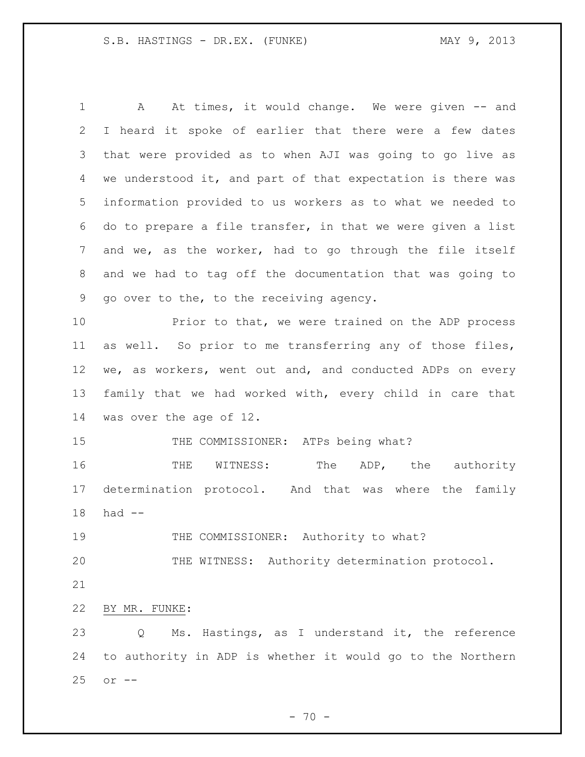A At times, it would change. We were given -- and I heard it spoke of earlier that there were a few dates that were provided as to when AJI was going to go live as we understood it, and part of that expectation is there was information provided to us workers as to what we needed to do to prepare a file transfer, in that we were given a list and we, as the worker, had to go through the file itself and we had to tag off the documentation that was going to go over to the, to the receiving agency.

Prior to that, we were trained on the ADP process as well. So prior to me transferring any of those files, we, as workers, went out and, and conducted ADPs on every family that we had worked with, every child in care that was over the age of 12.

THE COMMISSIONER: ATPs being what?

THE WITNESS: The ADP, the authority determination protocol. And that was where the family had --

THE COMMISSIONER: Authority to what?

THE WITNESS: Authority determination protocol.

BY MR. FUNKE:

Q Ms. Hastings, as I understand it, the reference to authority in ADP is whether it would go to the Northern or --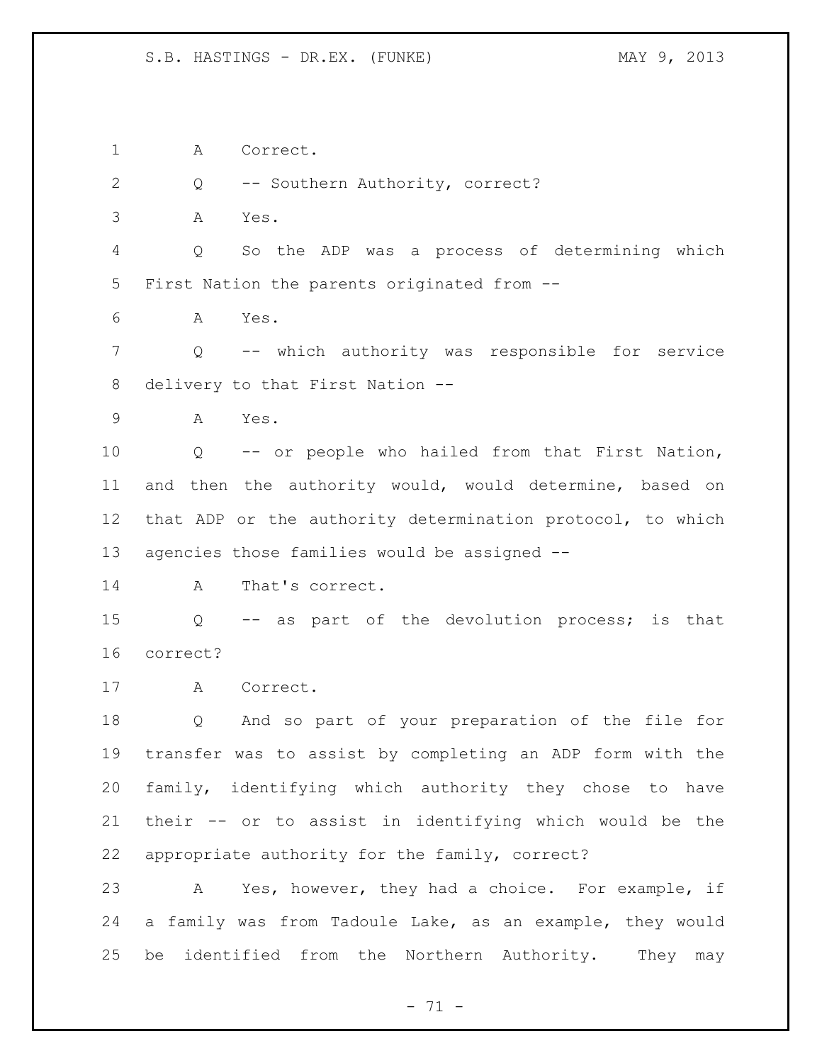1 A Correct.

2 Q -- Southern Authority, correct?

3 A Yes.

4 Q So the ADP was a process of determining which

5 First Nation the parents originated from --

6 A Yes.

7 Q -- which authority was responsible for service

8 delivery to that First Nation --

9 A Yes.

10 Q -- or people who hailed from that First Nation,

11 and then the authority would, would determine, based on

12 that ADP or the authority determination protocol, to which

13 agencies those families would be assigned --

14 A That's correct.

15 Q -- as part of the devolution process; is that

16 correct?

17 A Correct.

18 Q And so part of your preparation of the file for

19 transfer was to assist by completing an ADP form with the

20 family, identifying which authority they chose to have

21 their -- or to assist in identifying which would be the

22 appropriate authority for the family, correct?

23 A Yes, however, they had a choice. For example, if

24 a family was from Tadoule Lake, as an example, they would

25 be identified from the Northern Authority. They may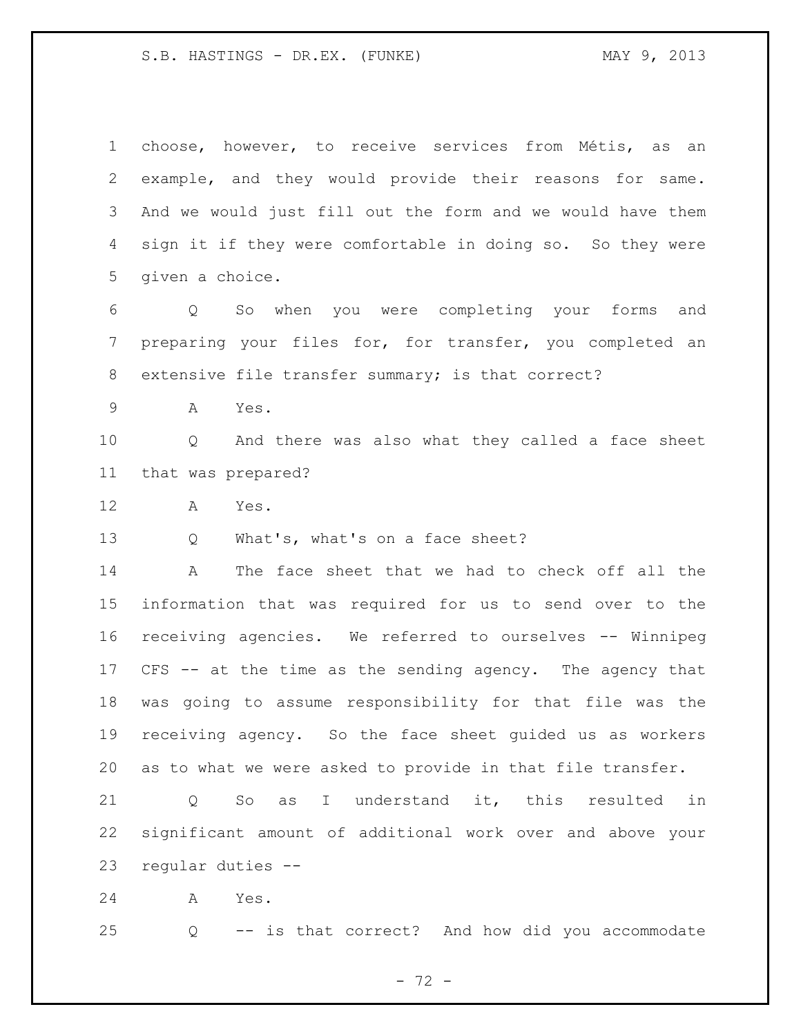choose, however, to receive services from Métis, as an example, and they would provide their reasons for same. And we would just fill out the form and we would have them sign it if they were comfortable in doing so. So they were given a choice.

Q So when you were completing your forms and preparing your files for, for transfer, you completed an extensive file transfer summary; is that correct?

A Yes.

Q And there was also what they called a face sheet that was prepared?

A Yes.

Q What's, what's on a face sheet?

A The face sheet that we had to check off all the information that was required for us to send over to the receiving agencies. We referred to ourselves -- Winnipeg CFS -- at the time as the sending agency. The agency that was going to assume responsibility for that file was the receiving agency. So the face sheet guided us as workers as to what we were asked to provide in that file transfer.

Q So as I understand it, this resulted in significant amount of additional work over and above your regular duties --

A Yes.

Q -- is that correct? And how did you accommodate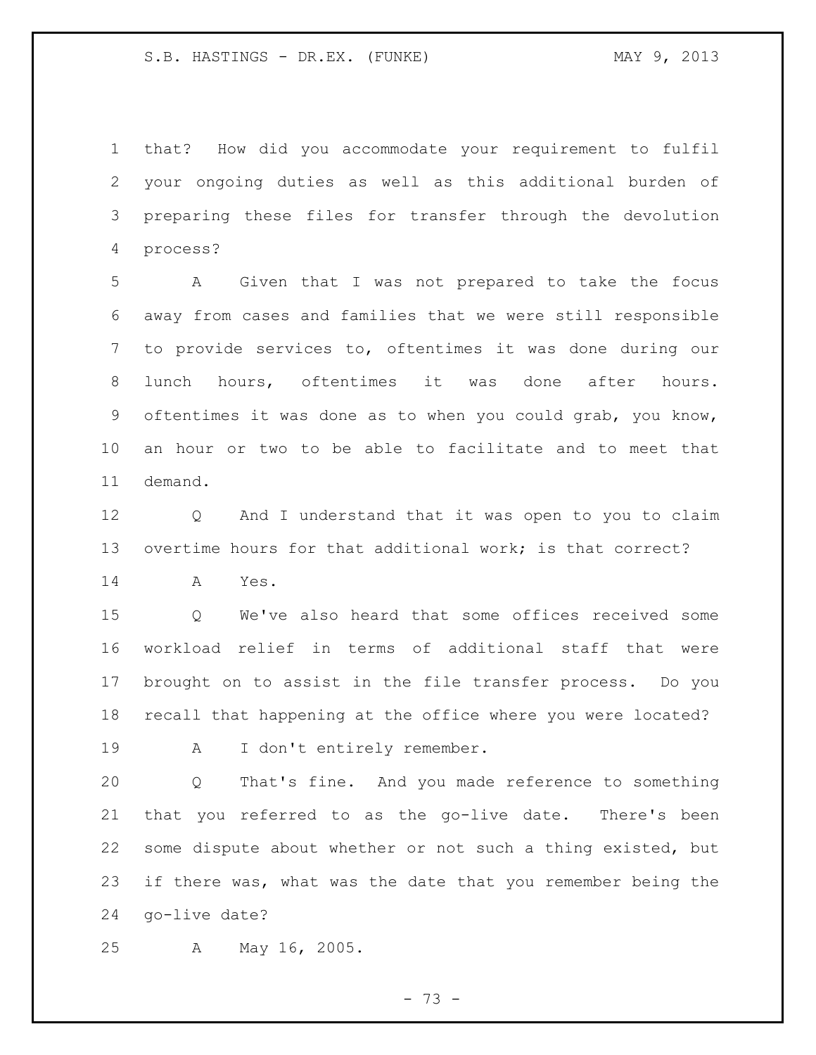that? How did you accommodate your requirement to fulfil your ongoing duties as well as this additional burden of preparing these files for transfer through the devolution process?

A Given that I was not prepared to take the focus away from cases and families that we were still responsible to provide services to, oftentimes it was done during our lunch hours, oftentimes it was done after hours. oftentimes it was done as to when you could grab, you know, an hour or two to be able to facilitate and to meet that demand.

Q And I understand that it was open to you to claim overtime hours for that additional work; is that correct?

A Yes.

Q We've also heard that some offices received some workload relief in terms of additional staff that were brought on to assist in the file transfer process. Do you recall that happening at the office where you were located?

A I don't entirely remember.

Q That's fine. And you made reference to something that you referred to as the go-live date. There's been some dispute about whether or not such a thing existed, but if there was, what was the date that you remember being the go-live date?

A May 16, 2005.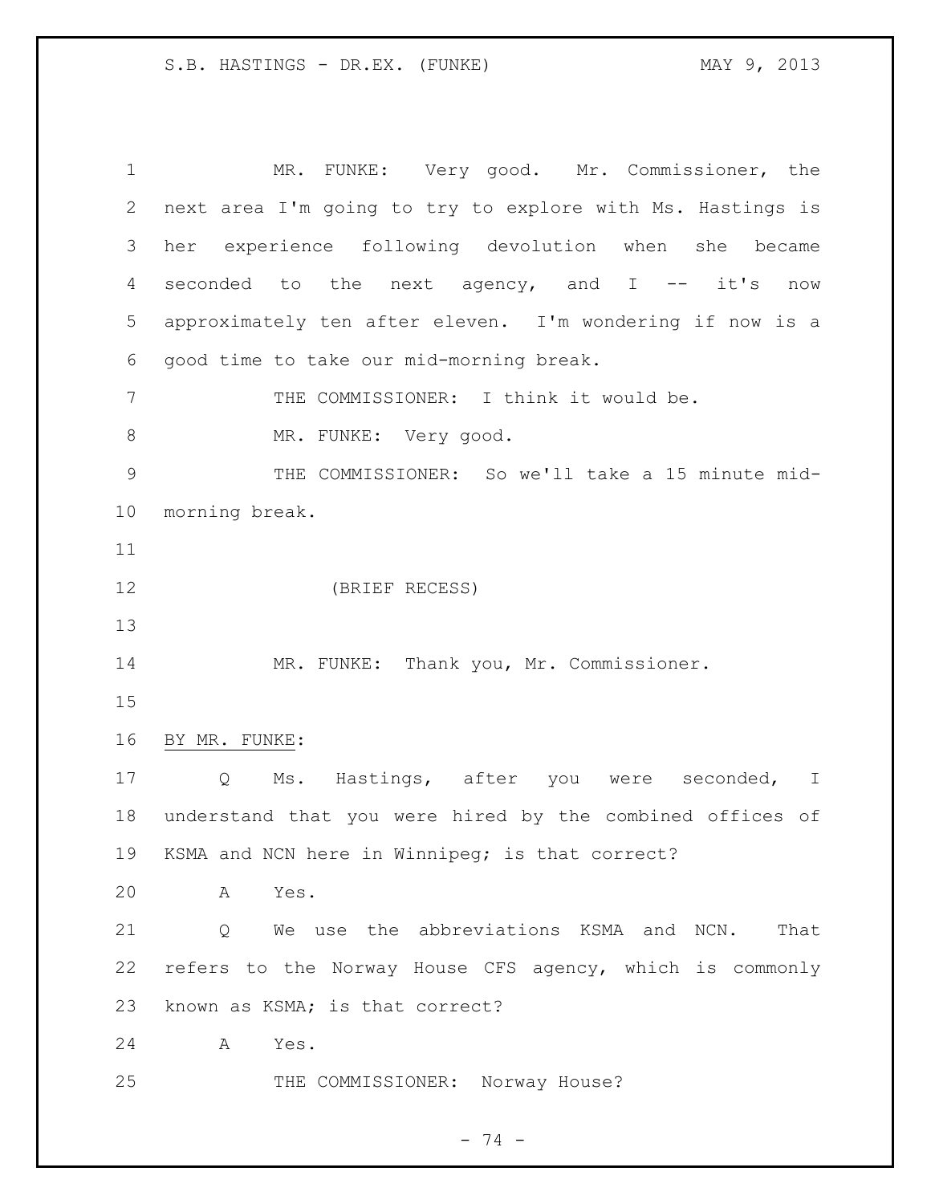MR. FUNKE: Very good. Mr. Commissioner, the next area I'm going to try to explore with Ms. Hastings is her experience following devolution when she became seconded to the next agency, and I -- it's now approximately ten after eleven. I'm wondering if now is a good time to take our mid-morning break.

THE COMMISSIONER: I think it would be.

MR. FUNKE: Very good.

THE COMMISSIONER: So we'll take a 15 minute mid-morning break.

(BRIEF RECESS)

MR. FUNKE: Thank you, Mr. Commissioner.

BY MR. FUNKE:

Q Ms. Hastings, after you were seconded, I understand that you were hired by the combined offices of KSMA and NCN here in Winnipeg; is that correct?

A Yes.

Q We use the abbreviations KSMA and NCN. That refers to the Norway House CFS agency, which is commonly known as KSMA; is that correct?

A Yes.

THE COMMISSIONER: Norway House?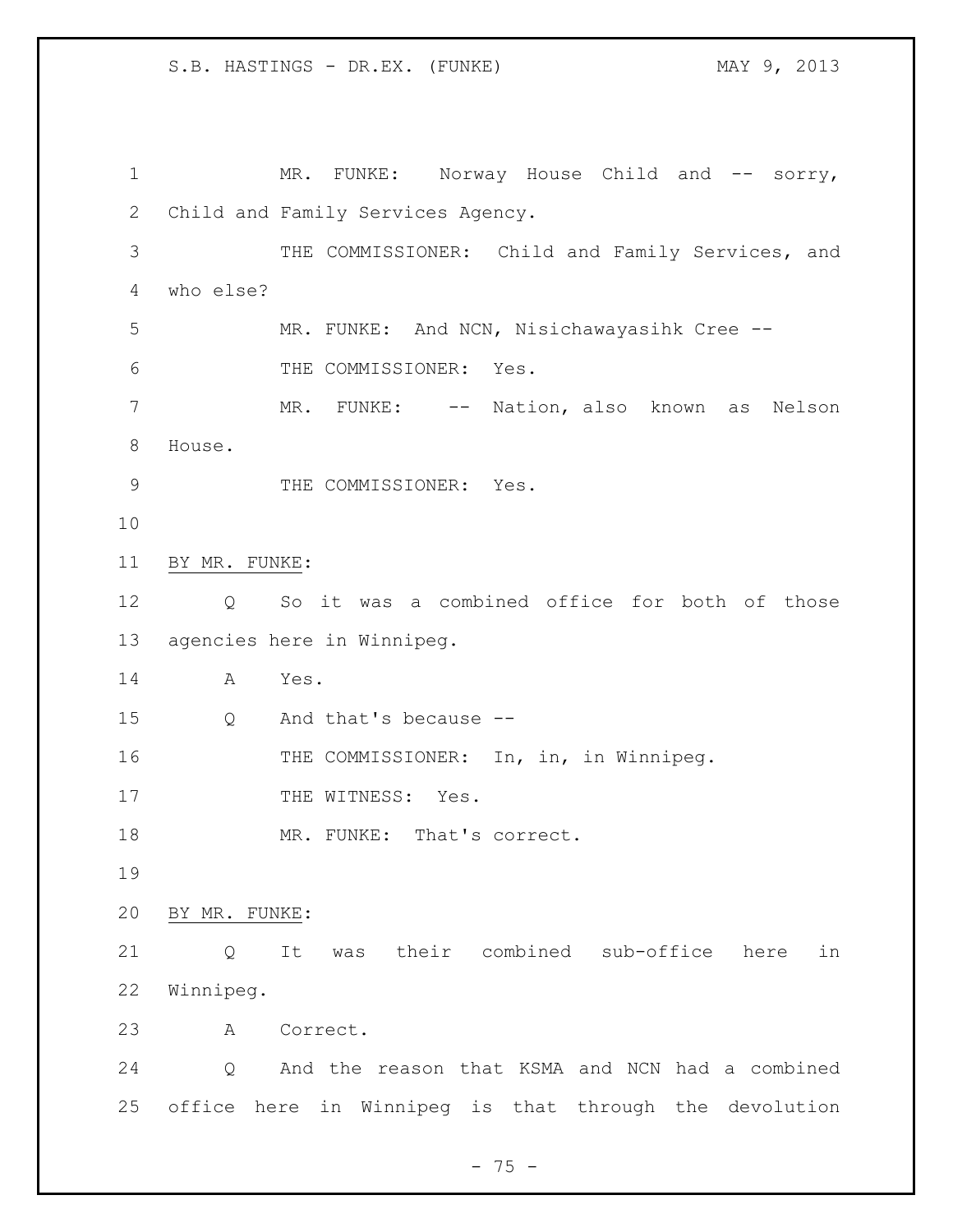MR. FUNKE: Norway House Child and -- sorry, Child and Family Services Agency.

THE COMMISSIONER: Child and Family Services, and who else?

MR. FUNKE: And NCN, Nisichawayasihk Cree --

THE COMMISSIONER: Yes.

MR. FUNKE: -- Nation, also known as Nelson House.

THE COMMISSIONER: Yes.

BY MR. FUNKE:

Q So it was a combined office for both of those agencies here in Winnipeg.

A Yes.

Q And that's because --

THE COMMISSIONER: In, in, in Winnipeg.

THE WITNESS: Yes.

MR. FUNKE: That's correct.

BY MR. FUNKE:

Q It was their combined sub-office here in Winnipeg.

A Correct.

Q And the reason that KSMA and NCN had a combined office here in Winnipeg is that through the devolution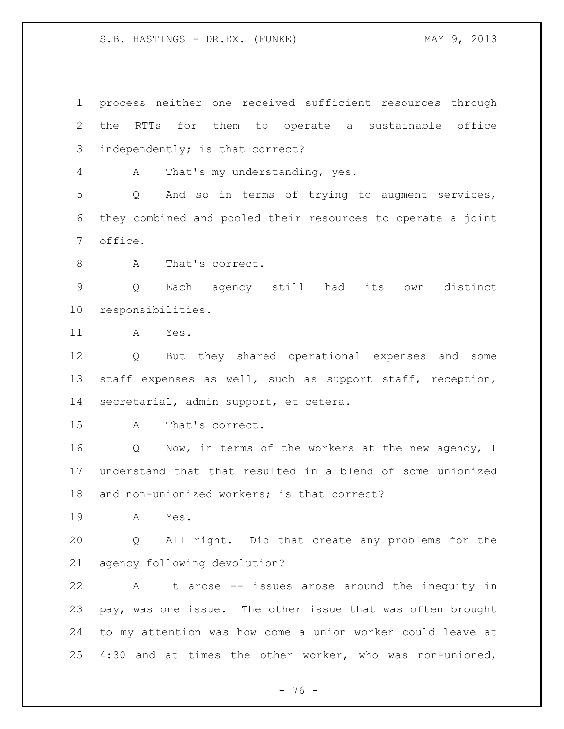process neither one received sufficient resources through the RTTs for them to operate a sustainable office independently; is that correct?

A That's my understanding, yes.

Q And so in terms of trying to augment services, they combined and pooled their resources to operate a joint office.

A That's correct.

Q Each agency still had its own distinct responsibilities.

A Yes.

Q But they shared operational expenses and some staff expenses as well, such as support staff, reception, secretarial, admin support, et cetera.

A That's correct.

Q Now, in terms of the workers at the new agency, I understand that that resulted in a blend of some unionized and non-unionized workers; is that correct?

A Yes.

Q All right. Did that create any problems for the agency following devolution?

A It arose -- issues arose around the inequity in pay, was one issue. The other issue that was often brought to my attention was how come a union worker could leave at 4:30 and at times the other worker, who was non-unioned,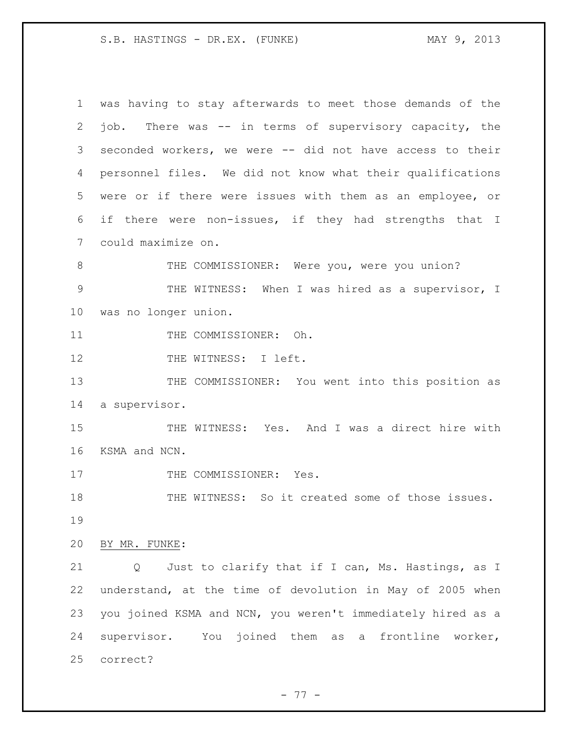was having to stay afterwards to meet those demands of the job. There was -- in terms of supervisory capacity, the seconded workers, we were -- did not have access to their personnel files. We did not know what their qualifications were or if there were issues with them as an employee, or if there were non-issues, if they had strengths that I could maximize on.

THE COMMISSIONER: Were you, were you union?

THE WITNESS: When I was hired as a supervisor, I was no longer union.

THE COMMISSIONER: Oh.

THE WITNESS: I left.

THE COMMISSIONER: You went into this position as a supervisor.

THE WITNESS: Yes. And I was a direct hire with KSMA and NCN.

THE COMMISSIONER: Yes.

THE WITNESS: So it created some of those issues.

BY MR. FUNKE:

Q Just to clarify that if I can, Ms. Hastings, as I understand, at the time of devolution in May of 2005 when you joined KSMA and NCN, you weren't immediately hired as a supervisor. You joined them as a frontline worker, correct?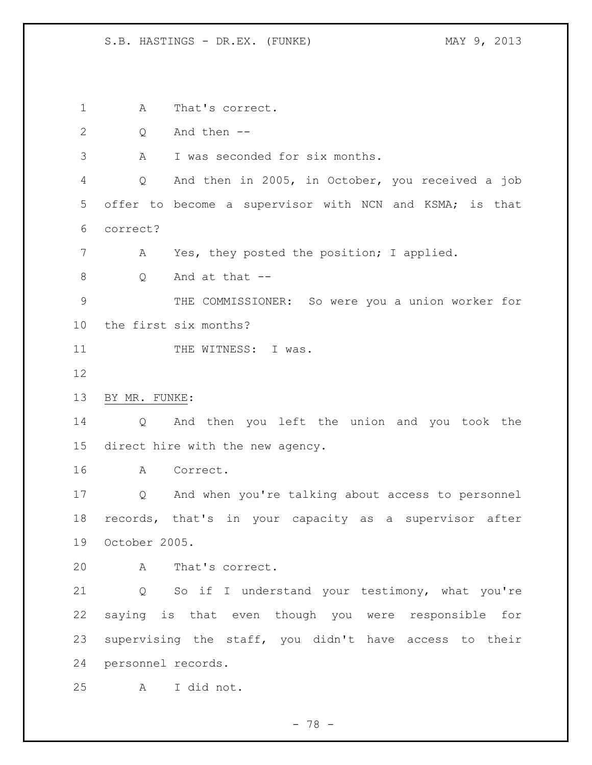A That's correct.

Q And then --

A I was seconded for six months.

Q And then in 2005, in October, you received a job offer to become a supervisor with NCN and KSMA; is that correct?

A Yes, they posted the position; I applied.

Q And at that --

THE COMMISSIONER: So were you a union worker for the first six months?

THE WITNESS: I was.

BY MR. FUNKE:

Q And then you left the union and you took the direct hire with the new agency.

A Correct.

Q And when you're talking about access to personnel records, that's in your capacity as a supervisor after October 2005.

A That's correct.

Q So if I understand your testimony, what you're saying is that even though you were responsible for supervising the staff, you didn't have access to their personnel records.

A I did not.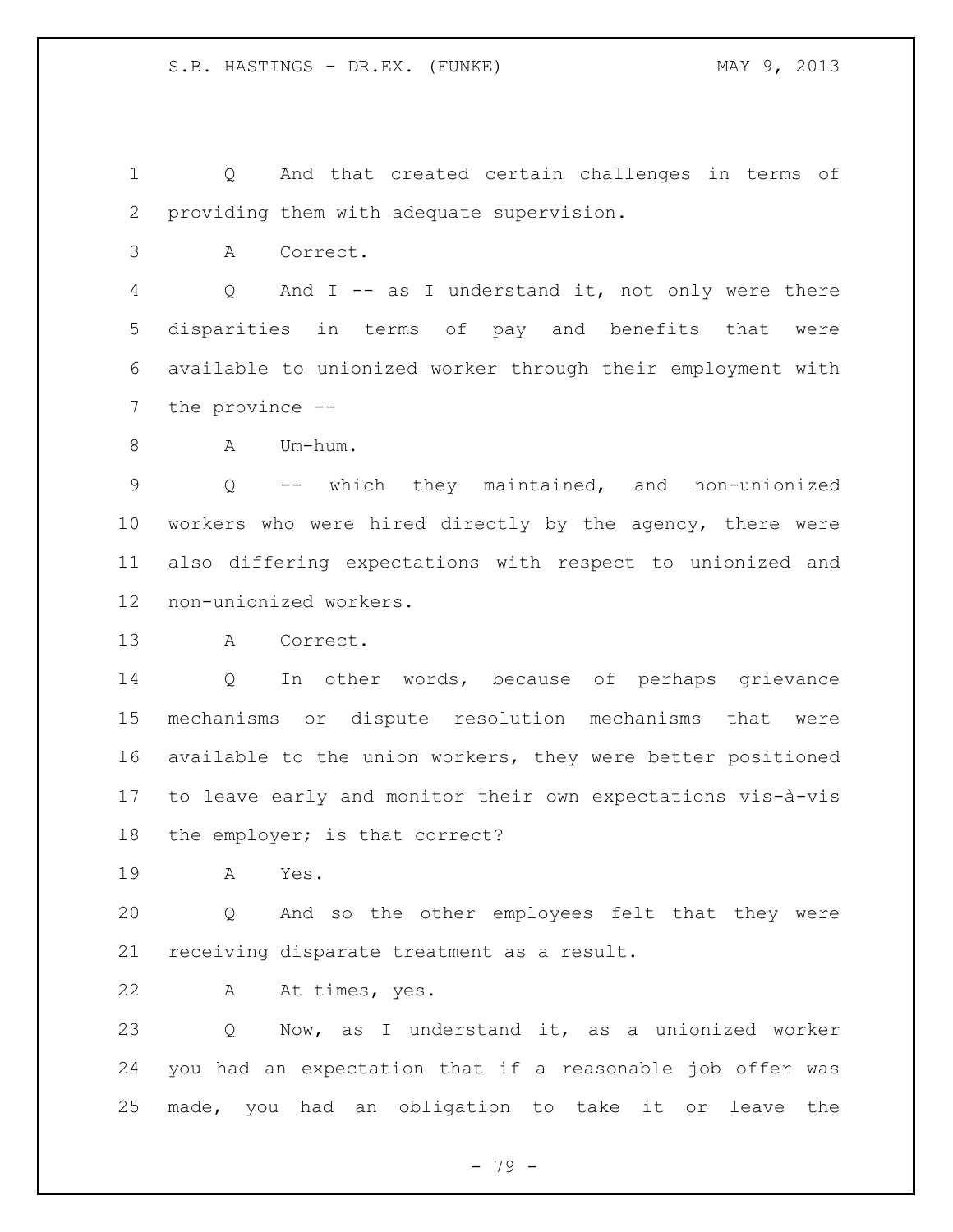Q And that created certain challenges in terms of providing them with adequate supervision.

A Correct.

Q And I -- as I understand it, not only were there disparities in terms of pay and benefits that were available to unionized worker through their employment with the province --

A Um-hum.

Q -- which they maintained, and non-unionized workers who were hired directly by the agency, there were also differing expectations with respect to unionized and non-unionized workers.

A Correct.

Q In other words, because of perhaps grievance mechanisms or dispute resolution mechanisms that were available to the union workers, they were better positioned to leave early and monitor their own expectations vis-à-vis the employer; is that correct?

A Yes.

Q And so the other employees felt that they were receiving disparate treatment as a result.

A At times, yes.

Q Now, as I understand it, as a unionized worker you had an expectation that if a reasonable job offer was made, you had an obligation to take it or leave the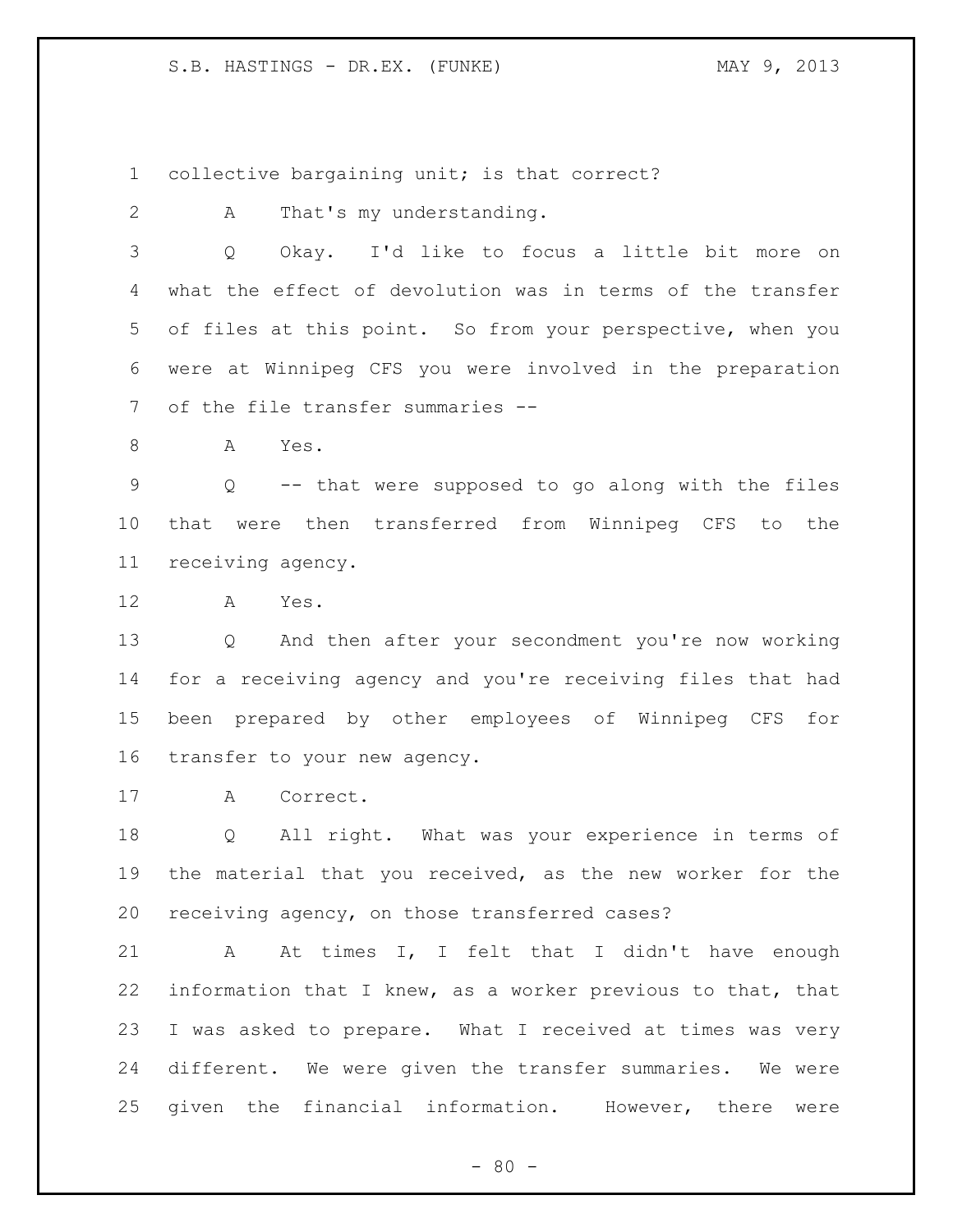collective bargaining unit; is that correct?

A That's my understanding.

Q Okay. I'd like to focus a little bit more on what the effect of devolution was in terms of the transfer of files at this point. So from your perspective, when you were at Winnipeg CFS you were involved in the preparation of the file transfer summaries --

A Yes.

Q -- that were supposed to go along with the files that were then transferred from Winnipeg CFS to the receiving agency.

A Yes.

Q And then after your secondment you're now working for a receiving agency and you're receiving files that had been prepared by other employees of Winnipeg CFS for transfer to your new agency.

A Correct.

Q All right. What was your experience in terms of the material that you received, as the new worker for the receiving agency, on those transferred cases?

A At times I, I felt that I didn't have enough information that I knew, as a worker previous to that, that I was asked to prepare. What I received at times was very different. We were given the transfer summaries. We were given the financial information. However, there were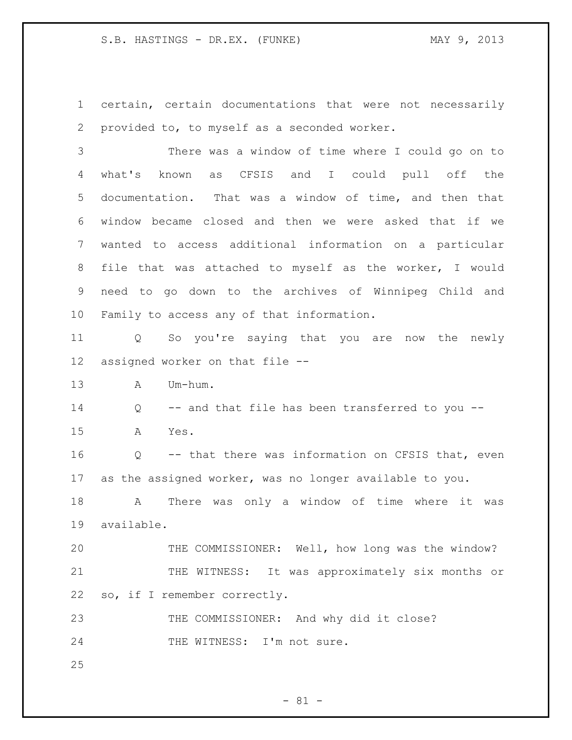certain, certain documentations that were not necessarily provided to, to myself as a seconded worker.

There was a window of time where I could go on to what's known as CFSIS and I could pull off the documentation. That was a window of time, and then that window became closed and then we were asked that if we wanted to access additional information on a particular file that was attached to myself as the worker, I would need to go down to the archives of Winnipeg Child and Family to access any of that information.

Q So you're saying that you are now the newly assigned worker on that file --

A Um-hum.

Q -- and that file has been transferred to you --

A Yes.

Q -- that there was information on CFSIS that, even as the assigned worker, was no longer available to you.

A There was only a window of time where it was available.

THE COMMISSIONER: Well, how long was the window?

THE WITNESS: It was approximately six months or so, if I remember correctly.

THE COMMISSIONER: And why did it close?

THE WITNESS: I'm not sure.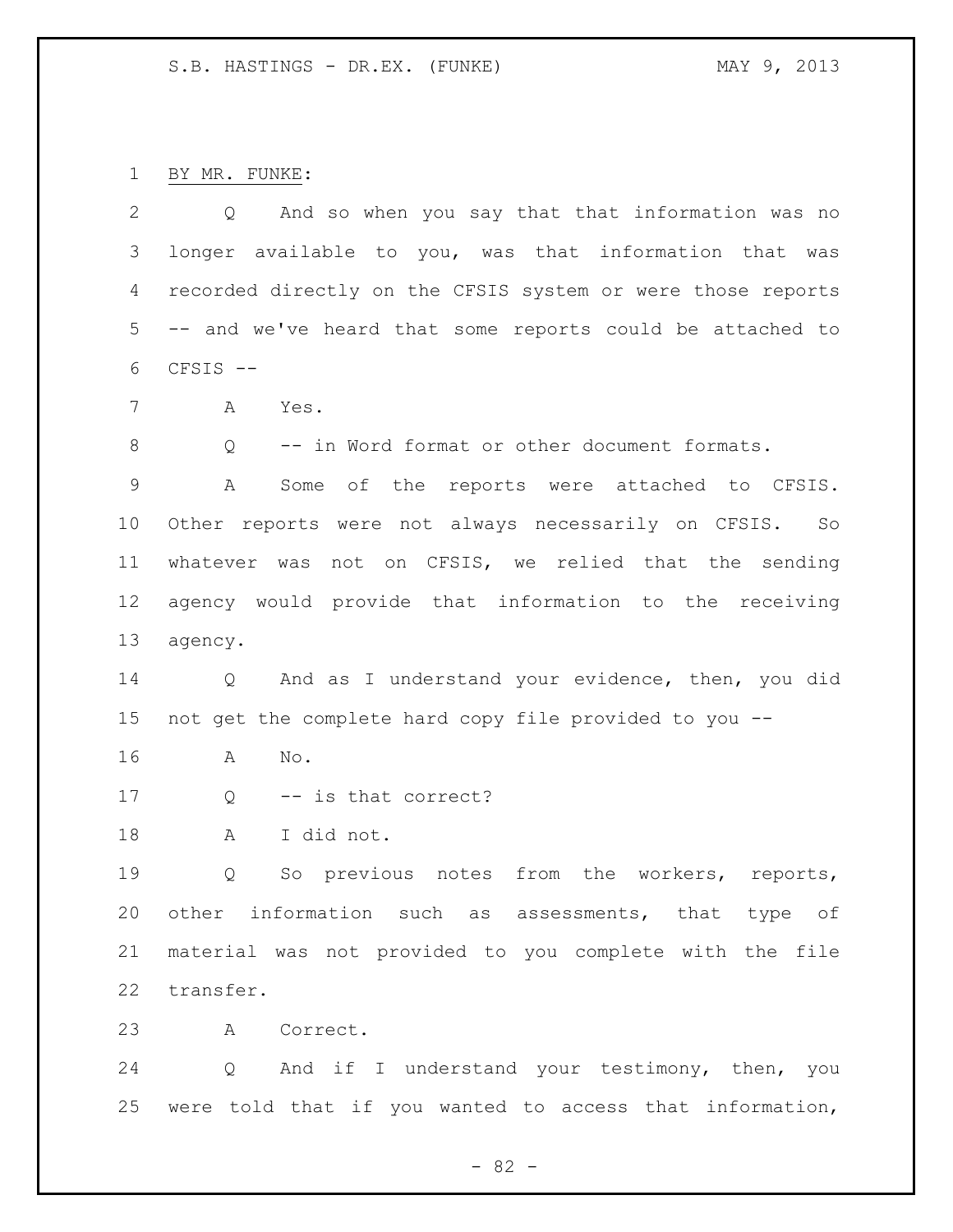BY MR. FUNKE:

Q And so when you say that that information was no longer available to you, was that information that was recorded directly on the CFSIS system or were those reports -- and we've heard that some reports could be attached to CFSIS --

A Yes.

Q -- in Word format or other document formats.

A Some of the reports were attached to CFSIS. Other reports were not always necessarily on CFSIS. So whatever was not on CFSIS, we relied that the sending agency would provide that information to the receiving agency.

Q And as I understand your evidence, then, you did not get the complete hard copy file provided to you --

A No.

Q -- is that correct?

A I did not.

Q So previous notes from the workers, reports, other information such as assessments, that type of material was not provided to you complete with the file transfer.

A Correct.

Q And if I understand your testimony, then, you were told that if you wanted to access that information,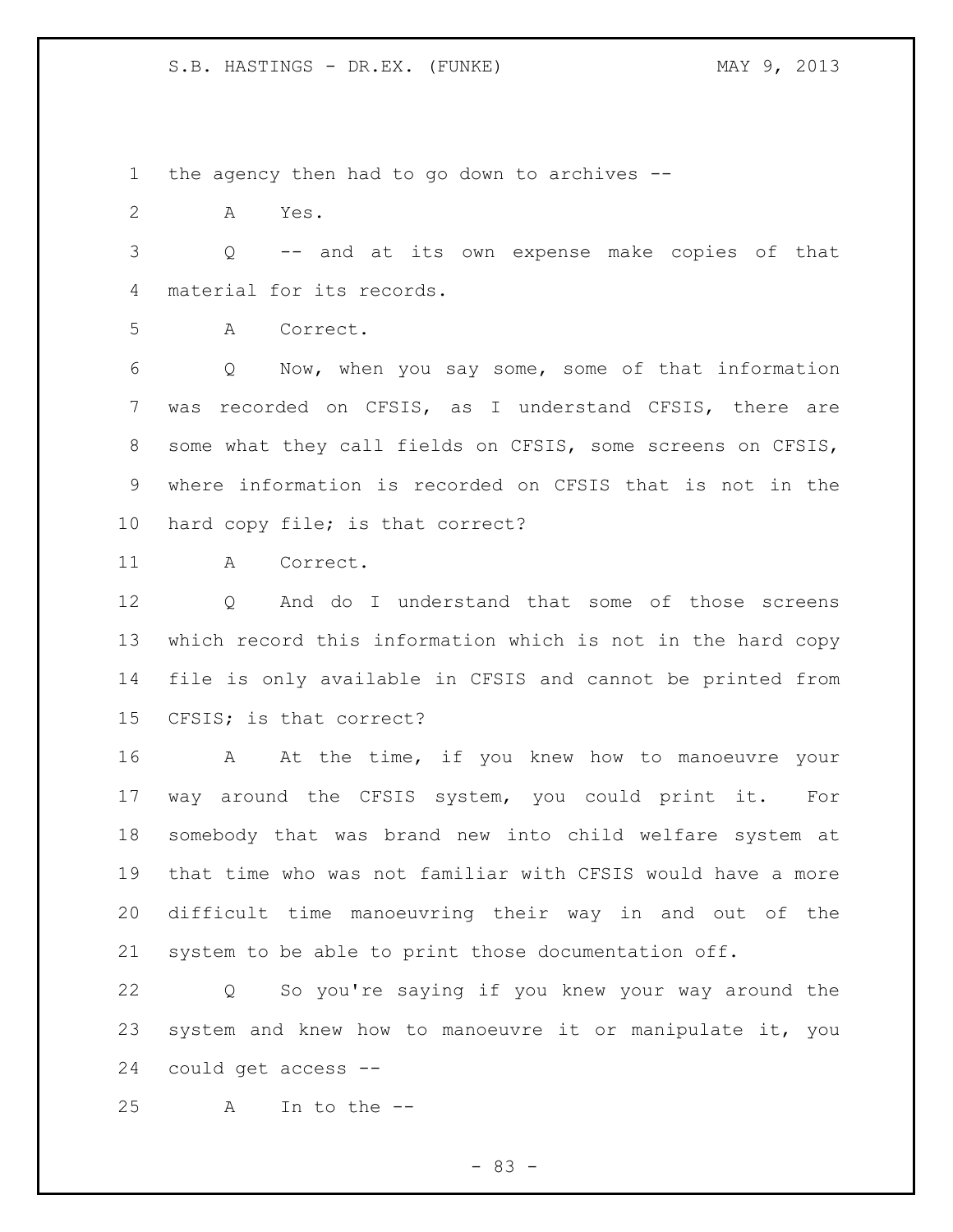the agency then had to go down to archives --

A Yes.

Q -- and at its own expense make copies of that material for its records.

A Correct.

Q Now, when you say some, some of that information was recorded on CFSIS, as I understand CFSIS, there are some what they call fields on CFSIS, some screens on CFSIS, where information is recorded on CFSIS that is not in the hard copy file; is that correct?

A Correct.

Q And do I understand that some of those screens which record this information which is not in the hard copy file is only available in CFSIS and cannot be printed from CFSIS; is that correct?

A At the time, if you knew how to manoeuvre your way around the CFSIS system, you could print it. For somebody that was brand new into child welfare system at that time who was not familiar with CFSIS would have a more difficult time manoeuvring their way in and out of the system to be able to print those documentation off.

Q So you're saying if you knew your way around the system and knew how to manoeuvre it or manipulate it, you could get access --

A In to the --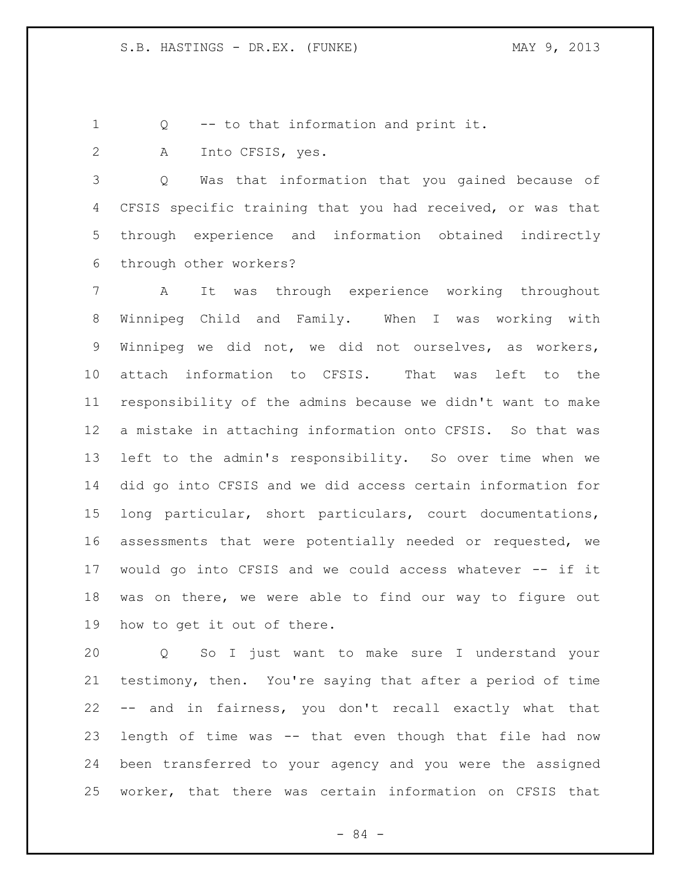Q -- to that information and print it.

A Into CFSIS, yes.

Q Was that information that you gained because of CFSIS specific training that you had received, or was that through experience and information obtained indirectly through other workers?

A It was through experience working throughout Winnipeg Child and Family. When I was working with Winnipeg we did not, we did not ourselves, as workers, attach information to CFSIS. That was left to the responsibility of the admins because we didn't want to make a mistake in attaching information onto CFSIS. So that was left to the admin's responsibility. So over time when we did go into CFSIS and we did access certain information for long particular, short particulars, court documentations, assessments that were potentially needed or requested, we would go into CFSIS and we could access whatever -- if it was on there, we were able to find our way to figure out how to get it out of there.

Q So I just want to make sure I understand your testimony, then. You're saying that after a period of time -- and in fairness, you don't recall exactly what that length of time was -- that even though that file had now been transferred to your agency and you were the assigned worker, that there was certain information on CFSIS that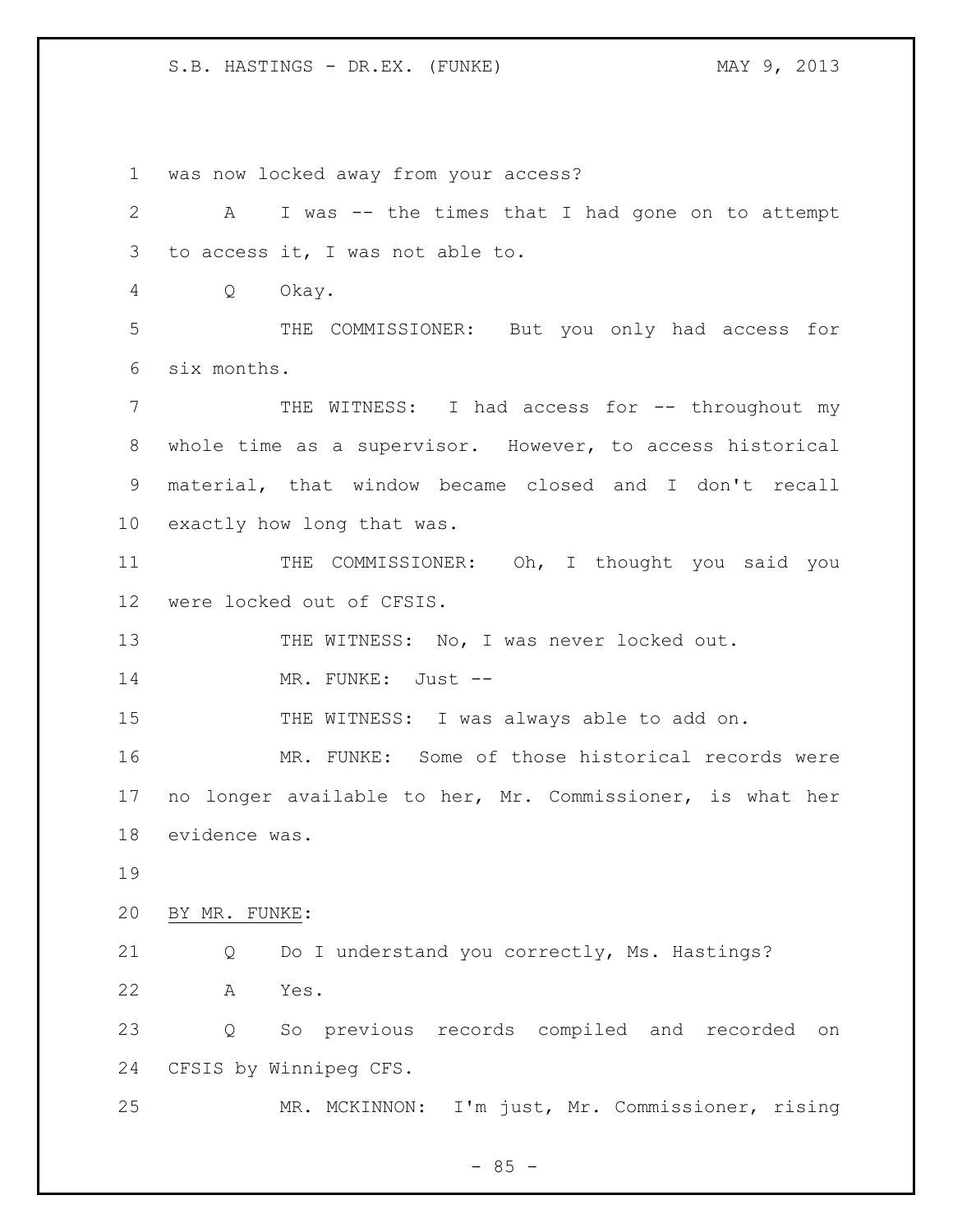was now locked away from your access?

A I was -- the times that I had gone on to attempt to access it, I was not able to.

Q Okay.

THE COMMISSIONER: But you only had access for six months.

THE WITNESS: I had access for -- throughout my whole time as a supervisor. However, to access historical material, that window became closed and I don't recall exactly how long that was.

THE COMMISSIONER: Oh, I thought you said you were locked out of CFSIS.

THE WITNESS: No, I was never locked out.

MR. FUNKE: Just --

THE WITNESS: I was always able to add on.

MR. FUNKE: Some of those historical records were no longer available to her, Mr. Commissioner, is what her evidence was.

BY MR. FUNKE:

Q Do I understand you correctly, Ms. Hastings?

A Yes.

Q So previous records compiled and recorded on CFSIS by Winnipeg CFS.

MR. MCKINNON: I'm just, Mr. Commissioner, rising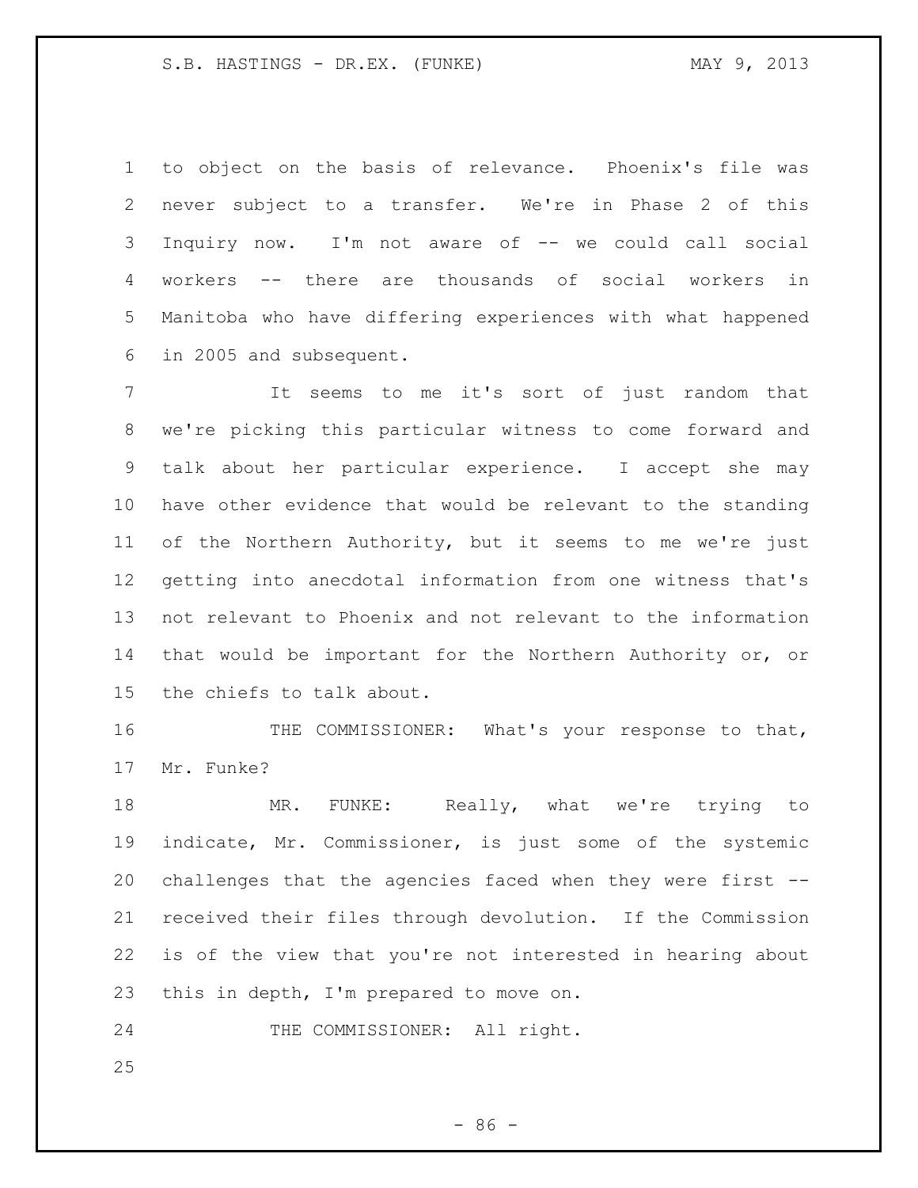to object on the basis of relevance. Phoenix's file was never subject to a transfer. We're in Phase 2 of this Inquiry now. I'm not aware of -- we could call social workers -- there are thousands of social workers in Manitoba who have differing experiences with what happened in 2005 and subsequent.

It seems to me it's sort of just random that we're picking this particular witness to come forward and talk about her particular experience. I accept she may have other evidence that would be relevant to the standing of the Northern Authority, but it seems to me we're just getting into anecdotal information from one witness that's not relevant to Phoenix and not relevant to the information that would be important for the Northern Authority or, or the chiefs to talk about.

THE COMMISSIONER: What's your response to that, Mr. Funke?

MR. FUNKE: Really, what we're trying to indicate, Mr. Commissioner, is just some of the systemic challenges that the agencies faced when they were first -- received their files through devolution. If the Commission is of the view that you're not interested in hearing about this in depth, I'm prepared to move on.

THE COMMISSIONER: All right.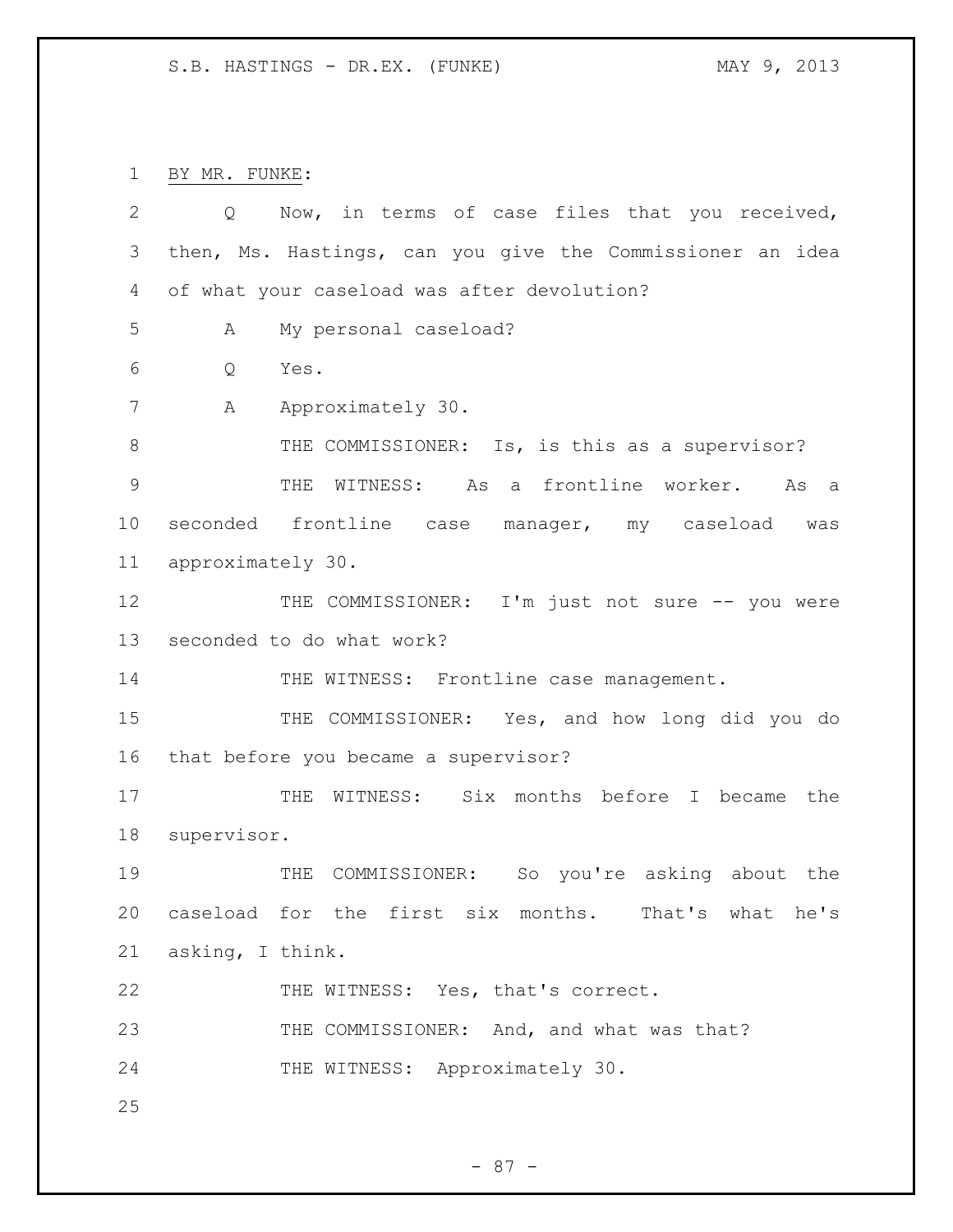BY MR. FUNKE:

Q Now, in terms of case files that you received, then, Ms. Hastings, can you give the Commissioner an idea of what your caseload was after devolution?

A My personal caseload?

Q Yes.

A Approximately 30.

THE COMMISSIONER: Is, is this as a supervisor?

THE WITNESS: As a frontline worker. As a seconded frontline case manager, my caseload was approximately 30.

THE COMMISSIONER: I'm just not sure -- you were seconded to do what work?

THE WITNESS: Frontline case management.

THE COMMISSIONER: Yes, and how long did you do that before you became a supervisor?

THE WITNESS: Six months before I became the supervisor.

THE COMMISSIONER: So you're asking about the caseload for the first six months. That's what he's asking, I think.

THE WITNESS: Yes, that's correct.

THE COMMISSIONER: And, and what was that?

THE WITNESS: Approximately 30.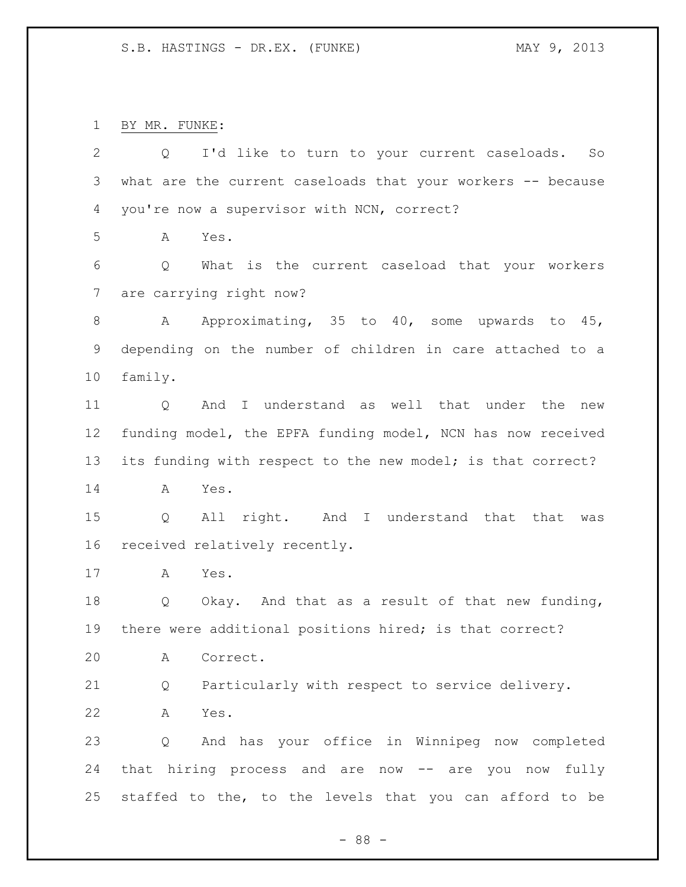BY MR. FUNKE:

Q I'd like to turn to your current caseloads. So what are the current caseloads that your workers -- because you're now a supervisor with NCN, correct?

A Yes.

Q What is the current caseload that your workers are carrying right now?

A Approximating, 35 to 40, some upwards to 45, depending on the number of children in care attached to a family.

Q And I understand as well that under the new funding model, the EPFA funding model, NCN has now received its funding with respect to the new model; is that correct?

A Yes.

Q All right. And I understand that that was received relatively recently.

A Yes.

Q Okay. And that as a result of that new funding, there were additional positions hired; is that correct?

A Correct.

Q Particularly with respect to service delivery.

A Yes.

Q And has your office in Winnipeg now completed that hiring process and are now -- are you now fully staffed to the, to the levels that you can afford to be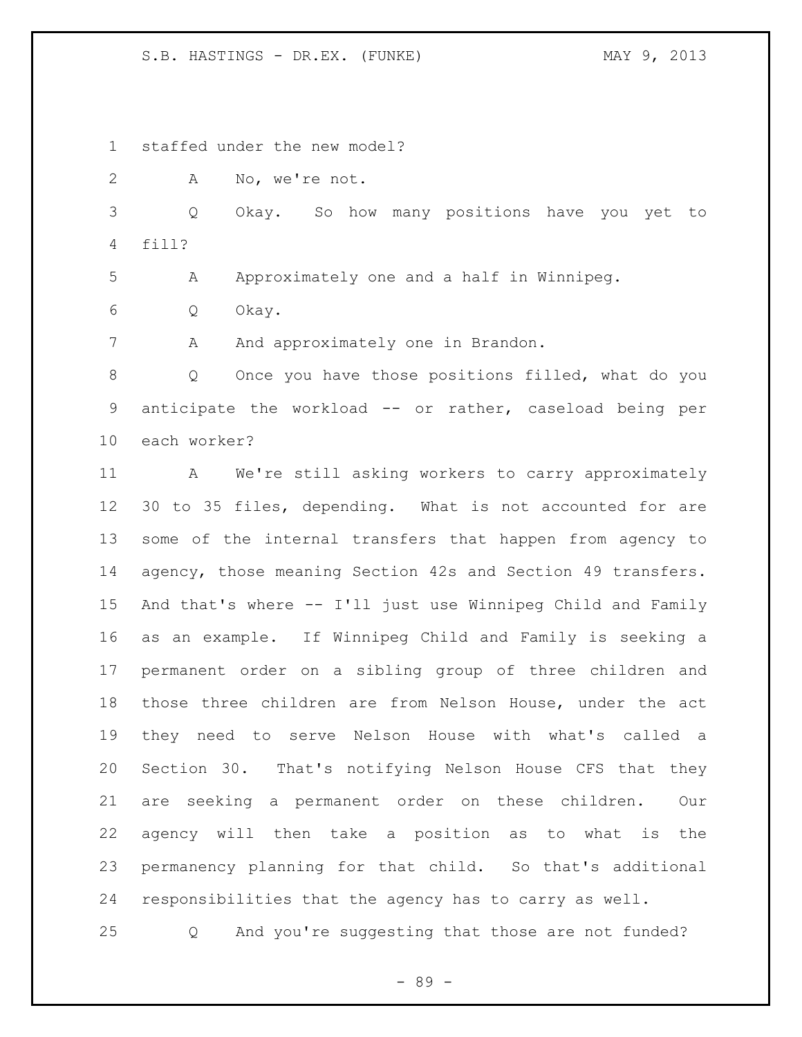staffed under the new model?

A No, we're not.

Q Okay. So how many positions have you yet to fill?

A Approximately one and a half in Winnipeg.

Q Okay.

A And approximately one in Brandon.

Q Once you have those positions filled, what do you anticipate the workload -- or rather, caseload being per each worker?

A We're still asking workers to carry approximately 30 to 35 files, depending. What is not accounted for are some of the internal transfers that happen from agency to agency, those meaning Section 42s and Section 49 transfers. And that's where -- I'll just use Winnipeg Child and Family as an example. If Winnipeg Child and Family is seeking a permanent order on a sibling group of three children and those three children are from Nelson House, under the act they need to serve Nelson House with what's called a Section 30. That's notifying Nelson House CFS that they are seeking a permanent order on these children. Our agency will then take a position as to what is the permanency planning for that child. So that's additional responsibilities that the agency has to carry as well.

Q And you're suggesting that those are not funded?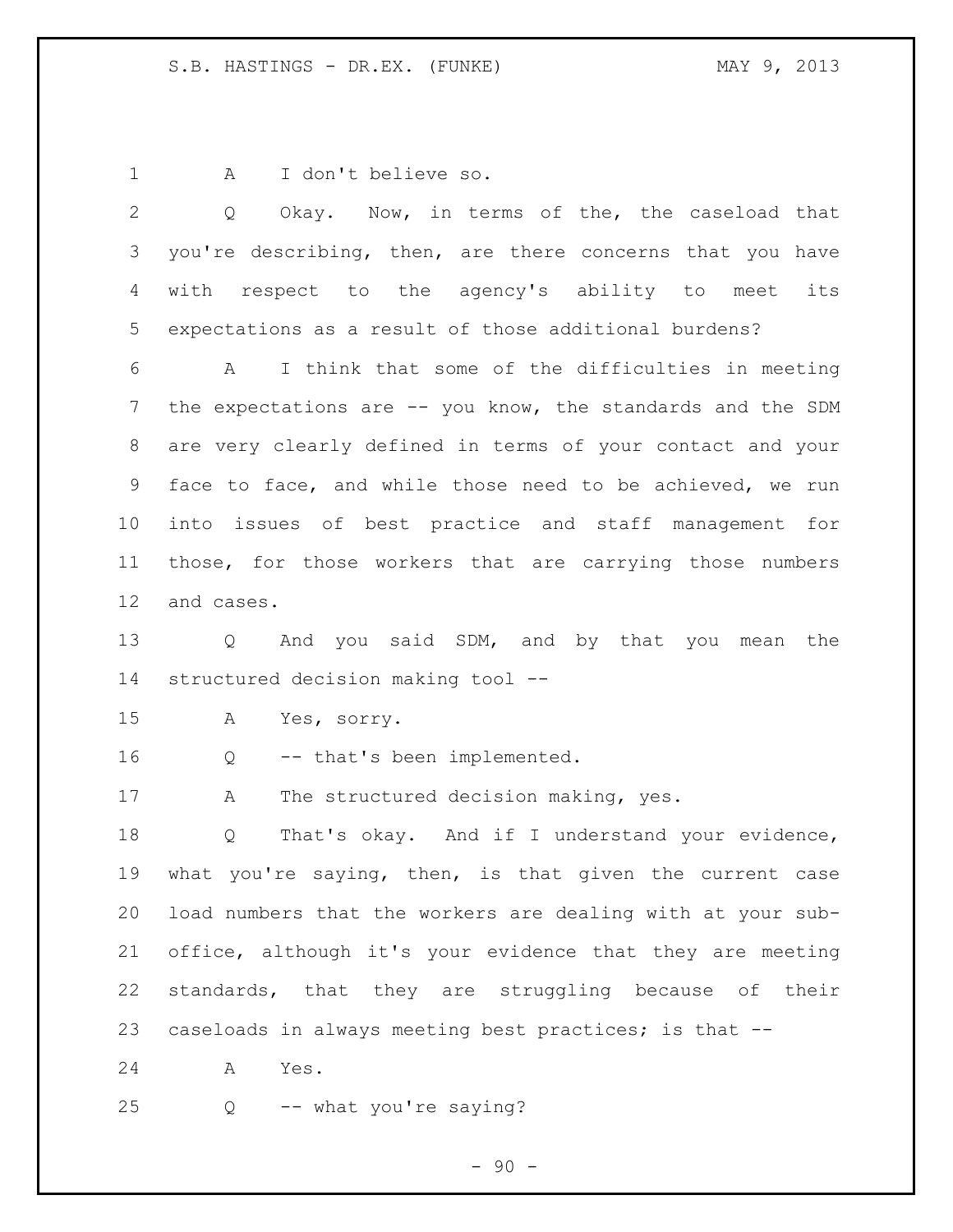A I don't believe so.

Q Okay. Now, in terms of the, the caseload that you're describing, then, are there concerns that you have with respect to the agency's ability to meet its expectations as a result of those additional burdens?

A I think that some of the difficulties in meeting the expectations are -- you know, the standards and the SDM are very clearly defined in terms of your contact and your face to face, and while those need to be achieved, we run into issues of best practice and staff management for those, for those workers that are carrying those numbers and cases.

Q And you said SDM, and by that you mean the structured decision making tool --

A Yes, sorry.

Q -- that's been implemented.

A The structured decision making, yes.

Q That's okay. And if I understand your evidence, what you're saying, then, is that given the current case load numbers that the workers are dealing with at your sub-office, although it's your evidence that they are meeting standards, that they are struggling because of their caseloads in always meeting best practices; is that --

A Yes.

Q -- what you're saying?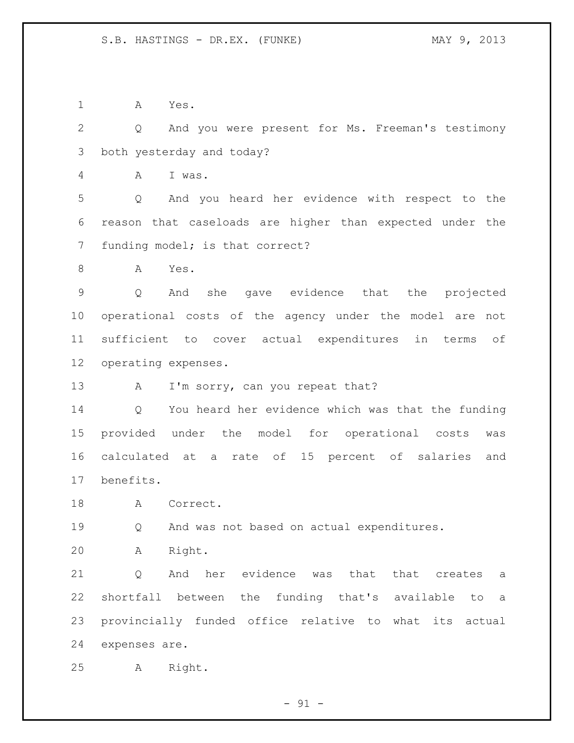A Yes.

Q And you were present for Ms. Freeman's testimony both yesterday and today?

A I was.

Q And you heard her evidence with respect to the reason that caseloads are higher than expected under the funding model; is that correct?

A Yes.

Q And she gave evidence that the projected operational costs of the agency under the model are not sufficient to cover actual expenditures in terms of operating expenses.

A I'm sorry, can you repeat that?

Q You heard her evidence which was that the funding provided under the model for operational costs was calculated at a rate of 15 percent of salaries and benefits.

A Correct.

Q And was not based on actual expenditures.

A Right.

Q And her evidence was that that creates a shortfall between the funding that's available to a provincially funded office relative to what its actual expenses are.

A Right.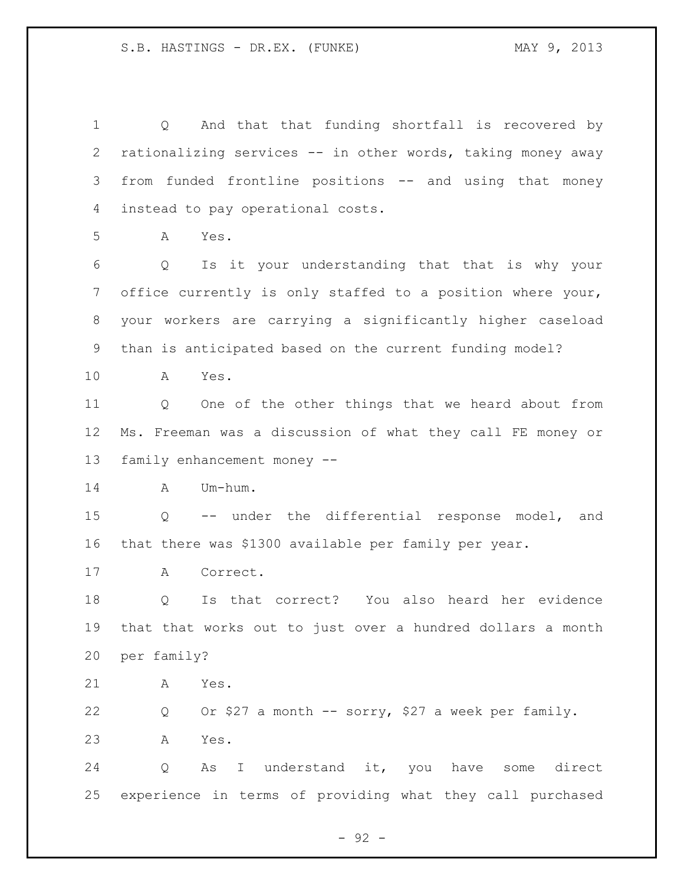Q And that that funding shortfall is recovered by rationalizing services -- in other words, taking money away from funded frontline positions -- and using that money instead to pay operational costs.

A Yes.

Q Is it your understanding that that is why your office currently is only staffed to a position where your, your workers are carrying a significantly higher caseload than is anticipated based on the current funding model?

A Yes.

Q One of the other things that we heard about from Ms. Freeman was a discussion of what they call FE money or family enhancement money --

A Um-hum.

Q -- under the differential response model, and that there was $1300 available per family per year.

A Correct.

Q Is that correct? You also heard her evidence that that works out to just over a hundred dollars a month per family?

A Yes.

Q Or $27 a month -- sorry, $27 a week per family.

A Yes.

Q As I understand it, you have some direct experience in terms of providing what they call purchased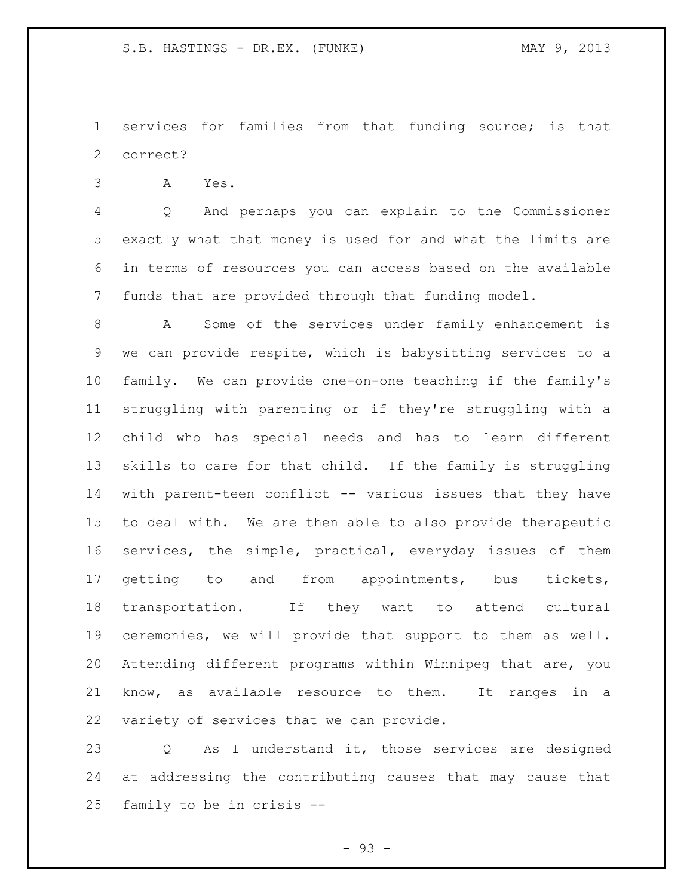services for families from that funding source; is that correct?

A Yes.

Q And perhaps you can explain to the Commissioner exactly what that money is used for and what the limits are in terms of resources you can access based on the available funds that are provided through that funding model.

A Some of the services under family enhancement is we can provide respite, which is babysitting services to a family. We can provide one-on-one teaching if the family's struggling with parenting or if they're struggling with a child who has special needs and has to learn different skills to care for that child. If the family is struggling with parent-teen conflict -- various issues that they have to deal with. We are then able to also provide therapeutic services, the simple, practical, everyday issues of them getting to and from appointments, bus tickets, transportation. If they want to attend cultural ceremonies, we will provide that support to them as well. Attending different programs within Winnipeg that are, you know, as available resource to them. It ranges in a variety of services that we can provide.

Q As I understand it, those services are designed at addressing the contributing causes that may cause that family to be in crisis --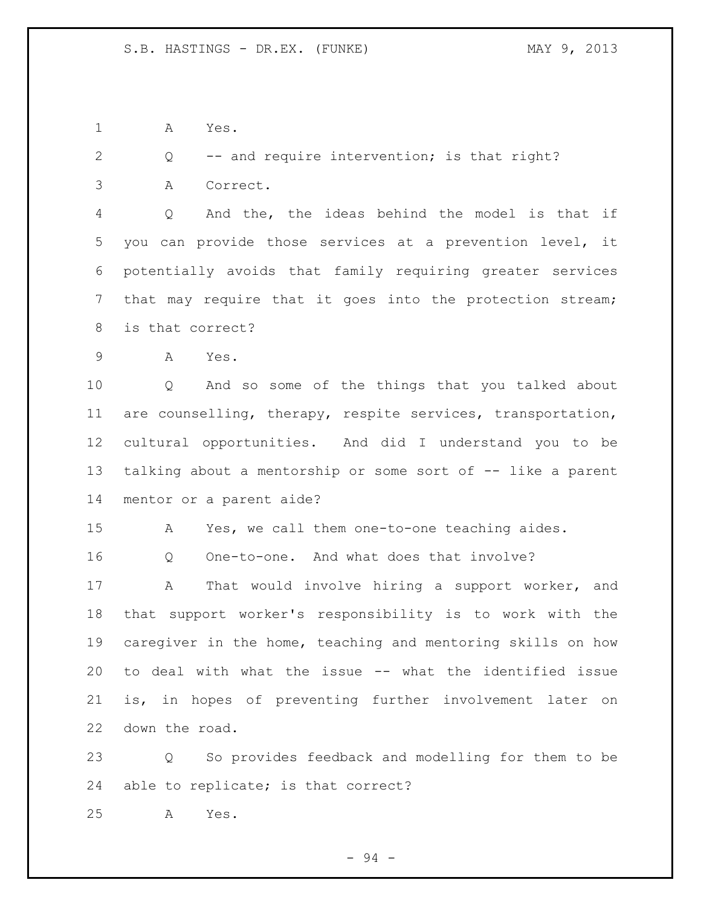A Yes.

Q -- and require intervention; is that right?

A Correct.

Q And the, the ideas behind the model is that if you can provide those services at a prevention level, it potentially avoids that family requiring greater services that may require that it goes into the protection stream; is that correct?

A Yes.

Q And so some of the things that you talked about are counselling, therapy, respite services, transportation, cultural opportunities. And did I understand you to be talking about a mentorship or some sort of -- like a parent mentor or a parent aide?

A Yes, we call them one-to-one teaching aides.

Q One-to-one. And what does that involve?

A That would involve hiring a support worker, and that support worker's responsibility is to work with the caregiver in the home, teaching and mentoring skills on how to deal with what the issue -- what the identified issue is, in hopes of preventing further involvement later on down the road.

Q So provides feedback and modelling for them to be able to replicate; is that correct?

A Yes.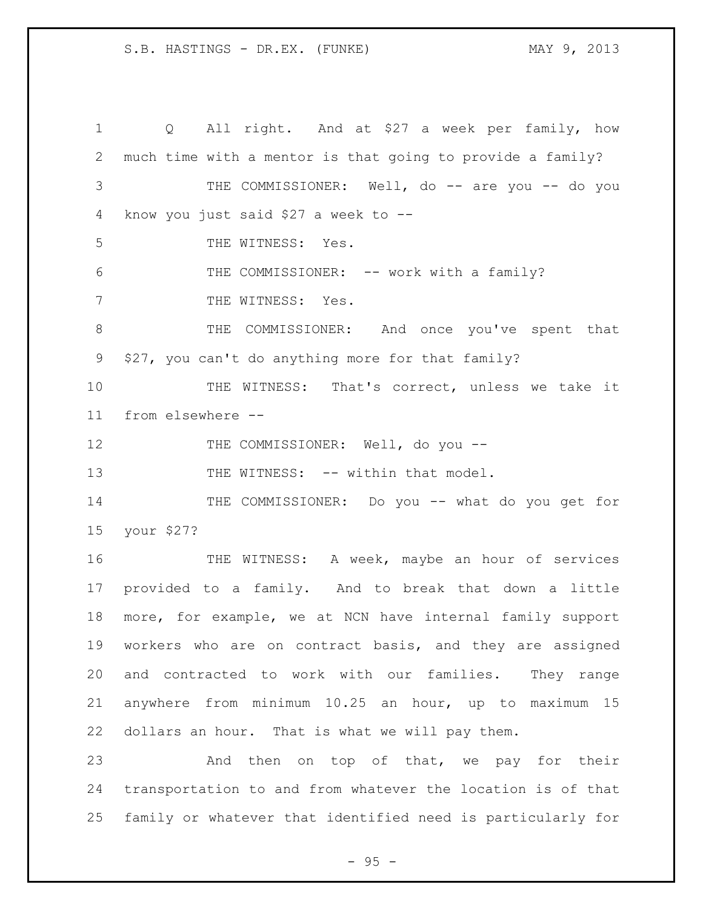Q All right. And at $27 a week per family, how much time with a mentor is that going to provide a family?

THE COMMISSIONER: Well, do -- are you -- do you know you just said $27 a week to --

THE WITNESS: Yes.

THE COMMISSIONER: -- work with a family?

THE WITNESS: Yes.

THE COMMISSIONER: And once you've spent that $27, you can't do anything more for that family?

THE WITNESS: That's correct, unless we take it from elsewhere --

THE COMMISSIONER: Well, do you --

THE WITNESS: -- within that model.

THE COMMISSIONER: Do you -- what do you get for your $27?

THE WITNESS: A week, maybe an hour of services provided to a family. And to break that down a little more, for example, we at NCN have internal family support workers who are on contract basis, and they are assigned and contracted to work with our families. They range anywhere from minimum 10.25 an hour, up to maximum 15 dollars an hour. That is what we will pay them.

And then on top of that, we pay for their transportation to and from whatever the location is of that family or whatever that identified need is particularly for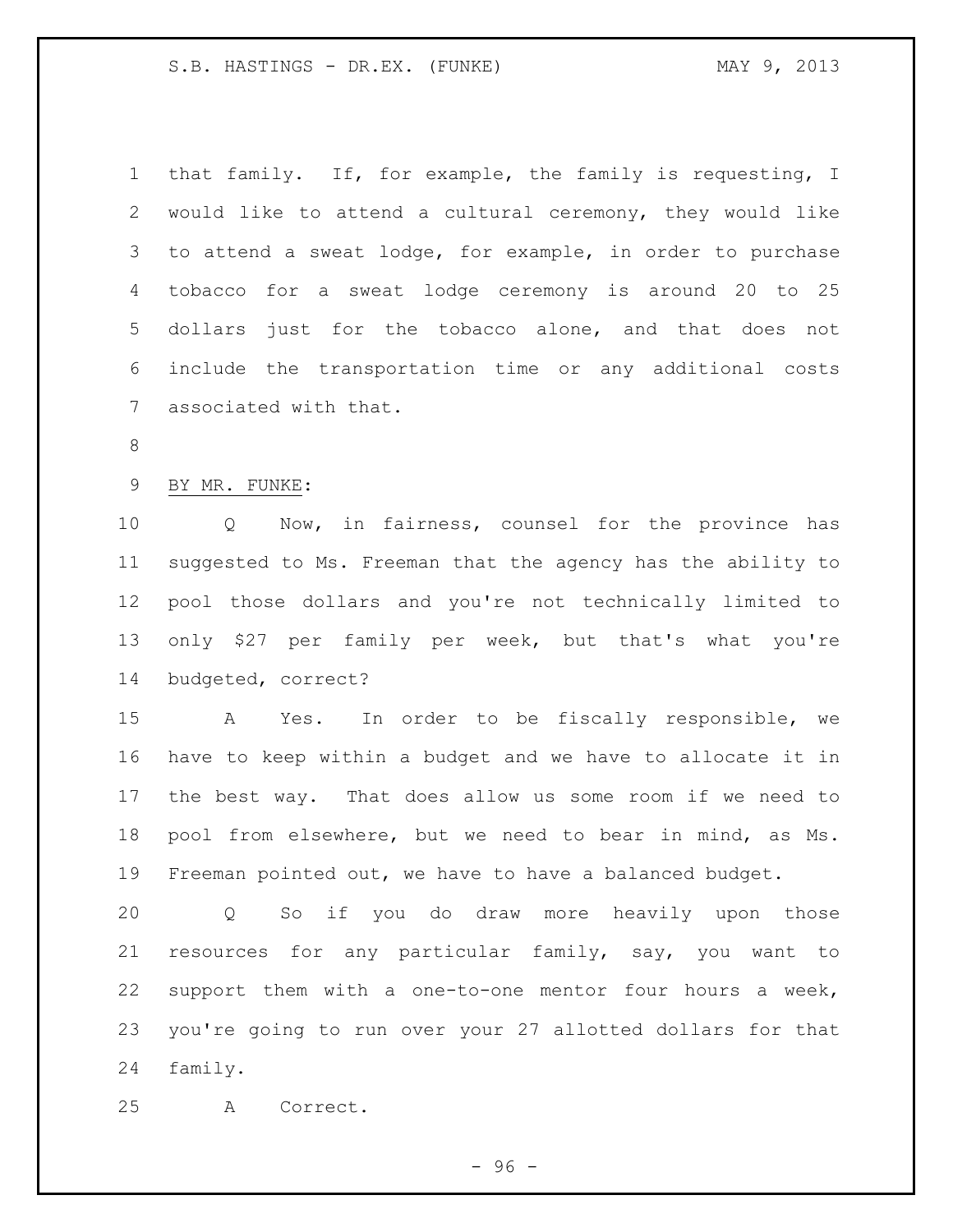that family. If, for example, the family is requesting, I would like to attend a cultural ceremony, they would like to attend a sweat lodge, for example, in order to purchase tobacco for a sweat lodge ceremony is around 20 to 25 dollars just for the tobacco alone, and that does not include the transportation time or any additional costs associated with that.

BY MR. FUNKE:

Q Now, in fairness, counsel for the province has suggested to Ms. Freeman that the agency has the ability to pool those dollars and you're not technically limited to only $27 per family per week, but that's what you're budgeted, correct?

A Yes. In order to be fiscally responsible, we have to keep within a budget and we have to allocate it in the best way. That does allow us some room if we need to pool from elsewhere, but we need to bear in mind, as Ms. Freeman pointed out, we have to have a balanced budget.

Q So if you do draw more heavily upon those resources for any particular family, say, you want to support them with a one-to-one mentor four hours a week, you're going to run over your 27 allotted dollars for that family.

A Correct.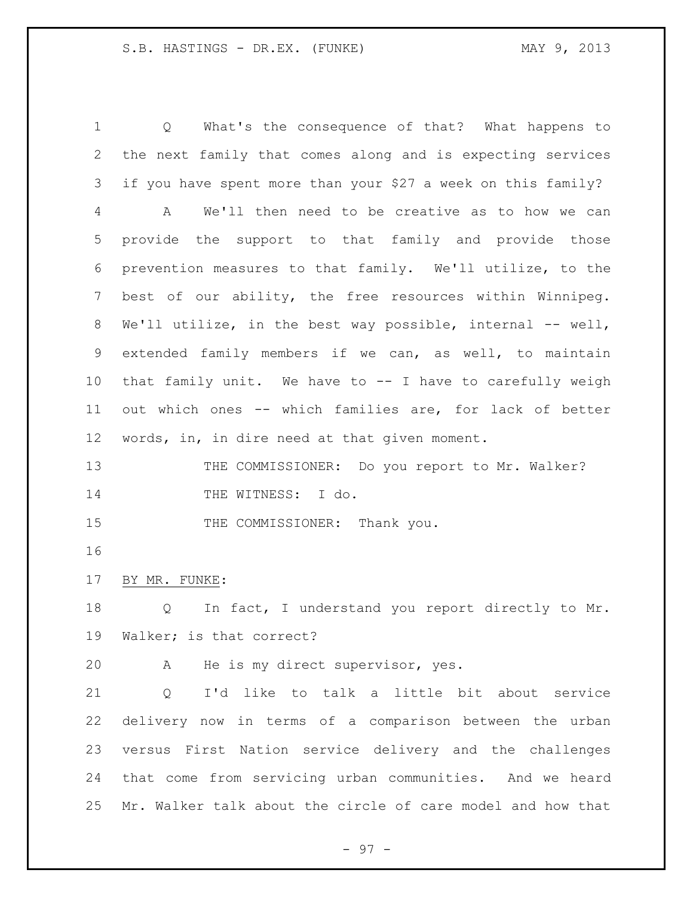Q What's the consequence of that? What happens to the next family that comes along and is expecting services if you have spent more than your $27 a week on this family?

A We'll then need to be creative as to how we can provide the support to that family and provide those prevention measures to that family. We'll utilize, to the best of our ability, the free resources within Winnipeg. We'll utilize, in the best way possible, internal -- well, extended family members if we can, as well, to maintain that family unit. We have to -- I have to carefully weigh out which ones -- which families are, for lack of better words, in, in dire need at that given moment.

THE COMMISSIONER: Do you report to Mr. Walker?

THE WITNESS: I do.

THE COMMISSIONER: Thank you.

BY MR. FUNKE:

Q In fact, I understand you report directly to Mr. Walker; is that correct?

A He is my direct supervisor, yes.

Q I'd like to talk a little bit about service delivery now in terms of a comparison between the urban versus First Nation service delivery and the challenges that come from servicing urban communities. And we heard Mr. Walker talk about the circle of care model and how that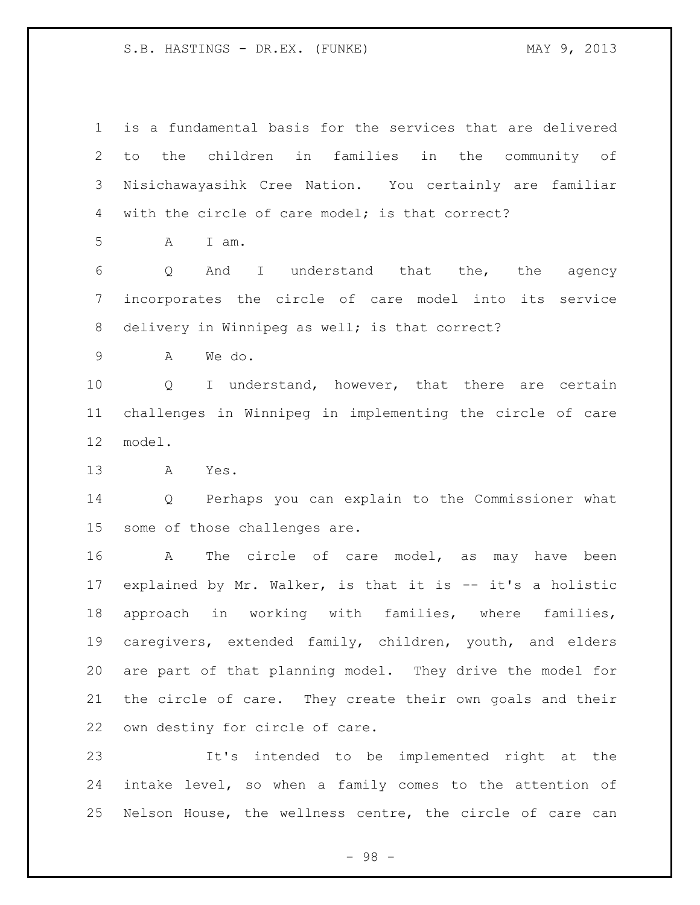is a fundamental basis for the services that are delivered to the children in families in the community of Nisichawayasihk Cree Nation. You certainly are familiar with the circle of care model; is that correct?

A I am.

Q And I understand that the, the agency incorporates the circle of care model into its service delivery in Winnipeg as well; is that correct?

A We do.

Q I understand, however, that there are certain challenges in Winnipeg in implementing the circle of care model.

A Yes.

Q Perhaps you can explain to the Commissioner what some of those challenges are.

A The circle of care model, as may have been explained by Mr. Walker, is that it is -- it's a holistic approach in working with families, where families, caregivers, extended family, children, youth, and elders are part of that planning model. They drive the model for the circle of care. They create their own goals and their own destiny for circle of care.

It's intended to be implemented right at the intake level, so when a family comes to the attention of Nelson House, the wellness centre, the circle of care can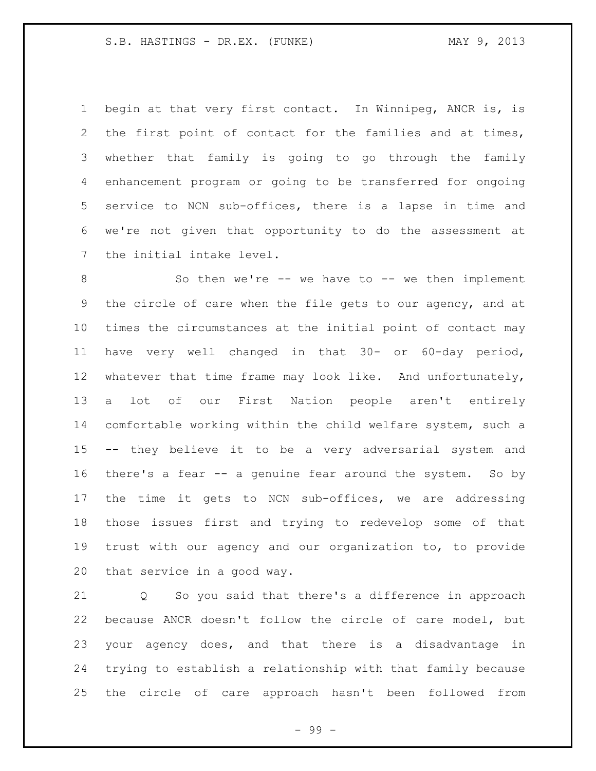begin at that very first contact. In Winnipeg, ANCR is, is the first point of contact for the families and at times, whether that family is going to go through the family enhancement program or going to be transferred for ongoing service to NCN sub-offices, there is a lapse in time and we're not given that opportunity to do the assessment at the initial intake level.

So then we're -- we have to -- we then implement the circle of care when the file gets to our agency, and at times the circumstances at the initial point of contact may have very well changed in that 30- or 60-day period, whatever that time frame may look like. And unfortunately, a lot of our First Nation people aren't entirely comfortable working within the child welfare system, such a -- they believe it to be a very adversarial system and there's a fear -- a genuine fear around the system. So by the time it gets to NCN sub-offices, we are addressing those issues first and trying to redevelop some of that trust with our agency and our organization to, to provide that service in a good way.

Q So you said that there's a difference in approach because ANCR doesn't follow the circle of care model, but your agency does, and that there is a disadvantage in trying to establish a relationship with that family because the circle of care approach hasn't been followed from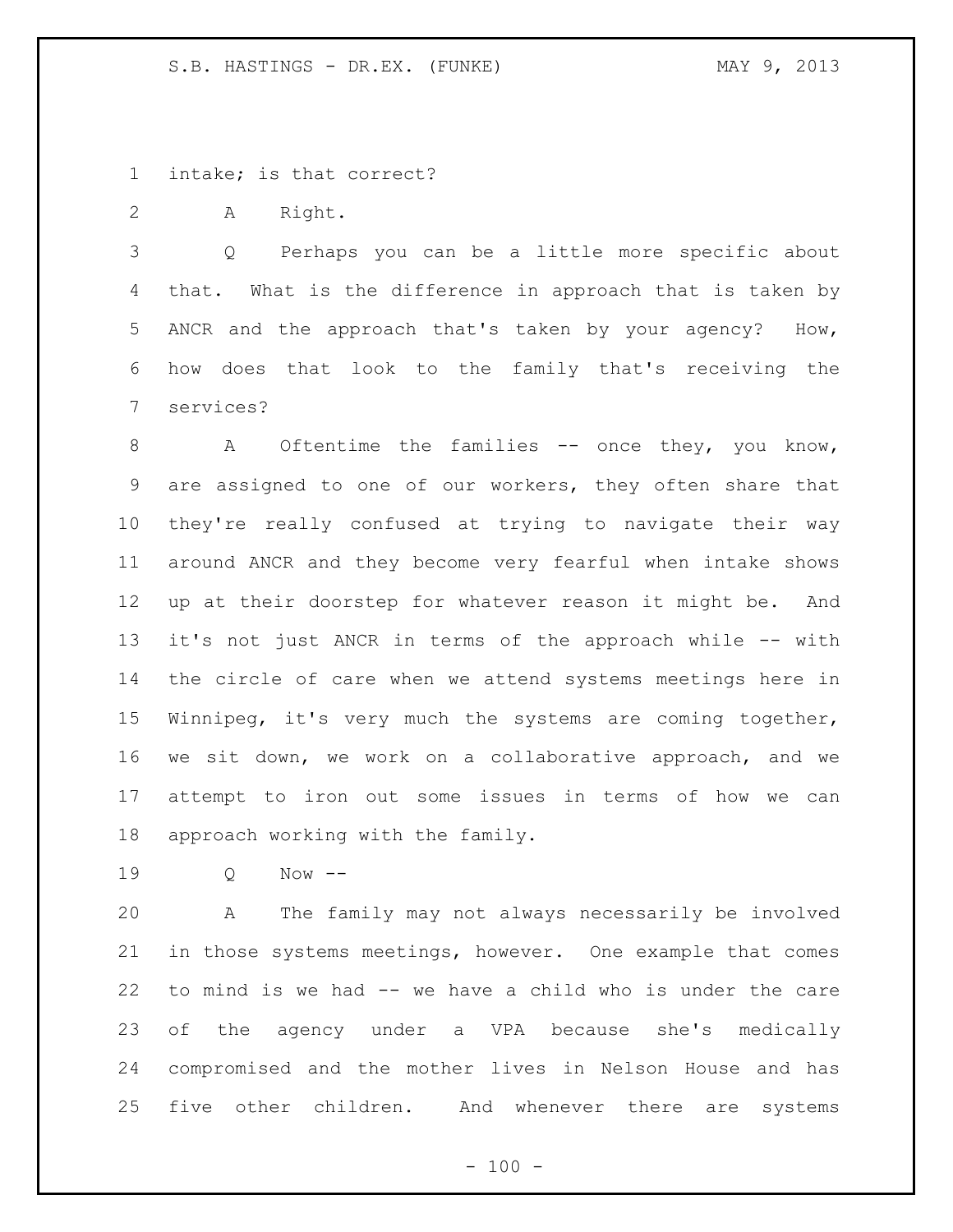intake; is that correct?

A Right.

Q Perhaps you can be a little more specific about that. What is the difference in approach that is taken by ANCR and the approach that's taken by your agency? How, how does that look to the family that's receiving the services?

A Oftentime the families -- once they, you know, are assigned to one of our workers, they often share that they're really confused at trying to navigate their way around ANCR and they become very fearful when intake shows up at their doorstep for whatever reason it might be. And it's not just ANCR in terms of the approach while -- with the circle of care when we attend systems meetings here in Winnipeg, it's very much the systems are coming together, we sit down, we work on a collaborative approach, and we attempt to iron out some issues in terms of how we can approach working with the family.

Q Now --

A The family may not always necessarily be involved in those systems meetings, however. One example that comes to mind is we had -- we have a child who is under the care of the agency under a VPA because she's medically compromised and the mother lives in Nelson House and has five other children. And whenever there are systems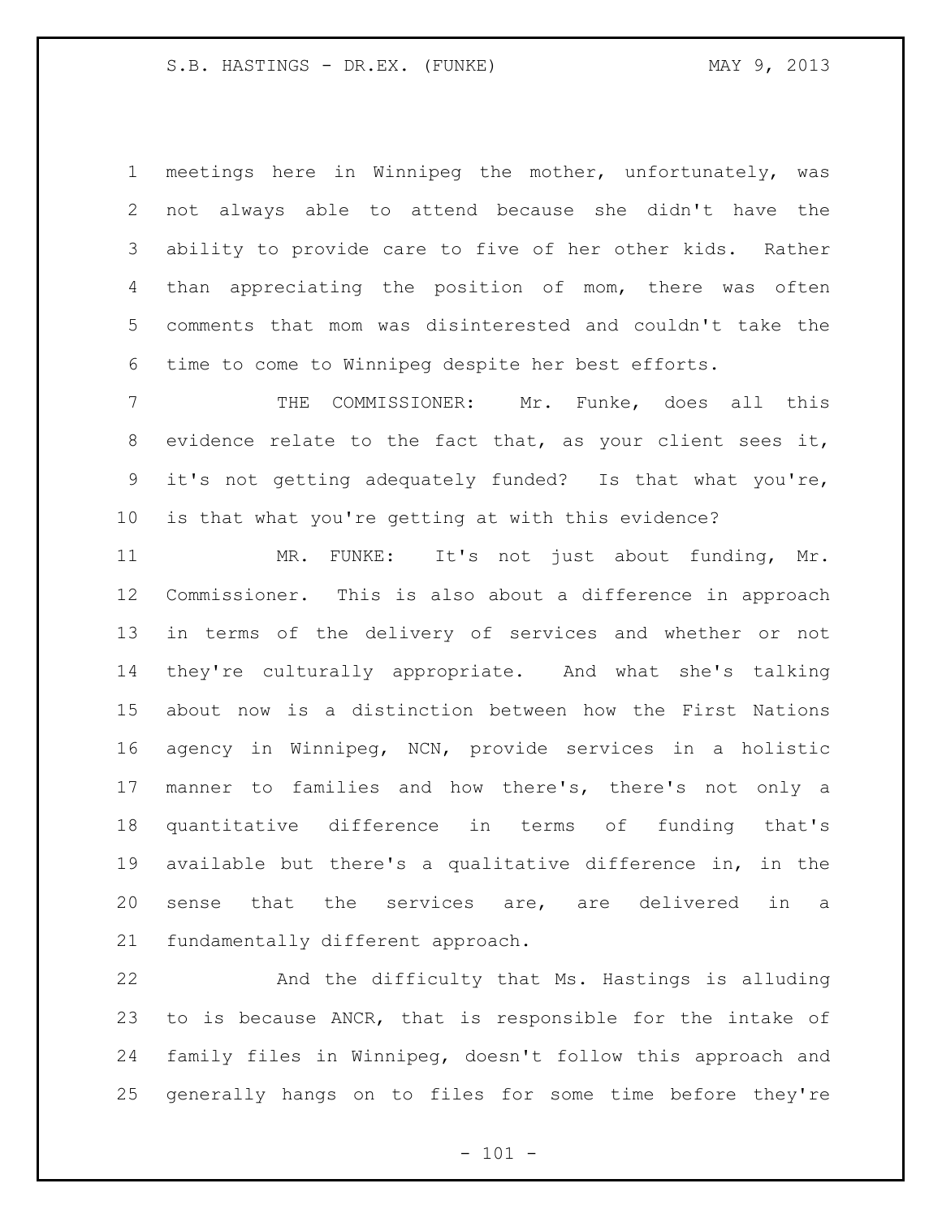meetings here in Winnipeg the mother, unfortunately, was not always able to attend because she didn't have the ability to provide care to five of her other kids. Rather than appreciating the position of mom, there was often comments that mom was disinterested and couldn't take the time to come to Winnipeg despite her best efforts.

THE COMMISSIONER: Mr. Funke, does all this evidence relate to the fact that, as your client sees it, it's not getting adequately funded? Is that what you're, is that what you're getting at with this evidence?

MR. FUNKE: It's not just about funding, Mr. Commissioner. This is also about a difference in approach in terms of the delivery of services and whether or not they're culturally appropriate. And what she's talking about now is a distinction between how the First Nations agency in Winnipeg, NCN, provide services in a holistic manner to families and how there's, there's not only a quantitative difference in terms of funding that's available but there's a qualitative difference in, in the sense that the services are, are delivered in a fundamentally different approach.

And the difficulty that Ms. Hastings is alluding to is because ANCR, that is responsible for the intake of family files in Winnipeg, doesn't follow this approach and generally hangs on to files for some time before they're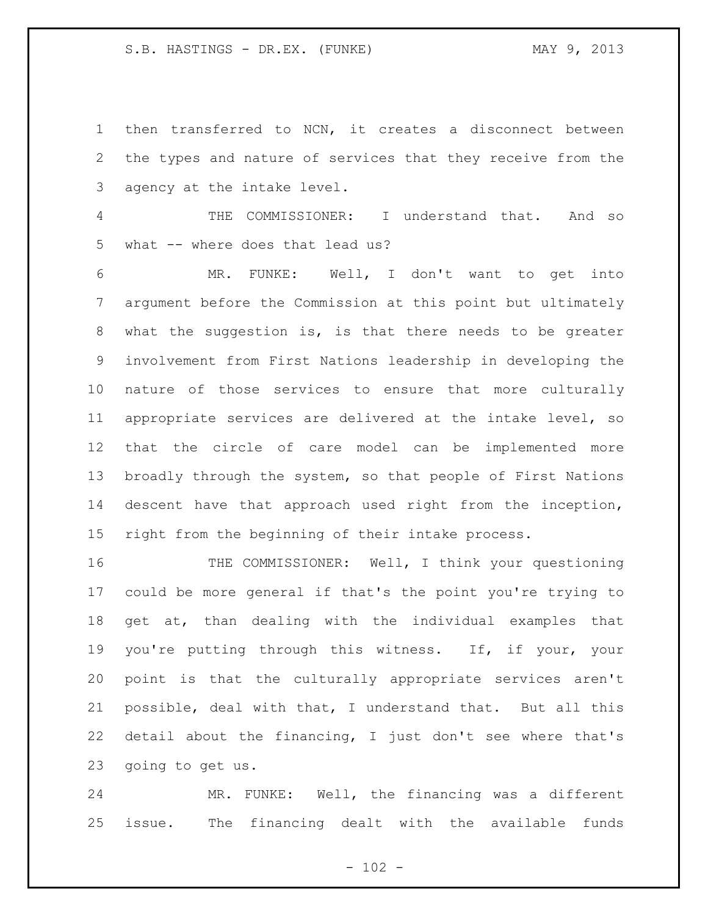then transferred to NCN, it creates a disconnect between the types and nature of services that they receive from the agency at the intake level.

THE COMMISSIONER: I understand that. And so what -- where does that lead us?

MR. FUNKE: Well, I don't want to get into argument before the Commission at this point but ultimately what the suggestion is, is that there needs to be greater involvement from First Nations leadership in developing the nature of those services to ensure that more culturally appropriate services are delivered at the intake level, so that the circle of care model can be implemented more broadly through the system, so that people of First Nations descent have that approach used right from the inception, right from the beginning of their intake process.

THE COMMISSIONER: Well, I think your questioning could be more general if that's the point you're trying to get at, than dealing with the individual examples that you're putting through this witness. If, if your, your point is that the culturally appropriate services aren't possible, deal with that, I understand that. But all this detail about the financing, I just don't see where that's going to get us.

MR. FUNKE: Well, the financing was a different issue. The financing dealt with the available funds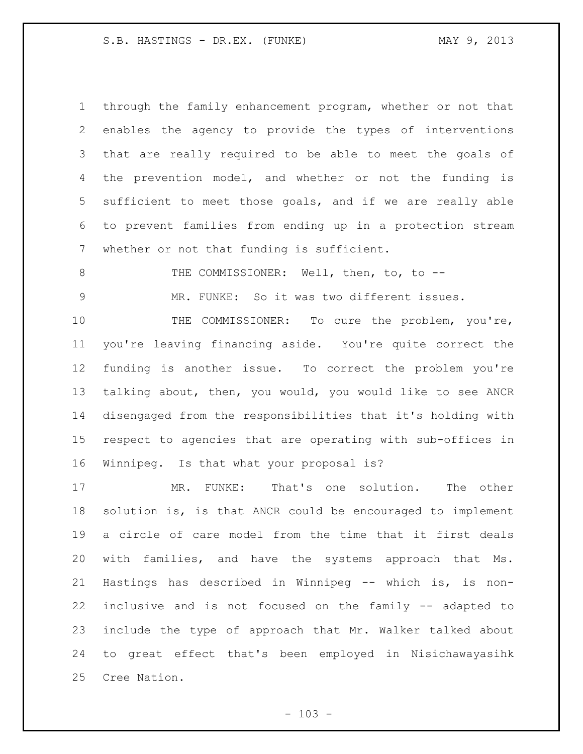through the family enhancement program, whether or not that enables the agency to provide the types of interventions that are really required to be able to meet the goals of the prevention model, and whether or not the funding is sufficient to meet those goals, and if we are really able to prevent families from ending up in a protection stream whether or not that funding is sufficient.

THE COMMISSIONER: Well, then, to, to --

MR. FUNKE: So it was two different issues.

THE COMMISSIONER: To cure the problem, you're, you're leaving financing aside. You're quite correct the funding is another issue. To correct the problem you're talking about, then, you would, you would like to see ANCR disengaged from the responsibilities that it's holding with respect to agencies that are operating with sub-offices in Winnipeg. Is that what your proposal is?

MR. FUNKE: That's one solution. The other solution is, is that ANCR could be encouraged to implement a circle of care model from the time that it first deals with families, and have the systems approach that Ms. Hastings has described in Winnipeg -- which is, is non-inclusive and is not focused on the family -- adapted to include the type of approach that Mr. Walker talked about to great effect that's been employed in Nisichawayasihk Cree Nation.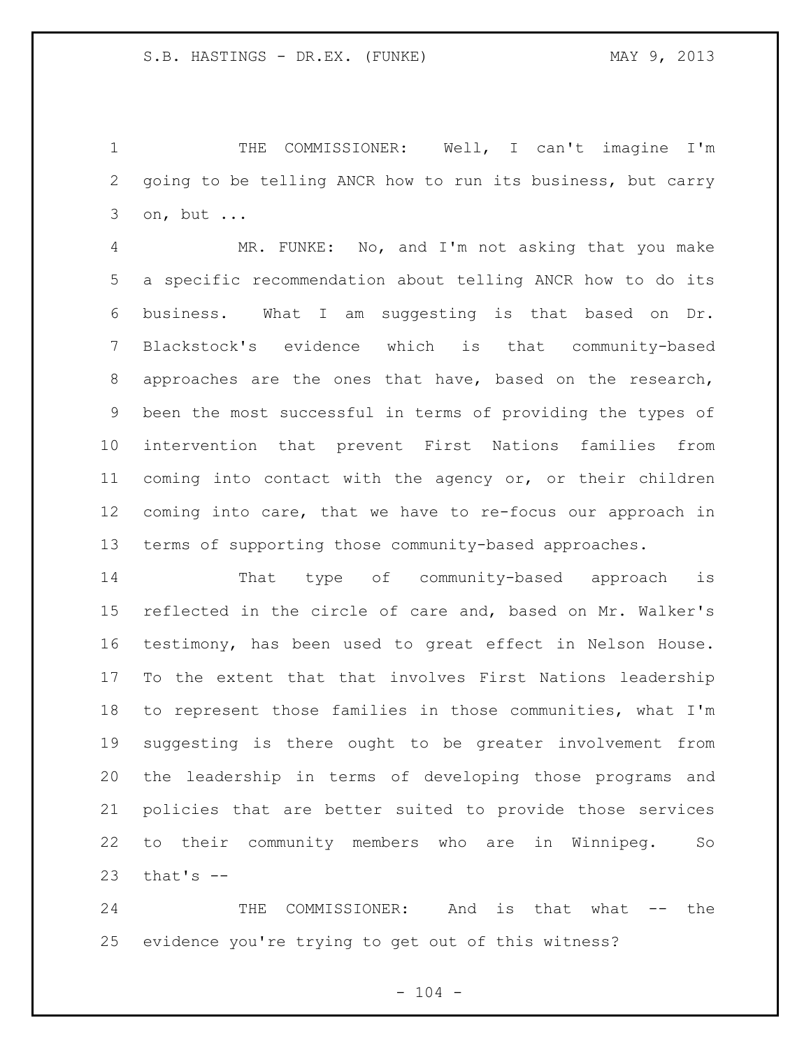THE COMMISSIONER: Well, I can't imagine I'm going to be telling ANCR how to run its business, but carry on, but ...

MR. FUNKE: No, and I'm not asking that you make a specific recommendation about telling ANCR how to do its business. What I am suggesting is that based on Dr. Blackstock's evidence which is that community-based approaches are the ones that have, based on the research, been the most successful in terms of providing the types of intervention that prevent First Nations families from coming into contact with the agency or, or their children coming into care, that we have to re-focus our approach in terms of supporting those community-based approaches.

That type of community-based approach is reflected in the circle of care and, based on Mr. Walker's testimony, has been used to great effect in Nelson House. To the extent that that involves First Nations leadership to represent those families in those communities, what I'm suggesting is there ought to be greater involvement from the leadership in terms of developing those programs and policies that are better suited to provide those services to their community members who are in Winnipeg. So that's --

THE COMMISSIONER: And is that what -- the evidence you're trying to get out of this witness?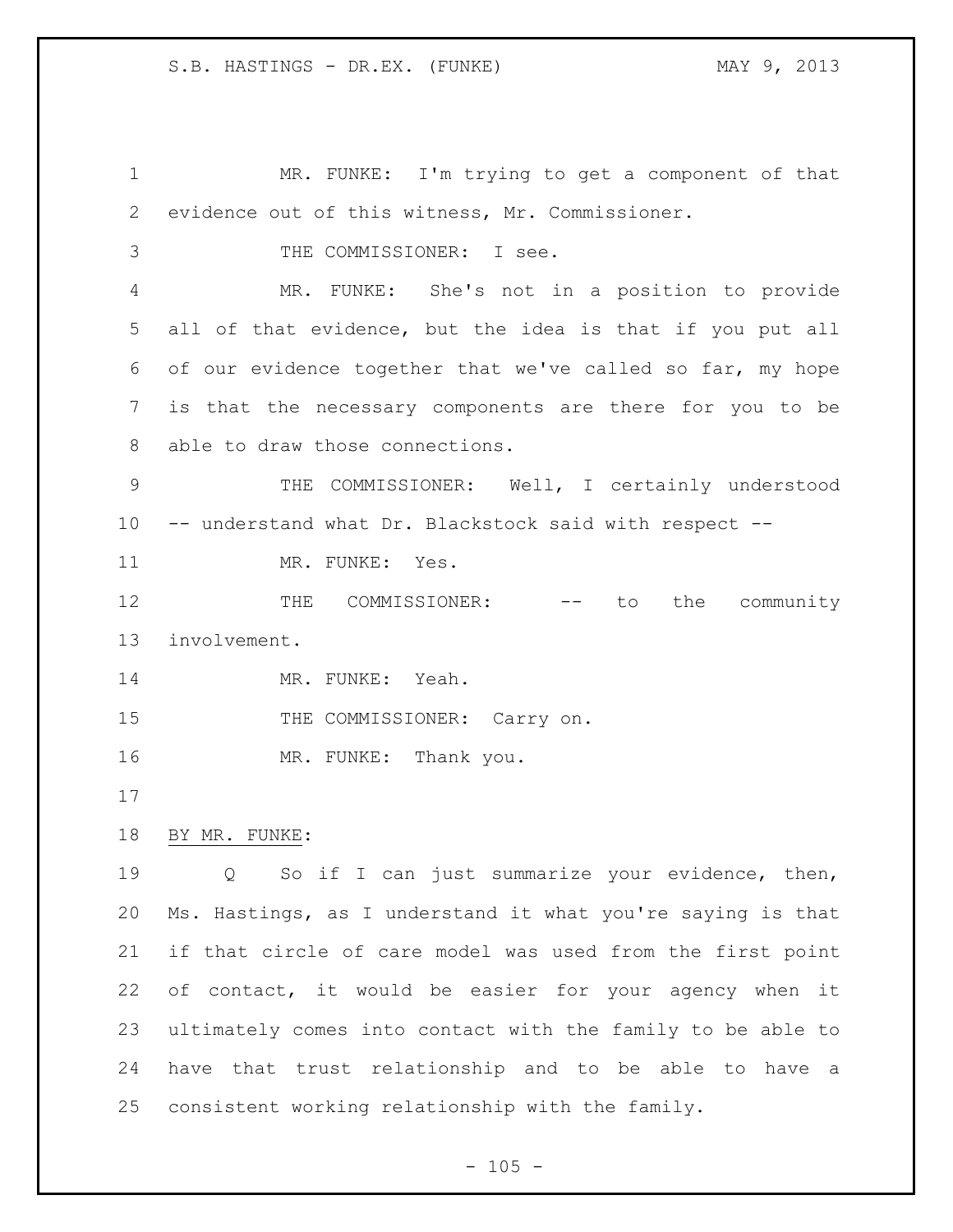MR. FUNKE: I'm trying to get a component of that evidence out of this witness, Mr. Commissioner.

THE COMMISSIONER: I see.

MR. FUNKE: She's not in a position to provide all of that evidence, but the idea is that if you put all of our evidence together that we've called so far, my hope is that the necessary components are there for you to be able to draw those connections.

THE COMMISSIONER: Well, I certainly understood -- understand what Dr. Blackstock said with respect --

MR. FUNKE: Yes.

THE COMMISSIONER: -- to the community involvement.

MR. FUNKE: Yeah.

THE COMMISSIONER: Carry on.

MR. FUNKE: Thank you.

BY MR. FUNKE:

Q So if I can just summarize your evidence, then, Ms. Hastings, as I understand it what you're saying is that if that circle of care model was used from the first point of contact, it would be easier for your agency when it ultimately comes into contact with the family to be able to have that trust relationship and to be able to have a consistent working relationship with the family.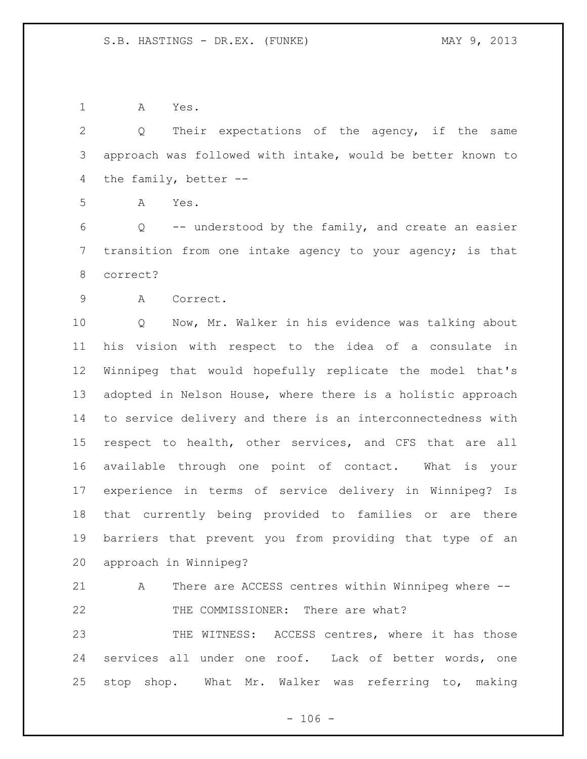A Yes.

Q Their expectations of the agency, if the same approach was followed with intake, would be better known to the family, better --

A Yes.

Q -- understood by the family, and create an easier transition from one intake agency to your agency; is that correct?

A Correct.

Q Now, Mr. Walker in his evidence was talking about his vision with respect to the idea of a consulate in Winnipeg that would hopefully replicate the model that's adopted in Nelson House, where there is a holistic approach to service delivery and there is an interconnectedness with respect to health, other services, and CFS that are all available through one point of contact. What is your experience in terms of service delivery in Winnipeg? Is that currently being provided to families or are there barriers that prevent you from providing that type of an approach in Winnipeg?

A There are ACCESS centres within Winnipeg where --

THE COMMISSIONER: There are what?

THE WITNESS: ACCESS centres, where it has those services all under one roof. Lack of better words, one stop shop. What Mr. Walker was referring to, making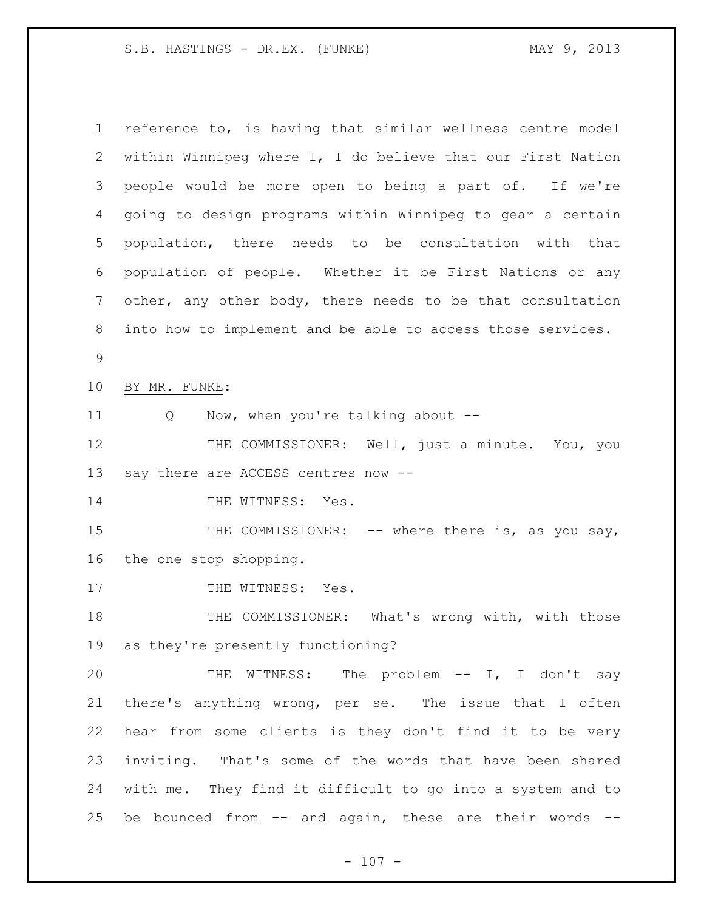reference to, is having that similar wellness centre model within Winnipeg where I, I do believe that our First Nation people would be more open to being a part of. If we're going to design programs within Winnipeg to gear a certain population, there needs to be consultation with that population of people. Whether it be First Nations or any other, any other body, there needs to be that consultation into how to implement and be able to access those services.

BY MR. FUNKE:

Q Now, when you're talking about --

THE COMMISSIONER: Well, just a minute. You, you say there are ACCESS centres now --

THE WITNESS: Yes.

THE COMMISSIONER: -- where there is, as you say, the one stop shopping.

THE WITNESS: Yes.

THE COMMISSIONER: What's wrong with, with those as they're presently functioning?

THE WITNESS: The problem -- I, I don't say there's anything wrong, per se. The issue that I often hear from some clients is they don't find it to be very inviting. That's some of the words that have been shared with me. They find it difficult to go into a system and to be bounced from -- and again, these are their words --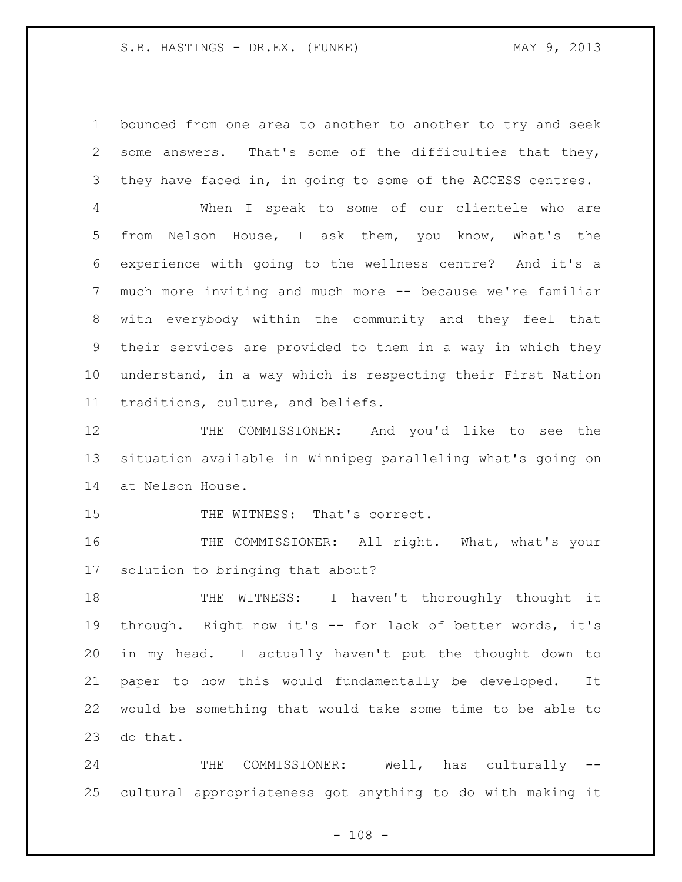bounced from one area to another to another to try and seek some answers. That's some of the difficulties that they, they have faced in, in going to some of the ACCESS centres.

When I speak to some of our clientele who are from Nelson House, I ask them, you know, What's the experience with going to the wellness centre? And it's a much more inviting and much more -- because we're familiar with everybody within the community and they feel that their services are provided to them in a way in which they understand, in a way which is respecting their First Nation traditions, culture, and beliefs.

THE COMMISSIONER: And you'd like to see the situation available in Winnipeg paralleling what's going on at Nelson House.

THE WITNESS: That's correct.

THE COMMISSIONER: All right. What, what's your solution to bringing that about?

THE WITNESS: I haven't thoroughly thought it through. Right now it's -- for lack of better words, it's in my head. I actually haven't put the thought down to paper to how this would fundamentally be developed. It would be something that would take some time to be able to do that.

THE COMMISSIONER: Well, has culturally -- cultural appropriateness got anything to do with making it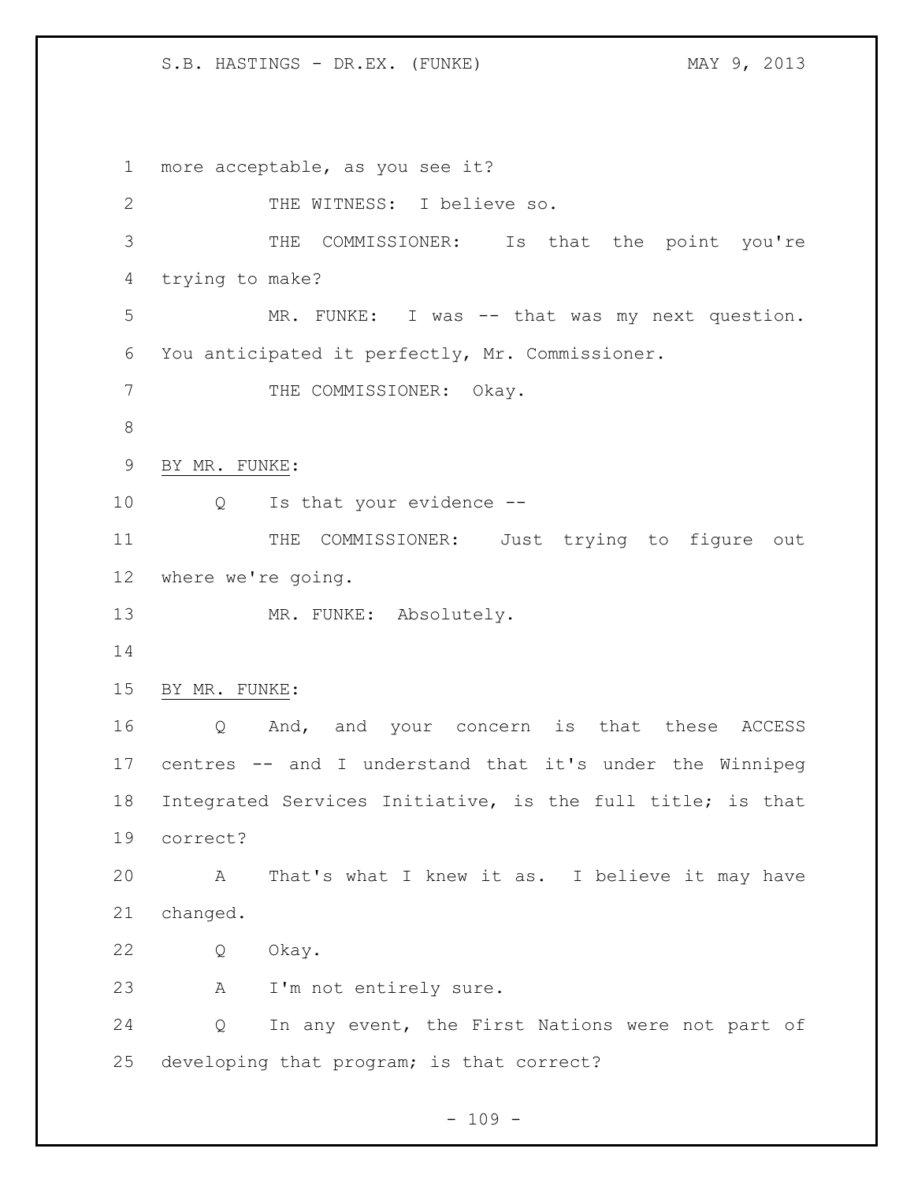more acceptable, as you see it?

THE WITNESS: I believe so.

THE COMMISSIONER: Is that the point you're trying to make?

MR. FUNKE: I was -- that was my next question. You anticipated it perfectly, Mr. Commissioner.

THE COMMISSIONER: Okay.

BY MR. FUNKE:

Q Is that your evidence --

THE COMMISSIONER: Just trying to figure out where we're going.

MR. FUNKE: Absolutely.

BY MR. FUNKE:

Q And, and your concern is that these ACCESS centres -- and I understand that it's under the Winnipeg Integrated Services Initiative, is the full title; is that correct?

A That's what I knew it as. I believe it may have changed.

Q Okay.

A I'm not entirely sure.

Q In any event, the First Nations were not part of developing that program; is that correct?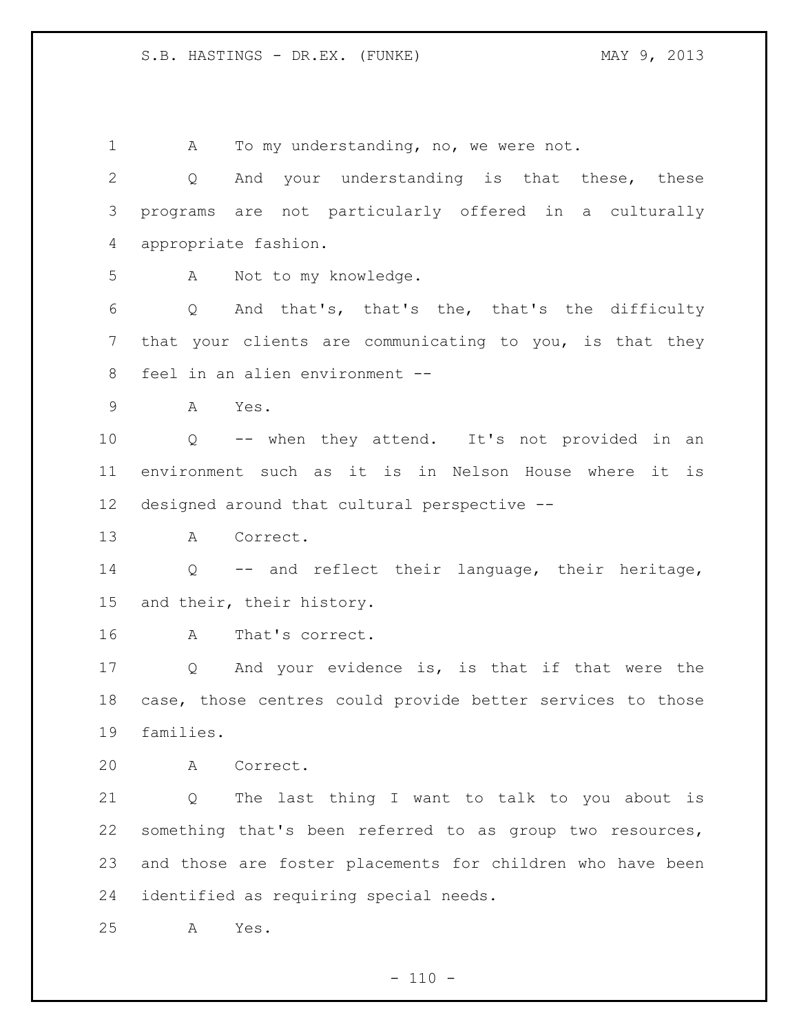A To my understanding, no, we were not.

Q And your understanding is that these, these programs are not particularly offered in a culturally appropriate fashion.

A Not to my knowledge.

Q And that's, that's the, that's the difficulty that your clients are communicating to you, is that they feel in an alien environment --

A Yes.

Q -- when they attend. It's not provided in an environment such as it is in Nelson House where it is designed around that cultural perspective --

A Correct.

Q -- and reflect their language, their heritage, and their, their history.

A That's correct.

Q And your evidence is, is that if that were the case, those centres could provide better services to those families.

A Correct.

Q The last thing I want to talk to you about is something that's been referred to as group two resources, and those are foster placements for children who have been identified as requiring special needs.

A Yes.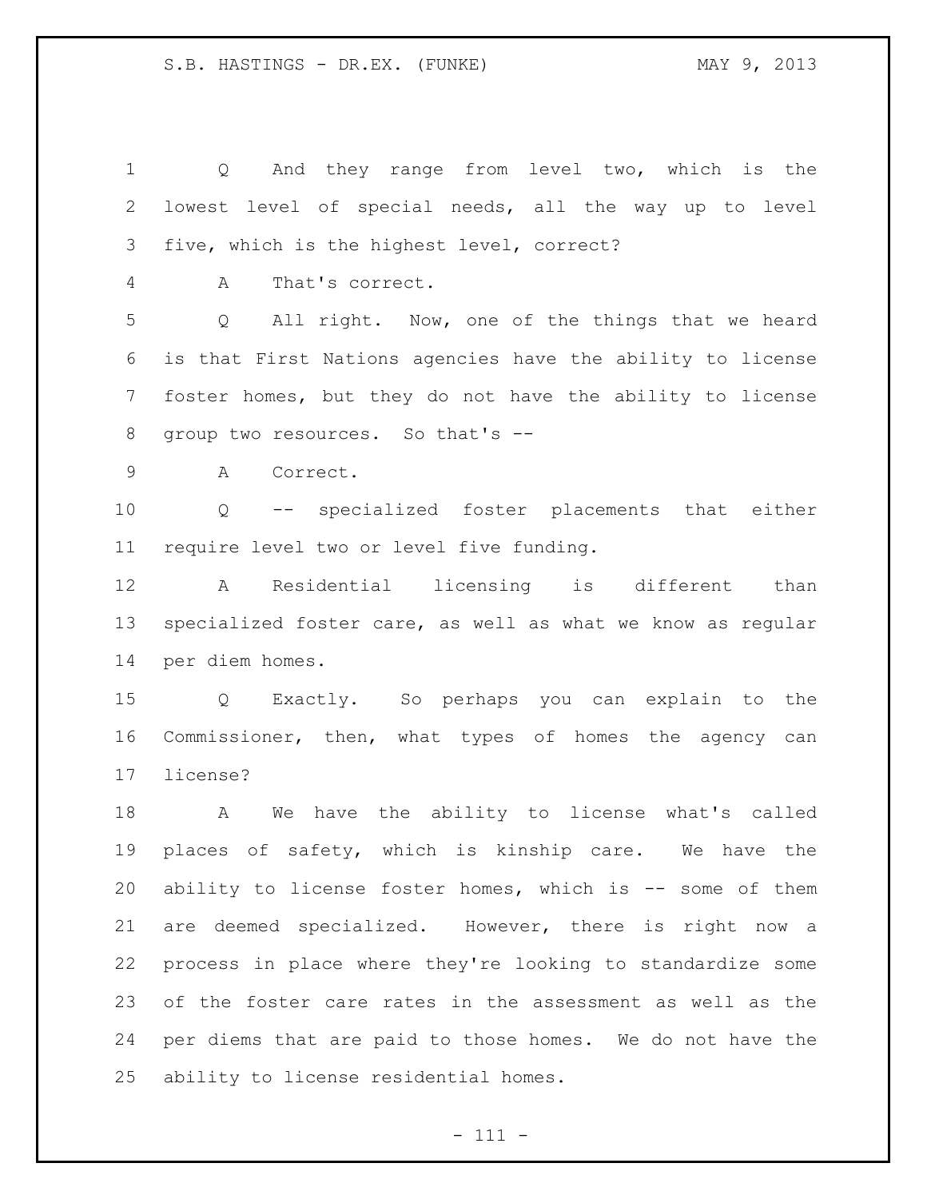Q And they range from level two, which is the lowest level of special needs, all the way up to level five, which is the highest level, correct?

A That's correct.

Q All right. Now, one of the things that we heard is that First Nations agencies have the ability to license foster homes, but they do not have the ability to license group two resources. So that's --

A Correct.

Q -- specialized foster placements that either require level two or level five funding.

A Residential licensing is different than specialized foster care, as well as what we know as regular per diem homes.

Q Exactly. So perhaps you can explain to the Commissioner, then, what types of homes the agency can license?

A We have the ability to license what's called places of safety, which is kinship care. We have the ability to license foster homes, which is -- some of them are deemed specialized. However, there is right now a process in place where they're looking to standardize some of the foster care rates in the assessment as well as the per diems that are paid to those homes. We do not have the ability to license residential homes.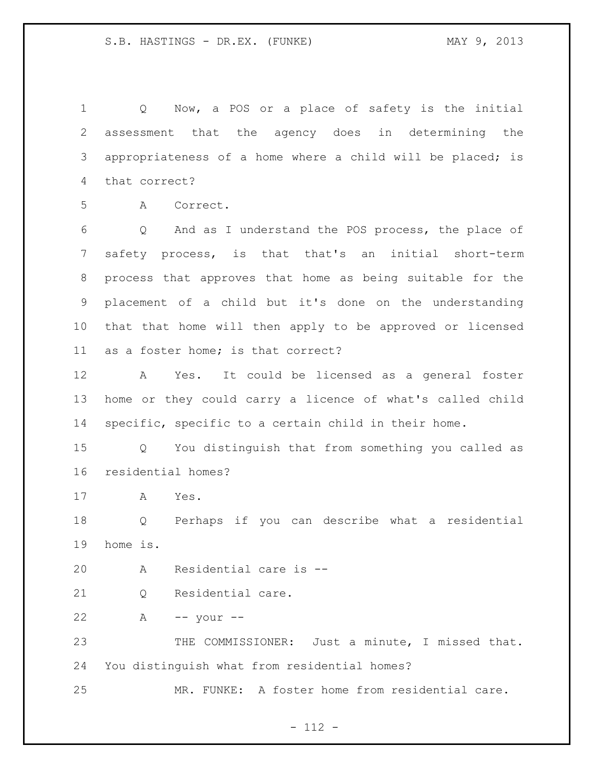Q Now, a POS or a place of safety is the initial assessment that the agency does in determining the appropriateness of a home where a child will be placed; is that correct?

A Correct.

Q And as I understand the POS process, the place of safety process, is that that's an initial short-term process that approves that home as being suitable for the placement of a child but it's done on the understanding that that home will then apply to be approved or licensed as a foster home; is that correct?

A Yes. It could be licensed as a general foster home or they could carry a licence of what's called child specific, specific to a certain child in their home.

Q You distinguish that from something you called as residential homes?

A Yes.

Q Perhaps if you can describe what a residential home is.

A Residential care is --

Q Residential care.

A -- your --

THE COMMISSIONER: Just a minute, I missed that. You distinguish what from residential homes?

MR. FUNKE: A foster home from residential care.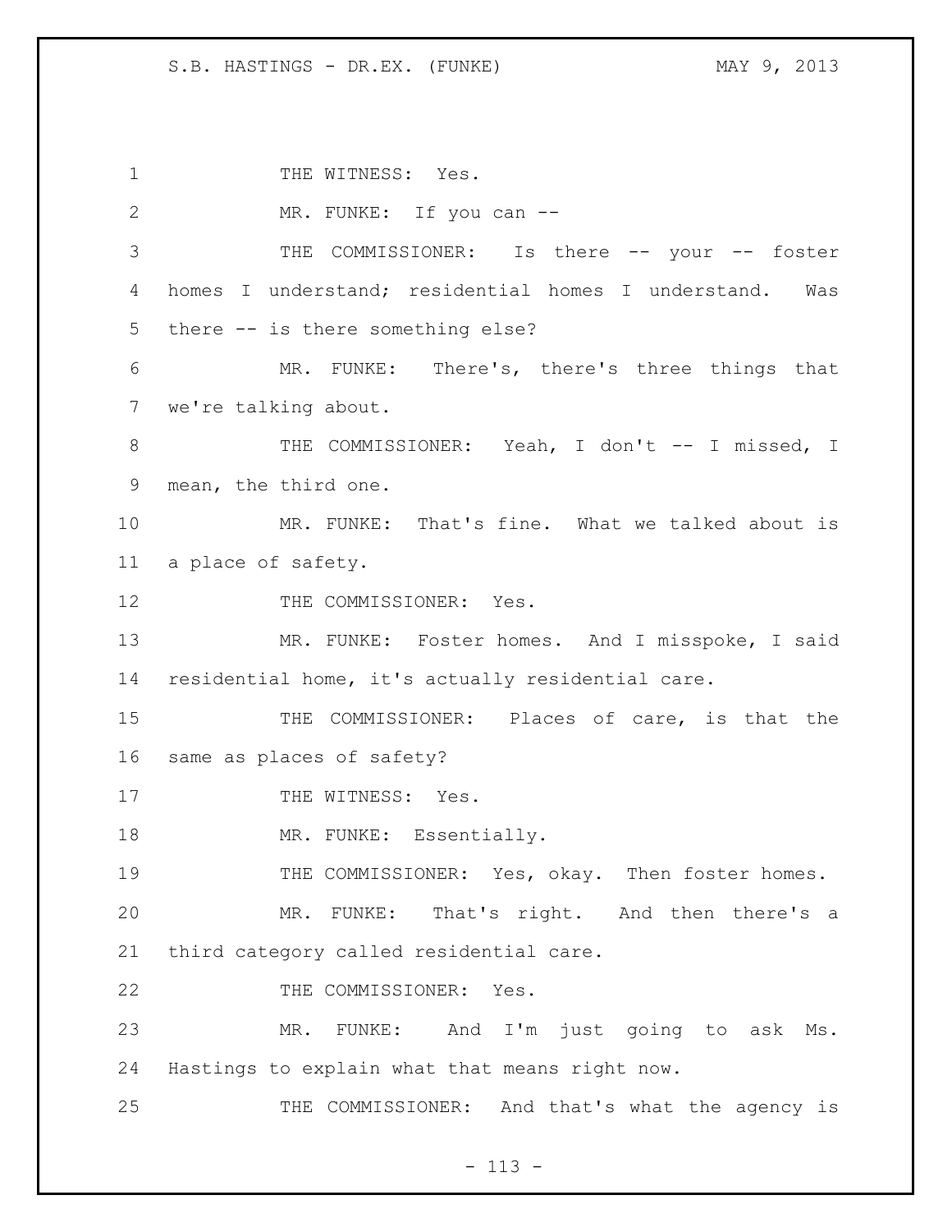THE WITNESS: Yes.

MR. FUNKE: If you can --

THE COMMISSIONER: Is there -- your -- foster homes I understand; residential homes I understand. Was there -- is there something else?

MR. FUNKE: There's, there's three things that we're talking about.

THE COMMISSIONER: Yeah, I don't -- I missed, I mean, the third one.

MR. FUNKE: That's fine. What we talked about is a place of safety.

THE COMMISSIONER: Yes.

MR. FUNKE: Foster homes. And I misspoke, I said residential home, it's actually residential care.

THE COMMISSIONER: Places of care, is that the same as places of safety?

THE WITNESS: Yes.

MR. FUNKE: Essentially.

THE COMMISSIONER: Yes, okay. Then foster homes.

MR. FUNKE: That's right. And then there's a third category called residential care.

THE COMMISSIONER: Yes.

MR. FUNKE: And I'm just going to ask Ms. Hastings to explain what that means right now.

THE COMMISSIONER: And that's what the agency is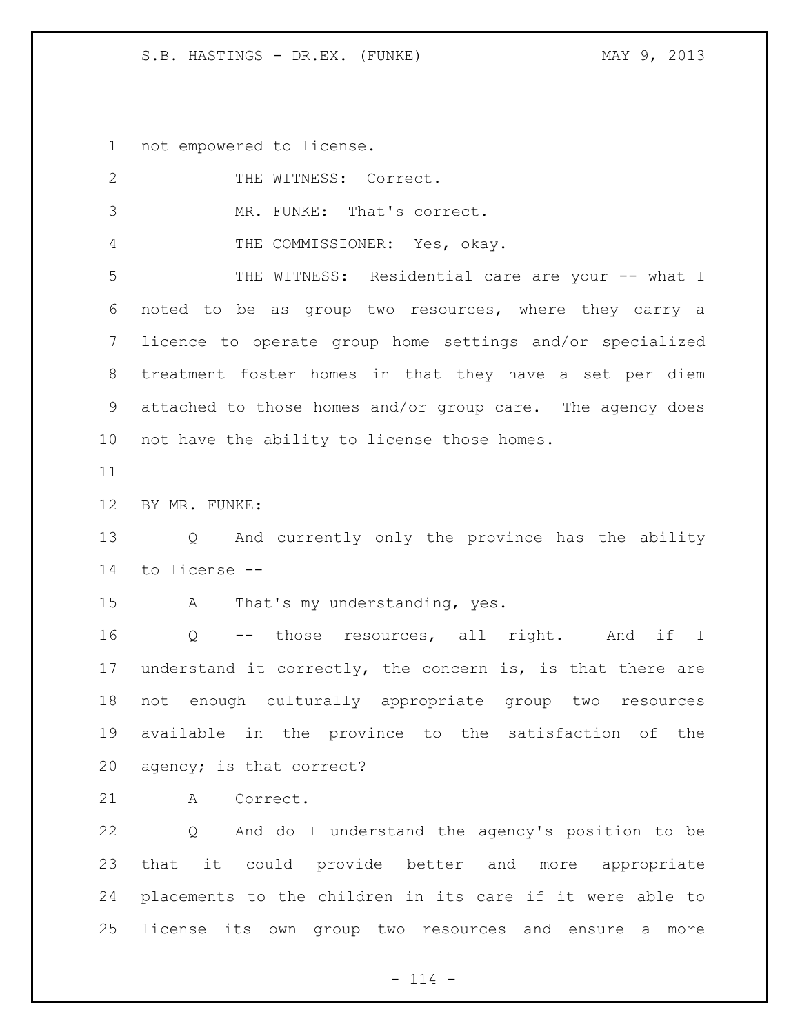not empowered to license.

THE WITNESS: Correct.

MR. FUNKE: That's correct.

THE COMMISSIONER: Yes, okay.

THE WITNESS: Residential care are your -- what I noted to be as group two resources, where they carry a licence to operate group home settings and/or specialized treatment foster homes in that they have a set per diem attached to those homes and/or group care. The agency does not have the ability to license those homes.

BY MR. FUNKE:

Q And currently only the province has the ability to license --

A That's my understanding, yes.

Q -- those resources, all right. And if I understand it correctly, the concern is, is that there are not enough culturally appropriate group two resources available in the province to the satisfaction of the agency; is that correct?

A Correct.

Q And do I understand the agency's position to be that it could provide better and more appropriate placements to the children in its care if it were able to license its own group two resources and ensure a more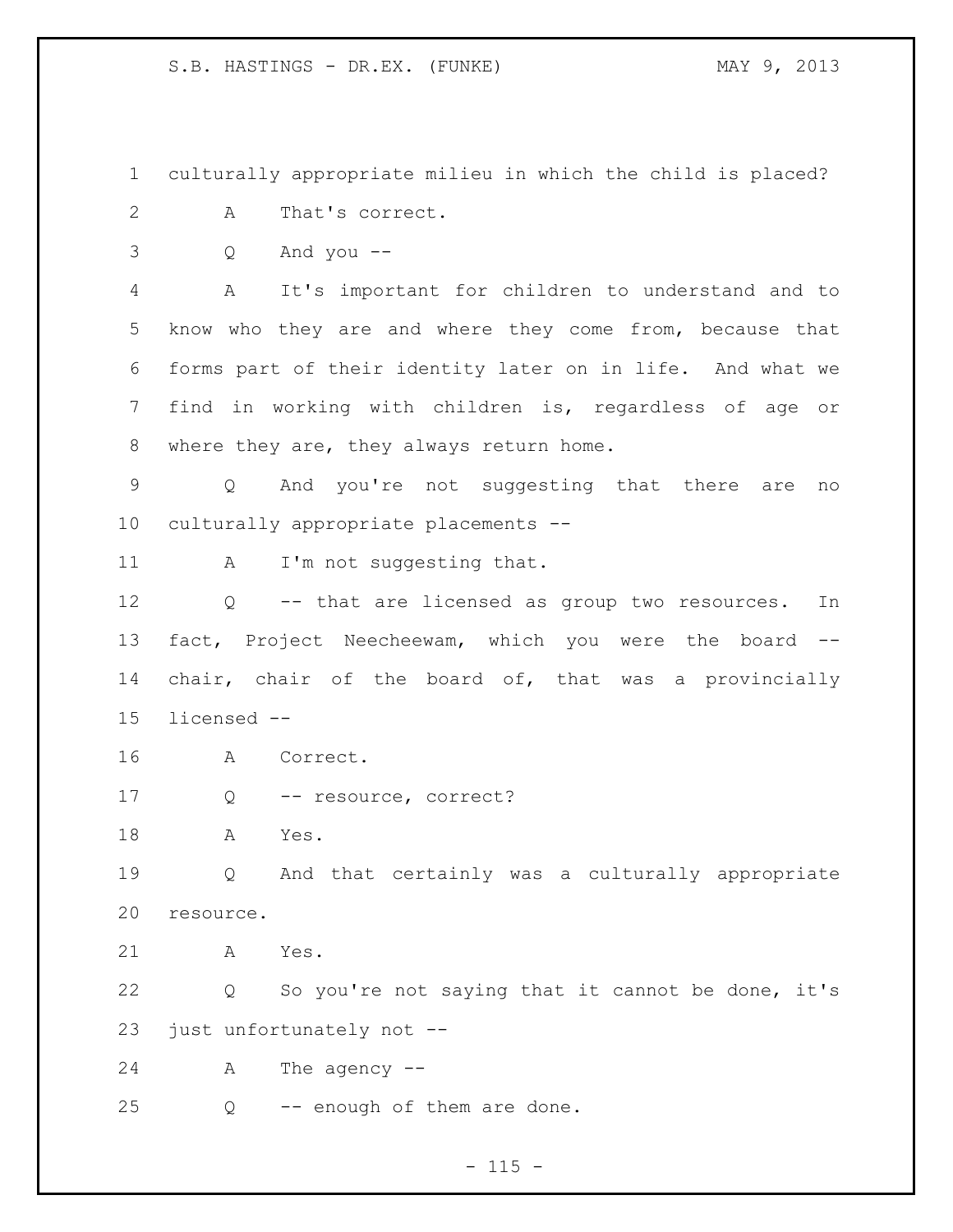1 culturally appropriate milieu in which the child is placed?

2 A That's correct.

3 Q And you --

4 A It's important for children to understand and to
5 know who they are and where they come from, because that
6 forms part of their identity later on in life. And what we
7 find in working with children is, regardless of age or
8 where they are, they always return home.

9 Q And you're not suggesting that there are no
10 culturally appropriate placements --

11 A I'm not suggesting that.

12 Q -- that are licensed as group two resources. In
13 fact, Project Neecheewam, which you were the board --
14 chair, chair of the board of, that was a provincially
15 licensed --

16 A Correct.

17 Q -- resource, correct?

18 A Yes.

19 Q And that certainly was a culturally appropriate
20 resource.

21 A Yes.

22 Q So you're not saying that it cannot be done, it's
23 just unfortunately not --

24 A The agency --

25 Q -- enough of them are done.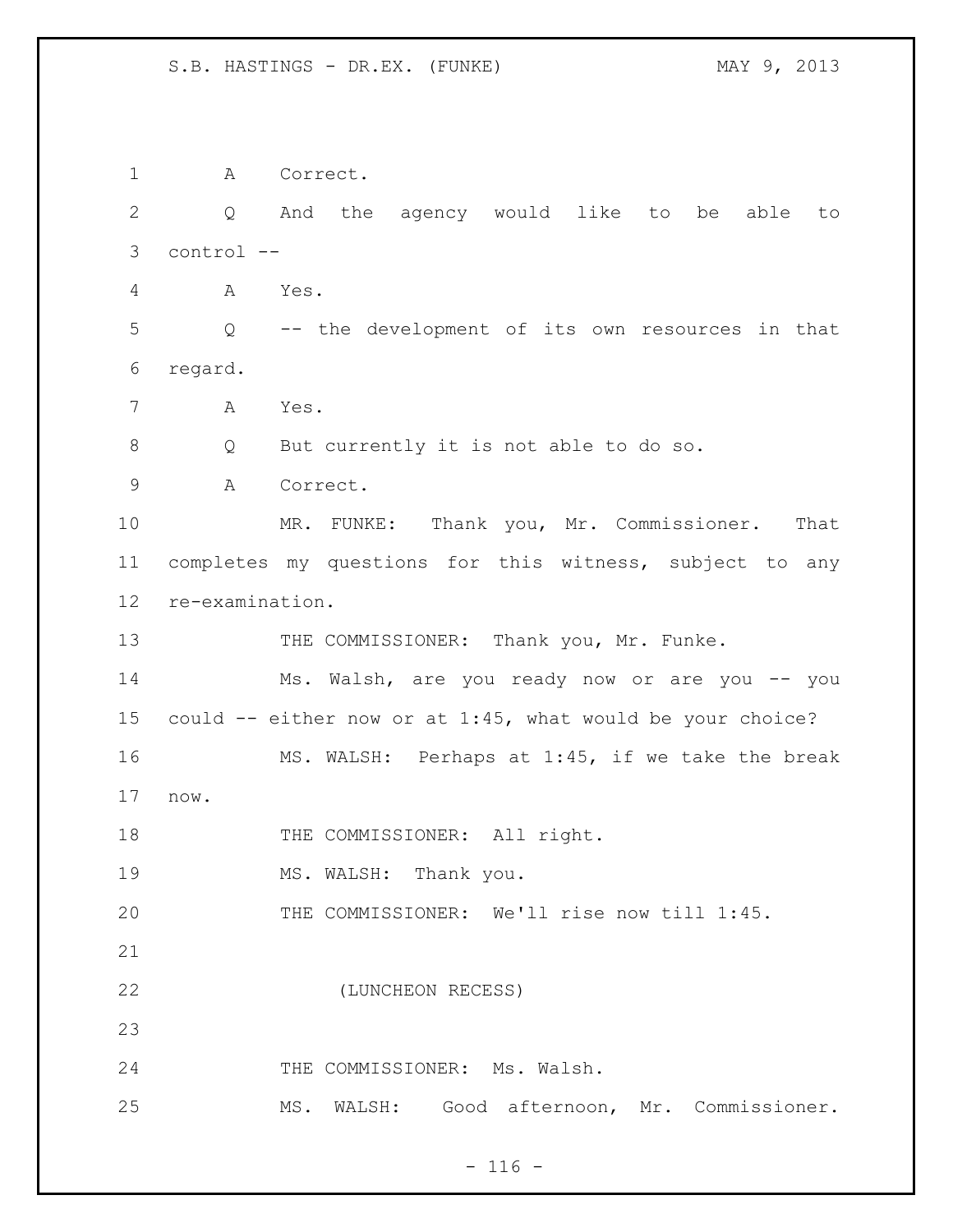A Correct.

Q And the agency would like to be able to control --

A Yes.

Q -- the development of its own resources in that regard.

A Yes.

Q But currently it is not able to do so.

A Correct.

MR. FUNKE: Thank you, Mr. Commissioner. That completes my questions for this witness, subject to any re-examination.

THE COMMISSIONER: Thank you, Mr. Funke.

Ms. Walsh, are you ready now or are you -- you could -- either now or at 1:45, what would be your choice?

MS. WALSH: Perhaps at 1:45, if we take the break now.

THE COMMISSIONER: All right.

MS. WALSH: Thank you.

THE COMMISSIONER: We'll rise now till 1:45.

(LUNCHEON RECESS)

THE COMMISSIONER: Ms. Walsh.

MS. WALSH: Good afternoon, Mr. Commissioner.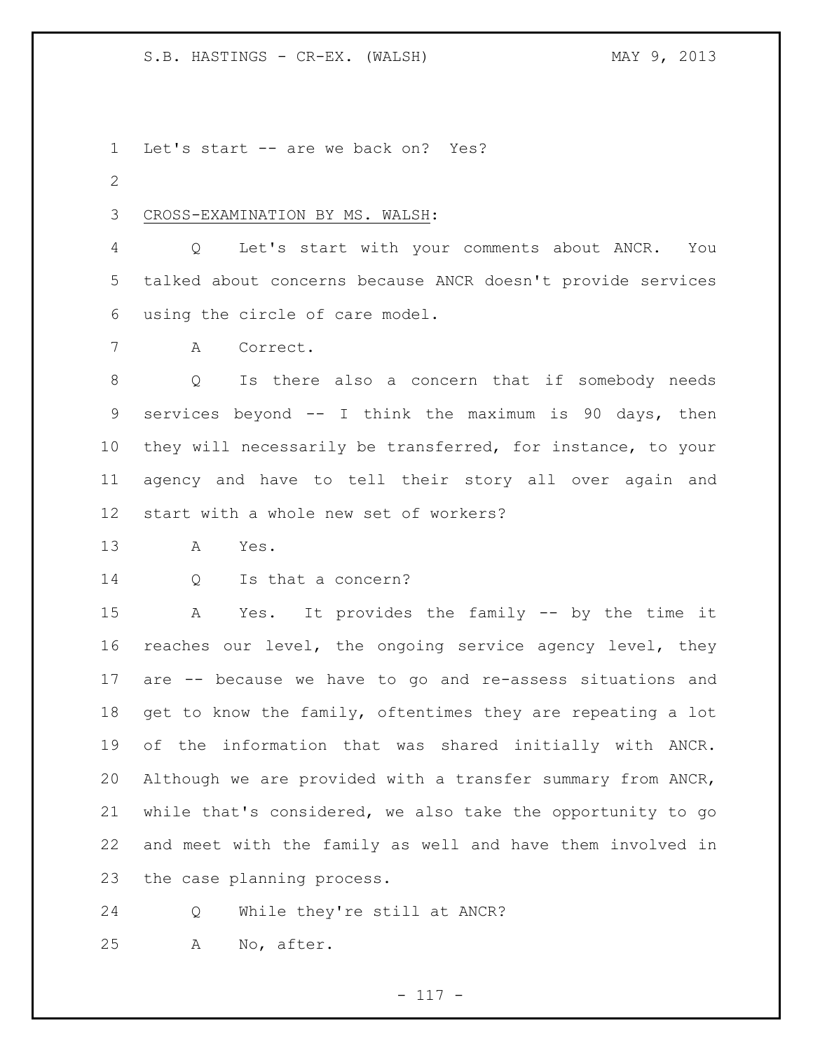Let's start -- are we back on? Yes?

CROSS-EXAMINATION BY MS. WALSH:

Q Let's start with your comments about ANCR. You talked about concerns because ANCR doesn't provide services using the circle of care model.

A Correct.

Q Is there also a concern that if somebody needs services beyond -- I think the maximum is 90 days, then they will necessarily be transferred, for instance, to your agency and have to tell their story all over again and start with a whole new set of workers?

A Yes.

Q Is that a concern?

A Yes. It provides the family -- by the time it reaches our level, the ongoing service agency level, they are -- because we have to go and re-assess situations and get to know the family, oftentimes they are repeating a lot of the information that was shared initially with ANCR. Although we are provided with a transfer summary from ANCR, while that's considered, we also take the opportunity to go and meet with the family as well and have them involved in the case planning process.

Q While they're still at ANCR?

A No, after.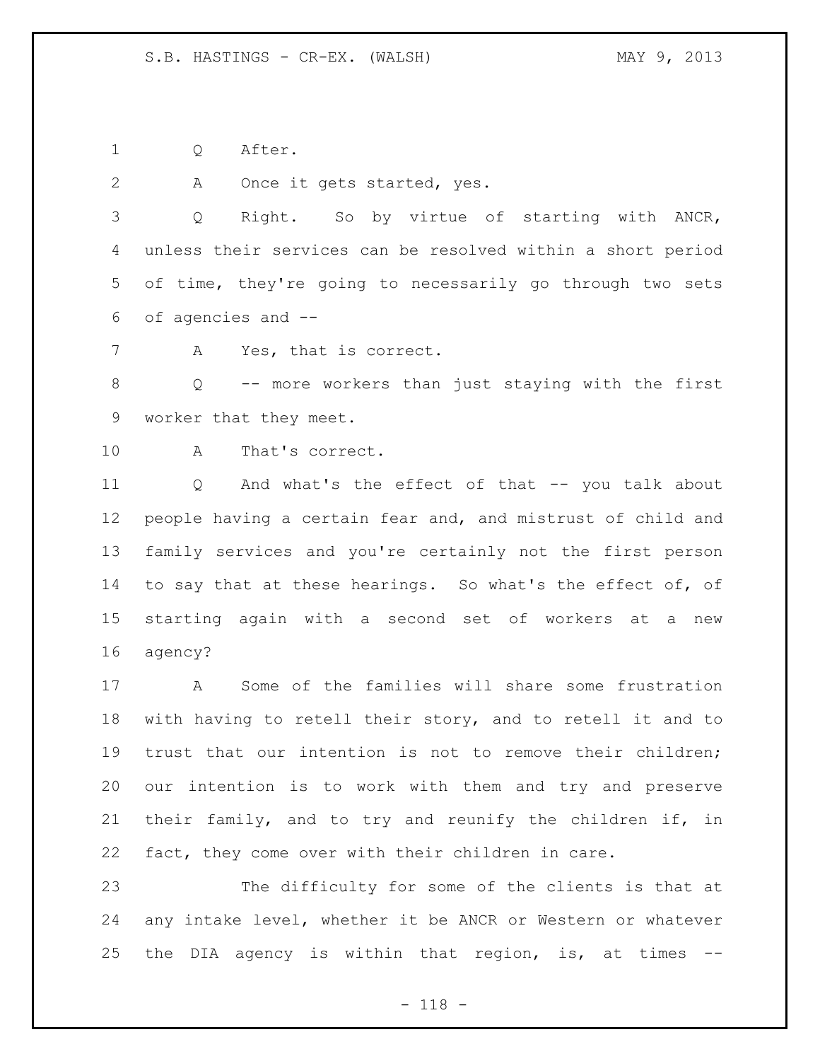Q After.

A Once it gets started, yes.

Q Right. So by virtue of starting with ANCR, unless their services can be resolved within a short period of time, they're going to necessarily go through two sets of agencies and --

A Yes, that is correct.

Q -- more workers than just staying with the first worker that they meet.

A That's correct.

Q And what's the effect of that -- you talk about people having a certain fear and, and mistrust of child and family services and you're certainly not the first person to say that at these hearings. So what's the effect of, of starting again with a second set of workers at a new agency?

A Some of the families will share some frustration with having to retell their story, and to retell it and to trust that our intention is not to remove their children; our intention is to work with them and try and preserve their family, and to try and reunify the children if, in fact, they come over with their children in care.

The difficulty for some of the clients is that at any intake level, whether it be ANCR or Western or whatever the DIA agency is within that region, is, at times --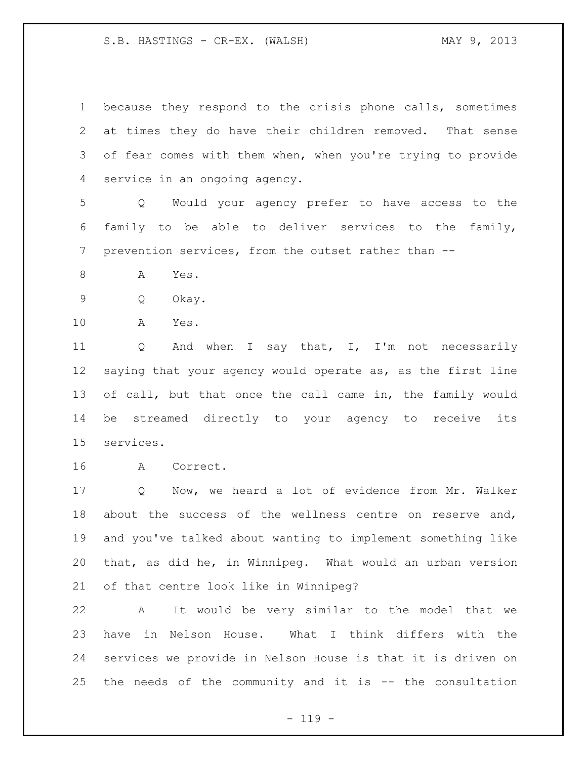because they respond to the crisis phone calls, sometimes at times they do have their children removed. That sense of fear comes with them when, when you're trying to provide service in an ongoing agency.

Q Would your agency prefer to have access to the family to be able to deliver services to the family, prevention services, from the outset rather than --

A Yes.

Q Okay.

A Yes.

Q And when I say that, I, I'm not necessarily saying that your agency would operate as, as the first line of call, but that once the call came in, the family would be streamed directly to your agency to receive its services.

A Correct.

Q Now, we heard a lot of evidence from Mr. Walker about the success of the wellness centre on reserve and, and you've talked about wanting to implement something like that, as did he, in Winnipeg. What would an urban version of that centre look like in Winnipeg?

A It would be very similar to the model that we have in Nelson House. What I think differs with the services we provide in Nelson House is that it is driven on the needs of the community and it is -- the consultation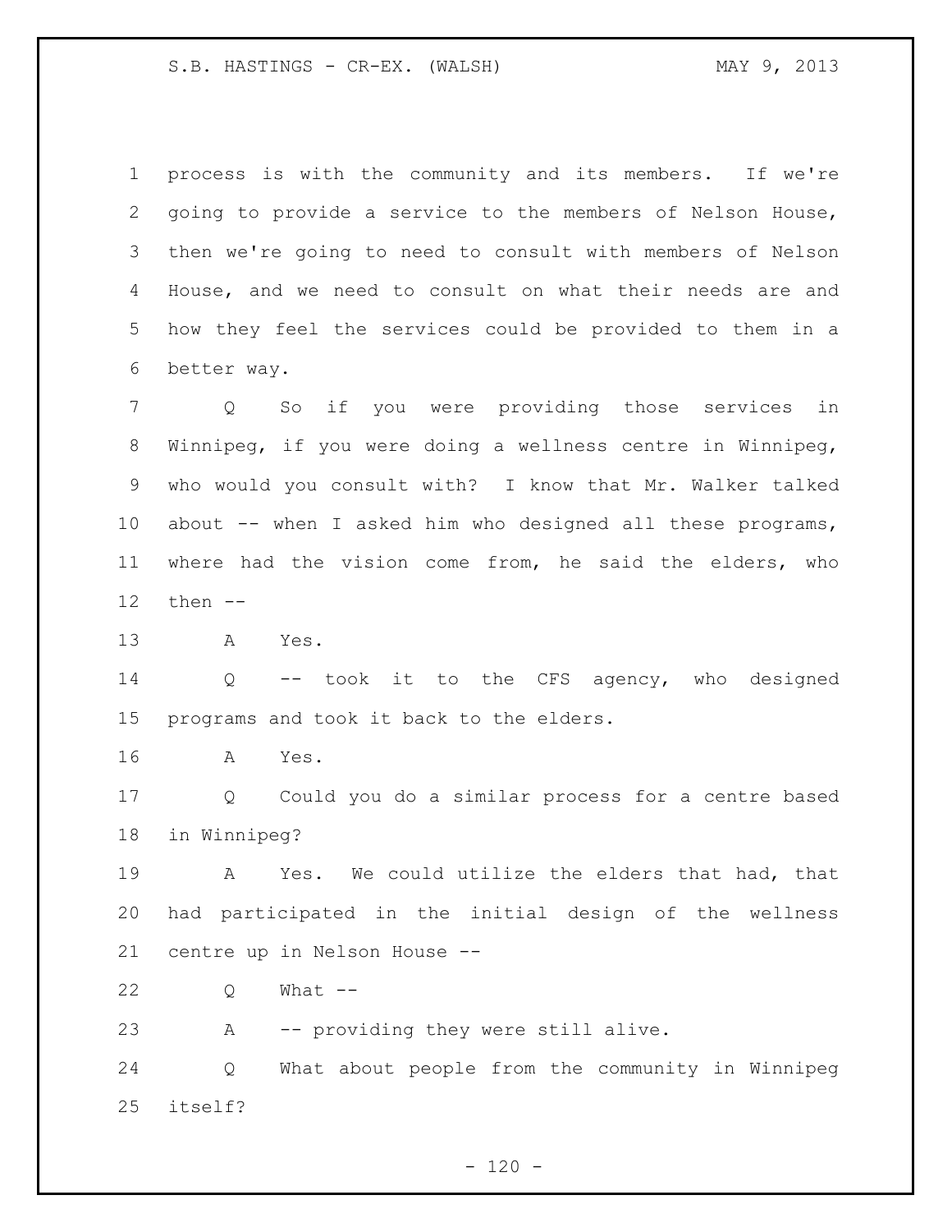process is with the community and its members. If we're going to provide a service to the members of Nelson House, then we're going to need to consult with members of Nelson House, and we need to consult on what their needs are and how they feel the services could be provided to them in a better way.

Q So if you were providing those services in Winnipeg, if you were doing a wellness centre in Winnipeg, who would you consult with? I know that Mr. Walker talked about -- when I asked him who designed all these programs, where had the vision come from, he said the elders, who then --

A Yes.

Q -- took it to the CFS agency, who designed programs and took it back to the elders.

A Yes.

Q Could you do a similar process for a centre based in Winnipeg?

A Yes. We could utilize the elders that had, that had participated in the initial design of the wellness centre up in Nelson House --

Q What --

A -- providing they were still alive.

Q What about people from the community in Winnipeg itself?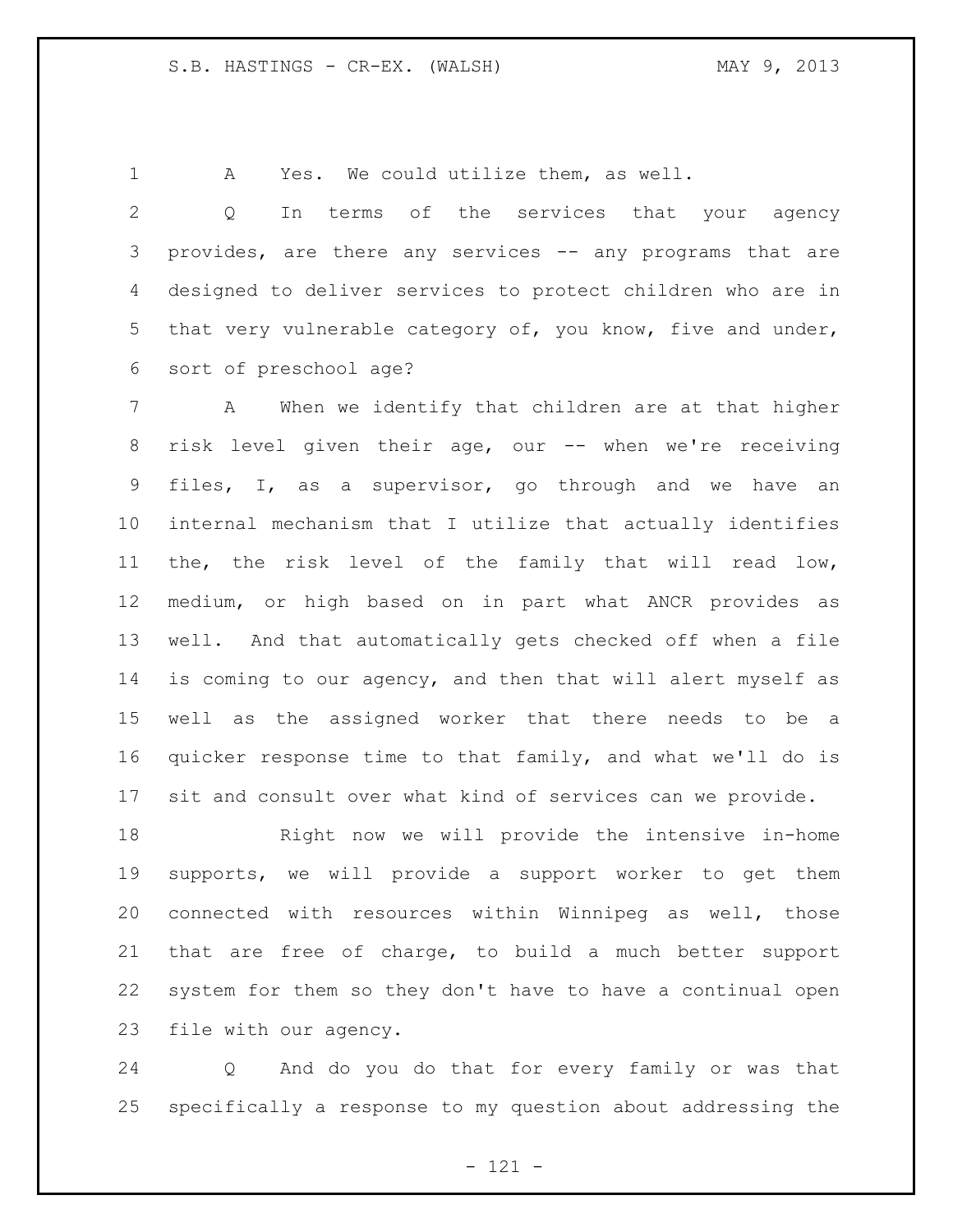A Yes. We could utilize them, as well.

Q In terms of the services that your agency provides, are there any services -- any programs that are designed to deliver services to protect children who are in that very vulnerable category of, you know, five and under, sort of preschool age?

A When we identify that children are at that higher risk level given their age, our -- when we're receiving files, I, as a supervisor, go through and we have an internal mechanism that I utilize that actually identifies the, the risk level of the family that will read low, medium, or high based on in part what ANCR provides as well. And that automatically gets checked off when a file is coming to our agency, and then that will alert myself as well as the assigned worker that there needs to be a quicker response time to that family, and what we'll do is sit and consult over what kind of services can we provide.

Right now we will provide the intensive in-home supports, we will provide a support worker to get them connected with resources within Winnipeg as well, those that are free of charge, to build a much better support system for them so they don't have to have a continual open file with our agency.

Q And do you do that for every family or was that specifically a response to my question about addressing the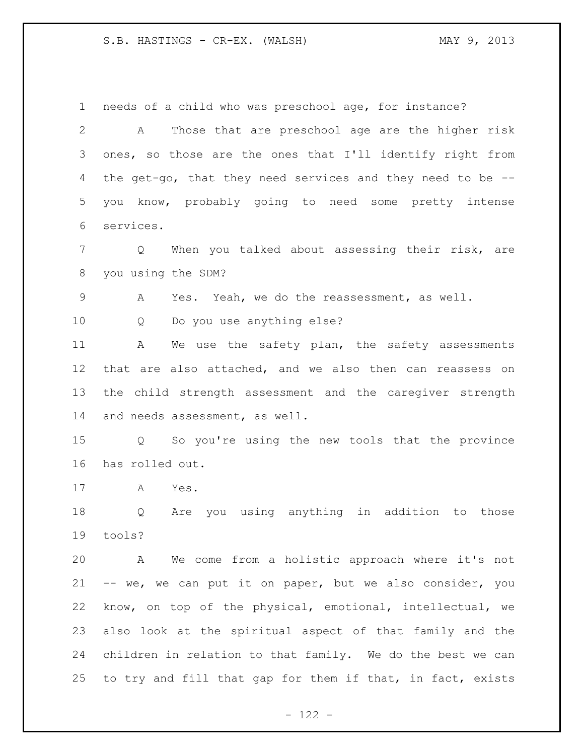needs of a child who was preschool age, for instance?

A Those that are preschool age are the higher risk ones, so those are the ones that I'll identify right from the get-go, that they need services and they need to be -- you know, probably going to need some pretty intense services.

Q When you talked about assessing their risk, are you using the SDM?

A Yes. Yeah, we do the reassessment, as well.

Q Do you use anything else?

A We use the safety plan, the safety assessments that are also attached, and we also then can reassess on the child strength assessment and the caregiver strength and needs assessment, as well.

Q So you're using the new tools that the province has rolled out.

A Yes.

Q Are you using anything in addition to those tools?

A We come from a holistic approach where it's not -- we, we can put it on paper, but we also consider, you know, on top of the physical, emotional, intellectual, we also look at the spiritual aspect of that family and the children in relation to that family. We do the best we can to try and fill that gap for them if that, in fact, exists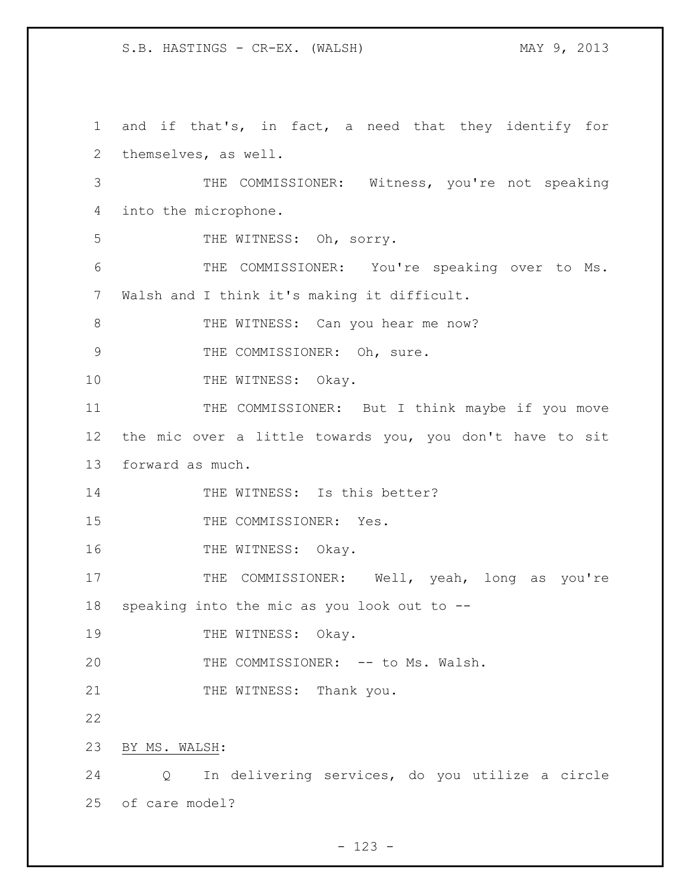and if that's, in fact, a need that they identify for themselves, as well.

THE COMMISSIONER: Witness, you're not speaking into the microphone.

THE WITNESS: Oh, sorry.

THE COMMISSIONER: You're speaking over to Ms. Walsh and I think it's making it difficult.

THE WITNESS: Can you hear me now?

THE COMMISSIONER: Oh, sure.

THE WITNESS: Okay.

THE COMMISSIONER: But I think maybe if you move the mic over a little towards you, you don't have to sit forward as much.

THE WITNESS: Is this better?

THE COMMISSIONER: Yes.

THE WITNESS: Okay.

THE COMMISSIONER: Well, yeah, long as you're speaking into the mic as you look out to --

THE WITNESS: Okay.

THE COMMISSIONER: -- to Ms. Walsh.

THE WITNESS: Thank you.

BY MS. WALSH:

Q In delivering services, do you utilize a circle of care model?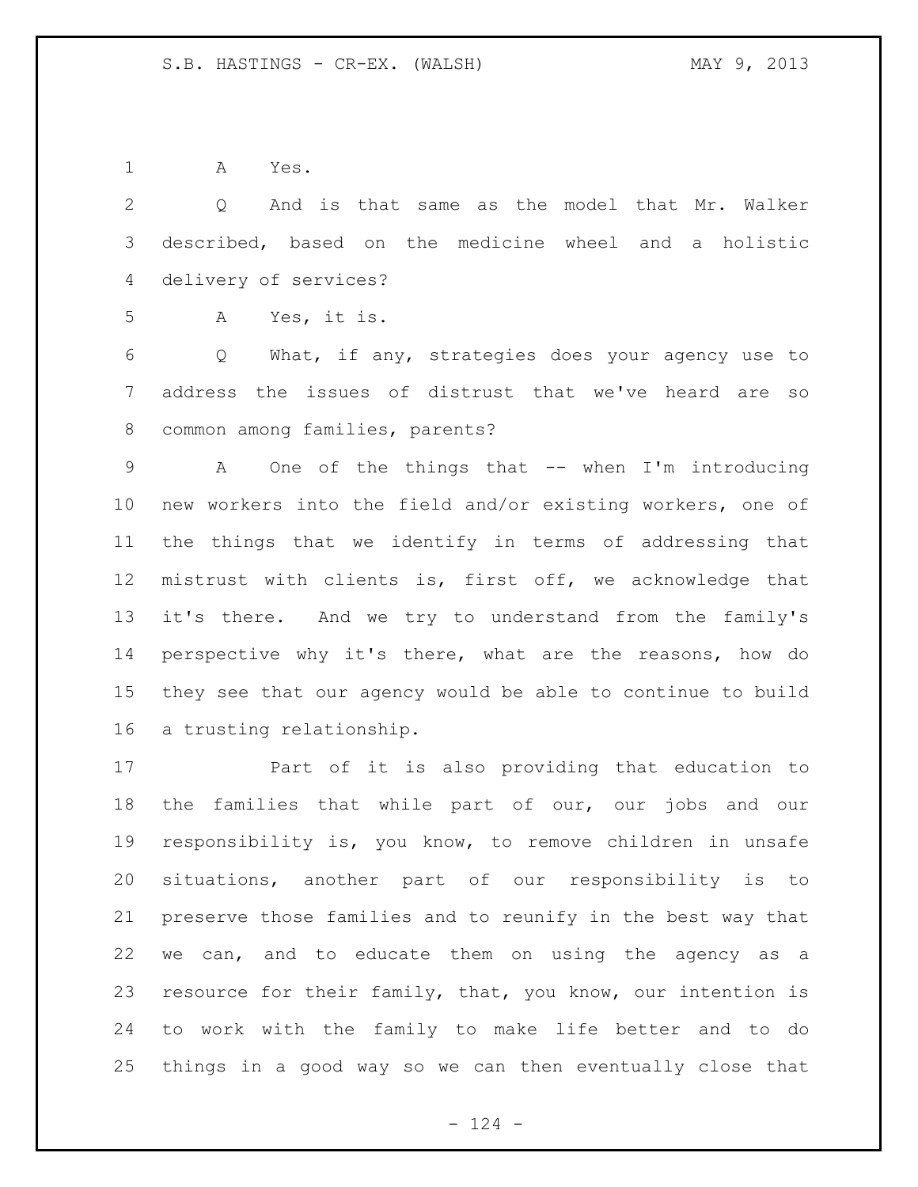A Yes.

Q And is that same as the model that Mr. Walker described, based on the medicine wheel and a holistic delivery of services?

A Yes, it is.

Q What, if any, strategies does your agency use to address the issues of distrust that we've heard are so common among families, parents?

A One of the things that -- when I'm introducing new workers into the field and/or existing workers, one of the things that we identify in terms of addressing that mistrust with clients is, first off, we acknowledge that it's there. And we try to understand from the family's perspective why it's there, what are the reasons, how do they see that our agency would be able to continue to build a trusting relationship.

Part of it is also providing that education to the families that while part of our, our jobs and our responsibility is, you know, to remove children in unsafe situations, another part of our responsibility is to preserve those families and to reunify in the best way that we can, and to educate them on using the agency as a resource for their family, that, you know, our intention is to work with the family to make life better and to do things in a good way so we can then eventually close that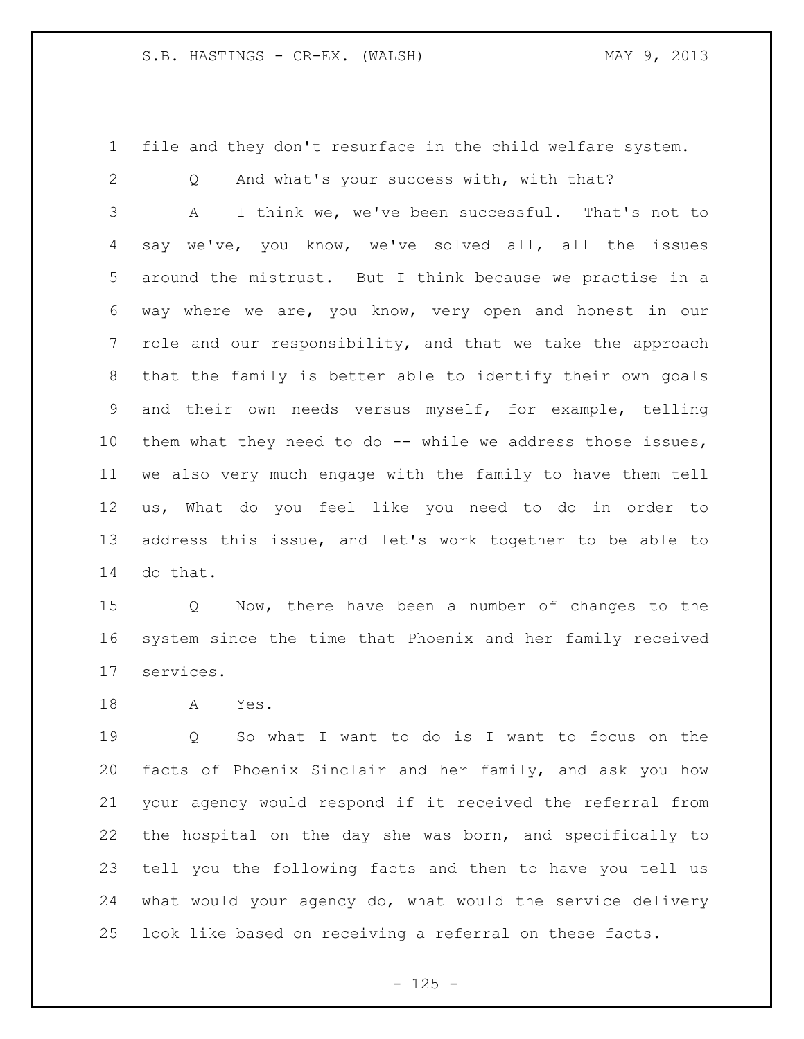file and they don't resurface in the child welfare system.

Q And what's your success with, with that?

A I think we, we've been successful. That's not to say we've, you know, we've solved all, all the issues around the mistrust. But I think because we practise in a way where we are, you know, very open and honest in our role and our responsibility, and that we take the approach that the family is better able to identify their own goals and their own needs versus myself, for example, telling them what they need to do -- while we address those issues, we also very much engage with the family to have them tell us, What do you feel like you need to do in order to address this issue, and let's work together to be able to do that.

Q Now, there have been a number of changes to the system since the time that Phoenix and her family received services.

A Yes.

Q So what I want to do is I want to focus on the facts of Phoenix Sinclair and her family, and ask you how your agency would respond if it received the referral from the hospital on the day she was born, and specifically to tell you the following facts and then to have you tell us what would your agency do, what would the service delivery look like based on receiving a referral on these facts.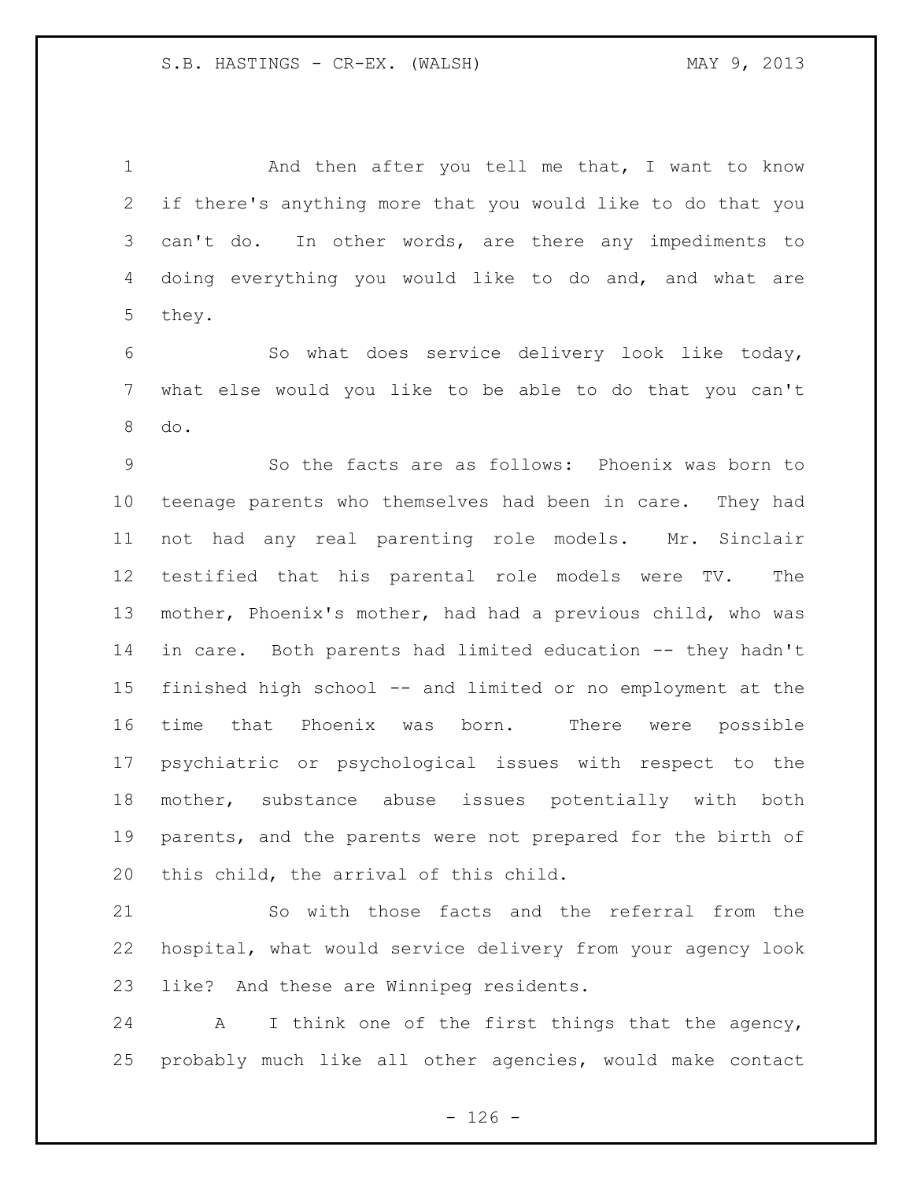And then after you tell me that, I want to know if there's anything more that you would like to do that you can't do. In other words, are there any impediments to doing everything you would like to do and, and what are they.

So what does service delivery look like today, what else would you like to be able to do that you can't do.

So the facts are as follows: Phoenix was born to teenage parents who themselves had been in care. They had not had any real parenting role models. Mr. Sinclair testified that his parental role models were TV. The mother, Phoenix's mother, had had a previous child, who was in care. Both parents had limited education -- they hadn't finished high school -- and limited or no employment at the time that Phoenix was born. There were possible psychiatric or psychological issues with respect to the mother, substance abuse issues potentially with both parents, and the parents were not prepared for the birth of this child, the arrival of this child.

So with those facts and the referral from the hospital, what would service delivery from your agency look like? And these are Winnipeg residents.

A I think one of the first things that the agency, probably much like all other agencies, would make contact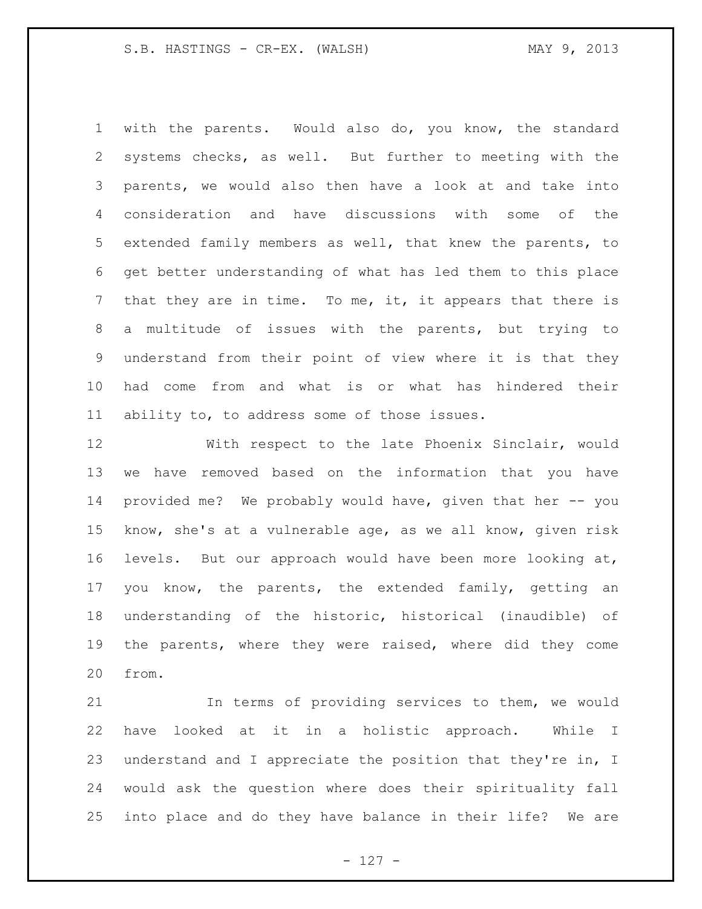with the parents. Would also do, you know, the standard systems checks, as well. But further to meeting with the parents, we would also then have a look at and take into consideration and have discussions with some of the extended family members as well, that knew the parents, to get better understanding of what has led them to this place that they are in time. To me, it, it appears that there is a multitude of issues with the parents, but trying to understand from their point of view where it is that they had come from and what is or what has hindered their ability to, to address some of those issues.

With respect to the late Phoenix Sinclair, would we have removed based on the information that you have provided me? We probably would have, given that her -- you know, she's at a vulnerable age, as we all know, given risk levels. But our approach would have been more looking at, you know, the parents, the extended family, getting an understanding of the historic, historical (inaudible) of the parents, where they were raised, where did they come from.

In terms of providing services to them, we would have looked at it in a holistic approach. While I understand and I appreciate the position that they're in, I would ask the question where does their spirituality fall into place and do they have balance in their life? We are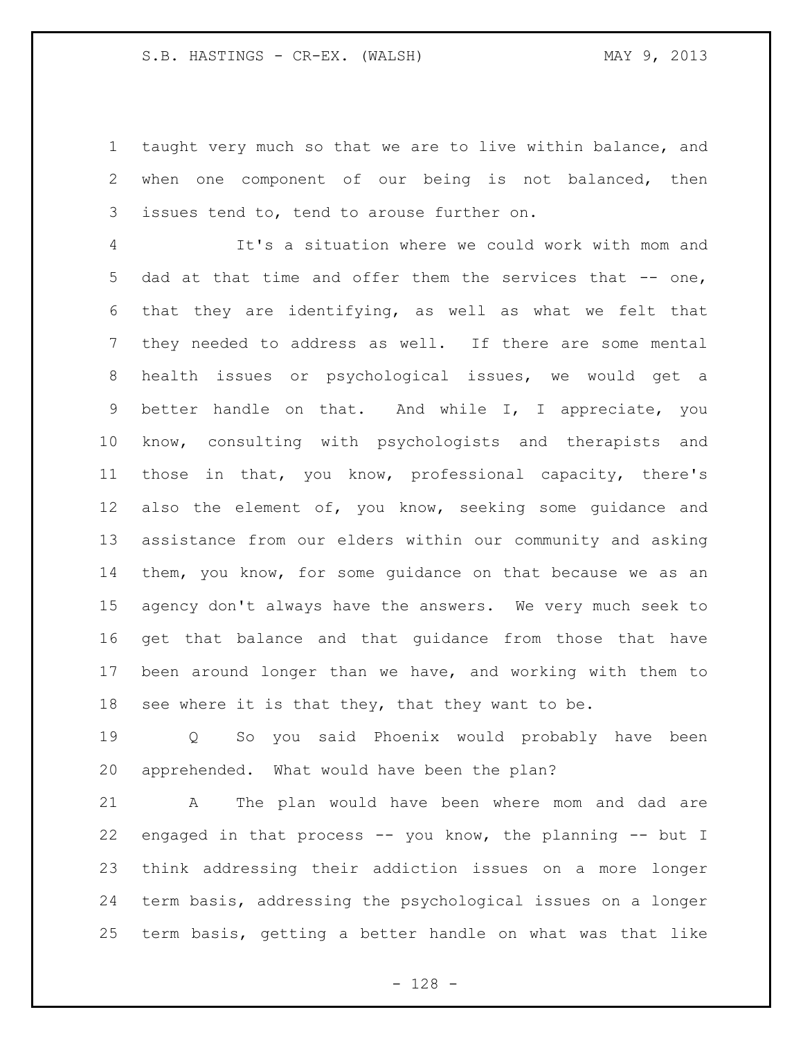taught very much so that we are to live within balance, and when one component of our being is not balanced, then issues tend to, tend to arouse further on.

It's a situation where we could work with mom and dad at that time and offer them the services that -- one, that they are identifying, as well as what we felt that they needed to address as well. If there are some mental health issues or psychological issues, we would get a better handle on that. And while I, I appreciate, you know, consulting with psychologists and therapists and those in that, you know, professional capacity, there's also the element of, you know, seeking some guidance and assistance from our elders within our community and asking them, you know, for some guidance on that because we as an agency don't always have the answers. We very much seek to get that balance and that guidance from those that have been around longer than we have, and working with them to see where it is that they, that they want to be.

Q So you said Phoenix would probably have been apprehended. What would have been the plan?

A The plan would have been where mom and dad are engaged in that process -- you know, the planning -- but I think addressing their addiction issues on a more longer term basis, addressing the psychological issues on a longer term basis, getting a better handle on what was that like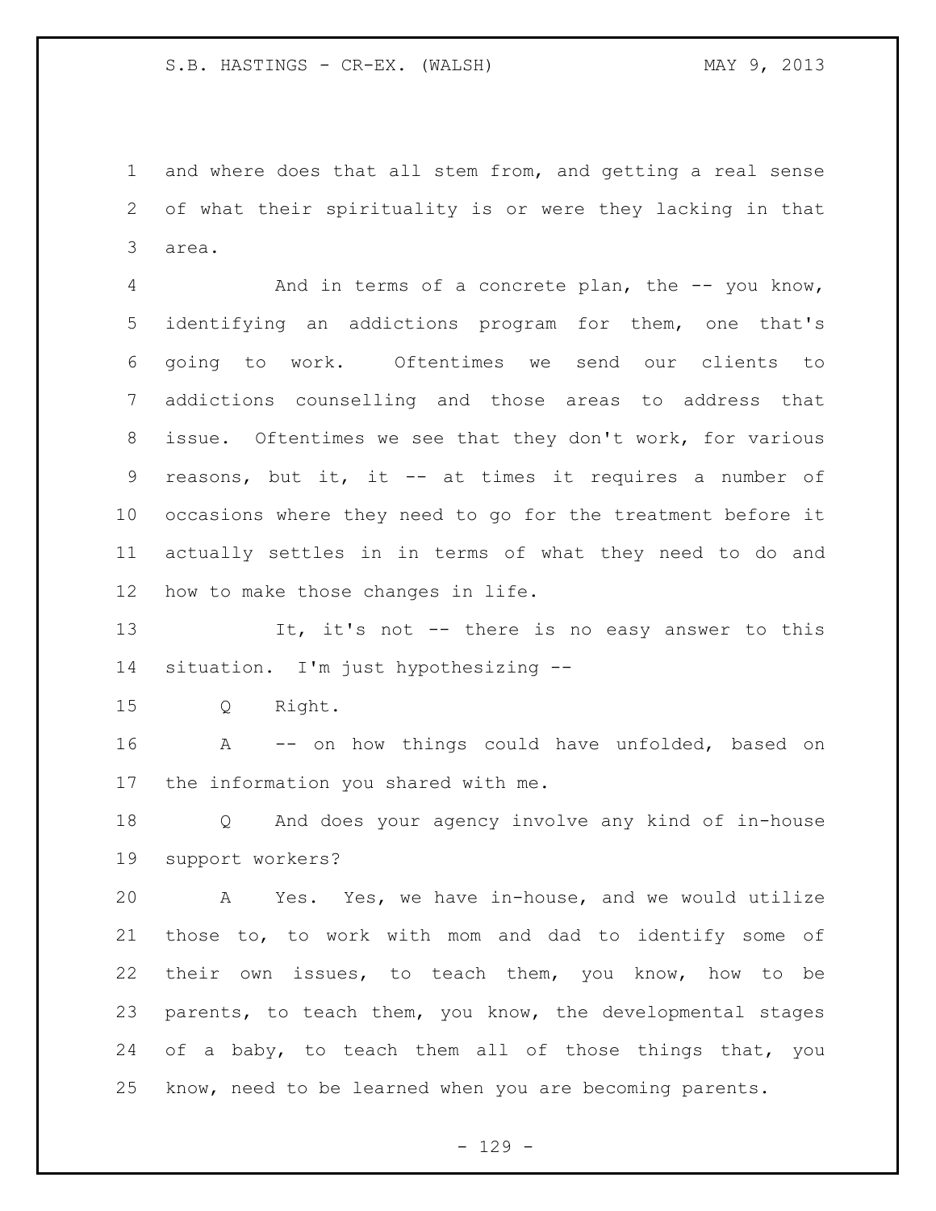and where does that all stem from, and getting a real sense of what their spirituality is or were they lacking in that area.

And in terms of a concrete plan, the -- you know, identifying an addictions program for them, one that's going to work. Oftentimes we send our clients to addictions counselling and those areas to address that issue. Oftentimes we see that they don't work, for various reasons, but it, it -- at times it requires a number of occasions where they need to go for the treatment before it actually settles in in terms of what they need to do and how to make those changes in life.

It, it's not -- there is no easy answer to this situation. I'm just hypothesizing --

Q Right.

A -- on how things could have unfolded, based on the information you shared with me.

Q And does your agency involve any kind of in-house support workers?

A Yes. Yes, we have in-house, and we would utilize those to, to work with mom and dad to identify some of their own issues, to teach them, you know, how to be parents, to teach them, you know, the developmental stages of a baby, to teach them all of those things that, you know, need to be learned when you are becoming parents.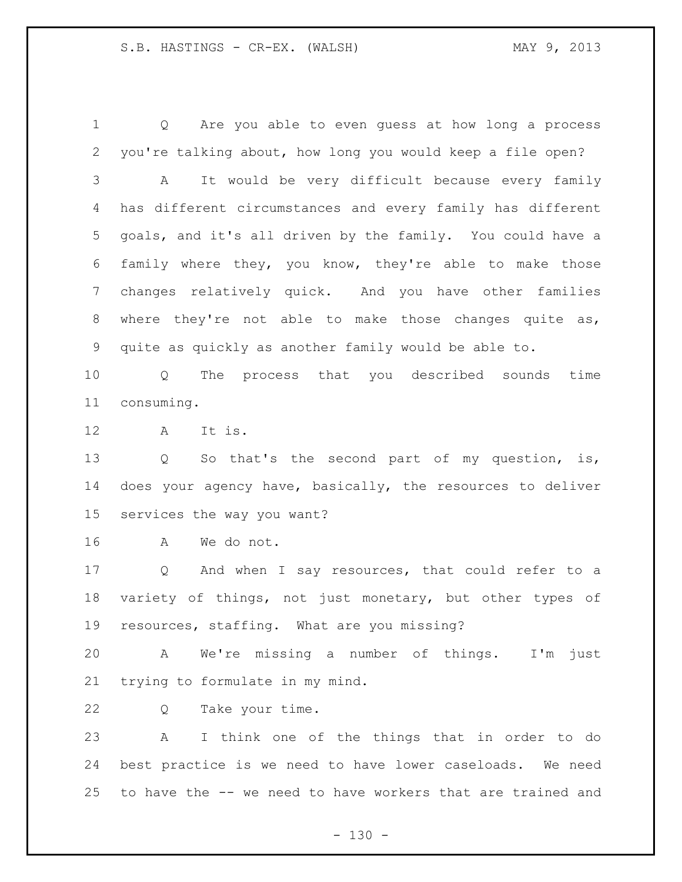Q Are you able to even guess at how long a process you're talking about, how long you would keep a file open?

A It would be very difficult because every family has different circumstances and every family has different goals, and it's all driven by the family. You could have a family where they, you know, they're able to make those changes relatively quick. And you have other families where they're not able to make those changes quite as, quite as quickly as another family would be able to.

Q The process that you described sounds time consuming.

A It is.

Q So that's the second part of my question, is, does your agency have, basically, the resources to deliver services the way you want?

A We do not.

Q And when I say resources, that could refer to a variety of things, not just monetary, but other types of resources, staffing. What are you missing?

A We're missing a number of things. I'm just trying to formulate in my mind.

Q Take your time.

A I think one of the things that in order to do best practice is we need to have lower caseloads. We need to have the -- we need to have workers that are trained and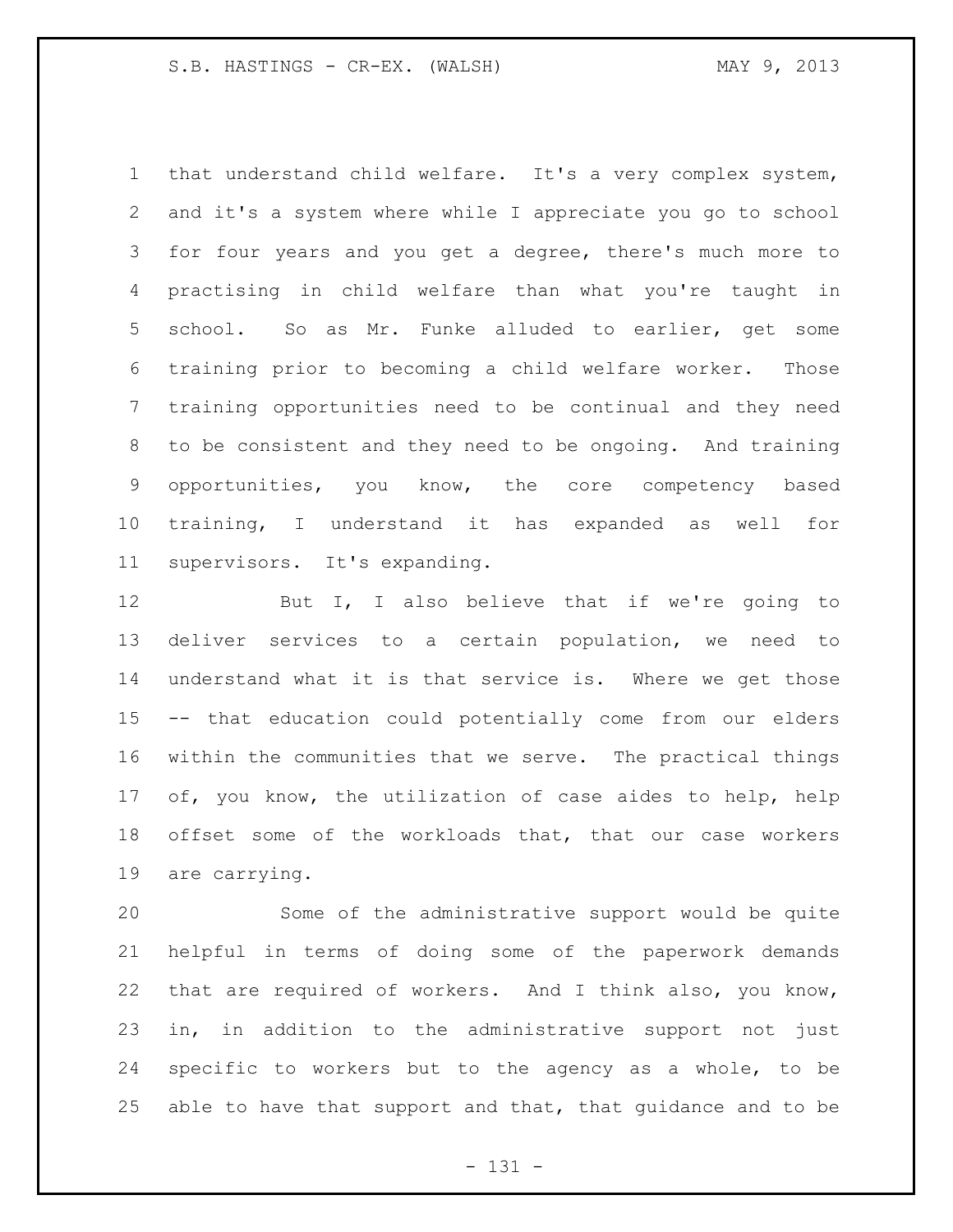that understand child welfare. It's a very complex system, and it's a system where while I appreciate you go to school for four years and you get a degree, there's much more to practising in child welfare than what you're taught in school. So as Mr. Funke alluded to earlier, get some training prior to becoming a child welfare worker. Those training opportunities need to be continual and they need to be consistent and they need to be ongoing. And training opportunities, you know, the core competency based training, I understand it has expanded as well for supervisors. It's expanding.

But I, I also believe that if we're going to deliver services to a certain population, we need to understand what it is that service is. Where we get those -- that education could potentially come from our elders within the communities that we serve. The practical things of, you know, the utilization of case aides to help, help offset some of the workloads that, that our case workers are carrying.

Some of the administrative support would be quite helpful in terms of doing some of the paperwork demands that are required of workers. And I think also, you know, in, in addition to the administrative support not just specific to workers but to the agency as a whole, to be able to have that support and that, that guidance and to be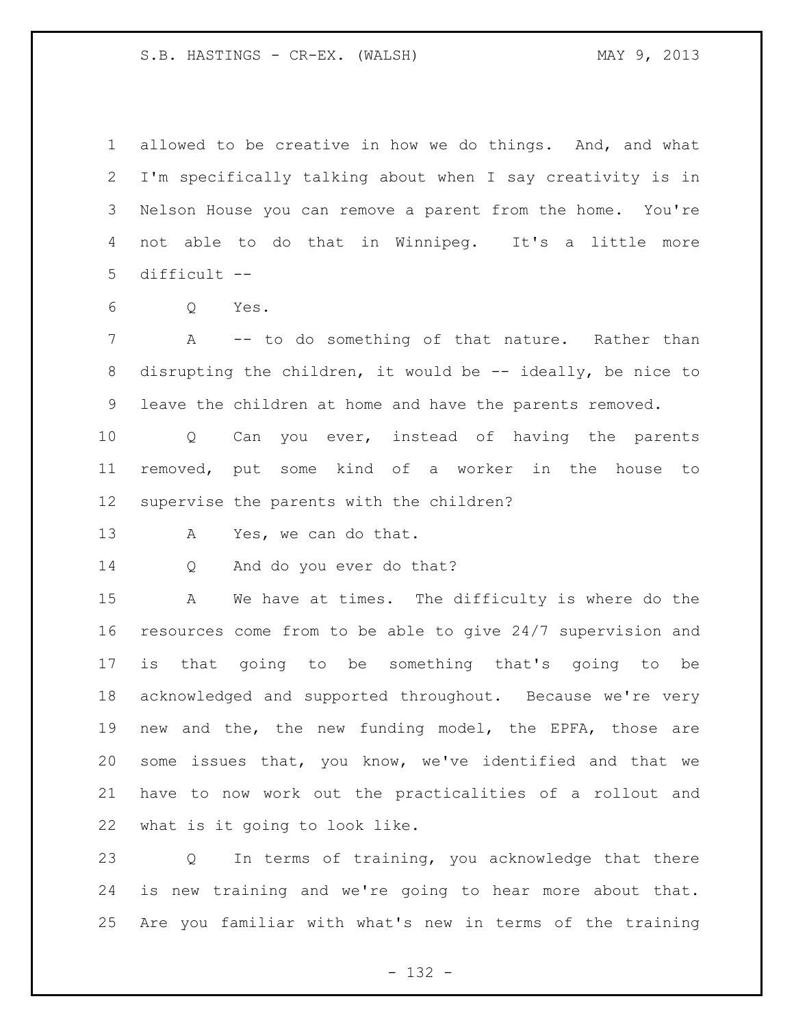allowed to be creative in how we do things. And, and what I'm specifically talking about when I say creativity is in Nelson House you can remove a parent from the home. You're not able to do that in Winnipeg. It's a little more difficult --

Q Yes.

A -- to do something of that nature. Rather than disrupting the children, it would be -- ideally, be nice to leave the children at home and have the parents removed.

Q Can you ever, instead of having the parents removed, put some kind of a worker in the house to supervise the parents with the children?

A Yes, we can do that.

Q And do you ever do that?

A We have at times. The difficulty is where do the resources come from to be able to give 24/7 supervision and is that going to be something that's going to be acknowledged and supported throughout. Because we're very new and the, the new funding model, the EPFA, those are some issues that, you know, we've identified and that we have to now work out the practicalities of a rollout and what is it going to look like.

Q In terms of training, you acknowledge that there is new training and we're going to hear more about that. Are you familiar with what's new in terms of the training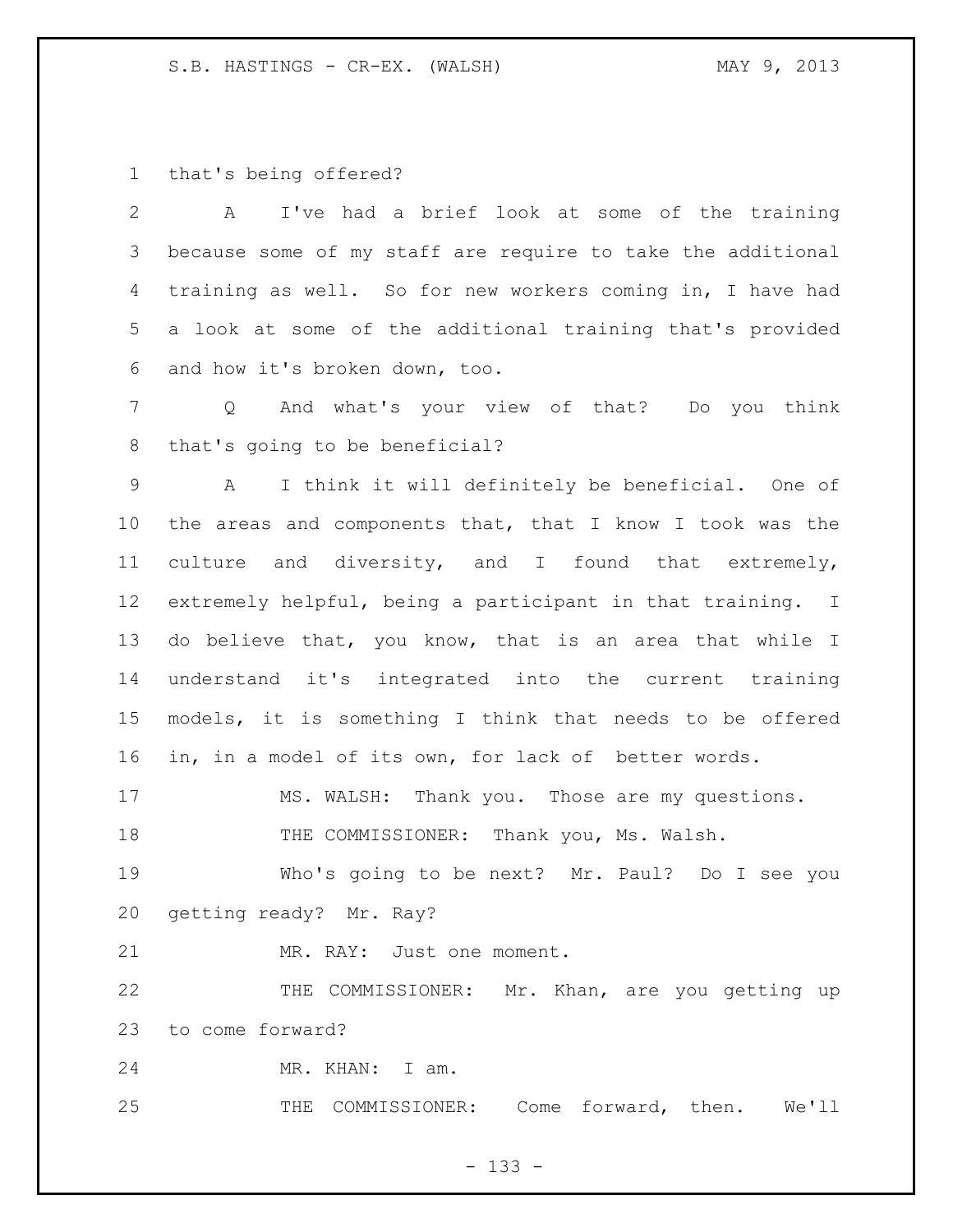that's being offered?

A I've had a brief look at some of the training because some of my staff are require to take the additional training as well. So for new workers coming in, I have had a look at some of the additional training that's provided and how it's broken down, too.

Q And what's your view of that? Do you think that's going to be beneficial?

A I think it will definitely be beneficial. One of the areas and components that, that I know I took was the culture and diversity, and I found that extremely, extremely helpful, being a participant in that training. I do believe that, you know, that is an area that while I understand it's integrated into the current training models, it is something I think that needs to be offered in, in a model of its own, for lack of better words.

MS. WALSH: Thank you. Those are my questions.

THE COMMISSIONER: Thank you, Ms. Walsh.

Who's going to be next? Mr. Paul? Do I see you getting ready? Mr. Ray?

MR. RAY: Just one moment.

THE COMMISSIONER: Mr. Khan, are you getting up to come forward?

MR. KHAN: I am.

THE COMMISSIONER: Come forward, then. We'll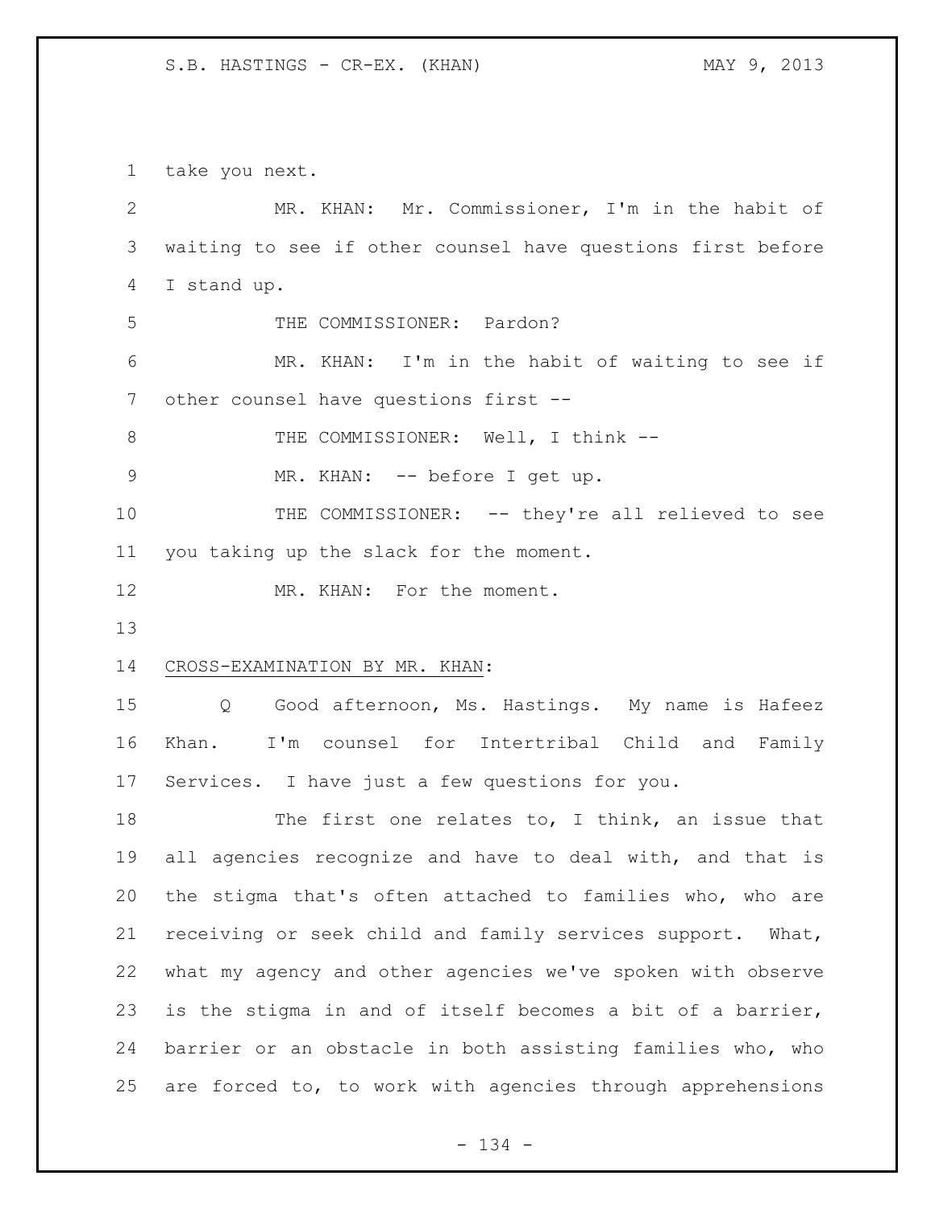take you next.

MR. KHAN: Mr. Commissioner, I'm in the habit of waiting to see if other counsel have questions first before I stand up.

THE COMMISSIONER: Pardon?

MR. KHAN: I'm in the habit of waiting to see if other counsel have questions first --

THE COMMISSIONER: Well, I think --

MR. KHAN: -- before I get up.

THE COMMISSIONER: -- they're all relieved to see you taking up the slack for the moment.

MR. KHAN: For the moment.

CROSS-EXAMINATION BY MR. KHAN:

Q Good afternoon, Ms. Hastings. My name is Hafeez Khan. I'm counsel for Intertribal Child and Family Services. I have just a few questions for you.

The first one relates to, I think, an issue that all agencies recognize and have to deal with, and that is the stigma that's often attached to families who, who are receiving or seek child and family services support. What, what my agency and other agencies we've spoken with observe is the stigma in and of itself becomes a bit of a barrier, barrier or an obstacle in both assisting families who, who are forced to, to work with agencies through apprehensions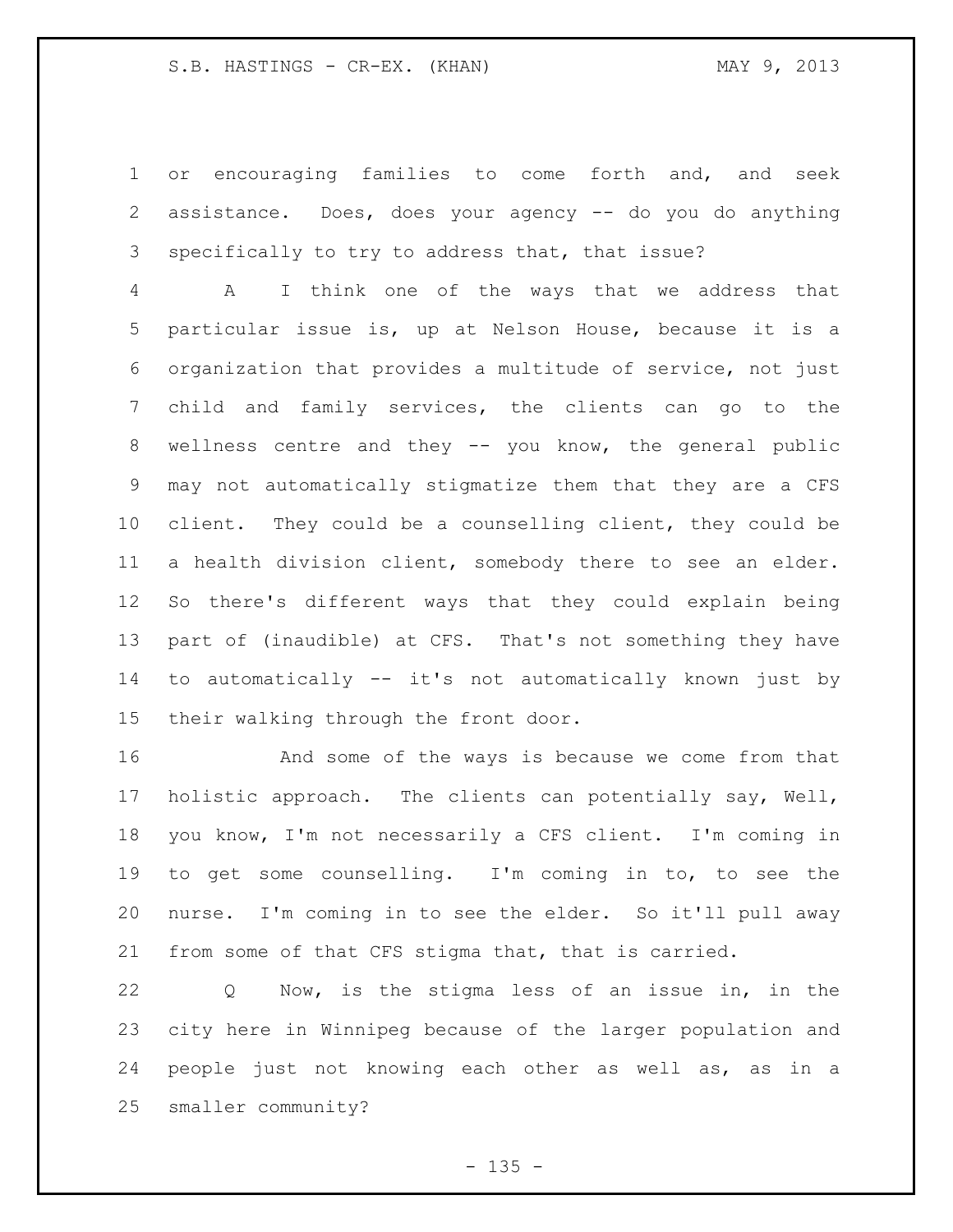or encouraging families to come forth and, and seek assistance. Does, does your agency -- do you do anything specifically to try to address that, that issue?

A I think one of the ways that we address that particular issue is, up at Nelson House, because it is a organization that provides a multitude of service, not just child and family services, the clients can go to the wellness centre and they -- you know, the general public may not automatically stigmatize them that they are a CFS client. They could be a counselling client, they could be a health division client, somebody there to see an elder. So there's different ways that they could explain being part of (inaudible) at CFS. That's not something they have to automatically -- it's not automatically known just by their walking through the front door.

And some of the ways is because we come from that holistic approach. The clients can potentially say, Well, you know, I'm not necessarily a CFS client. I'm coming in to get some counselling. I'm coming in to, to see the nurse. I'm coming in to see the elder. So it'll pull away from some of that CFS stigma that, that is carried.

Q Now, is the stigma less of an issue in, in the city here in Winnipeg because of the larger population and people just not knowing each other as well as, as in a smaller community?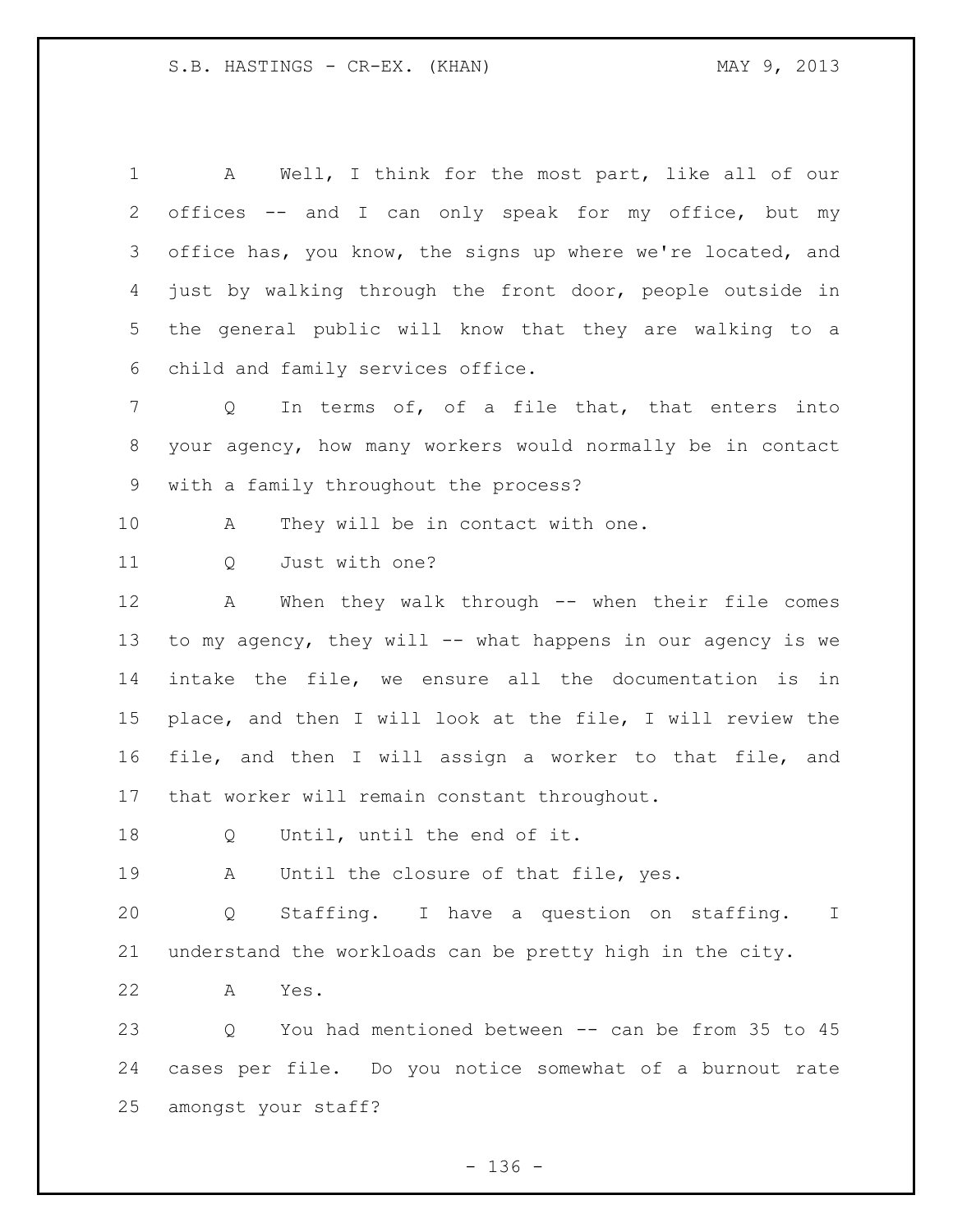A Well, I think for the most part, like all of our offices -- and I can only speak for my office, but my office has, you know, the signs up where we're located, and just by walking through the front door, people outside in the general public will know that they are walking to a child and family services office.

Q In terms of, of a file that, that enters into your agency, how many workers would normally be in contact with a family throughout the process?

A They will be in contact with one.

Q Just with one?

A When they walk through -- when their file comes to my agency, they will -- what happens in our agency is we intake the file, we ensure all the documentation is in place, and then I will look at the file, I will review the file, and then I will assign a worker to that file, and that worker will remain constant throughout.

Q Until, until the end of it.

A Until the closure of that file, yes.

Q Staffing. I have a question on staffing. I understand the workloads can be pretty high in the city.

A Yes.

Q You had mentioned between -- can be from 35 to 45 cases per file. Do you notice somewhat of a burnout rate amongst your staff?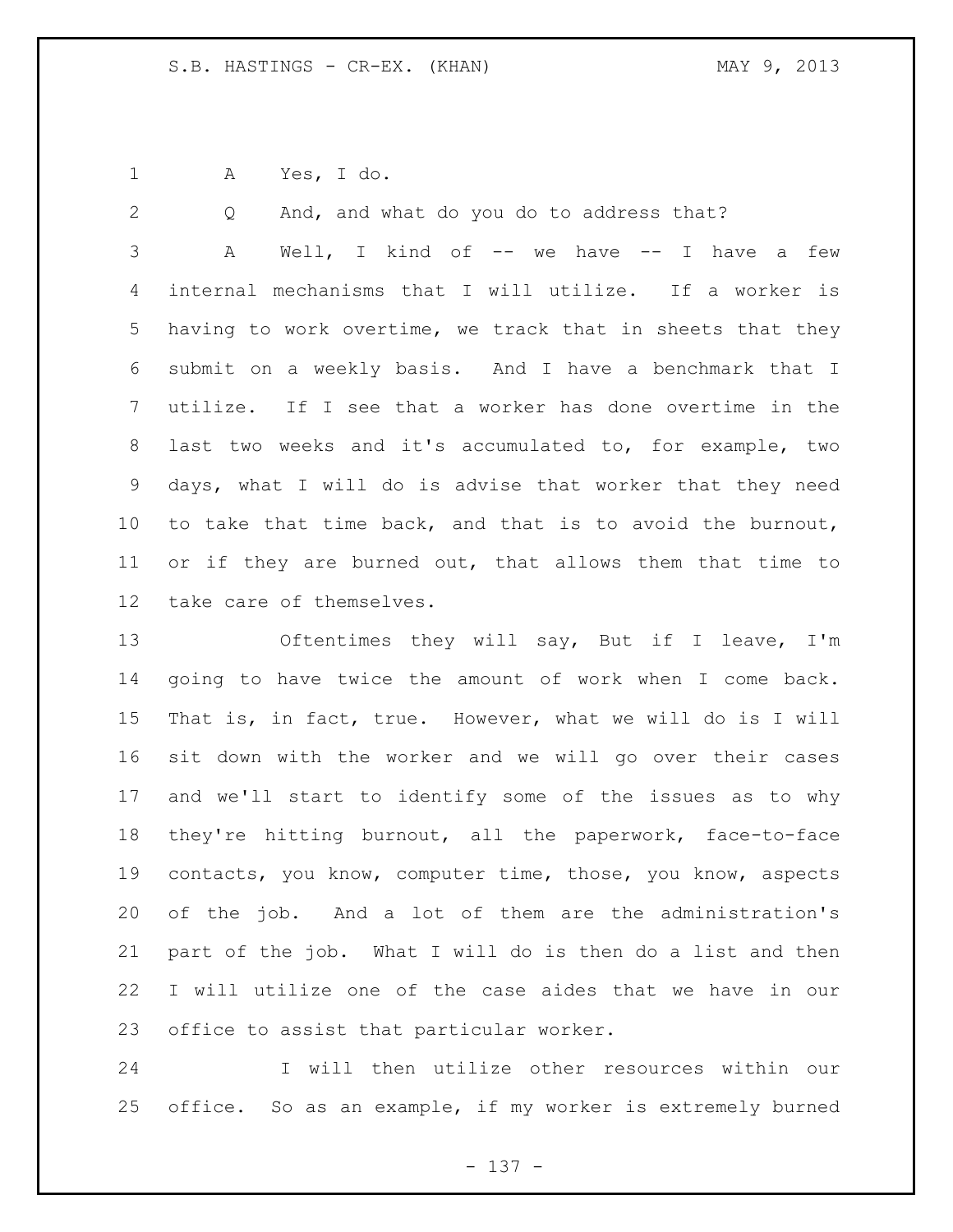A Yes, I do.

Q And, and what do you do to address that?

A Well, I kind of -- we have -- I have a few internal mechanisms that I will utilize. If a worker is having to work overtime, we track that in sheets that they submit on a weekly basis. And I have a benchmark that I utilize. If I see that a worker has done overtime in the last two weeks and it's accumulated to, for example, two days, what I will do is advise that worker that they need to take that time back, and that is to avoid the burnout, or if they are burned out, that allows them that time to take care of themselves.

Oftentimes they will say, But if I leave, I'm going to have twice the amount of work when I come back. That is, in fact, true. However, what we will do is I will sit down with the worker and we will go over their cases and we'll start to identify some of the issues as to why they're hitting burnout, all the paperwork, face-to-face contacts, you know, computer time, those, you know, aspects of the job. And a lot of them are the administration's part of the job. What I will do is then do a list and then I will utilize one of the case aides that we have in our office to assist that particular worker.

I will then utilize other resources within our office. So as an example, if my worker is extremely burned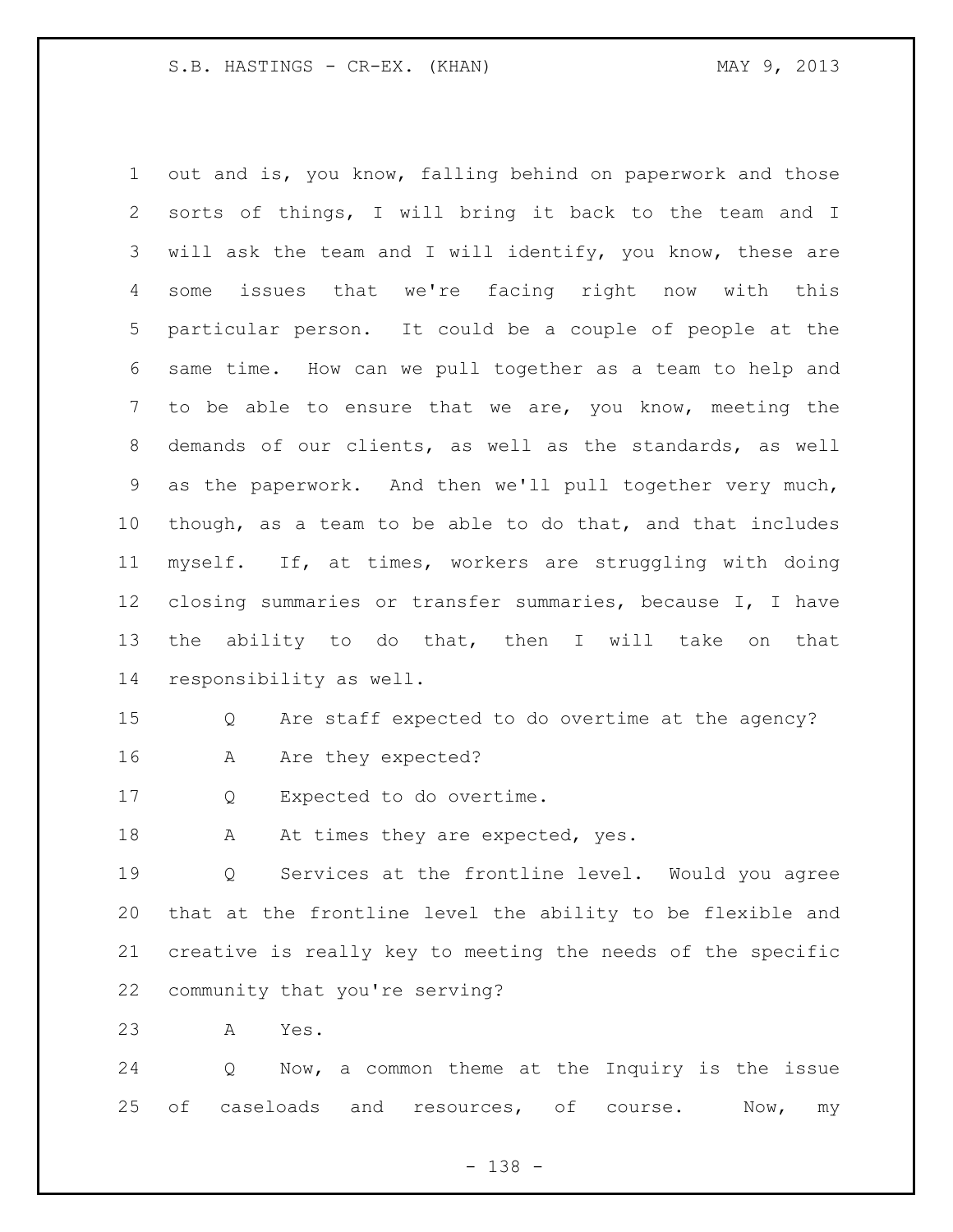out and is, you know, falling behind on paperwork and those sorts of things, I will bring it back to the team and I will ask the team and I will identify, you know, these are some issues that we're facing right now with this particular person. It could be a couple of people at the same time. How can we pull together as a team to help and to be able to ensure that we are, you know, meeting the demands of our clients, as well as the standards, as well as the paperwork. And then we'll pull together very much, though, as a team to be able to do that, and that includes myself. If, at times, workers are struggling with doing closing summaries or transfer summaries, because I, I have the ability to do that, then I will take on that responsibility as well.

Q Are staff expected to do overtime at the agency?

A Are they expected?

Q Expected to do overtime.

A At times they are expected, yes.

Q Services at the frontline level. Would you agree that at the frontline level the ability to be flexible and creative is really key to meeting the needs of the specific community that you're serving?

A Yes.

Q Now, a common theme at the Inquiry is the issue of caseloads and resources, of course. Now, my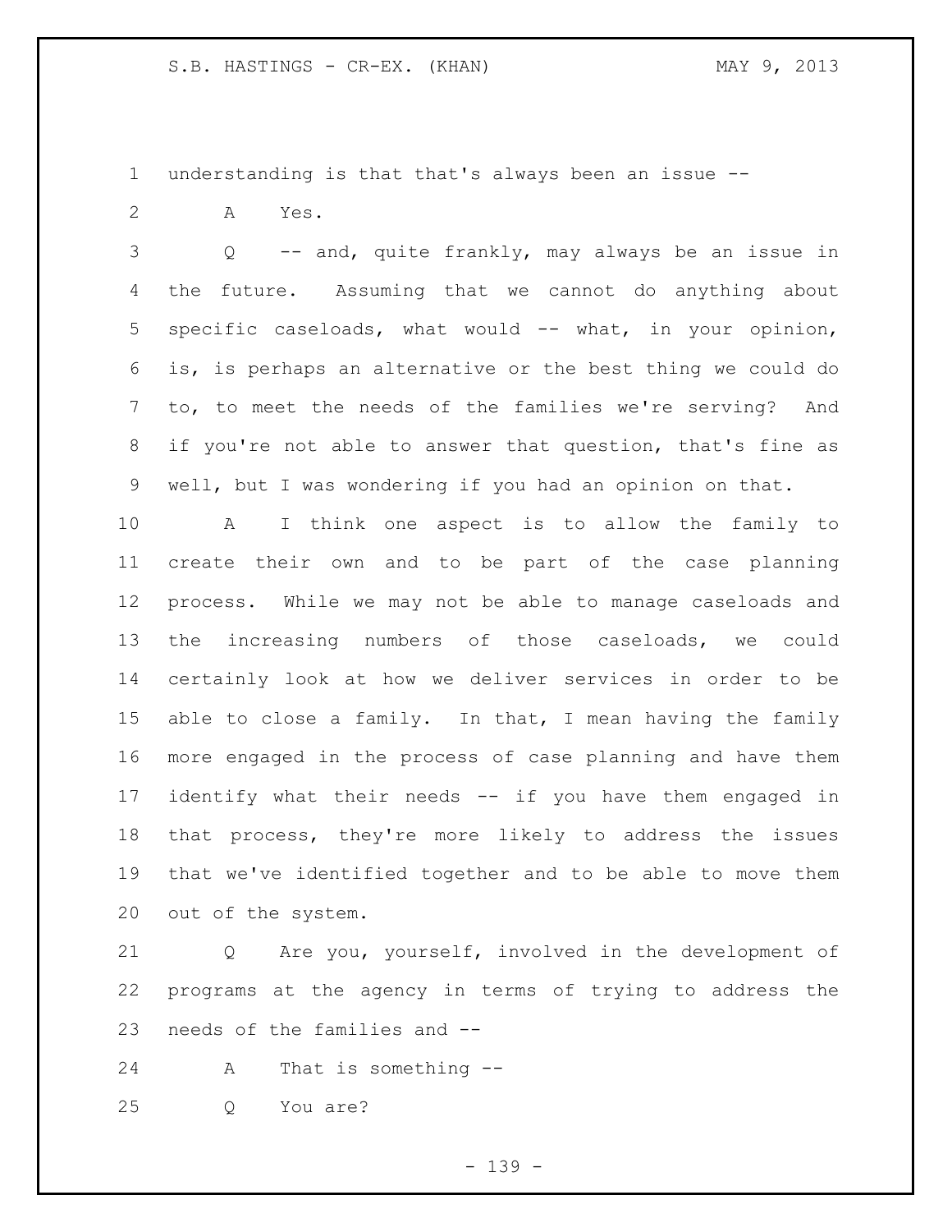understanding is that that's always been an issue --

A Yes.

Q -- and, quite frankly, may always be an issue in the future. Assuming that we cannot do anything about specific caseloads, what would -- what, in your opinion, is, is perhaps an alternative or the best thing we could do to, to meet the needs of the families we're serving? And if you're not able to answer that question, that's fine as well, but I was wondering if you had an opinion on that.

A I think one aspect is to allow the family to create their own and to be part of the case planning process. While we may not be able to manage caseloads and the increasing numbers of those caseloads, we could certainly look at how we deliver services in order to be able to close a family. In that, I mean having the family more engaged in the process of case planning and have them identify what their needs -- if you have them engaged in that process, they're more likely to address the issues that we've identified together and to be able to move them out of the system.

Q Are you, yourself, involved in the development of programs at the agency in terms of trying to address the needs of the families and --

A That is something --

Q You are?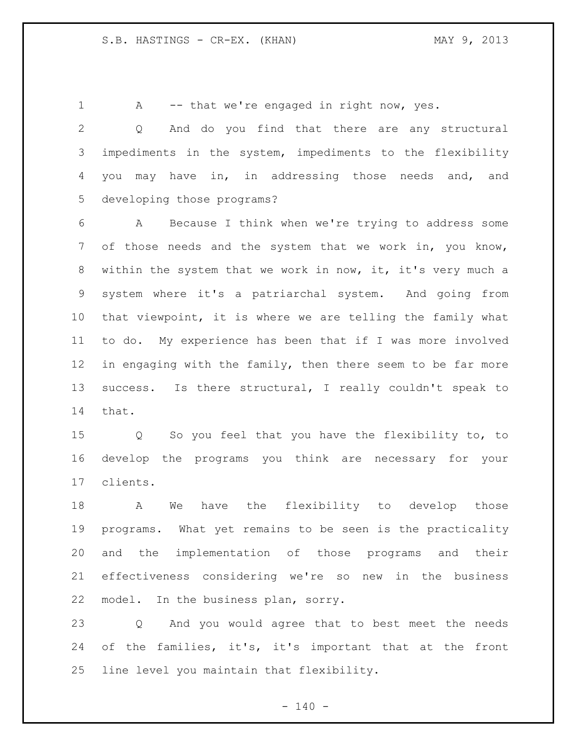A -- that we're engaged in right now, yes.

Q And do you find that there are any structural impediments in the system, impediments to the flexibility you may have in, in addressing those needs and, and developing those programs?

A Because I think when we're trying to address some of those needs and the system that we work in, you know, within the system that we work in now, it, it's very much a system where it's a patriarchal system. And going from that viewpoint, it is where we are telling the family what to do. My experience has been that if I was more involved in engaging with the family, then there seem to be far more success. Is there structural, I really couldn't speak to that.

Q So you feel that you have the flexibility to, to develop the programs you think are necessary for your clients.

A We have the flexibility to develop those programs. What yet remains to be seen is the practicality and the implementation of those programs and their effectiveness considering we're so new in the business model. In the business plan, sorry.

Q And you would agree that to best meet the needs of the families, it's, it's important that at the front line level you maintain that flexibility.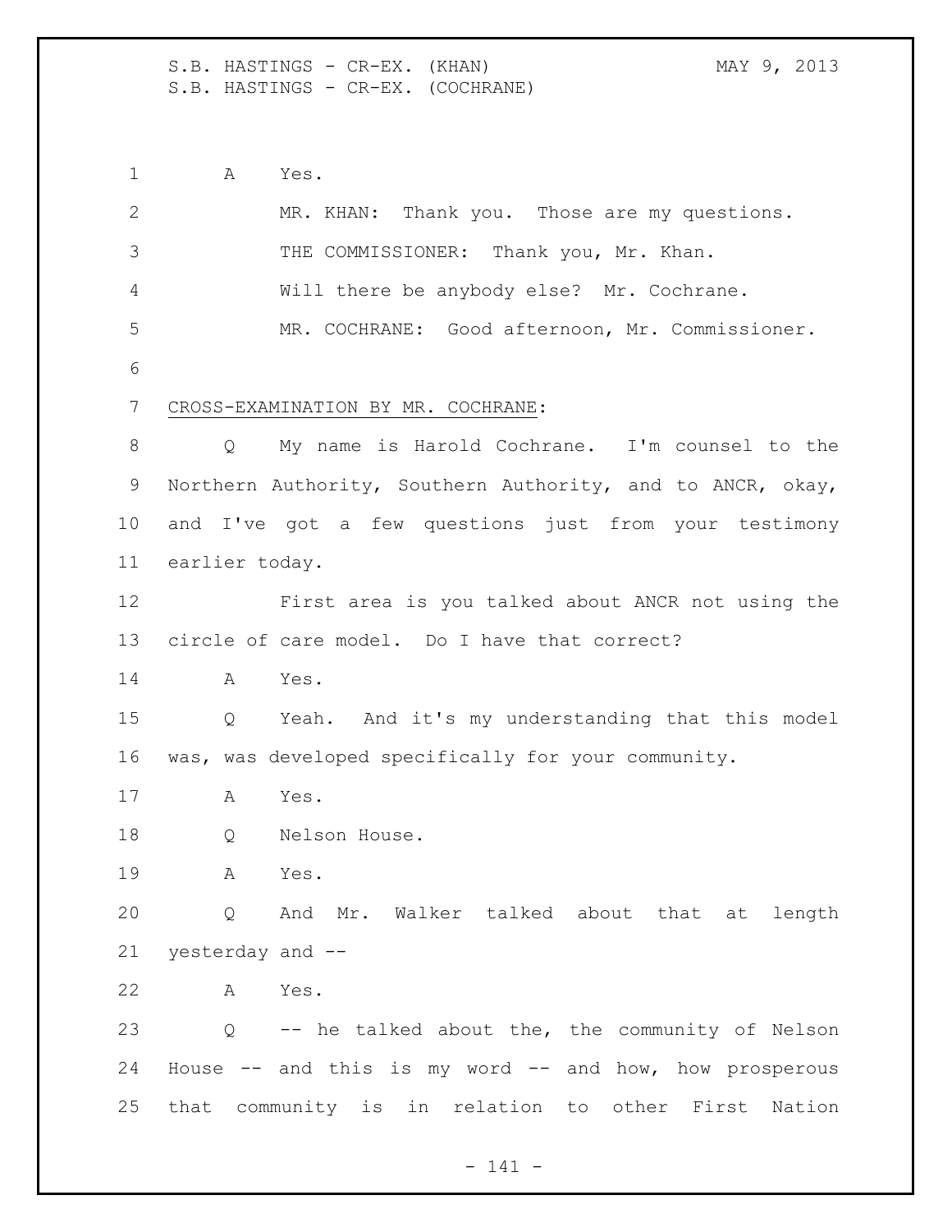A Yes.

MR. KHAN: Thank you. Those are my questions.

THE COMMISSIONER: Thank you, Mr. Khan.

Will there be anybody else? Mr. Cochrane.

MR. COCHRANE: Good afternoon, Mr. Commissioner.

CROSS-EXAMINATION BY MR. COCHRANE:

Q My name is Harold Cochrane. I'm counsel to the Northern Authority, Southern Authority, and to ANCR, okay, and I've got a few questions just from your testimony earlier today.

First area is you talked about ANCR not using the circle of care model. Do I have that correct?

A Yes.

Q Yeah. And it's my understanding that this model was, was developed specifically for your community.

A Yes.

Q Nelson House.

A Yes.

Q And Mr. Walker talked about that at length yesterday and --

A Yes.

Q -- he talked about the, the community of Nelson House -- and this is my word -- and how, how prosperous that community is in relation to other First Nation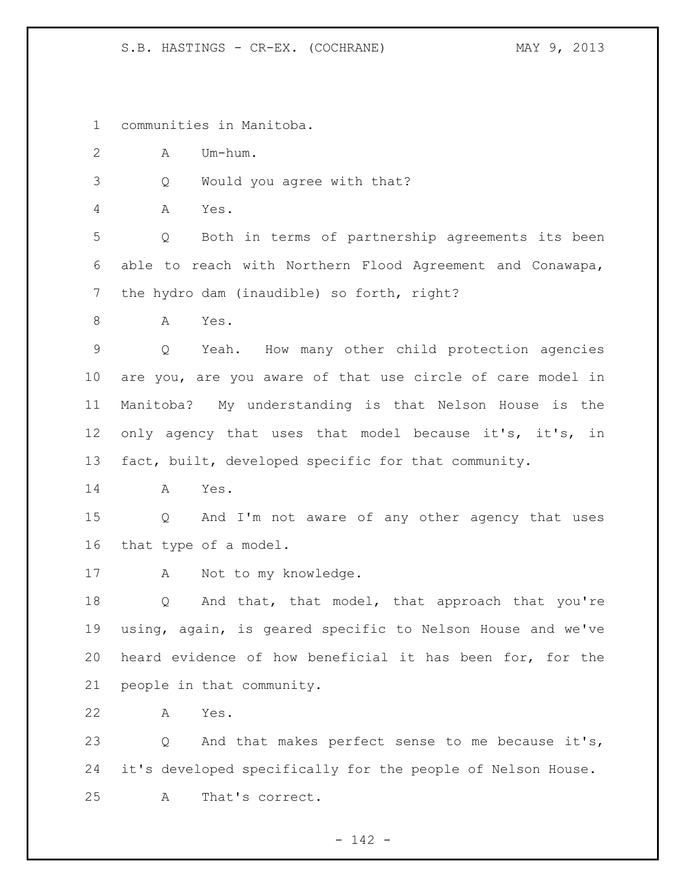1 communities in Manitoba.

2 A Um-hum.

3 Q Would you agree with that?

4 A Yes.

5 Q Both in terms of partnership agreements its been
6 able to reach with Northern Flood Agreement and Conawapa,
7 the hydro dam (inaudible) so forth, right?

8 A Yes.

9 Q Yeah. How many other child protection agencies
10 are you, are you aware of that use circle of care model in
11 Manitoba? My understanding is that Nelson House is the
12 only agency that uses that model because it's, it's, in
13 fact, built, developed specific for that community.

14 A Yes.

15 Q And I'm not aware of any other agency that uses
16 that type of a model.

17 A Not to my knowledge.

18 Q And that, that model, that approach that you're
19 using, again, is geared specific to Nelson House and we've
20 heard evidence of how beneficial it has been for, for the
21 people in that community.

22 A Yes.

23 Q And that makes perfect sense to me because it's,
24 it's developed specifically for the people of Nelson House.

25 A That's correct.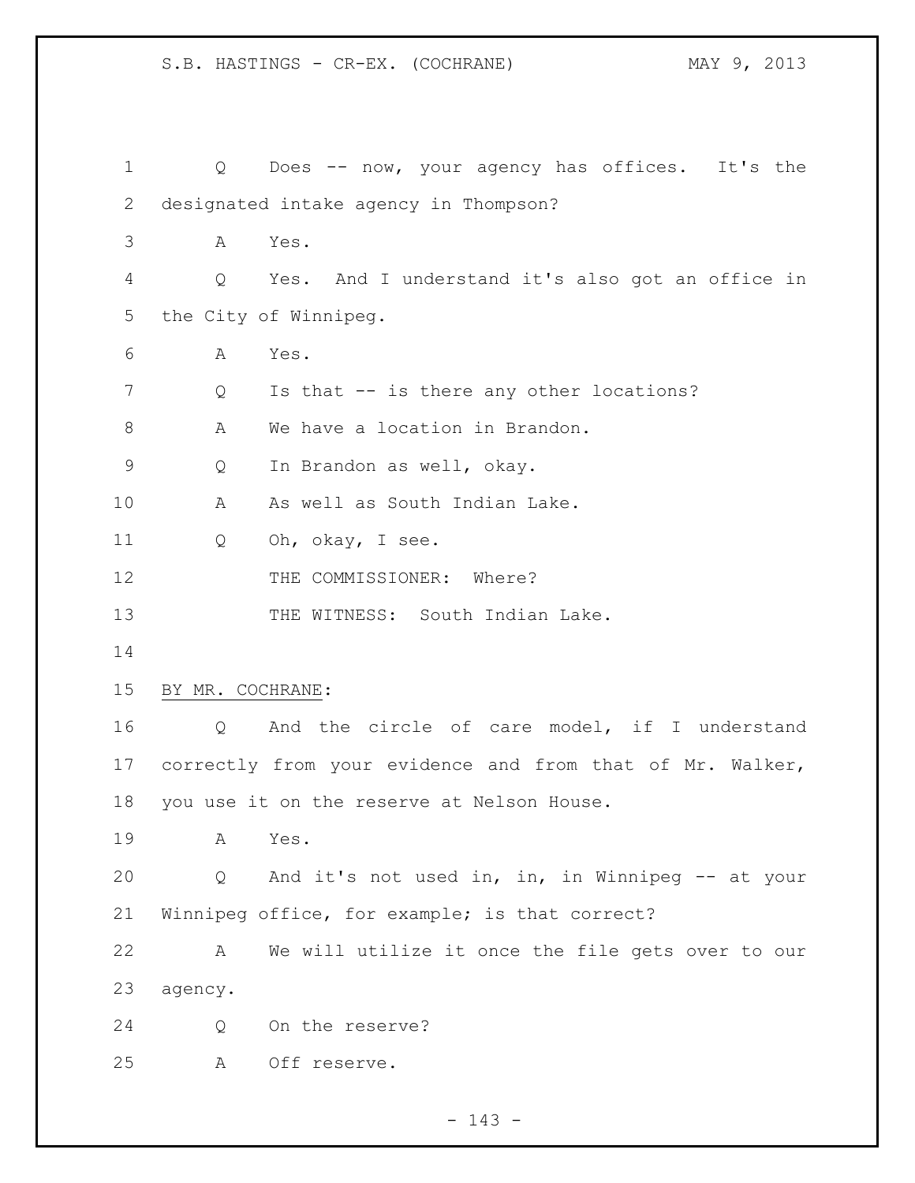Q Does -- now, your agency has offices. It's the designated intake agency in Thompson?

A Yes.

Q Yes. And I understand it's also got an office in the City of Winnipeg.

A Yes.

Q Is that -- is there any other locations?

A We have a location in Brandon.

Q In Brandon as well, okay.

A As well as South Indian Lake.

Q Oh, okay, I see.

THE COMMISSIONER: Where?

THE WITNESS: South Indian Lake.

BY MR. COCHRANE:

Q And the circle of care model, if I understand correctly from your evidence and from that of Mr. Walker, you use it on the reserve at Nelson House.

A Yes.

Q And it's not used in, in, in Winnipeg -- at your Winnipeg office, for example; is that correct?

A We will utilize it once the file gets over to our agency.

Q On the reserve?

A Off reserve.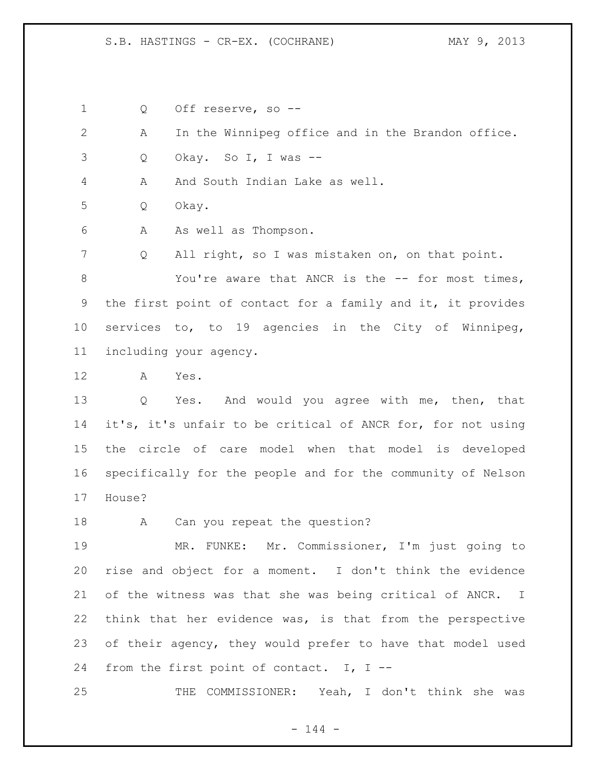Q Off reserve, so --

A In the Winnipeg office and in the Brandon office.

Q Okay. So I, I was --

A And South Indian Lake as well.

Q Okay.

A As well as Thompson.

Q All right, so I was mistaken on, on that point.

You're aware that ANCR is the -- for most times, the first point of contact for a family and it, it provides services to, to 19 agencies in the City of Winnipeg, including your agency.

A Yes.

Q Yes. And would you agree with me, then, that it's, it's unfair to be critical of ANCR for, for not using the circle of care model when that model is developed specifically for the people and for the community of Nelson House?

A Can you repeat the question?

MR. FUNKE: Mr. Commissioner, I'm just going to rise and object for a moment. I don't think the evidence of the witness was that she was being critical of ANCR. I think that her evidence was, is that from the perspective of their agency, they would prefer to have that model used from the first point of contact. I, I --

THE COMMISSIONER: Yeah, I don't think she was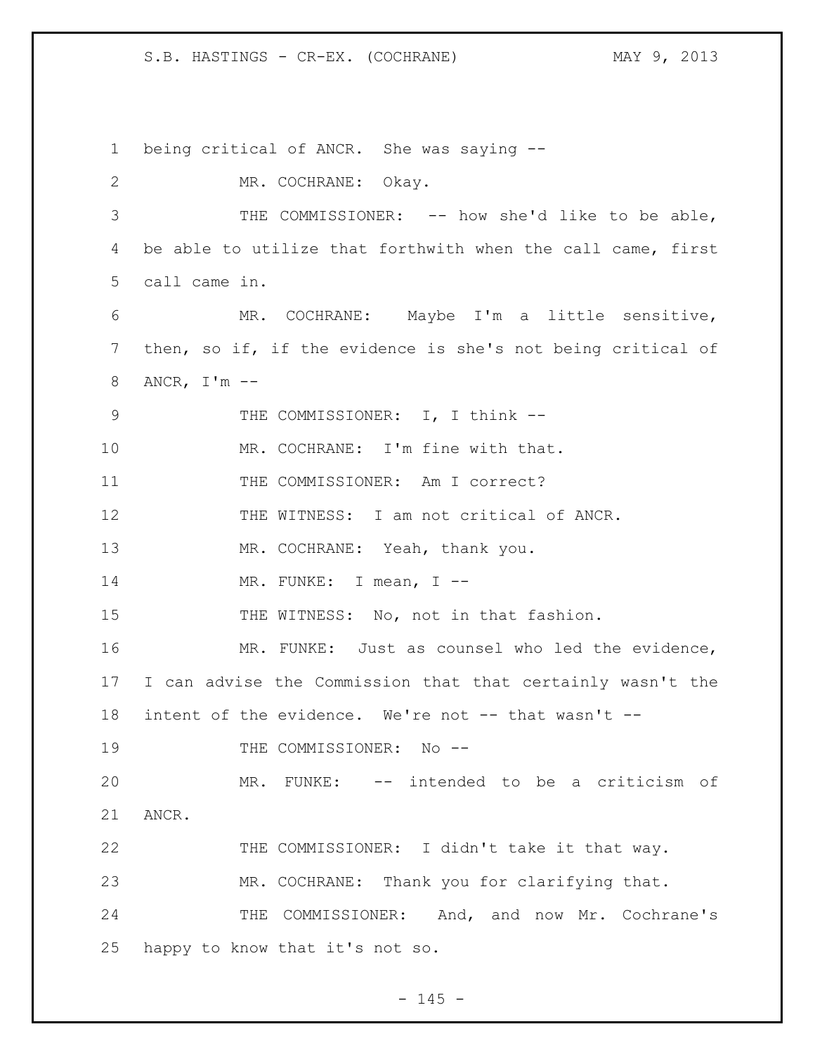being critical of ANCR. She was saying --

MR. COCHRANE: Okay.

THE COMMISSIONER: -- how she'd like to be able, be able to utilize that forthwith when the call came, first call came in.

MR. COCHRANE: Maybe I'm a little sensitive, then, so if, if the evidence is she's not being critical of ANCR, I'm --

THE COMMISSIONER: I, I think --

MR. COCHRANE: I'm fine with that.

THE COMMISSIONER: Am I correct?

THE WITNESS: I am not critical of ANCR.

MR. COCHRANE: Yeah, thank you.

MR. FUNKE: I mean, I --

THE WITNESS: No, not in that fashion.

MR. FUNKE: Just as counsel who led the evidence, I can advise the Commission that that certainly wasn't the intent of the evidence. We're not -- that wasn't --

THE COMMISSIONER: No --

MR. FUNKE: -- intended to be a criticism of ANCR.

THE COMMISSIONER: I didn't take it that way.

MR. COCHRANE: Thank you for clarifying that.

THE COMMISSIONER: And, and now Mr. Cochrane's happy to know that it's not so.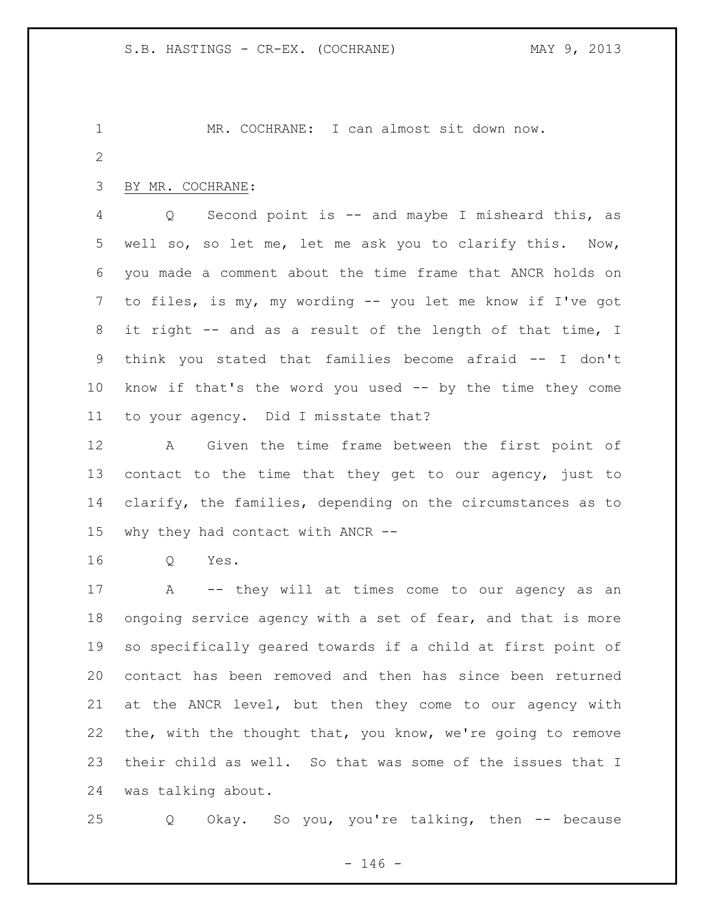MR. COCHRANE: I can almost sit down now.

BY MR. COCHRANE:

Q Second point is -- and maybe I misheard this, as well so, so let me, let me ask you to clarify this. Now, you made a comment about the time frame that ANCR holds on to files, is my, my wording -- you let me know if I've got it right -- and as a result of the length of that time, I think you stated that families become afraid -- I don't know if that's the word you used -- by the time they come to your agency. Did I misstate that?

A Given the time frame between the first point of contact to the time that they get to our agency, just to clarify, the families, depending on the circumstances as to why they had contact with ANCR --

Q Yes.

A -- they will at times come to our agency as an ongoing service agency with a set of fear, and that is more so specifically geared towards if a child at first point of contact has been removed and then has since been returned at the ANCR level, but then they come to our agency with the, with the thought that, you know, we're going to remove their child as well. So that was some of the issues that I was talking about.

Q Okay. So you, you're talking, then -- because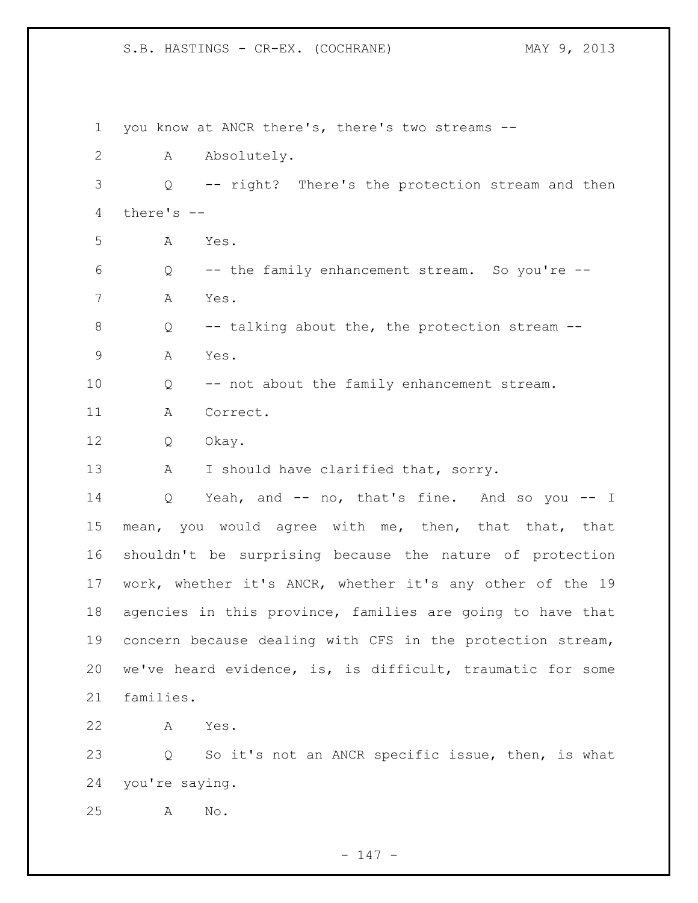you know at ANCR there's, there's two streams --

A Absolutely.

Q -- right? There's the protection stream and then there's --

A Yes.

Q -- the family enhancement stream. So you're --

A Yes.

Q -- talking about the, the protection stream --

A Yes.

Q -- not about the family enhancement stream.

A Correct.

Q Okay.

A I should have clarified that, sorry.

Q Yeah, and -- no, that's fine. And so you -- I mean, you would agree with me, then, that that, that shouldn't be surprising because the nature of protection work, whether it's ANCR, whether it's any other of the 19 agencies in this province, families are going to have that concern because dealing with CFS in the protection stream, we've heard evidence, is, is difficult, traumatic for some families.

A Yes.

Q So it's not an ANCR specific issue, then, is what you're saying.

A No.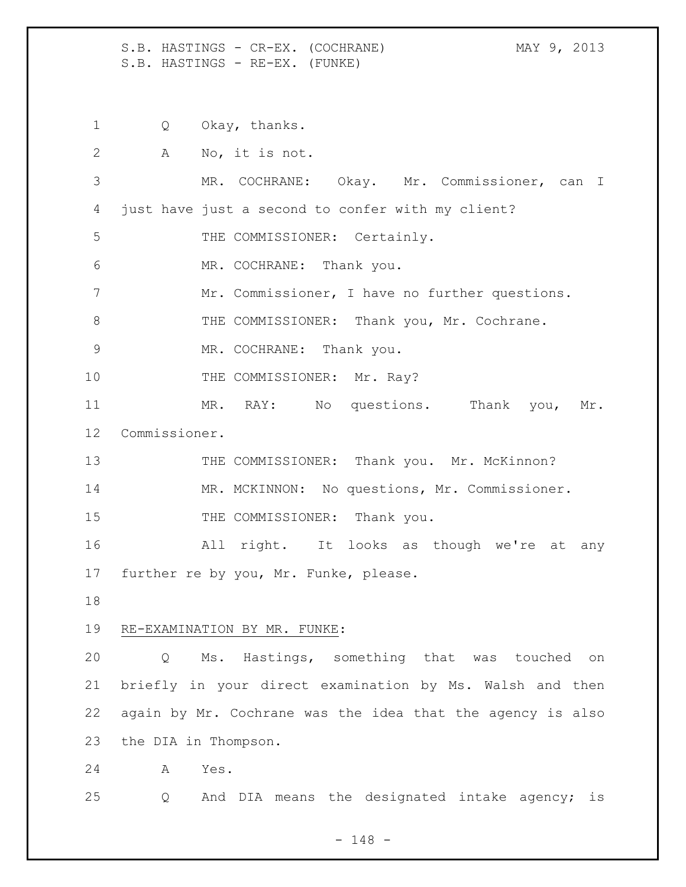Q Okay, thanks.

A No, it is not.

MR. COCHRANE: Okay. Mr. Commissioner, can I just have just a second to confer with my client?

THE COMMISSIONER: Certainly.

MR. COCHRANE: Thank you.

Mr. Commissioner, I have no further questions.

THE COMMISSIONER: Thank you, Mr. Cochrane.

MR. COCHRANE: Thank you.

THE COMMISSIONER: Mr. Ray?

MR. RAY: No questions. Thank you, Mr. Commissioner.

THE COMMISSIONER: Thank you. Mr. McKinnon?

MR. MCKINNON: No questions, Mr. Commissioner.

THE COMMISSIONER: Thank you.

All right. It looks as though we're at any further re by you, Mr. Funke, please.

RE-EXAMINATION BY MR. FUNKE:

Q Ms. Hastings, something that was touched on briefly in your direct examination by Ms. Walsh and then again by Mr. Cochrane was the idea that the agency is also the DIA in Thompson.

A Yes.

Q And DIA means the designated intake agency; is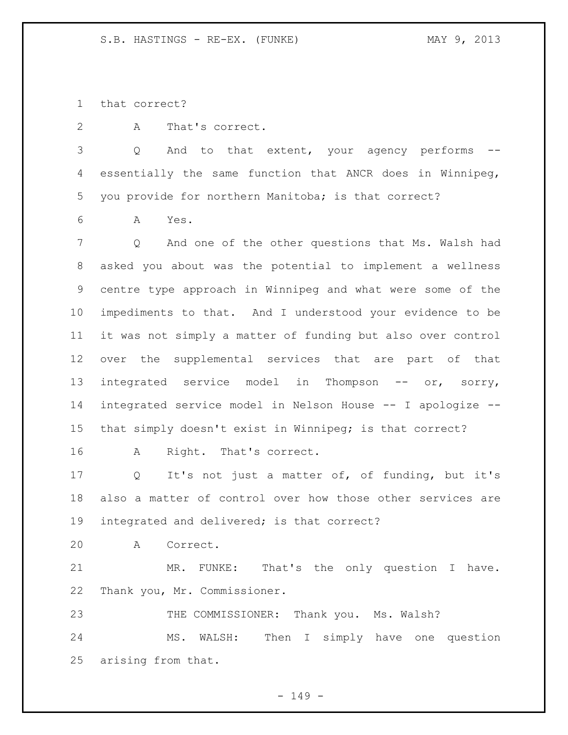that correct?

A That's correct.

Q And to that extent, your agency performs -- essentially the same function that ANCR does in Winnipeg, you provide for northern Manitoba; is that correct?

A Yes.

Q And one of the other questions that Ms. Walsh had asked you about was the potential to implement a wellness centre type approach in Winnipeg and what were some of the impediments to that. And I understood your evidence to be it was not simply a matter of funding but also over control over the supplemental services that are part of that integrated service model in Thompson -- or, sorry, integrated service model in Nelson House -- I apologize -- that simply doesn't exist in Winnipeg; is that correct?

A Right. That's correct.

Q It's not just a matter of, of funding, but it's also a matter of control over how those other services are integrated and delivered; is that correct?

A Correct.

MR. FUNKE: That's the only question I have. Thank you, Mr. Commissioner.

THE COMMISSIONER: Thank you. Ms. Walsh?

MS. WALSH: Then I simply have one question arising from that.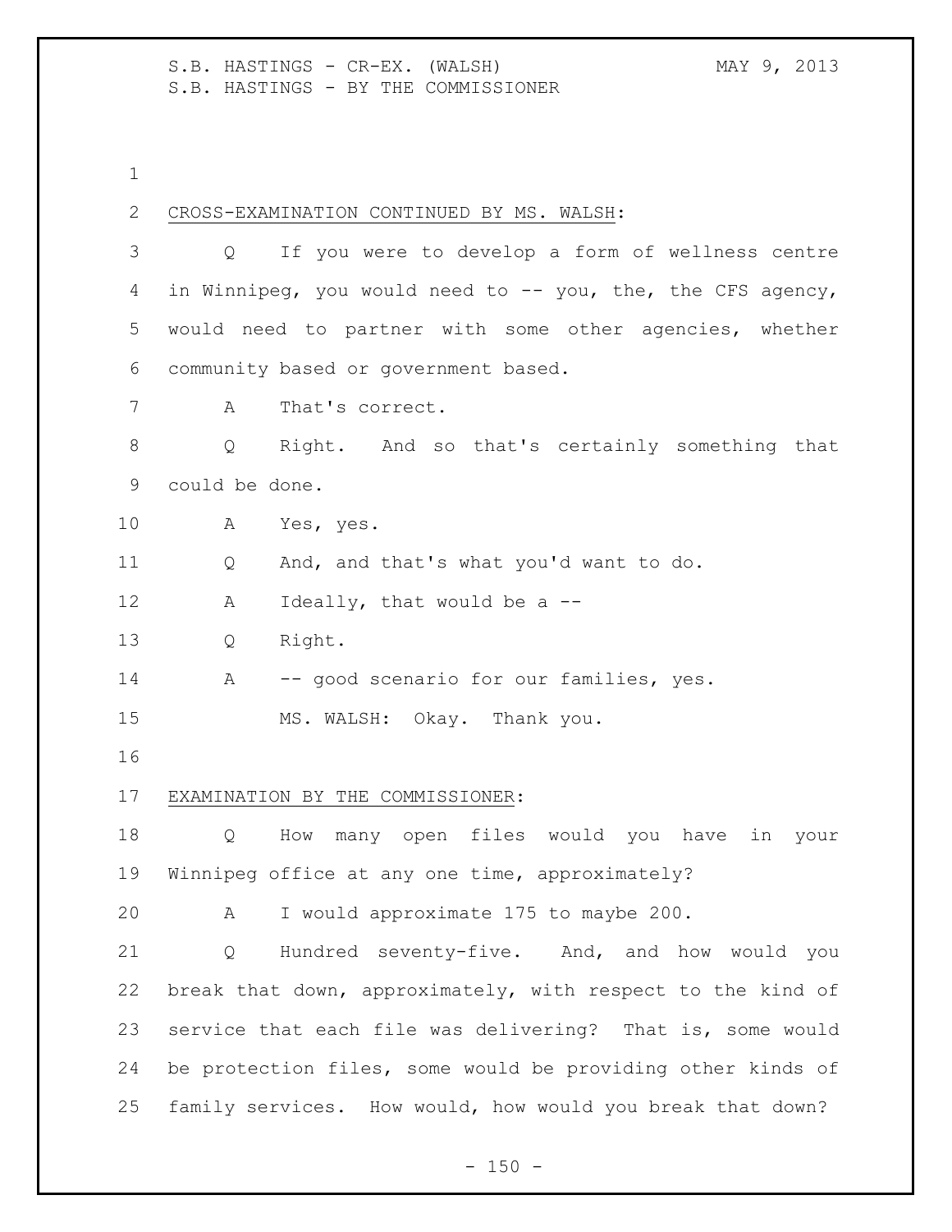CROSS-EXAMINATION CONTINUED BY MS. WALSH:

Q If you were to develop a form of wellness centre in Winnipeg, you would need to -- you, the, the CFS agency, would need to partner with some other agencies, whether community based or government based.

A That's correct.

Q Right. And so that's certainly something that could be done.

A Yes, yes.

Q And, and that's what you'd want to do.

A Ideally, that would be a --

Q Right.

A -- good scenario for our families, yes.

MS. WALSH: Okay. Thank you.

EXAMINATION BY THE COMMISSIONER:

Q How many open files would you have in your Winnipeg office at any one time, approximately?

A I would approximate 175 to maybe 200.

Q Hundred seventy-five. And, and how would you break that down, approximately, with respect to the kind of service that each file was delivering? That is, some would be protection files, some would be providing other kinds of family services. How would, how would you break that down?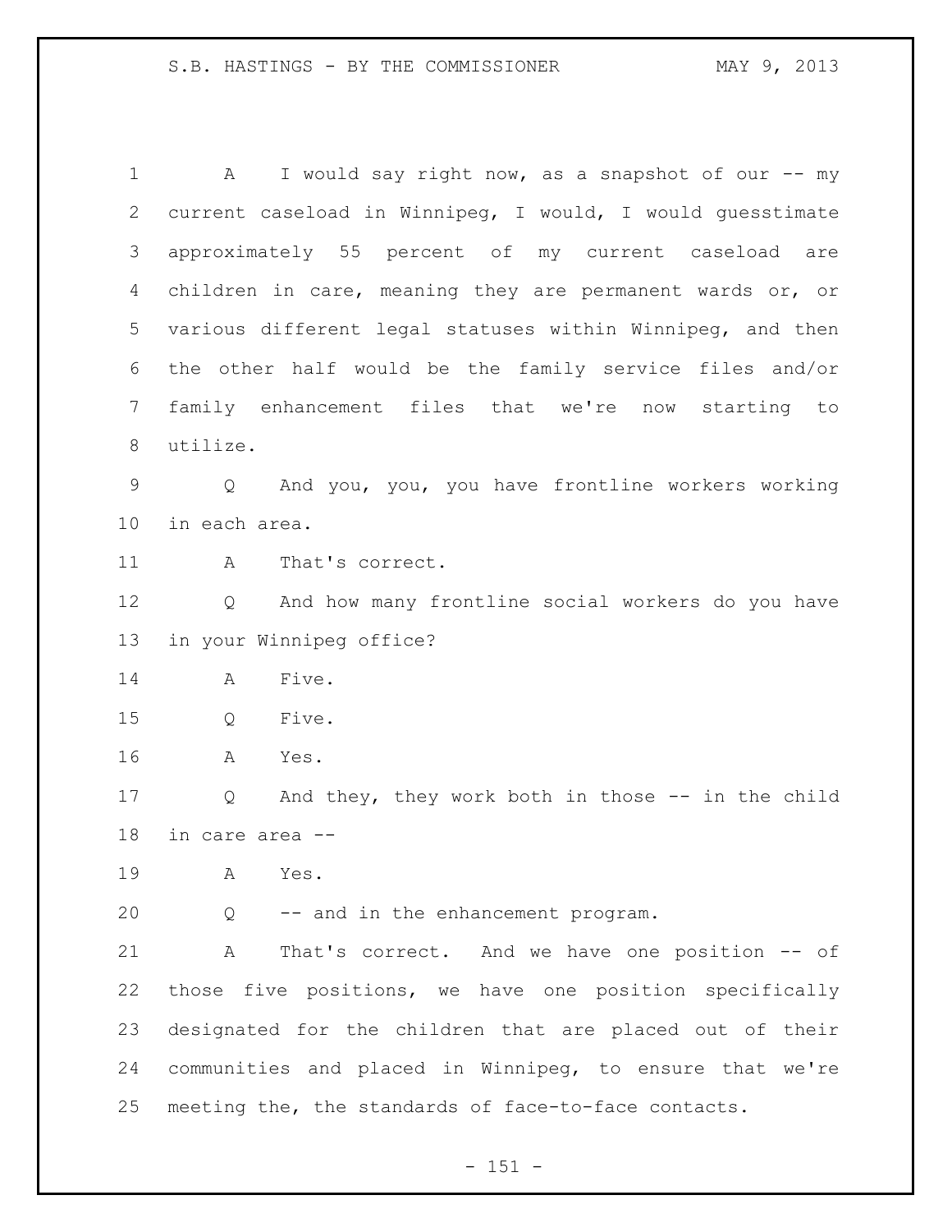A I would say right now, as a snapshot of our -- my current caseload in Winnipeg, I would, I would guesstimate approximately 55 percent of my current caseload are children in care, meaning they are permanent wards or, or various different legal statuses within Winnipeg, and then the other half would be the family service files and/or family enhancement files that we're now starting to utilize.

Q And you, you, you have frontline workers working in each area.

A That's correct.

Q And how many frontline social workers do you have in your Winnipeg office?

A Five.

Q Five.

A Yes.

Q And they, they work both in those -- in the child in care area --

A Yes.

Q -- and in the enhancement program.

A That's correct. And we have one position -- of those five positions, we have one position specifically designated for the children that are placed out of their communities and placed in Winnipeg, to ensure that we're meeting the, the standards of face-to-face contacts.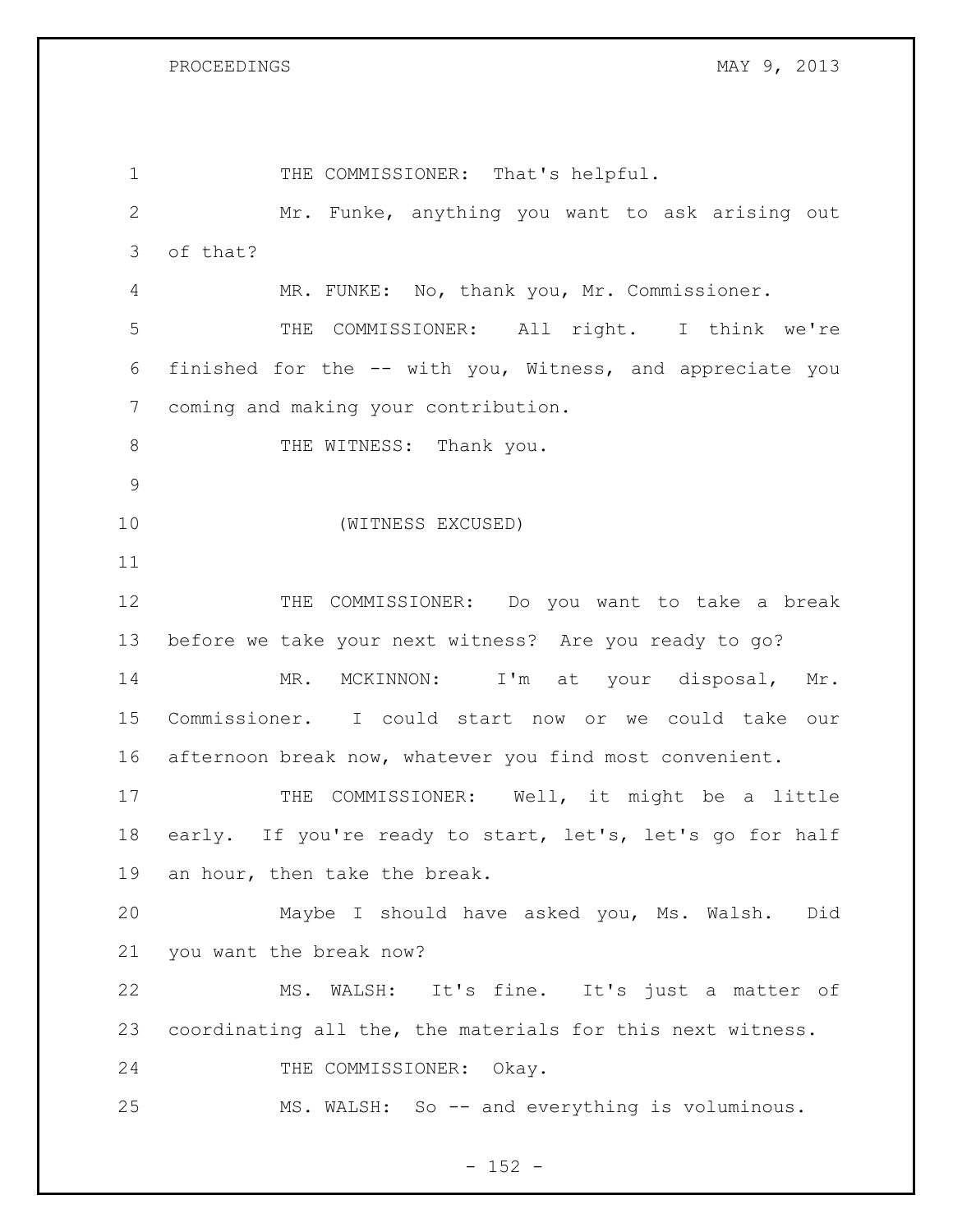THE COMMISSIONER: That's helpful.

Mr. Funke, anything you want to ask arising out of that?

MR. FUNKE: No, thank you, Mr. Commissioner.

THE COMMISSIONER: All right. I think we're finished for the -- with you, Witness, and appreciate you coming and making your contribution.

THE WITNESS: Thank you.

(WITNESS EXCUSED)

THE COMMISSIONER: Do you want to take a break before we take your next witness? Are you ready to go?

MR. MCKINNON: I'm at your disposal, Mr. Commissioner. I could start now or we could take our afternoon break now, whatever you find most convenient.

THE COMMISSIONER: Well, it might be a little early. If you're ready to start, let's, let's go for half an hour, then take the break.

Maybe I should have asked you, Ms. Walsh. Did you want the break now?

MS. WALSH: It's fine. It's just a matter of coordinating all the, the materials for this next witness.

THE COMMISSIONER: Okay.

MS. WALSH: So -- and everything is voluminous.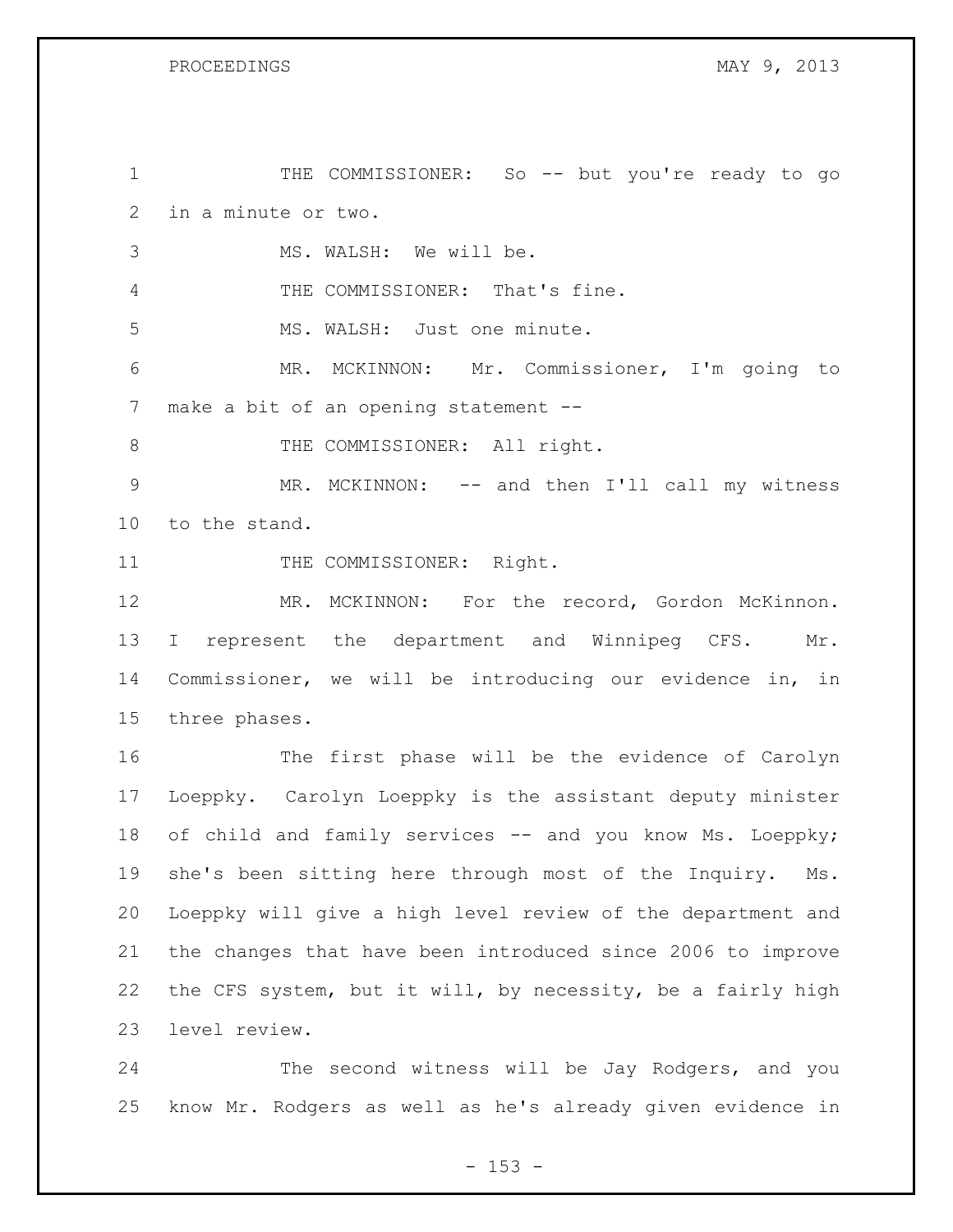THE COMMISSIONER: So -- but you're ready to go in a minute or two.

MS. WALSH: We will be.

THE COMMISSIONER: That's fine.

MS. WALSH: Just one minute.

MR. MCKINNON: Mr. Commissioner, I'm going to make a bit of an opening statement --

THE COMMISSIONER: All right.

MR. MCKINNON: -- and then I'll call my witness to the stand.

THE COMMISSIONER: Right.

MR. MCKINNON: For the record, Gordon McKinnon. I represent the department and Winnipeg CFS. Mr. Commissioner, we will be introducing our evidence in, in three phases.

The first phase will be the evidence of Carolyn Loeppky. Carolyn Loeppky is the assistant deputy minister of child and family services -- and you know Ms. Loeppky; she's been sitting here through most of the Inquiry. Ms. Loeppky will give a high level review of the department and the changes that have been introduced since 2006 to improve the CFS system, but it will, by necessity, be a fairly high level review.

The second witness will be Jay Rodgers, and you know Mr. Rodgers as well as he's already given evidence in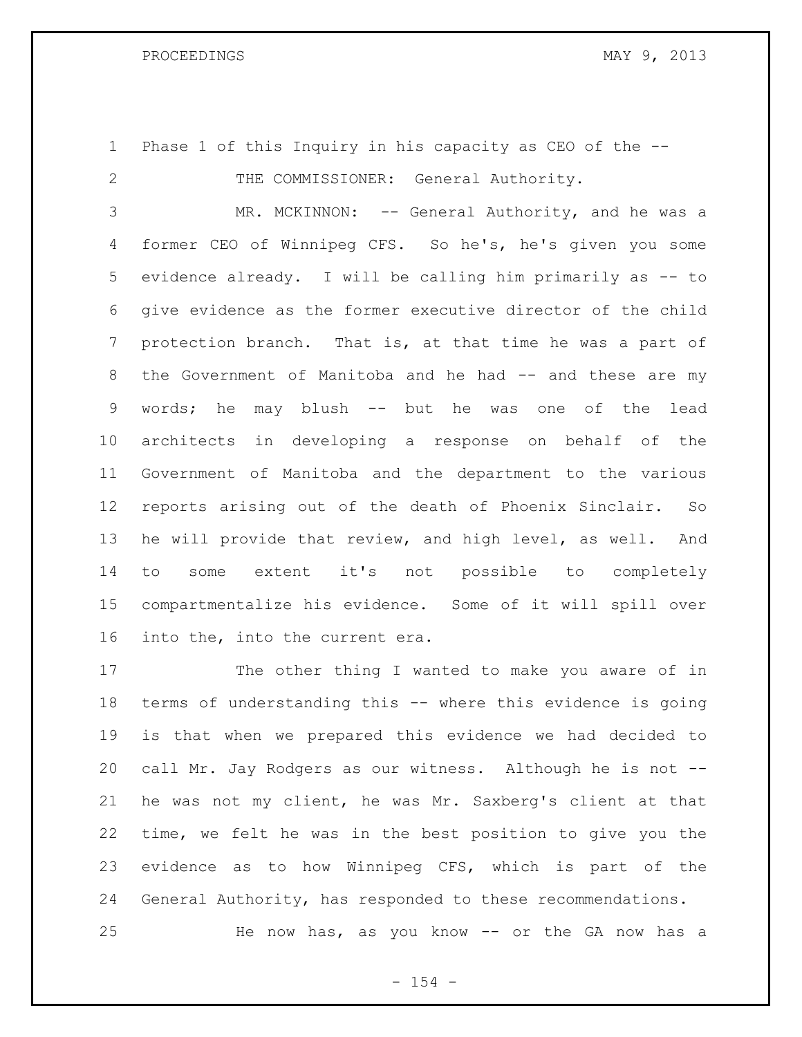Phase 1 of this Inquiry in his capacity as CEO of the --

THE COMMISSIONER: General Authority.

MR. MCKINNON: -- General Authority, and he was a former CEO of Winnipeg CFS. So he's, he's given you some evidence already. I will be calling him primarily as -- to give evidence as the former executive director of the child protection branch. That is, at that time he was a part of the Government of Manitoba and he had -- and these are my words; he may blush -- but he was one of the lead architects in developing a response on behalf of the Government of Manitoba and the department to the various reports arising out of the death of Phoenix Sinclair. So he will provide that review, and high level, as well. And to some extent it's not possible to completely compartmentalize his evidence. Some of it will spill over into the, into the current era.

The other thing I wanted to make you aware of in terms of understanding this -- where this evidence is going is that when we prepared this evidence we had decided to call Mr. Jay Rodgers as our witness. Although he is not -- he was not my client, he was Mr. Saxberg's client at that time, we felt he was in the best position to give you the evidence as to how Winnipeg CFS, which is part of the General Authority, has responded to these recommendations.

He now has, as you know -- or the GA now has a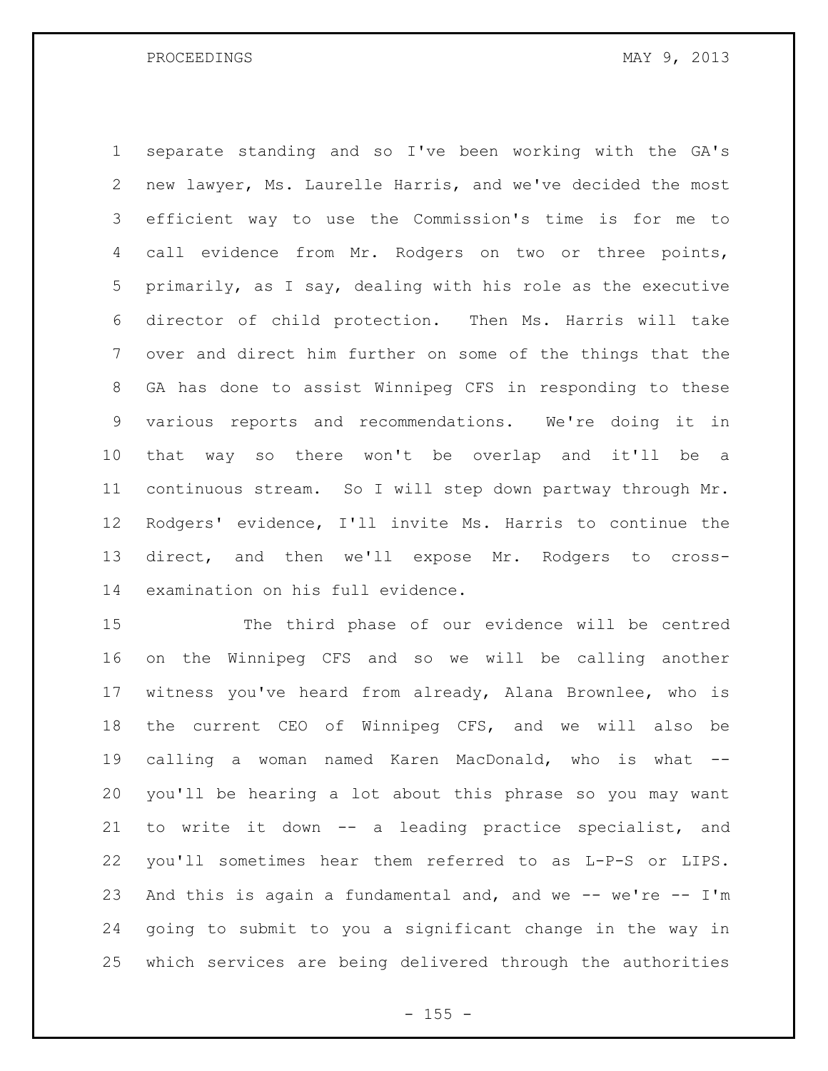separate standing and so I've been working with the GA's new lawyer, Ms. Laurelle Harris, and we've decided the most efficient way to use the Commission's time is for me to call evidence from Mr. Rodgers on two or three points, primarily, as I say, dealing with his role as the executive director of child protection. Then Ms. Harris will take over and direct him further on some of the things that the GA has done to assist Winnipeg CFS in responding to these various reports and recommendations. We're doing it in that way so there won't be overlap and it'll be a continuous stream. So I will step down partway through Mr. Rodgers' evidence, I'll invite Ms. Harris to continue the direct, and then we'll expose Mr. Rodgers to cross-examination on his full evidence.

The third phase of our evidence will be centred on the Winnipeg CFS and so we will be calling another witness you've heard from already, Alana Brownlee, who is the current CEO of Winnipeg CFS, and we will also be calling a woman named Karen MacDonald, who is what -- you'll be hearing a lot about this phrase so you may want to write it down -- a leading practice specialist, and you'll sometimes hear them referred to as L-P-S or LIPS. And this is again a fundamental and, and we -- we're -- I'm going to submit to you a significant change in the way in which services are being delivered through the authorities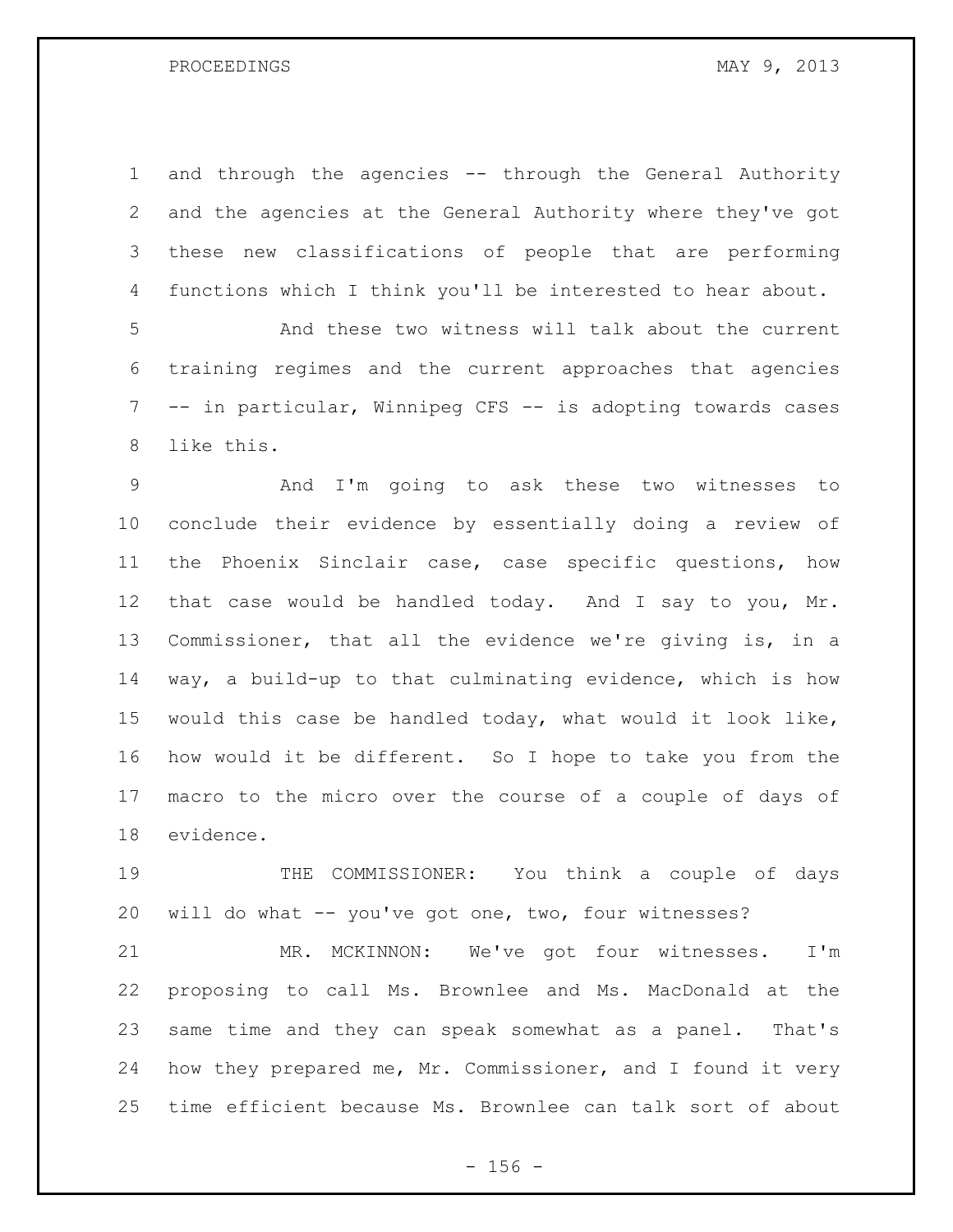and through the agencies -- through the General Authority and the agencies at the General Authority where they've got these new classifications of people that are performing functions which I think you'll be interested to hear about.

And these two witness will talk about the current training regimes and the current approaches that agencies -- in particular, Winnipeg CFS -- is adopting towards cases like this.

And I'm going to ask these two witnesses to conclude their evidence by essentially doing a review of the Phoenix Sinclair case, case specific questions, how that case would be handled today. And I say to you, Mr. Commissioner, that all the evidence we're giving is, in a way, a build-up to that culminating evidence, which is how would this case be handled today, what would it look like, how would it be different. So I hope to take you from the macro to the micro over the course of a couple of days of evidence.

THE COMMISSIONER: You think a couple of days will do what -- you've got one, two, four witnesses?

MR. MCKINNON: We've got four witnesses. I'm proposing to call Ms. Brownlee and Ms. MacDonald at the same time and they can speak somewhat as a panel. That's how they prepared me, Mr. Commissioner, and I found it very time efficient because Ms. Brownlee can talk sort of about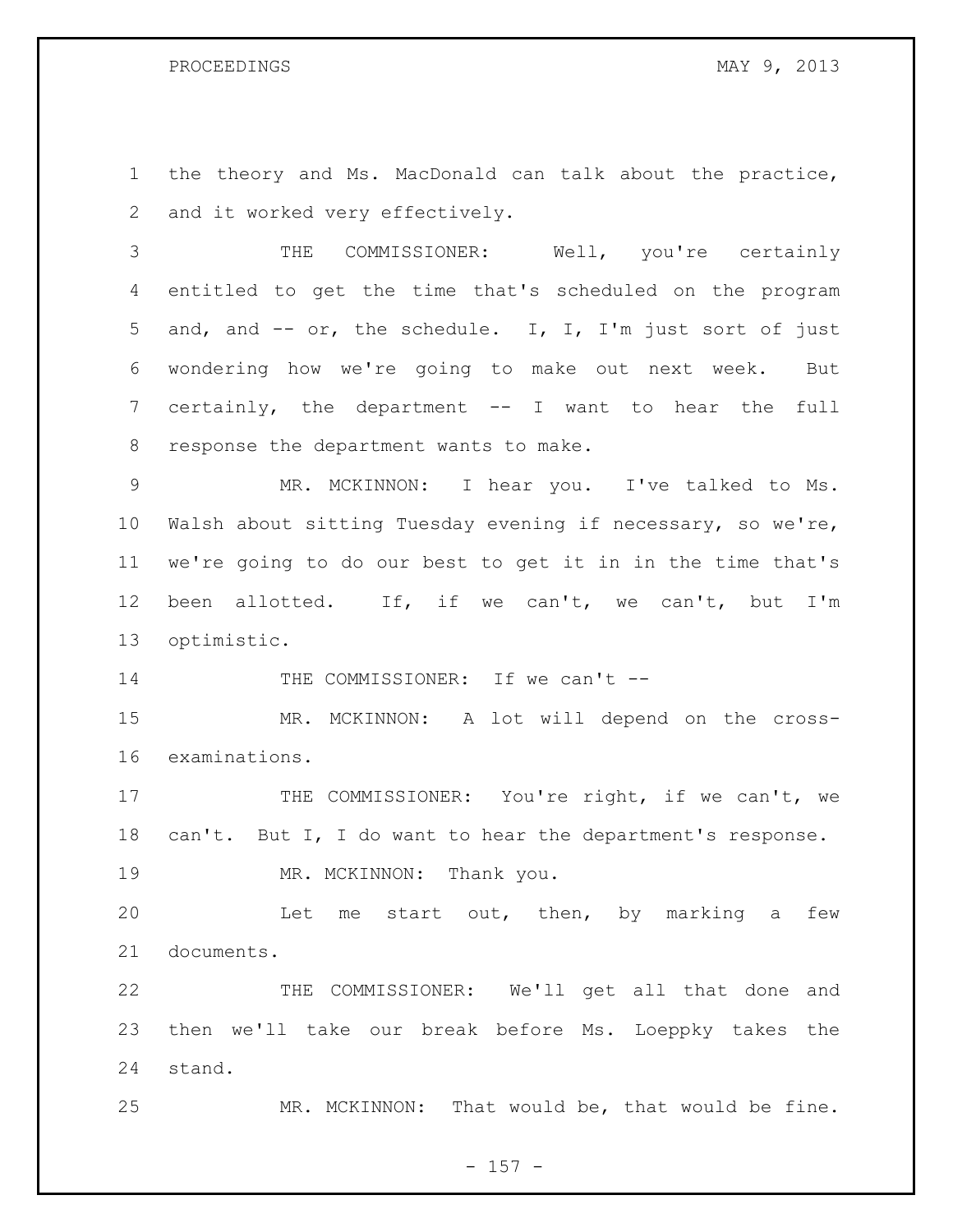the theory and Ms. MacDonald can talk about the practice, and it worked very effectively.

THE COMMISSIONER: Well, you're certainly entitled to get the time that's scheduled on the program and, and -- or, the schedule. I, I, I'm just sort of just wondering how we're going to make out next week. But certainly, the department -- I want to hear the full response the department wants to make.

MR. MCKINNON: I hear you. I've talked to Ms. Walsh about sitting Tuesday evening if necessary, so we're, we're going to do our best to get it in in the time that's been allotted. If, if we can't, we can't, but I'm optimistic.

THE COMMISSIONER: If we can't --

MR. MCKINNON: A lot will depend on the cross-examinations.

THE COMMISSIONER: You're right, if we can't, we can't. But I, I do want to hear the department's response.

MR. MCKINNON: Thank you.

Let me start out, then, by marking a few documents.

THE COMMISSIONER: We'll get all that done and then we'll take our break before Ms. Loeppky takes the stand.

MR. MCKINNON: That would be, that would be fine.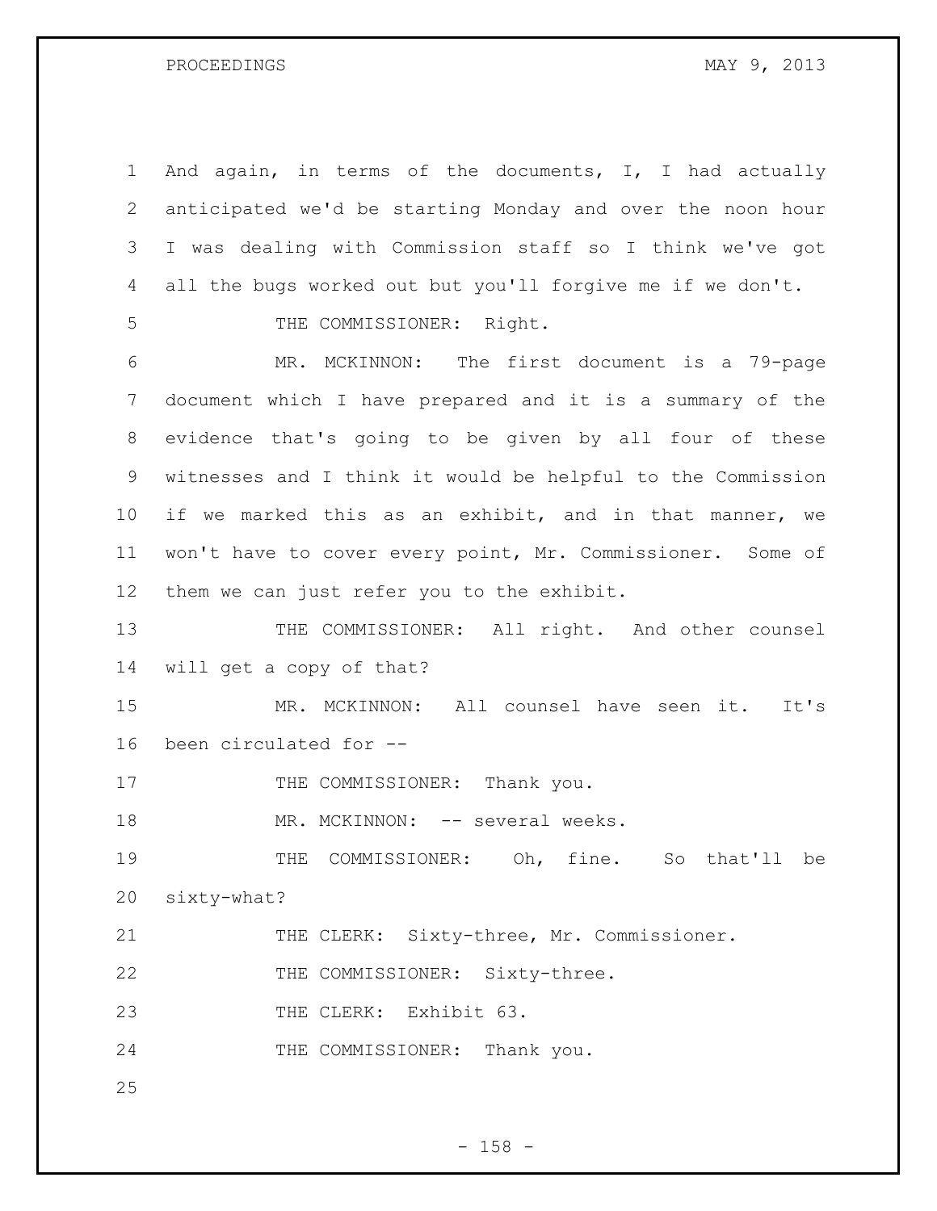And again, in terms of the documents, I, I had actually anticipated we'd be starting Monday and over the noon hour I was dealing with Commission staff so I think we've got all the bugs worked out but you'll forgive me if we don't.

THE COMMISSIONER: Right.

MR. MCKINNON: The first document is a 79-page document which I have prepared and it is a summary of the evidence that's going to be given by all four of these witnesses and I think it would be helpful to the Commission if we marked this as an exhibit, and in that manner, we won't have to cover every point, Mr. Commissioner. Some of them we can just refer you to the exhibit.

THE COMMISSIONER: All right. And other counsel will get a copy of that?

MR. MCKINNON: All counsel have seen it. It's been circulated for --

THE COMMISSIONER: Thank you.

MR. MCKINNON: -- several weeks.

THE COMMISSIONER: Oh, fine. So that'll be sixty-what?

THE CLERK: Sixty-three, Mr. Commissioner.

THE COMMISSIONER: Sixty-three.

THE CLERK: Exhibit 63.

THE COMMISSIONER: Thank you.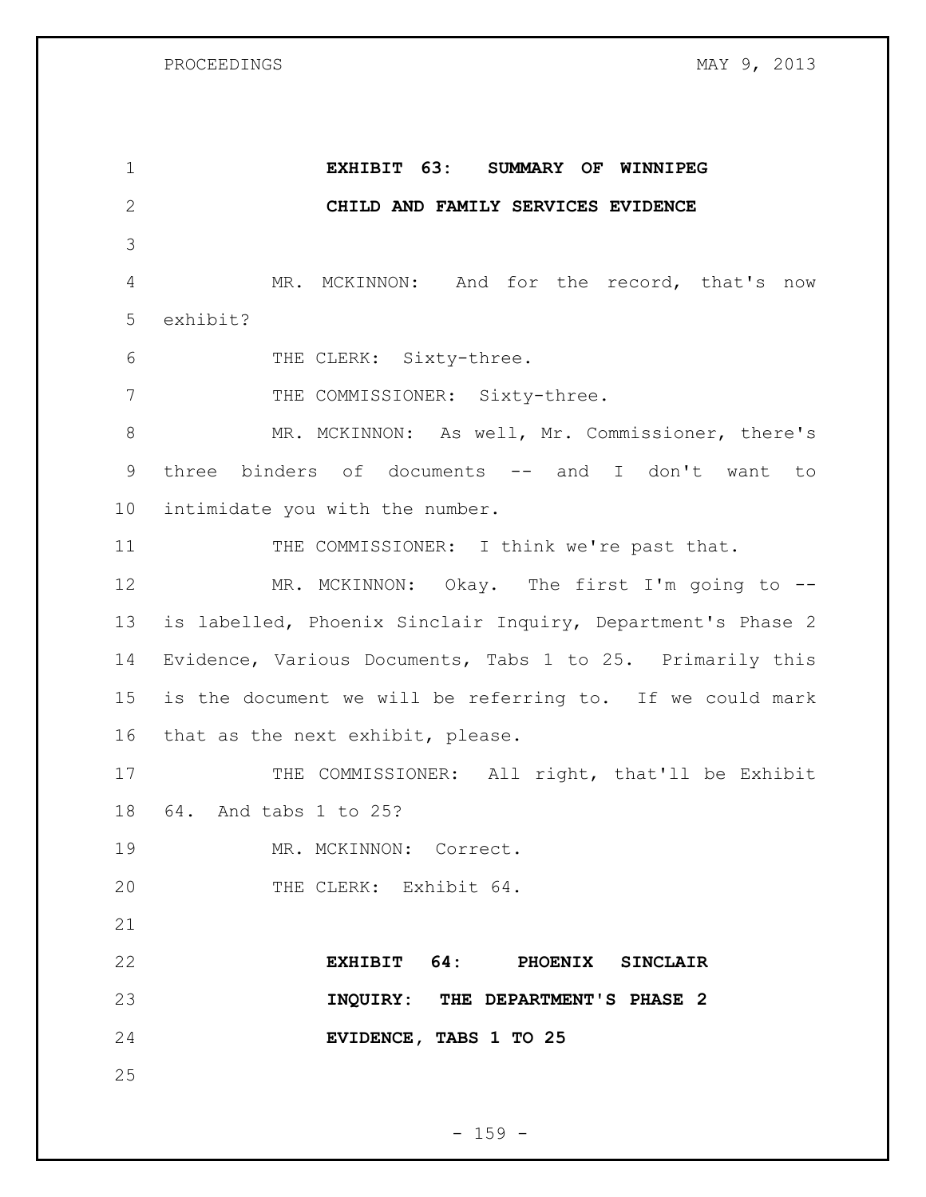**EXHIBIT 63: SUMMARY OF WINNIPEG CHILD AND FAMILY SERVICES EVIDENCE**

MR. MCKINNON: And for the record, that's now exhibit?

THE CLERK: Sixty-three.

THE COMMISSIONER: Sixty-three.

MR. MCKINNON: As well, Mr. Commissioner, there's three binders of documents -- and I don't want to intimidate you with the number.

THE COMMISSIONER: I think we're past that.

MR. MCKINNON: Okay. The first I'm going to -- is labelled, Phoenix Sinclair Inquiry, Department's Phase 2 Evidence, Various Documents, Tabs 1 to 25. Primarily this is the document we will be referring to. If we could mark that as the next exhibit, please.

THE COMMISSIONER: All right, that'll be Exhibit 64. And tabs 1 to 25?

MR. MCKINNON: Correct.

THE CLERK: Exhibit 64.

**EXHIBIT 64: PHOENIX SINCLAIR INQUIRY: THE DEPARTMENT'S PHASE 2 EVIDENCE, TABS 1 TO 25**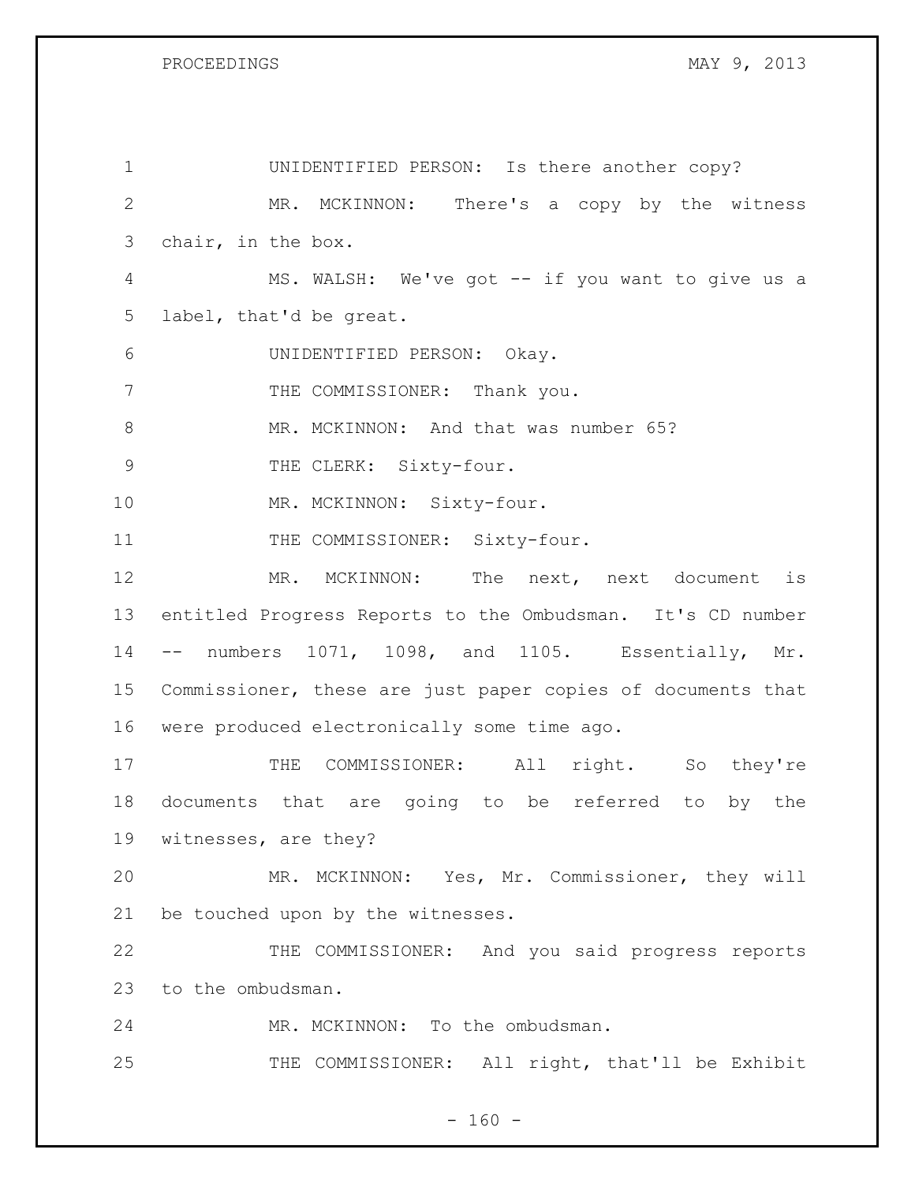UNIDENTIFIED PERSON: Is there another copy?

MR. MCKINNON: There's a copy by the witness chair, in the box.

MS. WALSH: We've got -- if you want to give us a label, that'd be great.

UNIDENTIFIED PERSON: Okay.

THE COMMISSIONER: Thank you.

MR. MCKINNON: And that was number 65?

THE CLERK: Sixty-four.

MR. MCKINNON: Sixty-four.

THE COMMISSIONER: Sixty-four.

MR. MCKINNON: The next, next document is entitled Progress Reports to the Ombudsman. It's CD number -- numbers 1071, 1098, and 1105. Essentially, Mr. Commissioner, these are just paper copies of documents that were produced electronically some time ago.

THE COMMISSIONER: All right. So they're documents that are going to be referred to by the witnesses, are they?

MR. MCKINNON: Yes, Mr. Commissioner, they will be touched upon by the witnesses.

THE COMMISSIONER: And you said progress reports to the ombudsman.

MR. MCKINNON: To the ombudsman.

THE COMMISSIONER: All right, that'll be Exhibit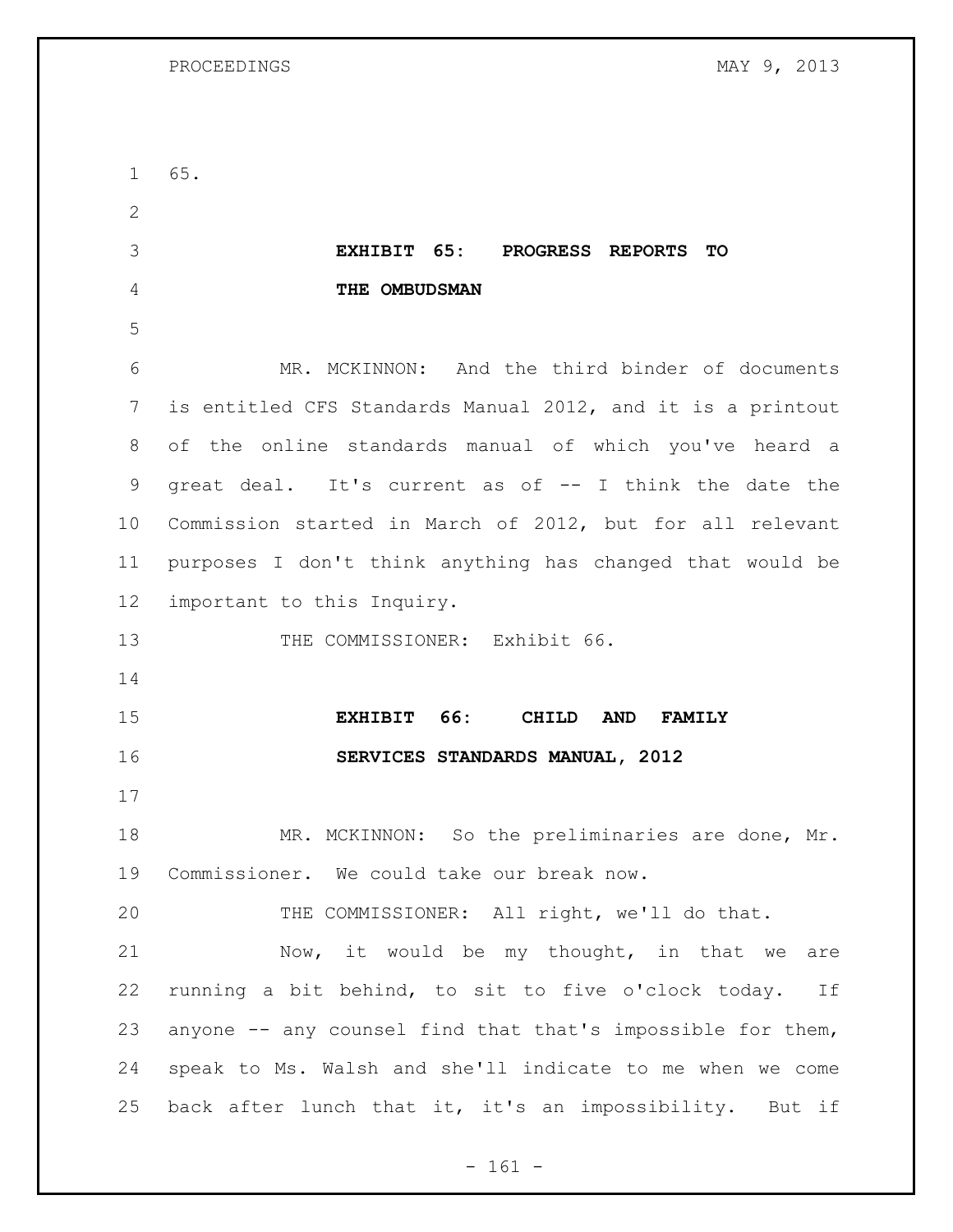65.

**EXHIBIT 65: PROGRESS REPORTS TO THE OMBUDSMAN**

MR. MCKINNON: And the third binder of documents is entitled CFS Standards Manual 2012, and it is a printout of the online standards manual of which you've heard a great deal. It's current as of -- I think the date the Commission started in March of 2012, but for all relevant purposes I don't think anything has changed that would be important to this Inquiry.

THE COMMISSIONER: Exhibit 66.

**EXHIBIT 66: CHILD AND FAMILY SERVICES STANDARDS MANUAL, 2012**

MR. MCKINNON: So the preliminaries are done, Mr. Commissioner. We could take our break now.

THE COMMISSIONER: All right, we'll do that.

Now, it would be my thought, in that we are running a bit behind, to sit to five o'clock today. If anyone -- any counsel find that that's impossible for them, speak to Ms. Walsh and she'll indicate to me when we come back after lunch that it, it's an impossibility. But if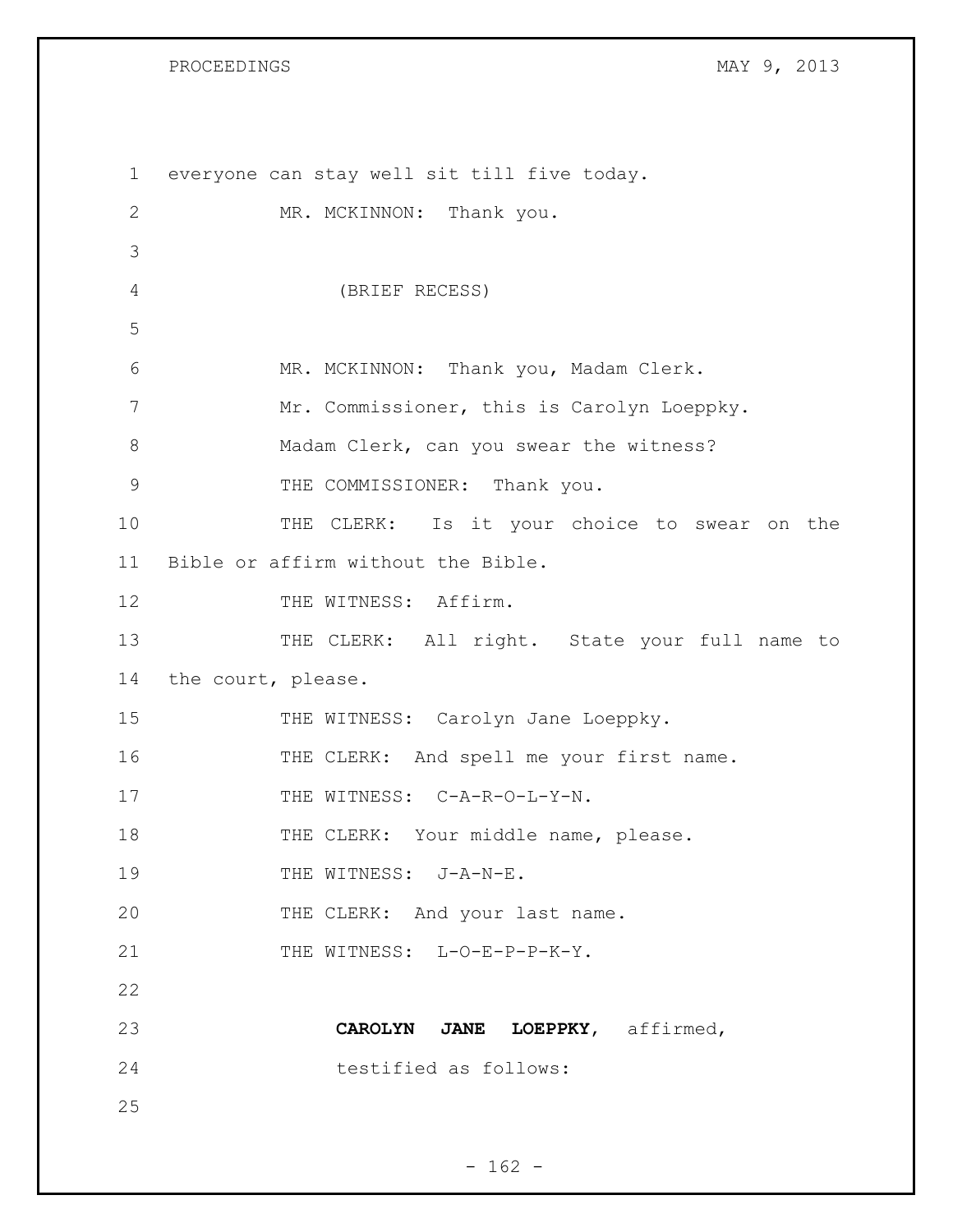everyone can stay well sit till five today.

MR. MCKINNON: Thank you.

(BRIEF RECESS)

MR. MCKINNON: Thank you, Madam Clerk.

Mr. Commissioner, this is Carolyn Loeppky.

Madam Clerk, can you swear the witness?

THE COMMISSIONER: Thank you.

THE CLERK: Is it your choice to swear on the Bible or affirm without the Bible.

THE WITNESS: Affirm.

THE CLERK: All right. State your full name to the court, please.

THE WITNESS: Carolyn Jane Loeppky.

THE CLERK: And spell me your first name.

THE WITNESS: C-A-R-O-L-Y-N.

THE CLERK: Your middle name, please.

THE WITNESS: J-A-N-E.

THE CLERK: And your last name.

THE WITNESS: L-O-E-P-P-K-Y.

**CAROLYN JANE LOEPPKY**, affirmed,
testified as follows: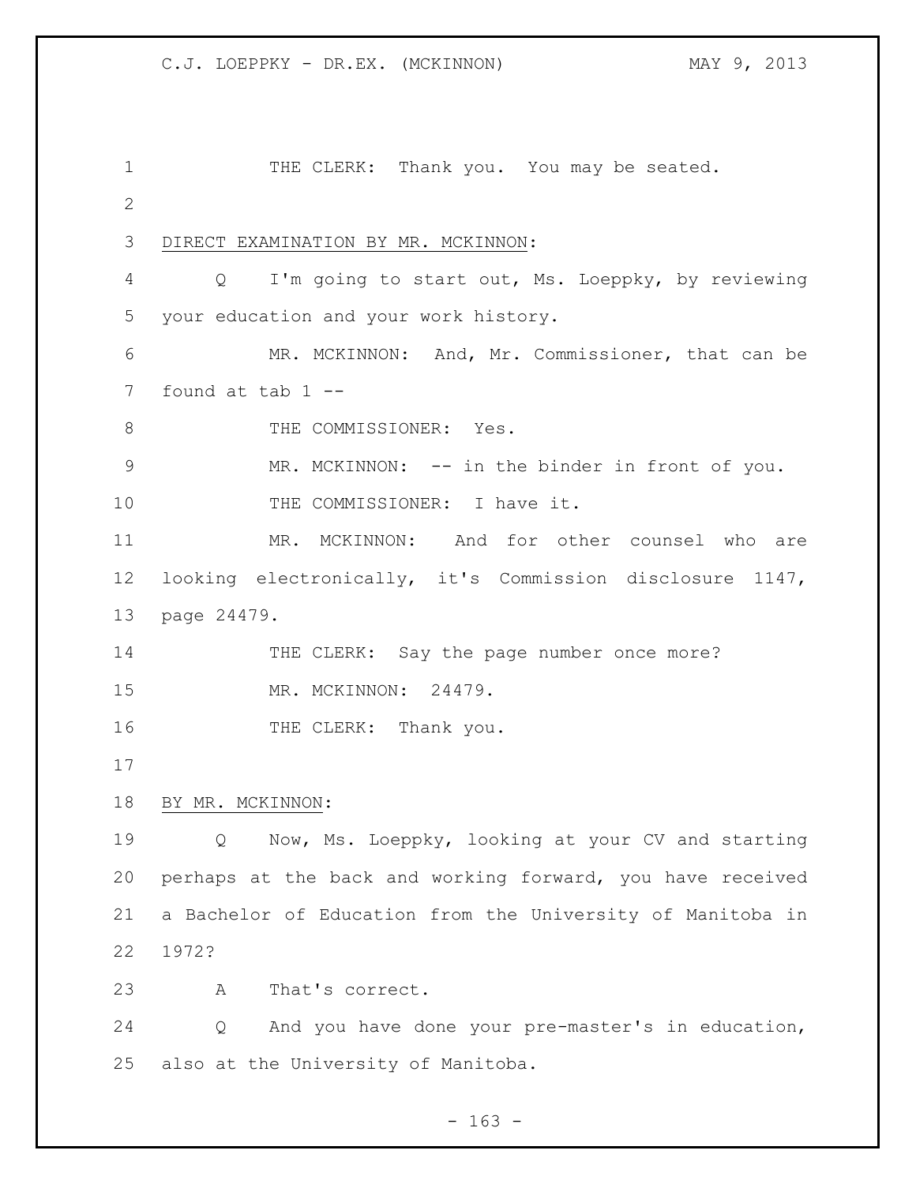THE CLERK: Thank you. You may be seated.

DIRECT EXAMINATION BY MR. MCKINNON:

Q I'm going to start out, Ms. Loeppky, by reviewing your education and your work history.

MR. MCKINNON: And, Mr. Commissioner, that can be found at tab 1 --

THE COMMISSIONER: Yes.

MR. MCKINNON: -- in the binder in front of you.

THE COMMISSIONER: I have it.

MR. MCKINNON: And for other counsel who are looking electronically, it's Commission disclosure 1147, page 24479.

THE CLERK: Say the page number once more?

MR. MCKINNON: 24479.

THE CLERK: Thank you.

BY MR. MCKINNON:

Q Now, Ms. Loeppky, looking at your CV and starting perhaps at the back and working forward, you have received a Bachelor of Education from the University of Manitoba in 1972?

A That's correct.

Q And you have done your pre-master's in education, also at the University of Manitoba.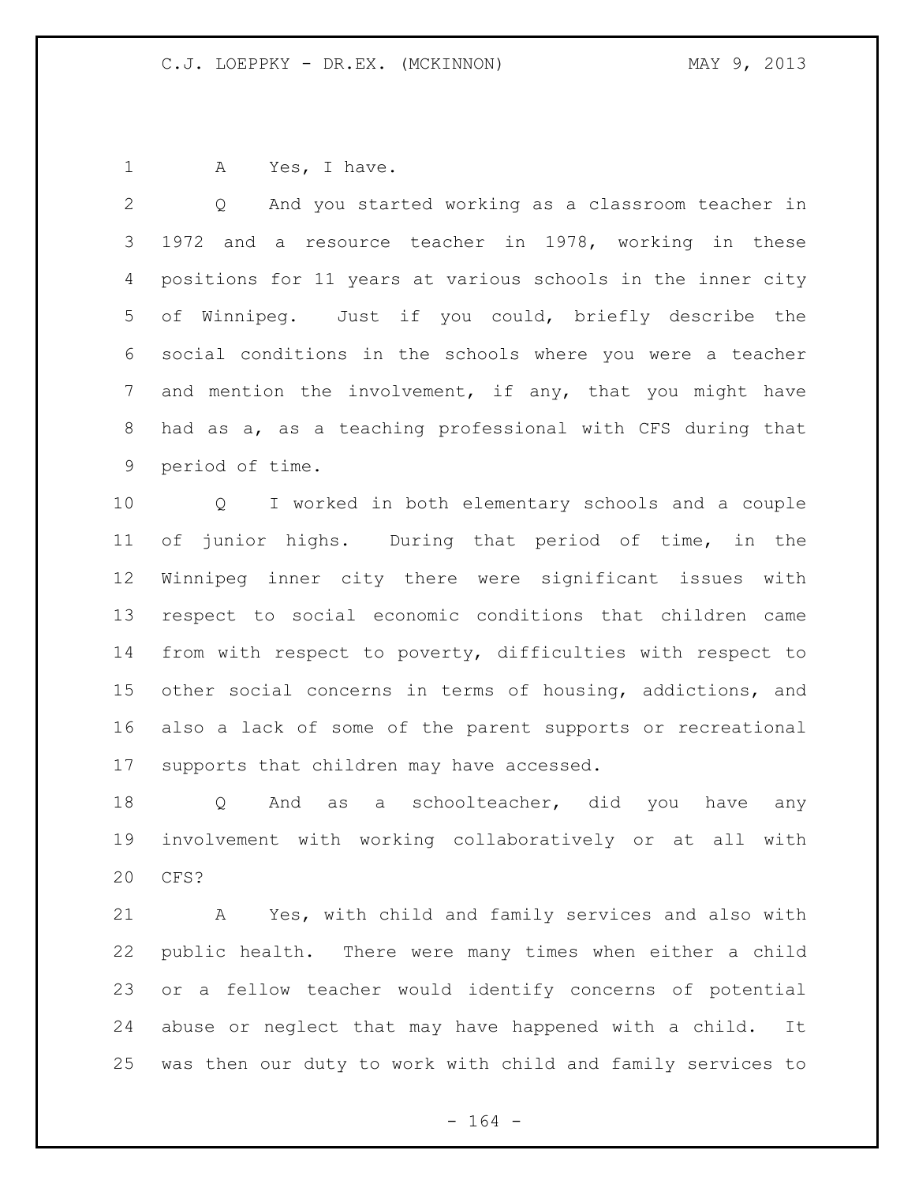A Yes, I have.

Q And you started working as a classroom teacher in 1972 and a resource teacher in 1978, working in these positions for 11 years at various schools in the inner city of Winnipeg. Just if you could, briefly describe the social conditions in the schools where you were a teacher and mention the involvement, if any, that you might have had as a, as a teaching professional with CFS during that period of time.

Q I worked in both elementary schools and a couple of junior highs. During that period of time, in the Winnipeg inner city there were significant issues with respect to social economic conditions that children came from with respect to poverty, difficulties with respect to other social concerns in terms of housing, addictions, and also a lack of some of the parent supports or recreational supports that children may have accessed.

Q And as a schoolteacher, did you have any involvement with working collaboratively or at all with CFS?

A Yes, with child and family services and also with public health. There were many times when either a child or a fellow teacher would identify concerns of potential abuse or neglect that may have happened with a child. It was then our duty to work with child and family services to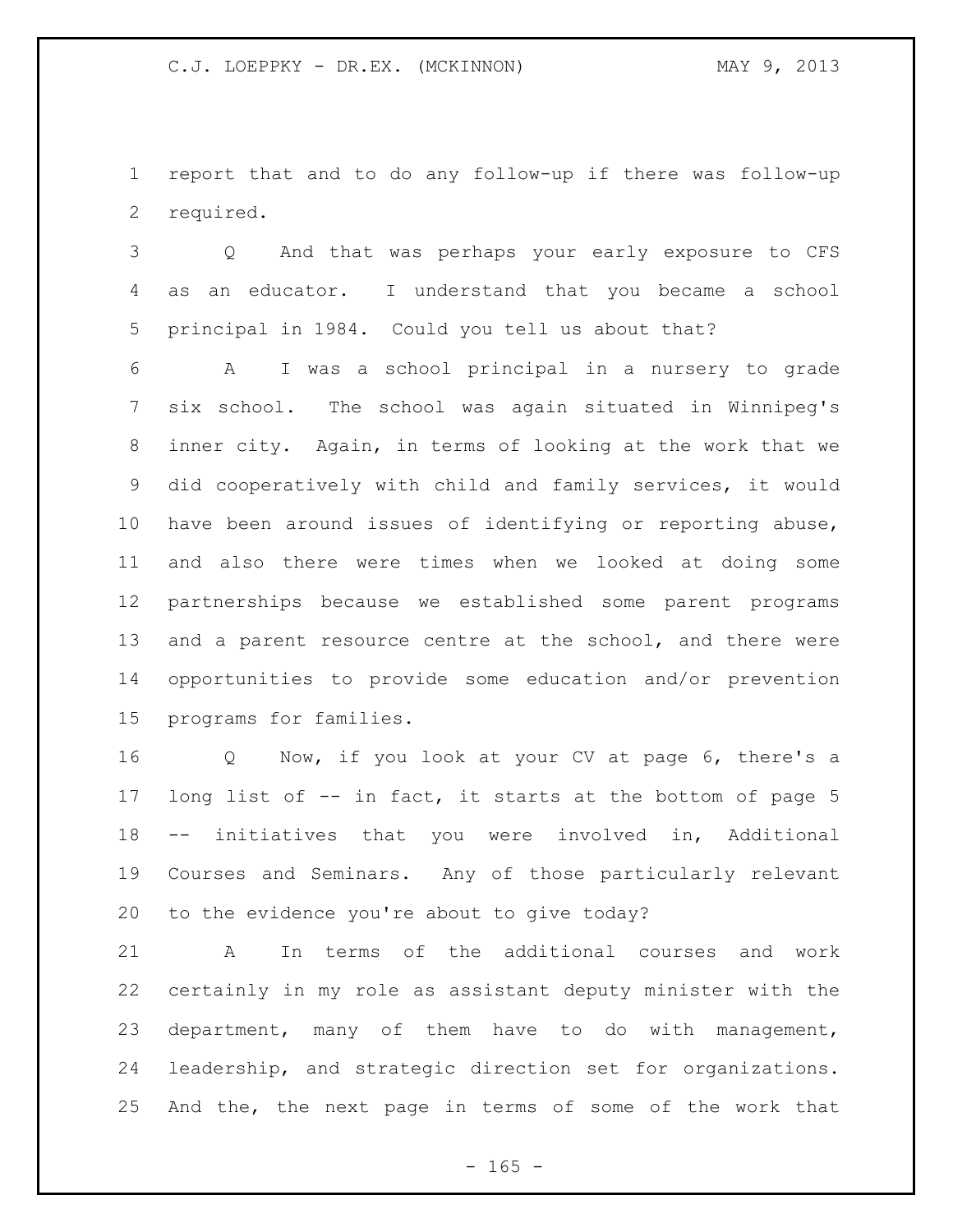report that and to do any follow-up if there was follow-up required.

Q And that was perhaps your early exposure to CFS as an educator. I understand that you became a school principal in 1984. Could you tell us about that?

A I was a school principal in a nursery to grade six school. The school was again situated in Winnipeg's inner city. Again, in terms of looking at the work that we did cooperatively with child and family services, it would have been around issues of identifying or reporting abuse, and also there were times when we looked at doing some partnerships because we established some parent programs and a parent resource centre at the school, and there were opportunities to provide some education and/or prevention programs for families.

Q Now, if you look at your CV at page 6, there's a long list of -- in fact, it starts at the bottom of page 5 -- initiatives that you were involved in, Additional Courses and Seminars. Any of those particularly relevant to the evidence you're about to give today?

A In terms of the additional courses and work certainly in my role as assistant deputy minister with the department, many of them have to do with management, leadership, and strategic direction set for organizations. And the, the next page in terms of some of the work that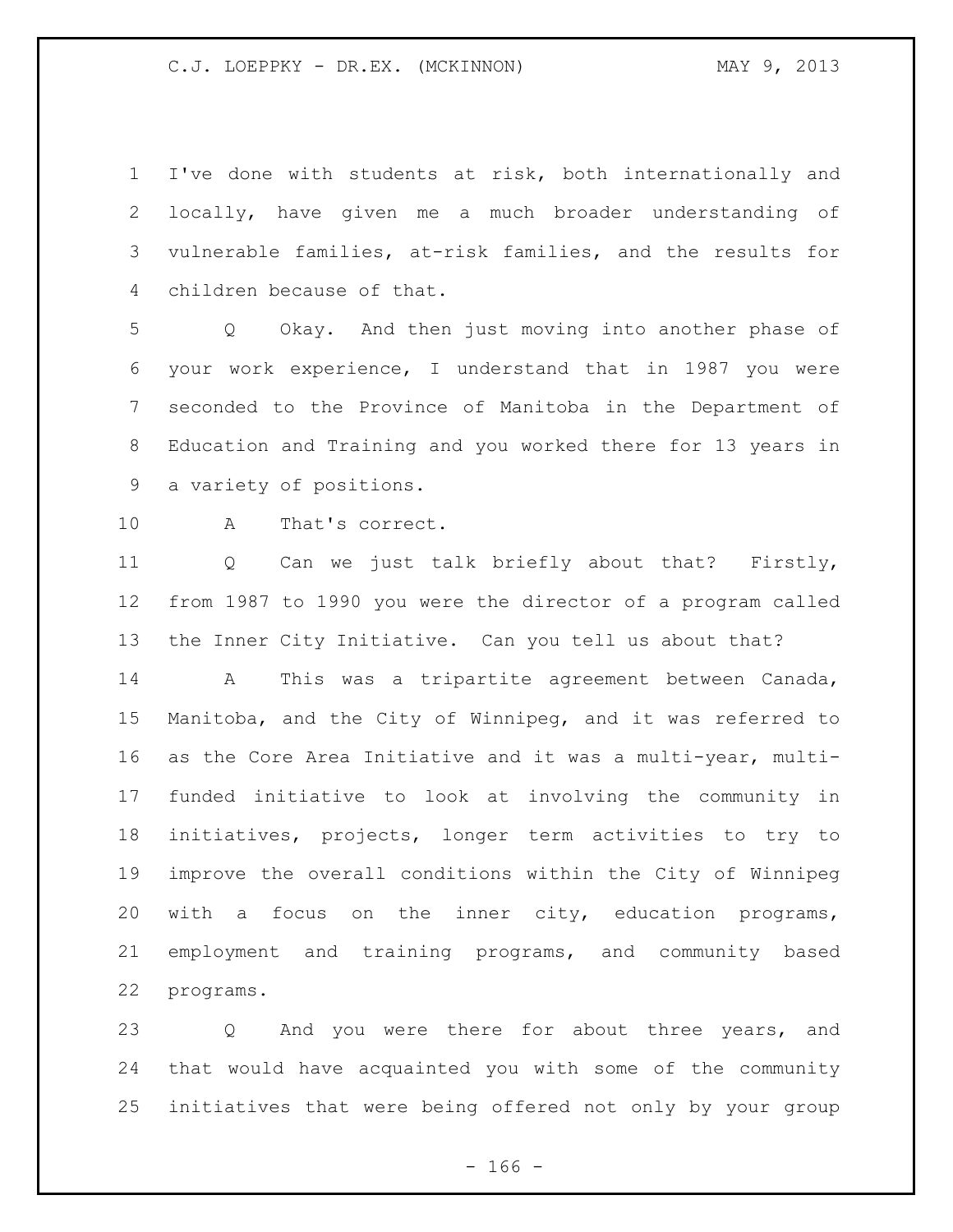I've done with students at risk, both internationally and locally, have given me a much broader understanding of vulnerable families, at-risk families, and the results for children because of that.

Q Okay. And then just moving into another phase of your work experience, I understand that in 1987 you were seconded to the Province of Manitoba in the Department of Education and Training and you worked there for 13 years in a variety of positions.

A That's correct.

Q Can we just talk briefly about that? Firstly, from 1987 to 1990 you were the director of a program called the Inner City Initiative. Can you tell us about that?

A This was a tripartite agreement between Canada, Manitoba, and the City of Winnipeg, and it was referred to as the Core Area Initiative and it was a multi-year, multi-funded initiative to look at involving the community in initiatives, projects, longer term activities to try to improve the overall conditions within the City of Winnipeg with a focus on the inner city, education programs, employment and training programs, and community based programs.

Q And you were there for about three years, and that would have acquainted you with some of the community initiatives that were being offered not only by your group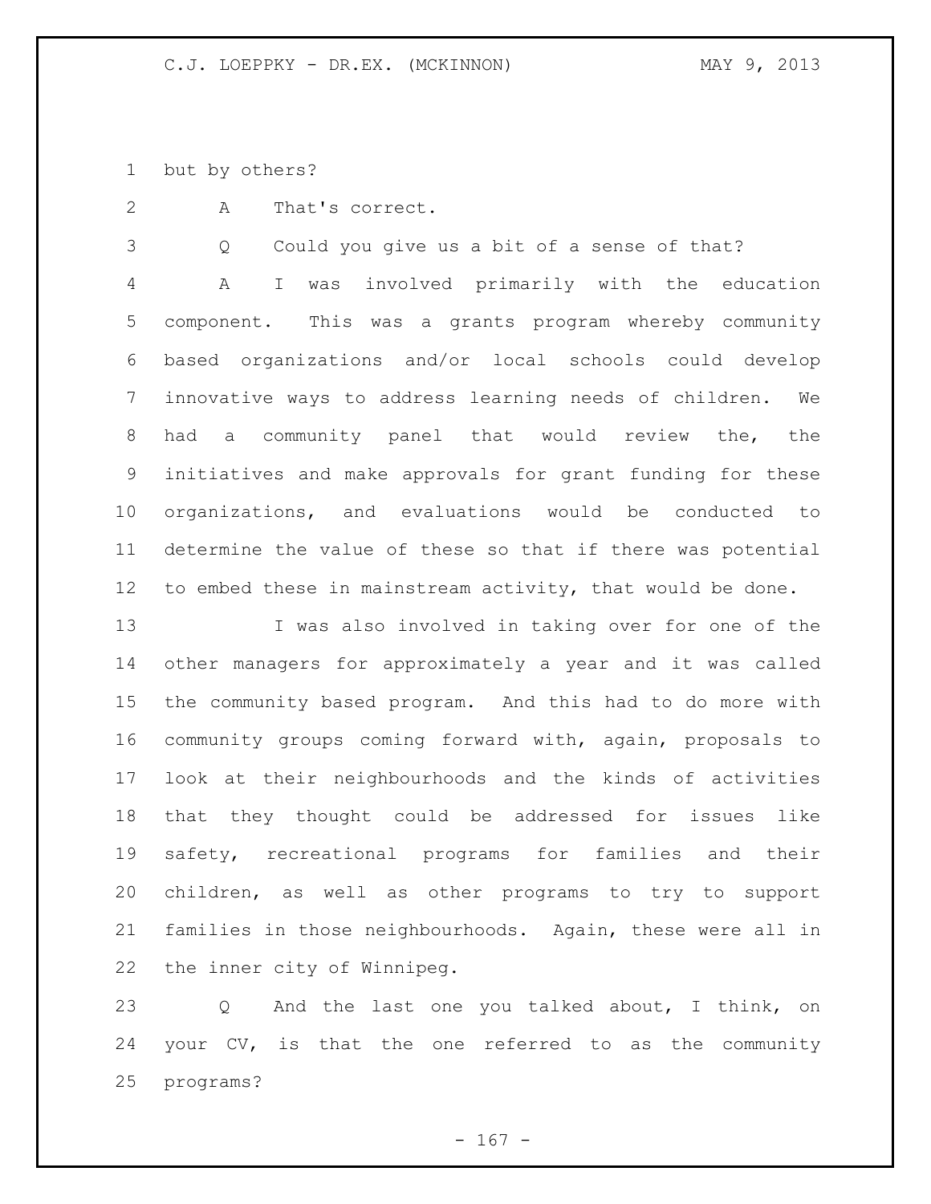but by others?

A That's correct.

Q Could you give us a bit of a sense of that?

A I was involved primarily with the education component. This was a grants program whereby community based organizations and/or local schools could develop innovative ways to address learning needs of children. We had a community panel that would review the, the initiatives and make approvals for grant funding for these organizations, and evaluations would be conducted to determine the value of these so that if there was potential to embed these in mainstream activity, that would be done.

I was also involved in taking over for one of the other managers for approximately a year and it was called the community based program. And this had to do more with community groups coming forward with, again, proposals to look at their neighbourhoods and the kinds of activities that they thought could be addressed for issues like safety, recreational programs for families and their children, as well as other programs to try to support families in those neighbourhoods. Again, these were all in the inner city of Winnipeg.

Q And the last one you talked about, I think, on your CV, is that the one referred to as the community programs?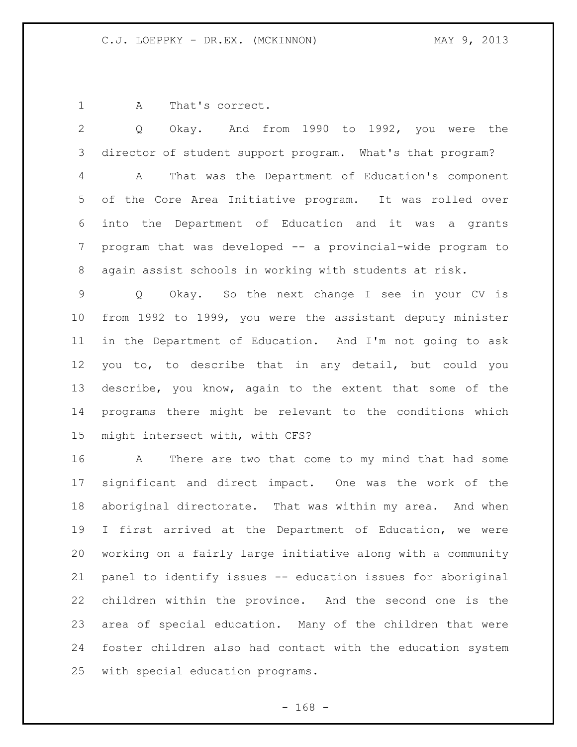A That's correct.

Q Okay. And from 1990 to 1992, you were the director of student support program. What's that program?

A That was the Department of Education's component of the Core Area Initiative program. It was rolled over into the Department of Education and it was a grants program that was developed -- a provincial-wide program to again assist schools in working with students at risk.

Q Okay. So the next change I see in your CV is from 1992 to 1999, you were the assistant deputy minister in the Department of Education. And I'm not going to ask you to, to describe that in any detail, but could you describe, you know, again to the extent that some of the programs there might be relevant to the conditions which might intersect with, with CFS?

A There are two that come to my mind that had some significant and direct impact. One was the work of the aboriginal directorate. That was within my area. And when I first arrived at the Department of Education, we were working on a fairly large initiative along with a community panel to identify issues -- education issues for aboriginal children within the province. And the second one is the area of special education. Many of the children that were foster children also had contact with the education system with special education programs.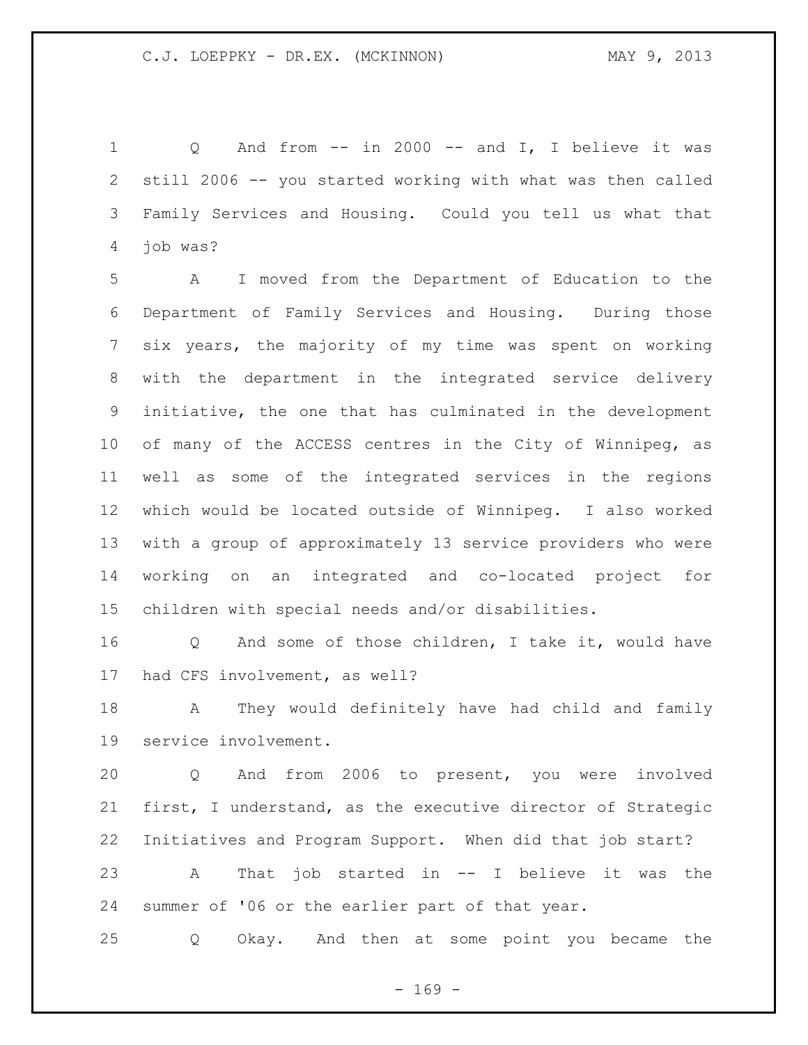Q And from -- in 2000 -- and I, I believe it was still 2006 -- you started working with what was then called Family Services and Housing. Could you tell us what that job was?

A I moved from the Department of Education to the Department of Family Services and Housing. During those six years, the majority of my time was spent on working with the department in the integrated service delivery initiative, the one that has culminated in the development of many of the ACCESS centres in the City of Winnipeg, as well as some of the integrated services in the regions which would be located outside of Winnipeg. I also worked with a group of approximately 13 service providers who were working on an integrated and co-located project for children with special needs and/or disabilities.

Q And some of those children, I take it, would have had CFS involvement, as well?

A They would definitely have had child and family service involvement.

Q And from 2006 to present, you were involved first, I understand, as the executive director of Strategic Initiatives and Program Support. When did that job start?

A That job started in -- I believe it was the summer of '06 or the earlier part of that year.

Q Okay. And then at some point you became the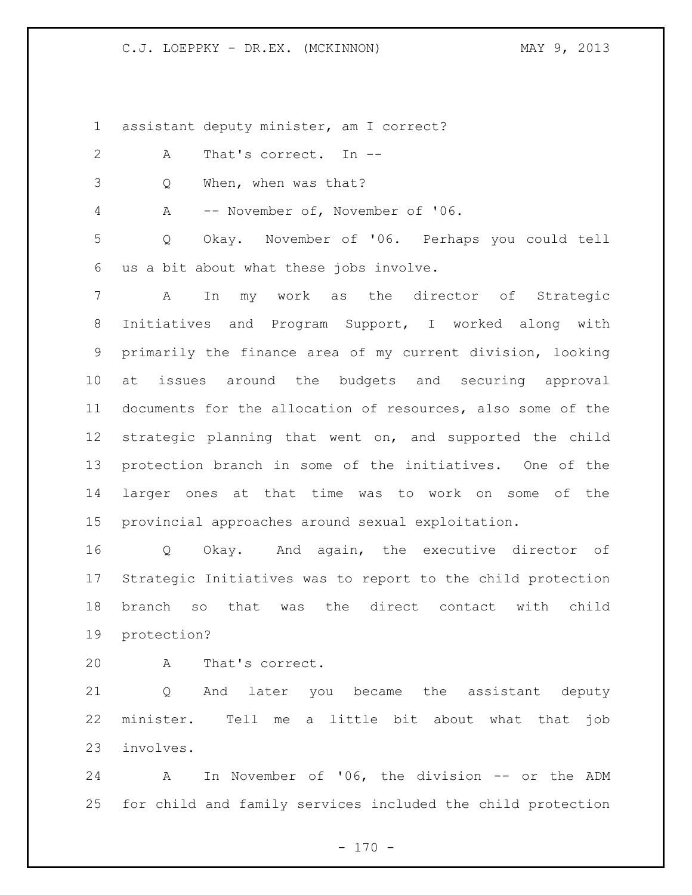assistant deputy minister, am I correct?

A That's correct. In --

Q When, when was that?

A -- November of, November of '06.

Q Okay. November of '06. Perhaps you could tell us a bit about what these jobs involve.

A In my work as the director of Strategic Initiatives and Program Support, I worked along with primarily the finance area of my current division, looking at issues around the budgets and securing approval documents for the allocation of resources, also some of the strategic planning that went on, and supported the child protection branch in some of the initiatives. One of the larger ones at that time was to work on some of the provincial approaches around sexual exploitation.

Q Okay. And again, the executive director of Strategic Initiatives was to report to the child protection branch so that was the direct contact with child protection?

A That's correct.

Q And later you became the assistant deputy minister. Tell me a little bit about what that job involves.

A In November of '06, the division -- or the ADM for child and family services included the child protection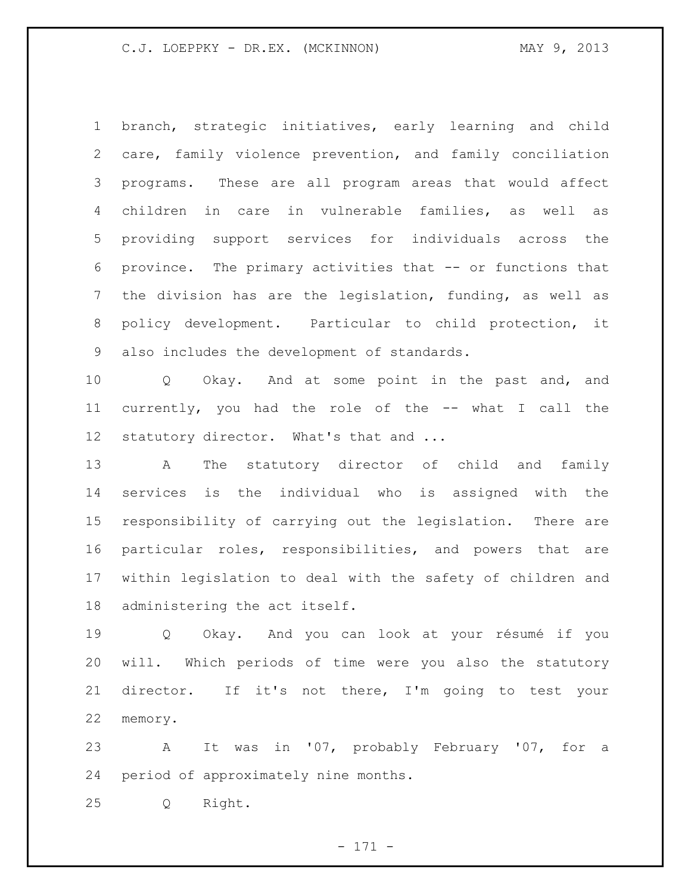branch, strategic initiatives, early learning and child care, family violence prevention, and family conciliation programs. These are all program areas that would affect children in care in vulnerable families, as well as providing support services for individuals across the province. The primary activities that -- or functions that the division has are the legislation, funding, as well as policy development. Particular to child protection, it also includes the development of standards.

Q Okay. And at some point in the past and, and currently, you had the role of the -- what I call the statutory director. What's that and ...

A The statutory director of child and family services is the individual who is assigned with the responsibility of carrying out the legislation. There are particular roles, responsibilities, and powers that are within legislation to deal with the safety of children and administering the act itself.

Q Okay. And you can look at your résumé if you will. Which periods of time were you also the statutory director. If it's not there, I'm going to test your memory.

A It was in '07, probably February '07, for a period of approximately nine months.

Q Right.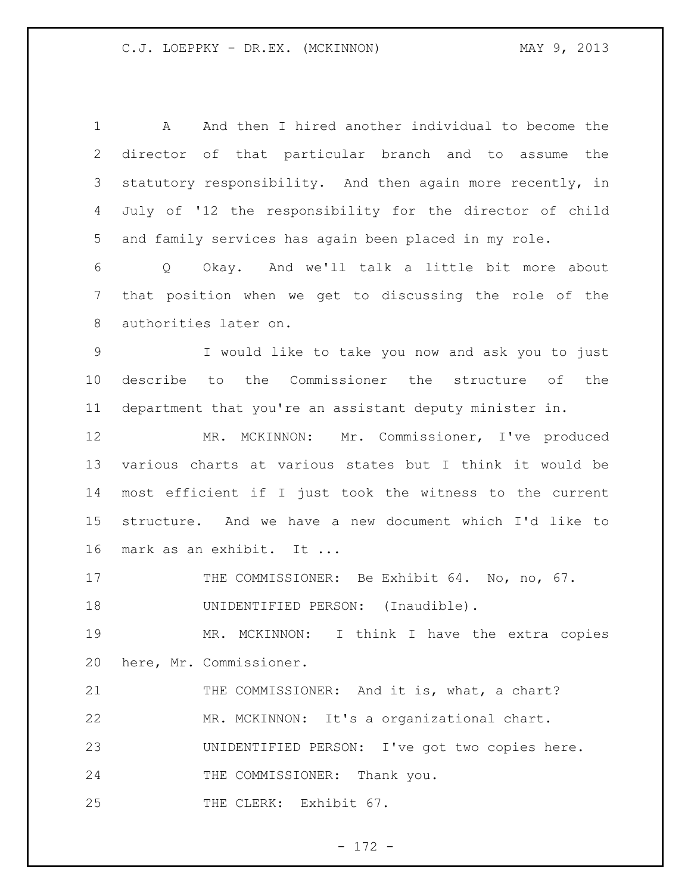A And then I hired another individual to become the director of that particular branch and to assume the statutory responsibility. And then again more recently, in July of '12 the responsibility for the director of child and family services has again been placed in my role.

Q Okay. And we'll talk a little bit more about that position when we get to discussing the role of the authorities later on.

I would like to take you now and ask you to just describe to the Commissioner the structure of the department that you're an assistant deputy minister in.

MR. MCKINNON: Mr. Commissioner, I've produced various charts at various states but I think it would be most efficient if I just took the witness to the current structure. And we have a new document which I'd like to mark as an exhibit. It ...

THE COMMISSIONER: Be Exhibit 64. No, no, 67.

UNIDENTIFIED PERSON: (Inaudible).

MR. MCKINNON: I think I have the extra copies here, Mr. Commissioner.

THE COMMISSIONER: And it is, what, a chart?

MR. MCKINNON: It's a organizational chart.

UNIDENTIFIED PERSON: I've got two copies here.

THE COMMISSIONER: Thank you.

THE CLERK: Exhibit 67.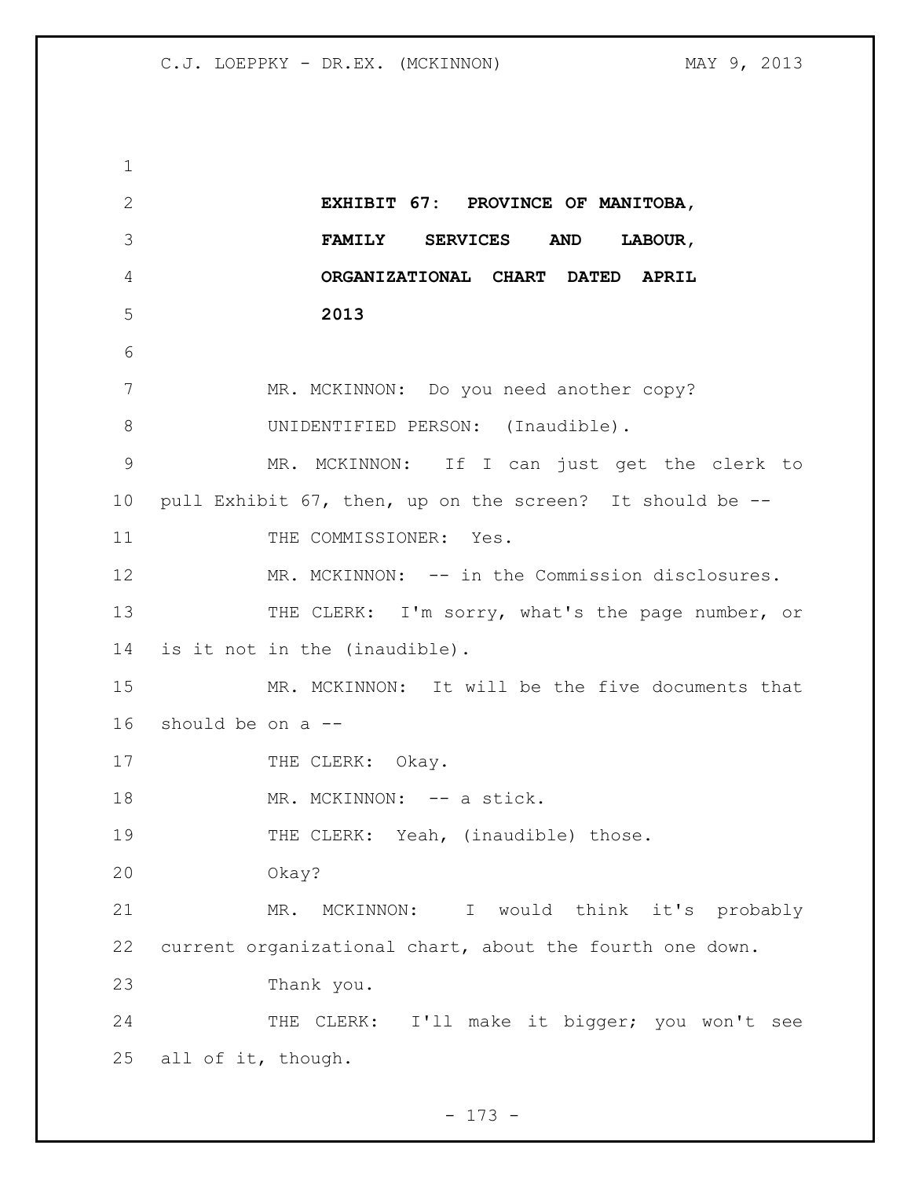**EXHIBIT 67: PROVINCE OF MANITOBA, FAMILY SERVICES AND LABOUR, ORGANIZATIONAL CHART DATED APRIL 2013**

MR. MCKINNON: Do you need another copy?

UNIDENTIFIED PERSON: (Inaudible).

MR. MCKINNON: If I can just get the clerk to pull Exhibit 67, then, up on the screen? It should be --

THE COMMISSIONER: Yes.

MR. MCKINNON: -- in the Commission disclosures.

THE CLERK: I'm sorry, what's the page number, or is it not in the (inaudible).

MR. MCKINNON: It will be the five documents that should be on a --

THE CLERK: Okay.

MR. MCKINNON: -- a stick.

THE CLERK: Yeah, (inaudible) those.

Okay?

MR. MCKINNON: I would think it's probably current organizational chart, about the fourth one down.

Thank you.

THE CLERK: I'll make it bigger; you won't see all of it, though.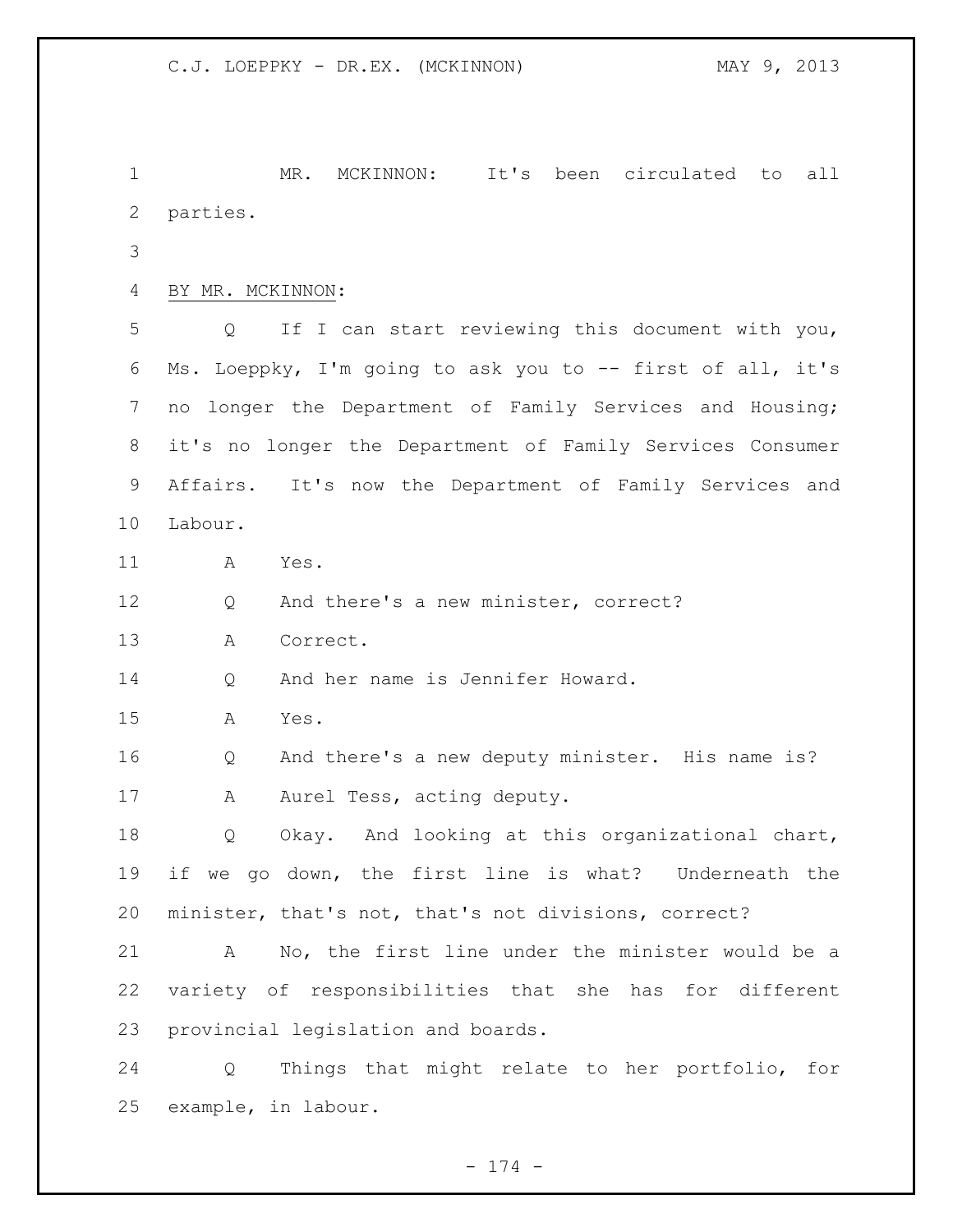MR. MCKINNON: It's been circulated to all parties.

BY MR. MCKINNON:

Q If I can start reviewing this document with you, Ms. Loeppky, I'm going to ask you to -- first of all, it's no longer the Department of Family Services and Housing; it's no longer the Department of Family Services Consumer Affairs. It's now the Department of Family Services and Labour.

A Yes.

Q And there's a new minister, correct?

A Correct.

Q And her name is Jennifer Howard.

A Yes.

Q And there's a new deputy minister. His name is?

A Aurel Tess, acting deputy.

Q Okay. And looking at this organizational chart, if we go down, the first line is what? Underneath the minister, that's not, that's not divisions, correct?

A No, the first line under the minister would be a variety of responsibilities that she has for different provincial legislation and boards.

Q Things that might relate to her portfolio, for example, in labour.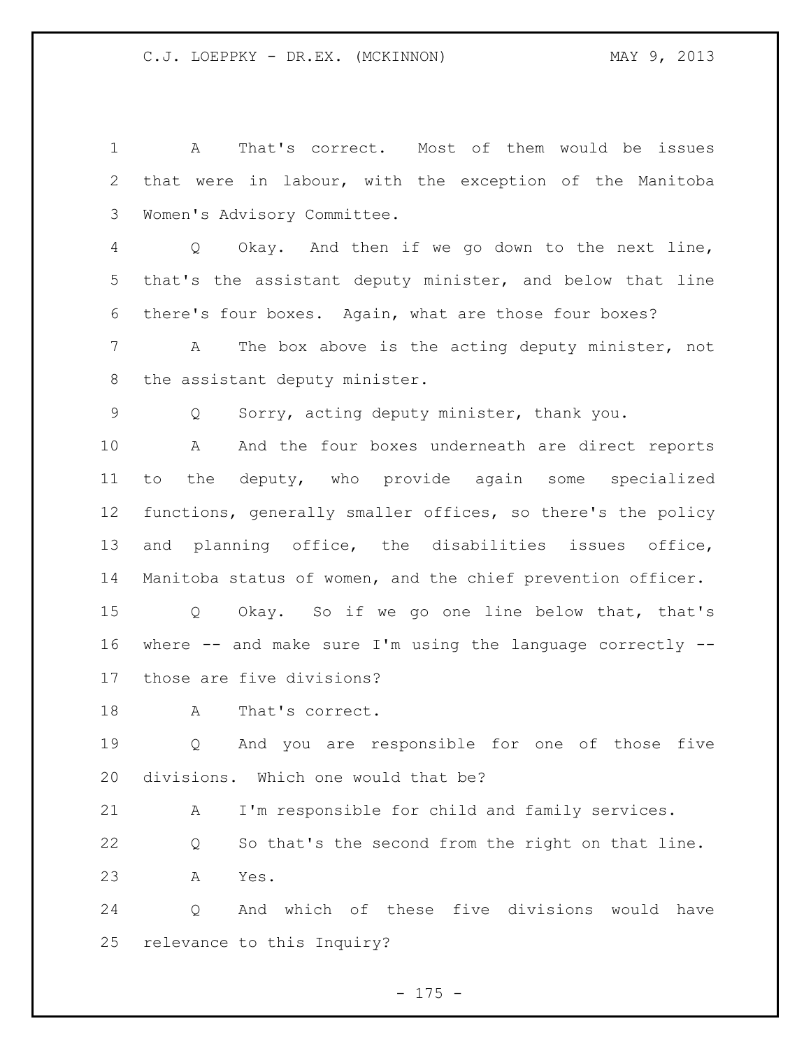A That's correct. Most of them would be issues that were in labour, with the exception of the Manitoba Women's Advisory Committee.

Q Okay. And then if we go down to the next line, that's the assistant deputy minister, and below that line there's four boxes. Again, what are those four boxes?

A The box above is the acting deputy minister, not the assistant deputy minister.

Q Sorry, acting deputy minister, thank you.

A And the four boxes underneath are direct reports to the deputy, who provide again some specialized functions, generally smaller offices, so there's the policy and planning office, the disabilities issues office, Manitoba status of women, and the chief prevention officer.

Q Okay. So if we go one line below that, that's where -- and make sure I'm using the language correctly -- those are five divisions?

A That's correct.

Q And you are responsible for one of those five divisions. Which one would that be?

A I'm responsible for child and family services.

Q So that's the second from the right on that line.

A Yes.

Q And which of these five divisions would have relevance to this Inquiry?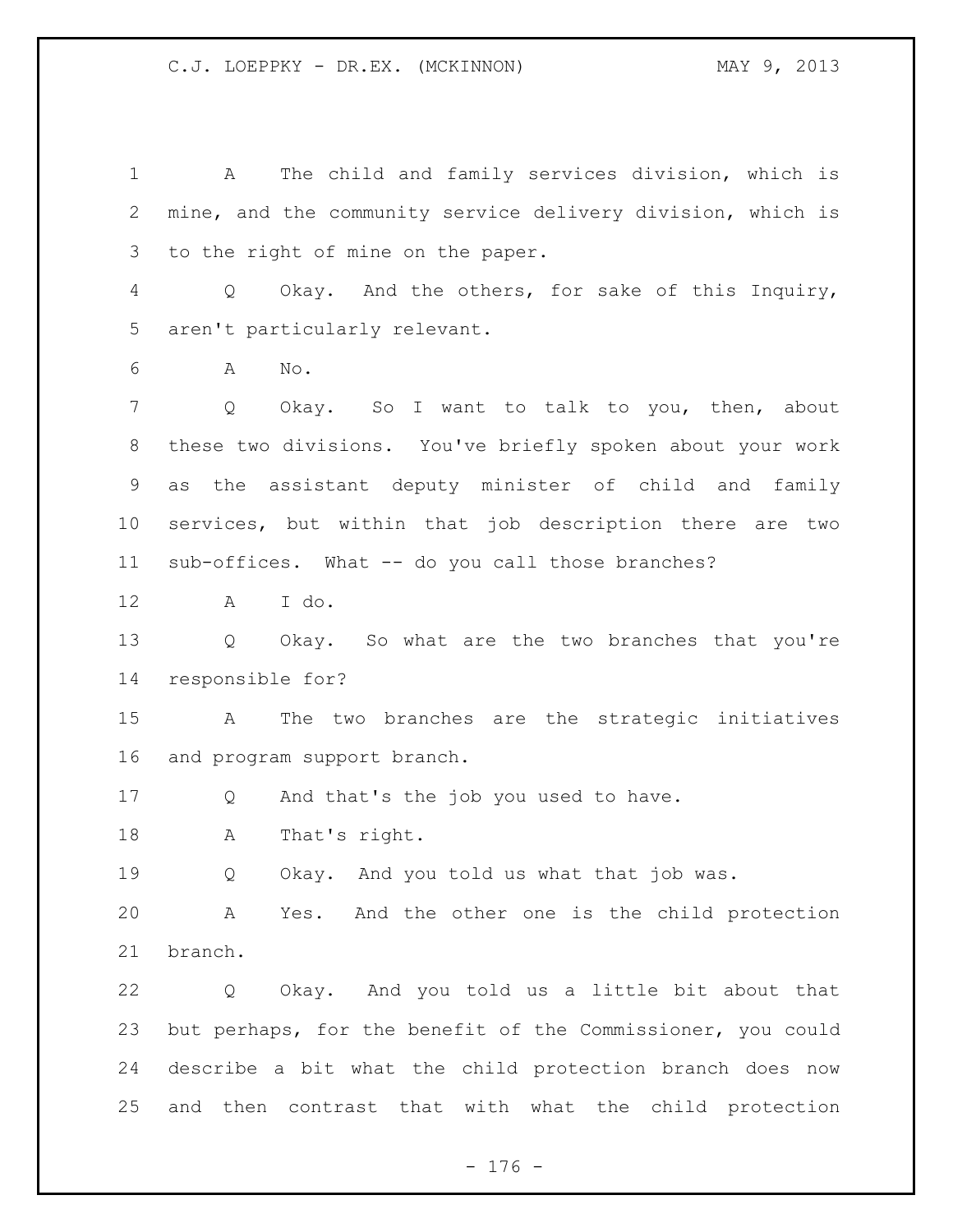A The child and family services division, which is mine, and the community service delivery division, which is to the right of mine on the paper.

Q Okay. And the others, for sake of this Inquiry, aren't particularly relevant.

A No.

Q Okay. So I want to talk to you, then, about these two divisions. You've briefly spoken about your work as the assistant deputy minister of child and family services, but within that job description there are two sub-offices. What -- do you call those branches?

A I do.

Q Okay. So what are the two branches that you're responsible for?

A The two branches are the strategic initiatives and program support branch.

Q And that's the job you used to have.

A That's right.

Q Okay. And you told us what that job was.

A Yes. And the other one is the child protection branch.

Q Okay. And you told us a little bit about that but perhaps, for the benefit of the Commissioner, you could describe a bit what the child protection branch does now and then contrast that with what the child protection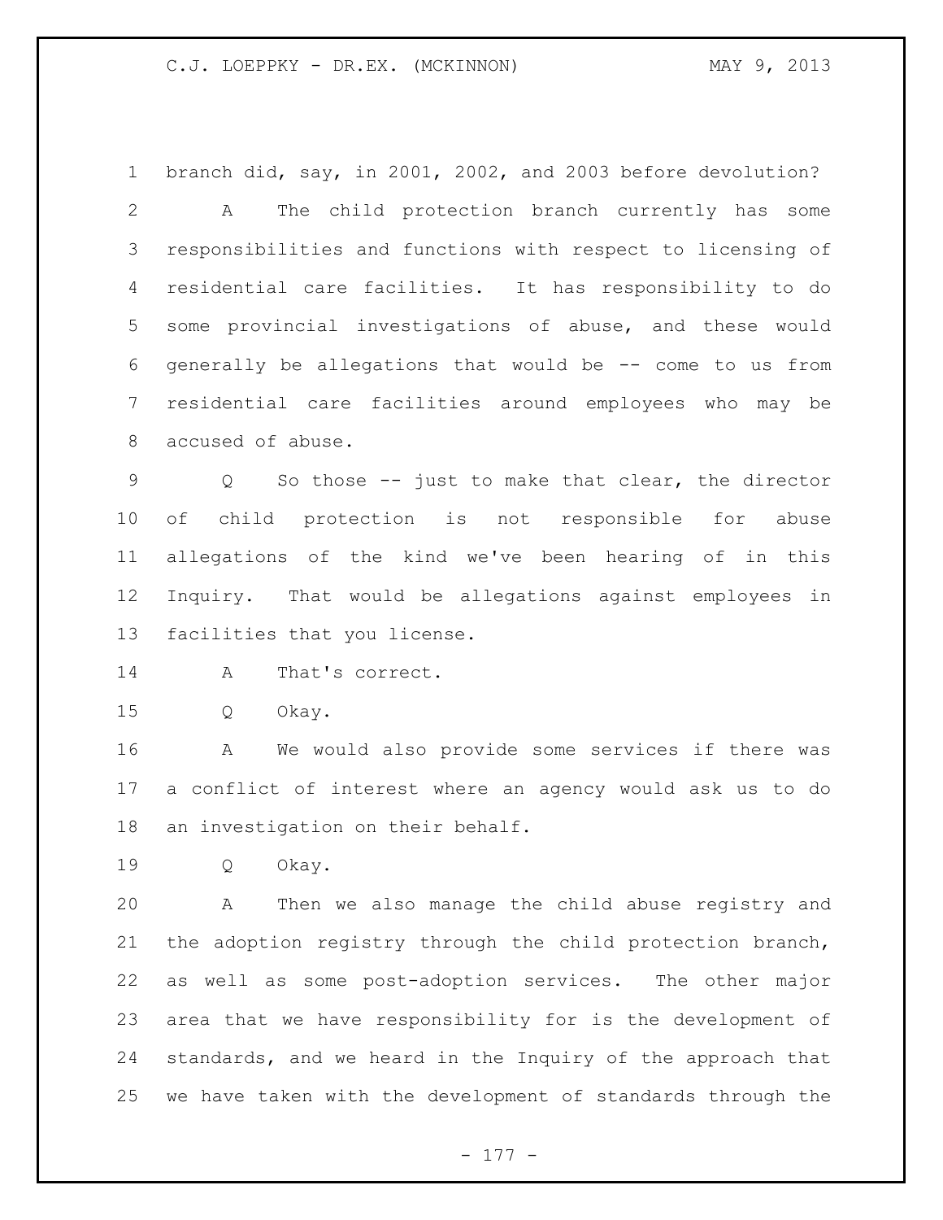branch did, say, in 2001, 2002, and 2003 before devolution?

A The child protection branch currently has some responsibilities and functions with respect to licensing of residential care facilities. It has responsibility to do some provincial investigations of abuse, and these would generally be allegations that would be -- come to us from residential care facilities around employees who may be accused of abuse.

Q So those -- just to make that clear, the director of child protection is not responsible for abuse allegations of the kind we've been hearing of in this Inquiry. That would be allegations against employees in facilities that you license.

A That's correct.

Q Okay.

A We would also provide some services if there was a conflict of interest where an agency would ask us to do an investigation on their behalf.

Q Okay.

A Then we also manage the child abuse registry and the adoption registry through the child protection branch, as well as some post-adoption services. The other major area that we have responsibility for is the development of standards, and we heard in the Inquiry of the approach that we have taken with the development of standards through the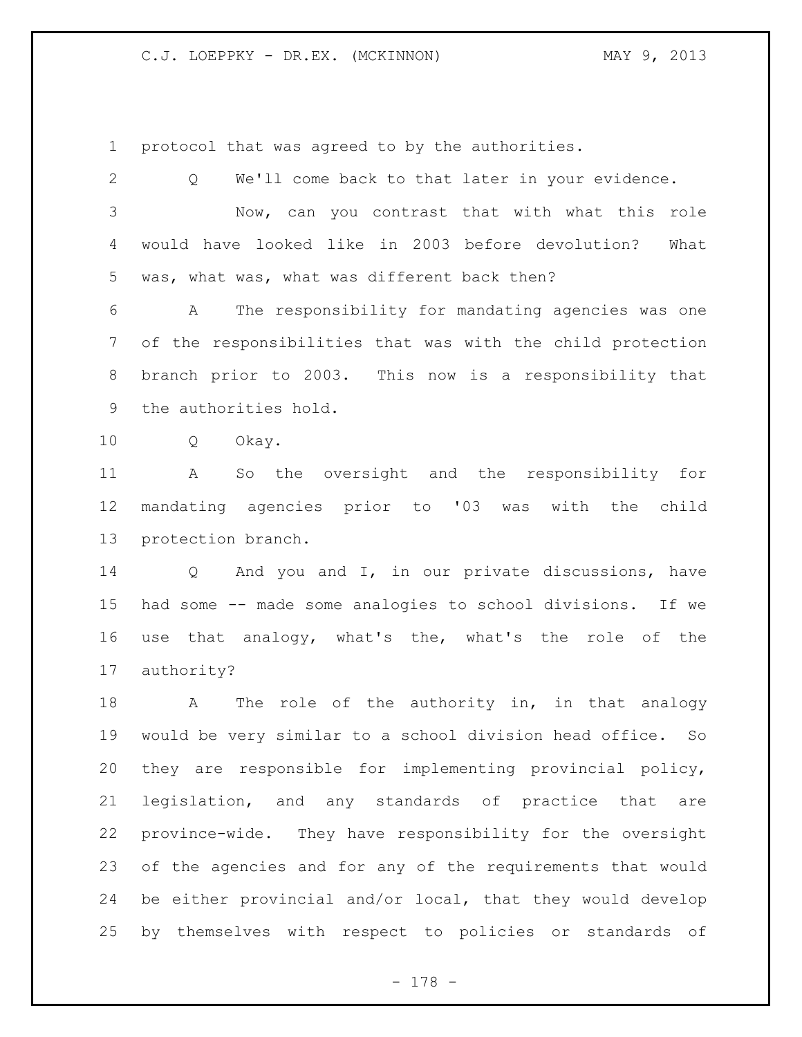protocol that was agreed to by the authorities.

Q We'll come back to that later in your evidence.

Now, can you contrast that with what this role would have looked like in 2003 before devolution? What was, what was, what was different back then?

A The responsibility for mandating agencies was one of the responsibilities that was with the child protection branch prior to 2003. This now is a responsibility that the authorities hold.

Q Okay.

A So the oversight and the responsibility for mandating agencies prior to '03 was with the child protection branch.

Q And you and I, in our private discussions, have had some -- made some analogies to school divisions. If we use that analogy, what's the, what's the role of the authority?

A The role of the authority in, in that analogy would be very similar to a school division head office. So they are responsible for implementing provincial policy, legislation, and any standards of practice that are province-wide. They have responsibility for the oversight of the agencies and for any of the requirements that would be either provincial and/or local, that they would develop by themselves with respect to policies or standards of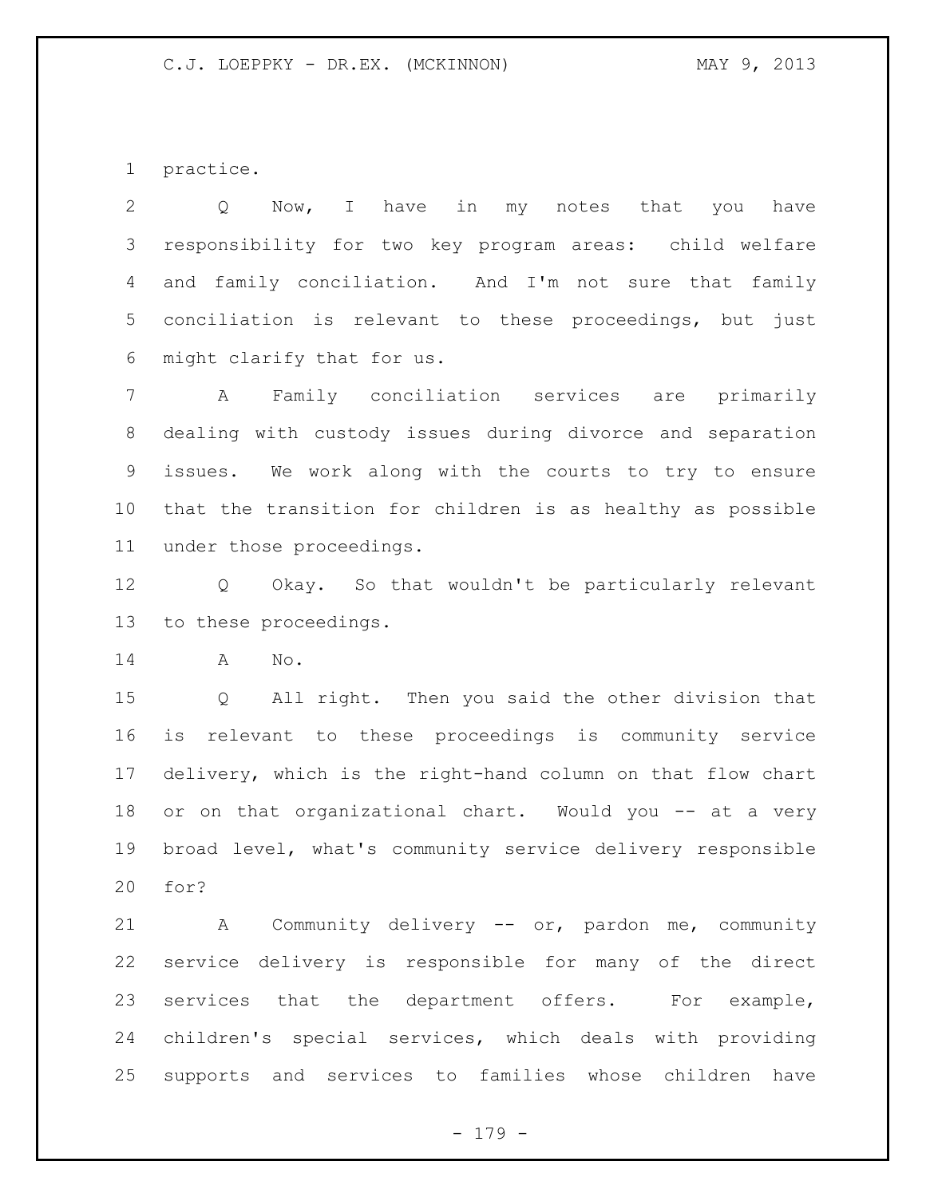practice.

Q Now, I have in my notes that you have responsibility for two key program areas: child welfare and family conciliation. And I'm not sure that family conciliation is relevant to these proceedings, but just might clarify that for us.

A Family conciliation services are primarily dealing with custody issues during divorce and separation issues. We work along with the courts to try to ensure that the transition for children is as healthy as possible under those proceedings.

Q Okay. So that wouldn't be particularly relevant to these proceedings.

A No.

Q All right. Then you said the other division that is relevant to these proceedings is community service delivery, which is the right-hand column on that flow chart or on that organizational chart. Would you -- at a very broad level, what's community service delivery responsible for?

A Community delivery -- or, pardon me, community service delivery is responsible for many of the direct services that the department offers. For example, children's special services, which deals with providing supports and services to families whose children have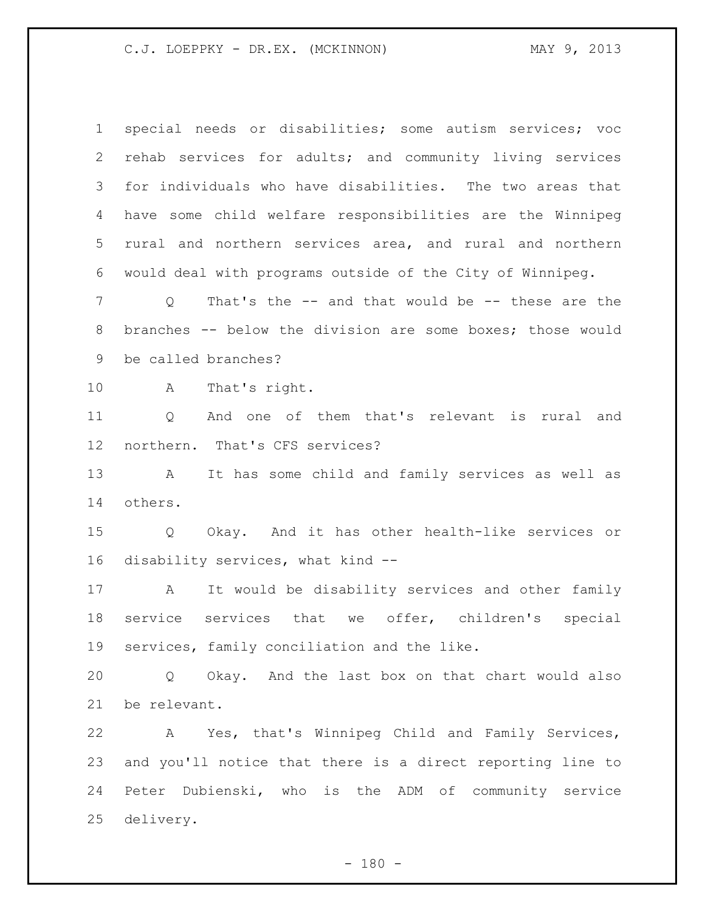special needs or disabilities; some autism services; voc rehab services for adults; and community living services for individuals who have disabilities. The two areas that have some child welfare responsibilities are the Winnipeg rural and northern services area, and rural and northern would deal with programs outside of the City of Winnipeg.

Q That's the -- and that would be -- these are the branches -- below the division are some boxes; those would be called branches?

A That's right.

Q And one of them that's relevant is rural and northern. That's CFS services?

A It has some child and family services as well as others.

Q Okay. And it has other health-like services or disability services, what kind --

A It would be disability services and other family service services that we offer, children's special services, family conciliation and the like.

Q Okay. And the last box on that chart would also be relevant.

A Yes, that's Winnipeg Child and Family Services, and you'll notice that there is a direct reporting line to Peter Dubienski, who is the ADM of community service delivery.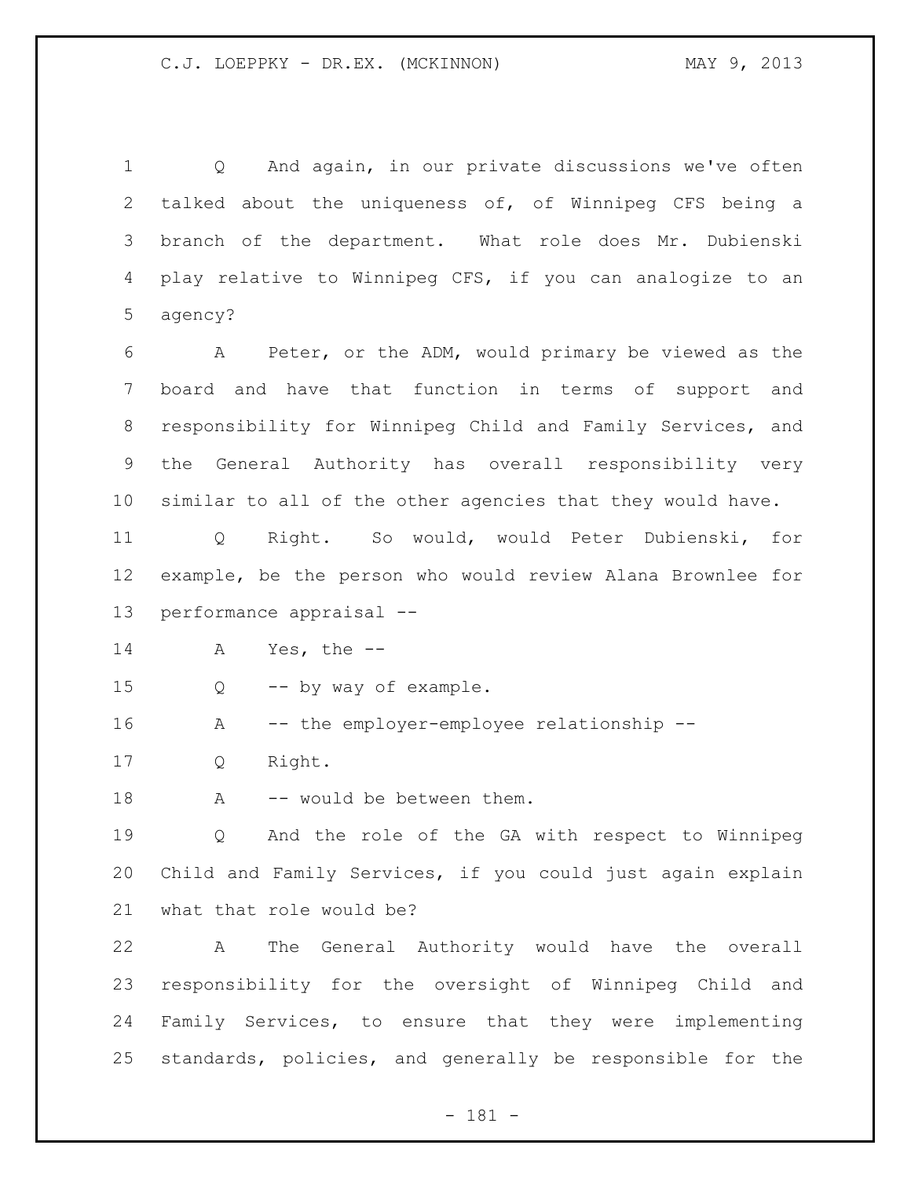Q And again, in our private discussions we've often talked about the uniqueness of, of Winnipeg CFS being a branch of the department. What role does Mr. Dubienski play relative to Winnipeg CFS, if you can analogize to an agency?

A Peter, or the ADM, would primary be viewed as the board and have that function in terms of support and responsibility for Winnipeg Child and Family Services, and the General Authority has overall responsibility very similar to all of the other agencies that they would have.

Q Right. So would, would Peter Dubienski, for example, be the person who would review Alana Brownlee for performance appraisal --

A Yes, the --

Q -- by way of example.

A -- the employer-employee relationship --

Q Right.

A -- would be between them.

Q And the role of the GA with respect to Winnipeg Child and Family Services, if you could just again explain what that role would be?

A The General Authority would have the overall responsibility for the oversight of Winnipeg Child and Family Services, to ensure that they were implementing standards, policies, and generally be responsible for the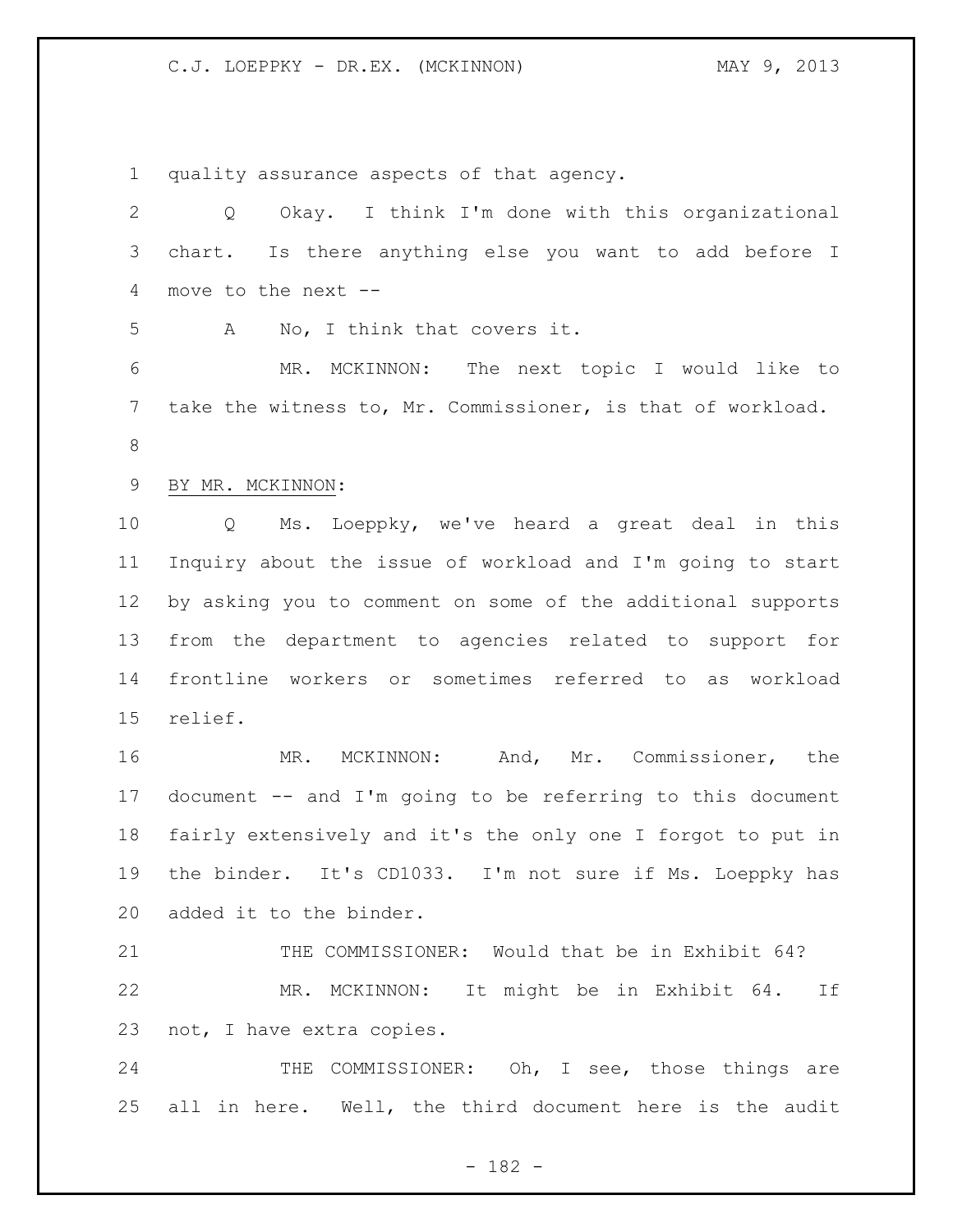quality assurance aspects of that agency.

Q Okay. I think I'm done with this organizational chart. Is there anything else you want to add before I move to the next --

A No, I think that covers it.

MR. MCKINNON: The next topic I would like to take the witness to, Mr. Commissioner, is that of workload.

BY MR. MCKINNON:

Q Ms. Loeppky, we've heard a great deal in this Inquiry about the issue of workload and I'm going to start by asking you to comment on some of the additional supports from the department to agencies related to support for frontline workers or sometimes referred to as workload relief.

MR. MCKINNON: And, Mr. Commissioner, the document -- and I'm going to be referring to this document fairly extensively and it's the only one I forgot to put in the binder. It's CD1033. I'm not sure if Ms. Loeppky has added it to the binder.

THE COMMISSIONER: Would that be in Exhibit 64?

MR. MCKINNON: It might be in Exhibit 64. If not, I have extra copies.

THE COMMISSIONER: Oh, I see, those things are all in here. Well, the third document here is the audit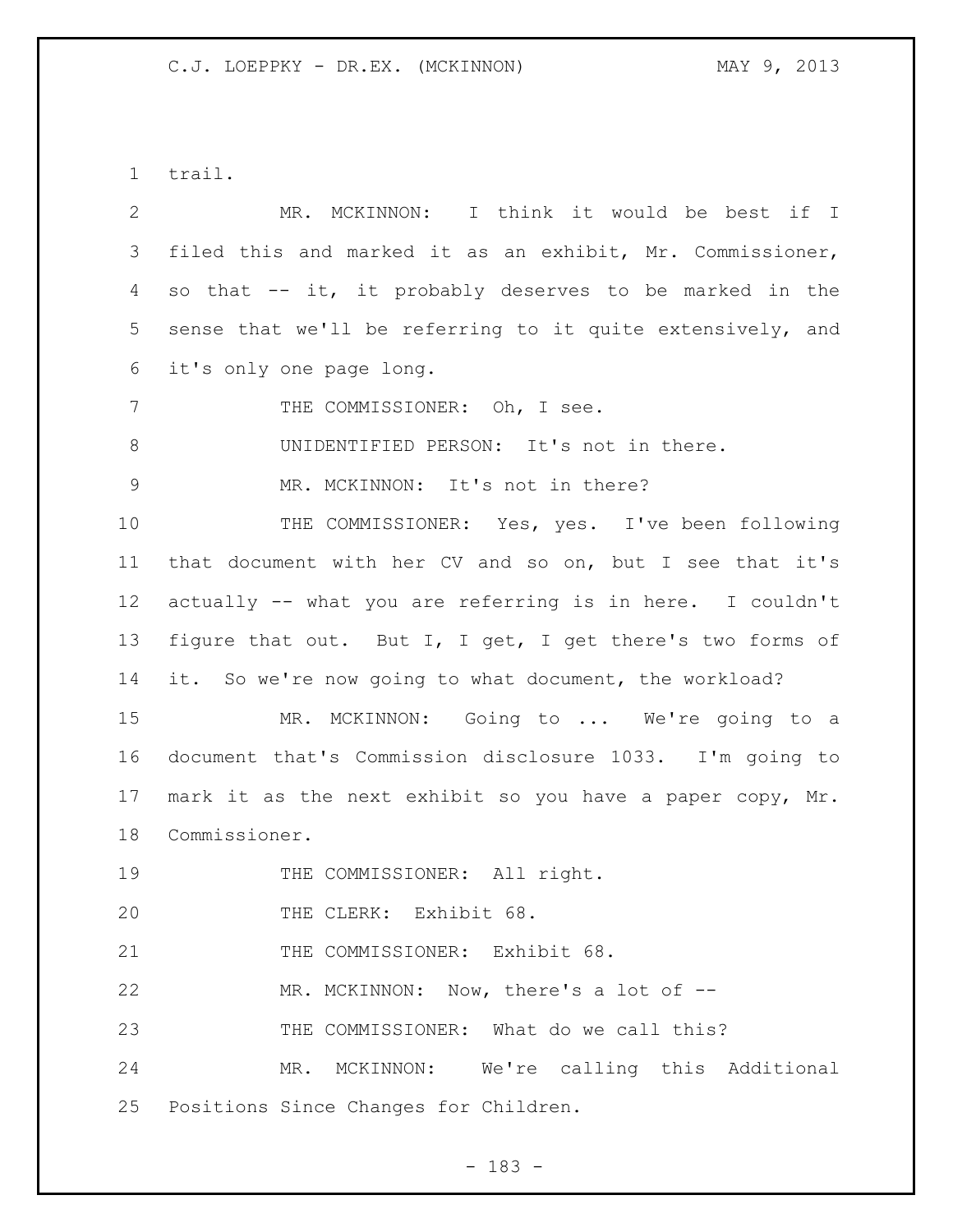trail.

MR. MCKINNON: I think it would be best if I filed this and marked it as an exhibit, Mr. Commissioner, so that -- it, it probably deserves to be marked in the sense that we'll be referring to it quite extensively, and it's only one page long.

THE COMMISSIONER: Oh, I see.

UNIDENTIFIED PERSON: It's not in there.

MR. MCKINNON: It's not in there?

THE COMMISSIONER: Yes, yes. I've been following that document with her CV and so on, but I see that it's actually -- what you are referring is in here. I couldn't figure that out. But I, I get, I get there's two forms of it. So we're now going to what document, the workload?

MR. MCKINNON: Going to ... We're going to a document that's Commission disclosure 1033. I'm going to mark it as the next exhibit so you have a paper copy, Mr. Commissioner.

THE COMMISSIONER: All right.

THE CLERK: Exhibit 68.

THE COMMISSIONER: Exhibit 68.

MR. MCKINNON: Now, there's a lot of --

THE COMMISSIONER: What do we call this?

MR. MCKINNON: We're calling this Additional Positions Since Changes for Children.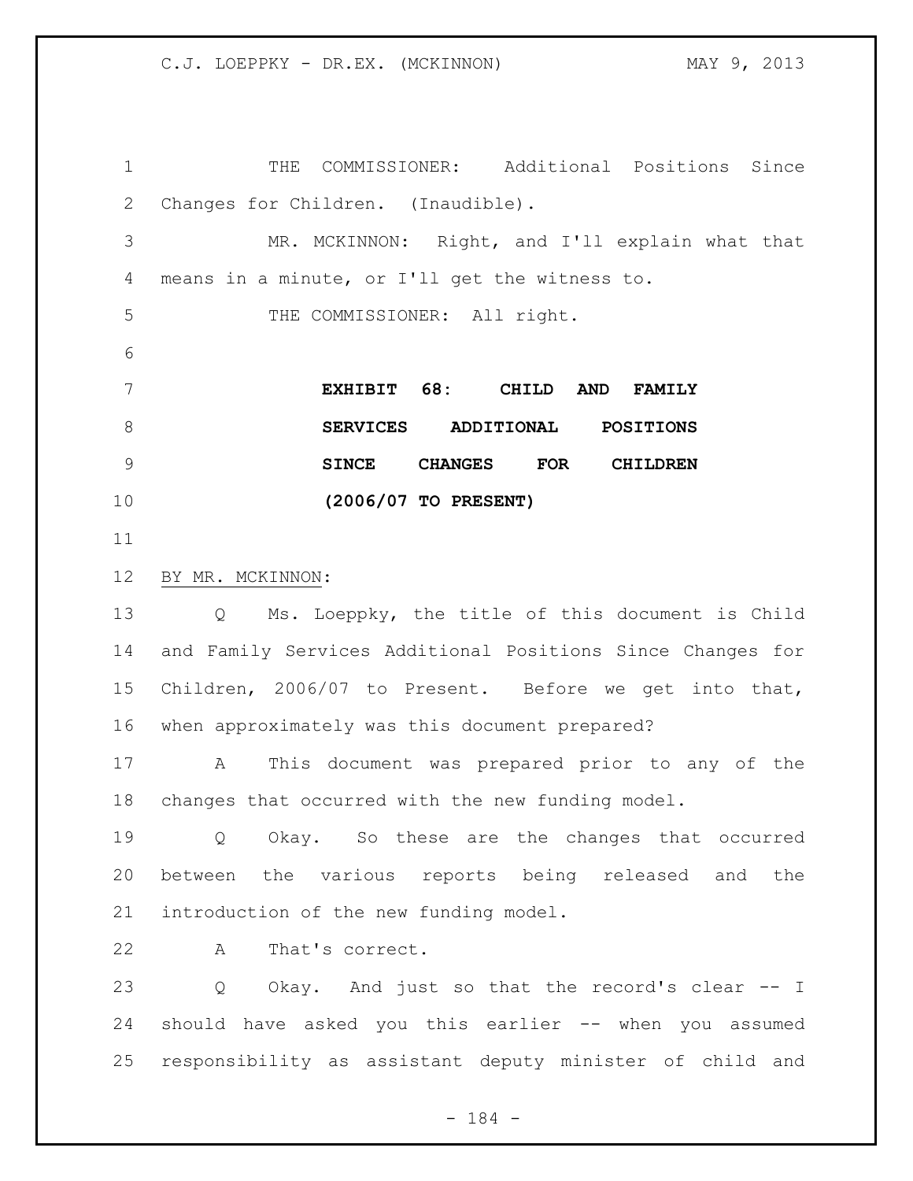THE COMMISSIONER: Additional Positions Since Changes for Children. (Inaudible).

MR. MCKINNON: Right, and I'll explain what that means in a minute, or I'll get the witness to.

THE COMMISSIONER: All right.

**EXHIBIT 68: CHILD AND FAMILY SERVICES ADDITIONAL POSITIONS SINCE CHANGES FOR CHILDREN (2006/07 TO PRESENT)**

BY MR. MCKINNON:

Q Ms. Loeppky, the title of this document is Child and Family Services Additional Positions Since Changes for Children, 2006/07 to Present. Before we get into that, when approximately was this document prepared?

A This document was prepared prior to any of the changes that occurred with the new funding model.

Q Okay. So these are the changes that occurred between the various reports being released and the introduction of the new funding model.

A That's correct.

Q Okay. And just so that the record's clear -- I should have asked you this earlier -- when you assumed responsibility as assistant deputy minister of child and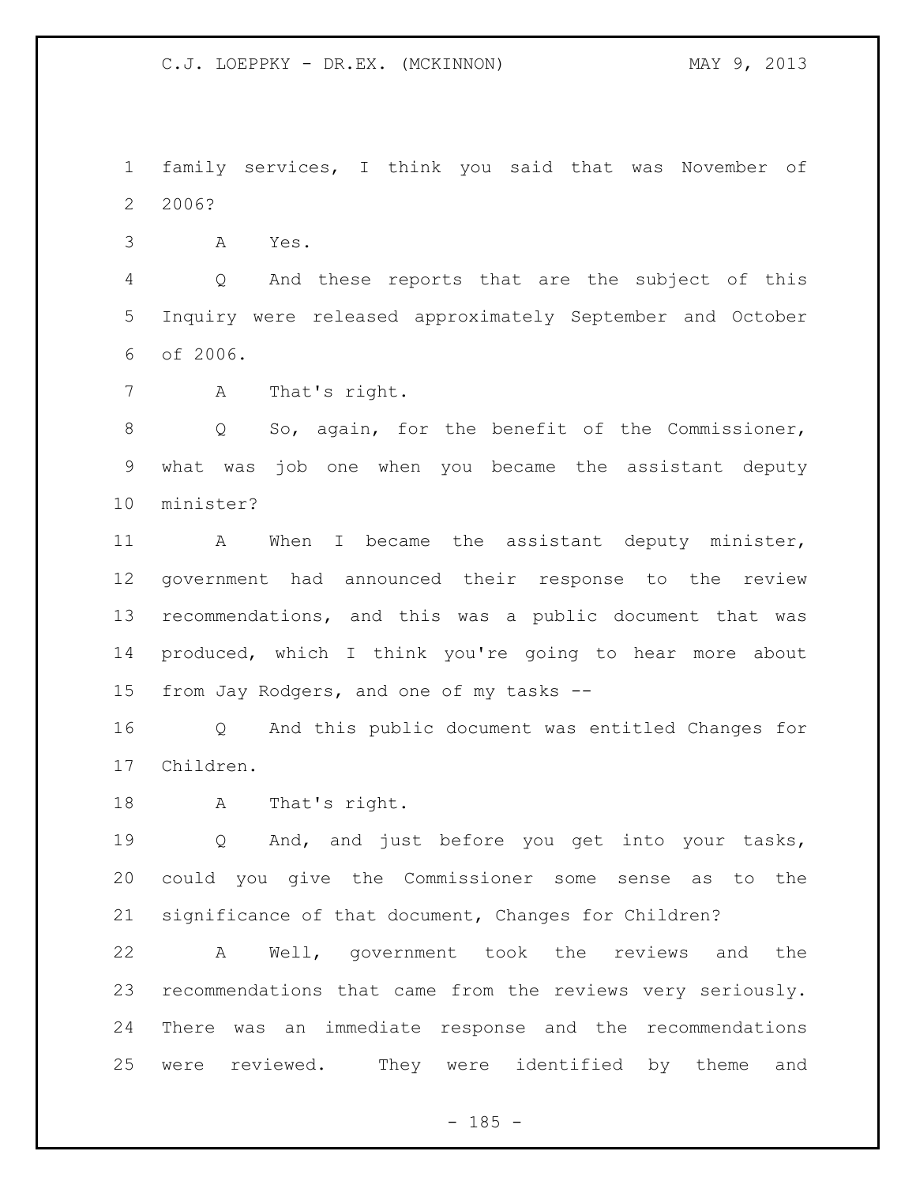family services, I think you said that was November of 2006?

A Yes.

Q And these reports that are the subject of this Inquiry were released approximately September and October of 2006.

A That's right.

Q So, again, for the benefit of the Commissioner, what was job one when you became the assistant deputy minister?

A When I became the assistant deputy minister, government had announced their response to the review recommendations, and this was a public document that was produced, which I think you're going to hear more about from Jay Rodgers, and one of my tasks --

Q And this public document was entitled Changes for Children.

A That's right.

Q And, and just before you get into your tasks, could you give the Commissioner some sense as to the significance of that document, Changes for Children?

A Well, government took the reviews and the recommendations that came from the reviews very seriously. There was an immediate response and the recommendations were reviewed. They were identified by theme and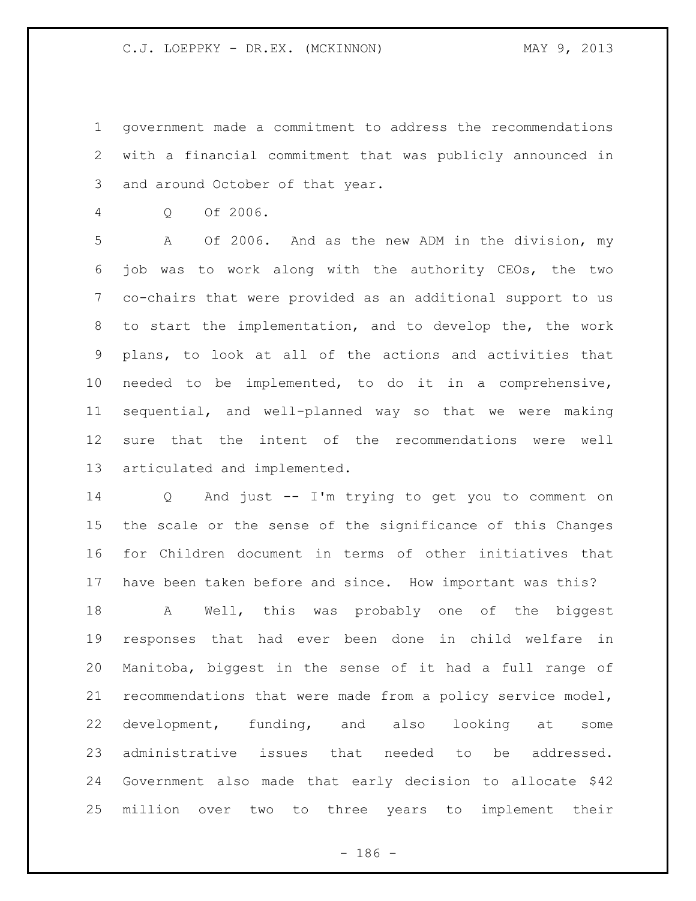government made a commitment to address the recommendations with a financial commitment that was publicly announced in and around October of that year.

Q Of 2006.

A Of 2006. And as the new ADM in the division, my job was to work along with the authority CEOs, the two co-chairs that were provided as an additional support to us to start the implementation, and to develop the, the work plans, to look at all of the actions and activities that needed to be implemented, to do it in a comprehensive, sequential, and well-planned way so that we were making sure that the intent of the recommendations were well articulated and implemented.

Q And just -- I'm trying to get you to comment on the scale or the sense of the significance of this Changes for Children document in terms of other initiatives that have been taken before and since. How important was this?

A Well, this was probably one of the biggest responses that had ever been done in child welfare in Manitoba, biggest in the sense of it had a full range of recommendations that were made from a policy service model, development, funding, and also looking at some administrative issues that needed to be addressed. Government also made that early decision to allocate $42 million over two to three years to implement their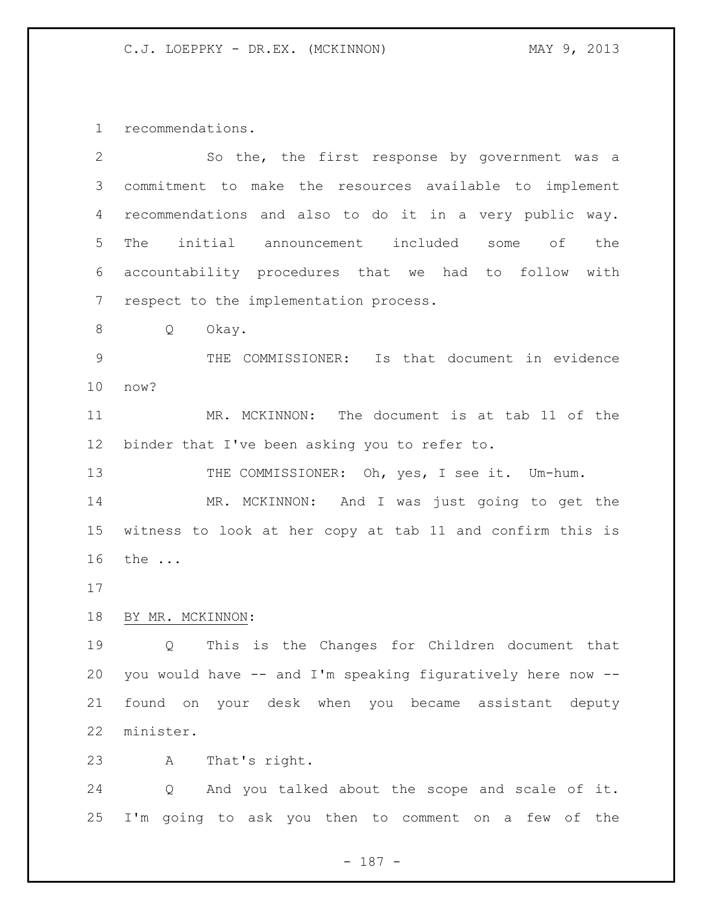recommendations.

So the, the first response by government was a commitment to make the resources available to implement recommendations and also to do it in a very public way. The initial announcement included some of the accountability procedures that we had to follow with respect to the implementation process.

Q Okay.

THE COMMISSIONER: Is that document in evidence now?

MR. MCKINNON: The document is at tab 11 of the binder that I've been asking you to refer to.

THE COMMISSIONER: Oh, yes, I see it. Um-hum.

MR. MCKINNON: And I was just going to get the witness to look at her copy at tab 11 and confirm this is the ...

BY MR. MCKINNON:

Q This is the Changes for Children document that you would have -- and I'm speaking figuratively here now -- found on your desk when you became assistant deputy minister.

A That's right.

Q And you talked about the scope and scale of it. I'm going to ask you then to comment on a few of the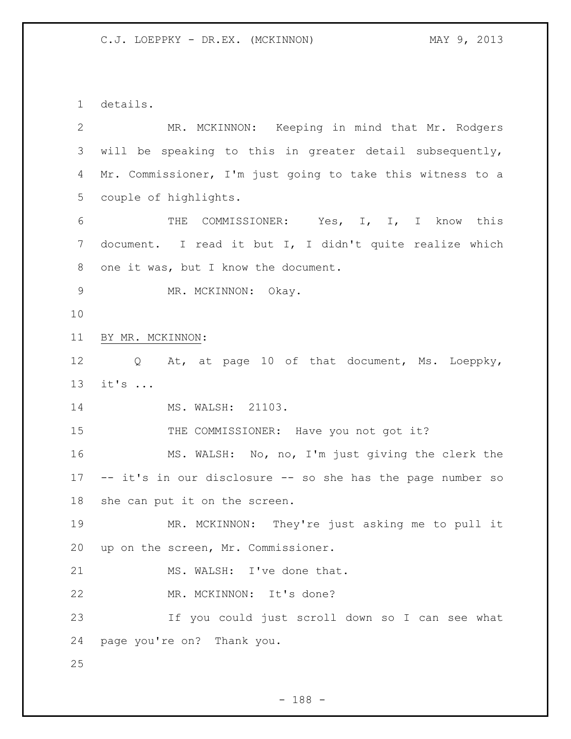details.

MR. MCKINNON: Keeping in mind that Mr. Rodgers will be speaking to this in greater detail subsequently, Mr. Commissioner, I'm just going to take this witness to a couple of highlights.

THE COMMISSIONER: Yes, I, I, I know this document. I read it but I, I didn't quite realize which one it was, but I know the document.

MR. MCKINNON: Okay.

BY MR. MCKINNON:

Q At, at page 10 of that document, Ms. Loeppky, it's ...

MS. WALSH: 21103.

THE COMMISSIONER: Have you not got it?

MS. WALSH: No, no, I'm just giving the clerk the -- it's in our disclosure -- so she has the page number so she can put it on the screen.

MR. MCKINNON: They're just asking me to pull it up on the screen, Mr. Commissioner.

MS. WALSH: I've done that.

MR. MCKINNON: It's done?

If you could just scroll down so I can see what page you're on? Thank you.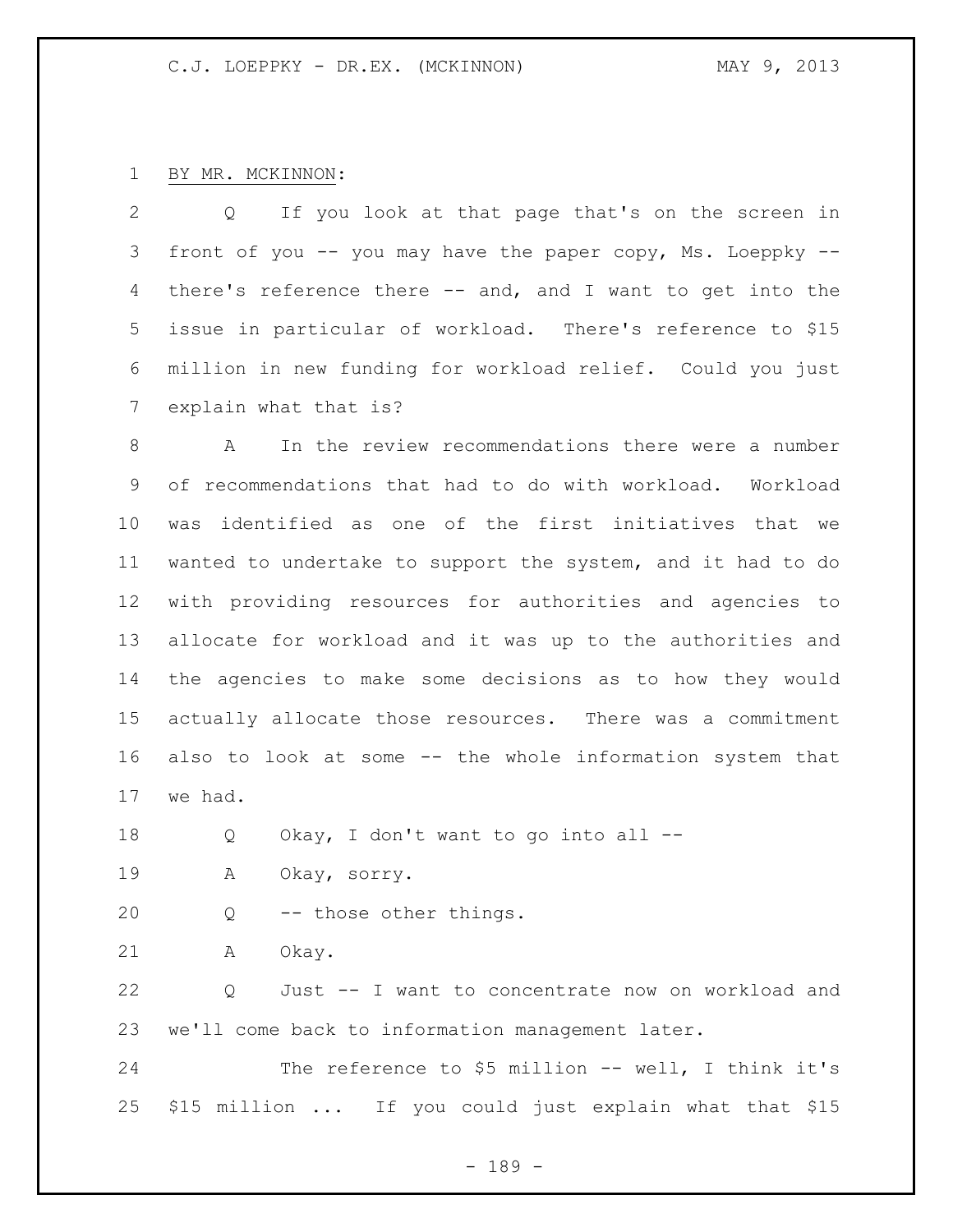BY MR. MCKINNON:

Q If you look at that page that's on the screen in front of you -- you may have the paper copy, Ms. Loeppky -- there's reference there -- and, and I want to get into the issue in particular of workload. There's reference to $15 million in new funding for workload relief. Could you just explain what that is?

A In the review recommendations there were a number of recommendations that had to do with workload. Workload was identified as one of the first initiatives that we wanted to undertake to support the system, and it had to do with providing resources for authorities and agencies to allocate for workload and it was up to the authorities and the agencies to make some decisions as to how they would actually allocate those resources. There was a commitment also to look at some -- the whole information system that we had.

Q Okay, I don't want to go into all --

A Okay, sorry.

Q -- those other things.

A Okay.

Q Just -- I want to concentrate now on workload and we'll come back to information management later.

The reference to $5 million -- well, I think it's $15 million ... If you could just explain what that $15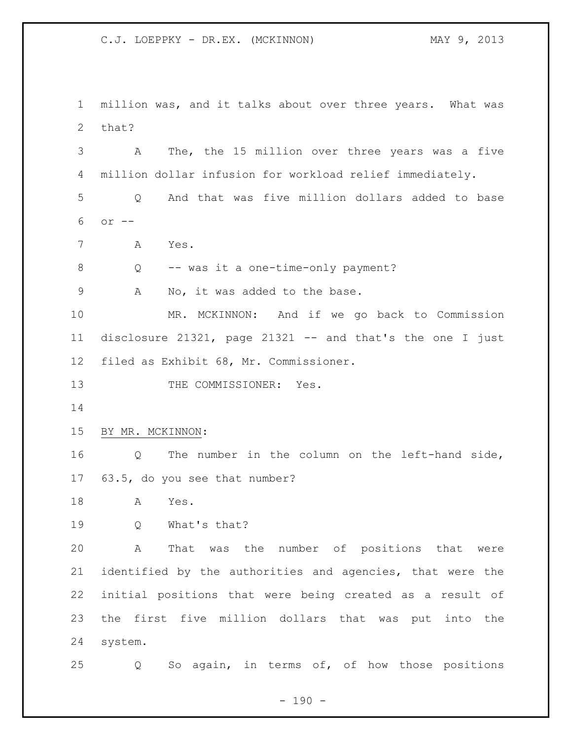million was, and it talks about over three years. What was that?

A The, the 15 million over three years was a five million dollar infusion for workload relief immediately.

Q And that was five million dollars added to base or --

A Yes.

Q -- was it a one-time-only payment?

A No, it was added to the base.

MR. MCKINNON: And if we go back to Commission disclosure 21321, page 21321 -- and that's the one I just filed as Exhibit 68, Mr. Commissioner.

THE COMMISSIONER: Yes.

BY MR. MCKINNON:

Q The number in the column on the left-hand side, 63.5, do you see that number?

A Yes.

Q What's that?

A That was the number of positions that were identified by the authorities and agencies, that were the initial positions that were being created as a result of the first five million dollars that was put into the system.

Q So again, in terms of, of how those positions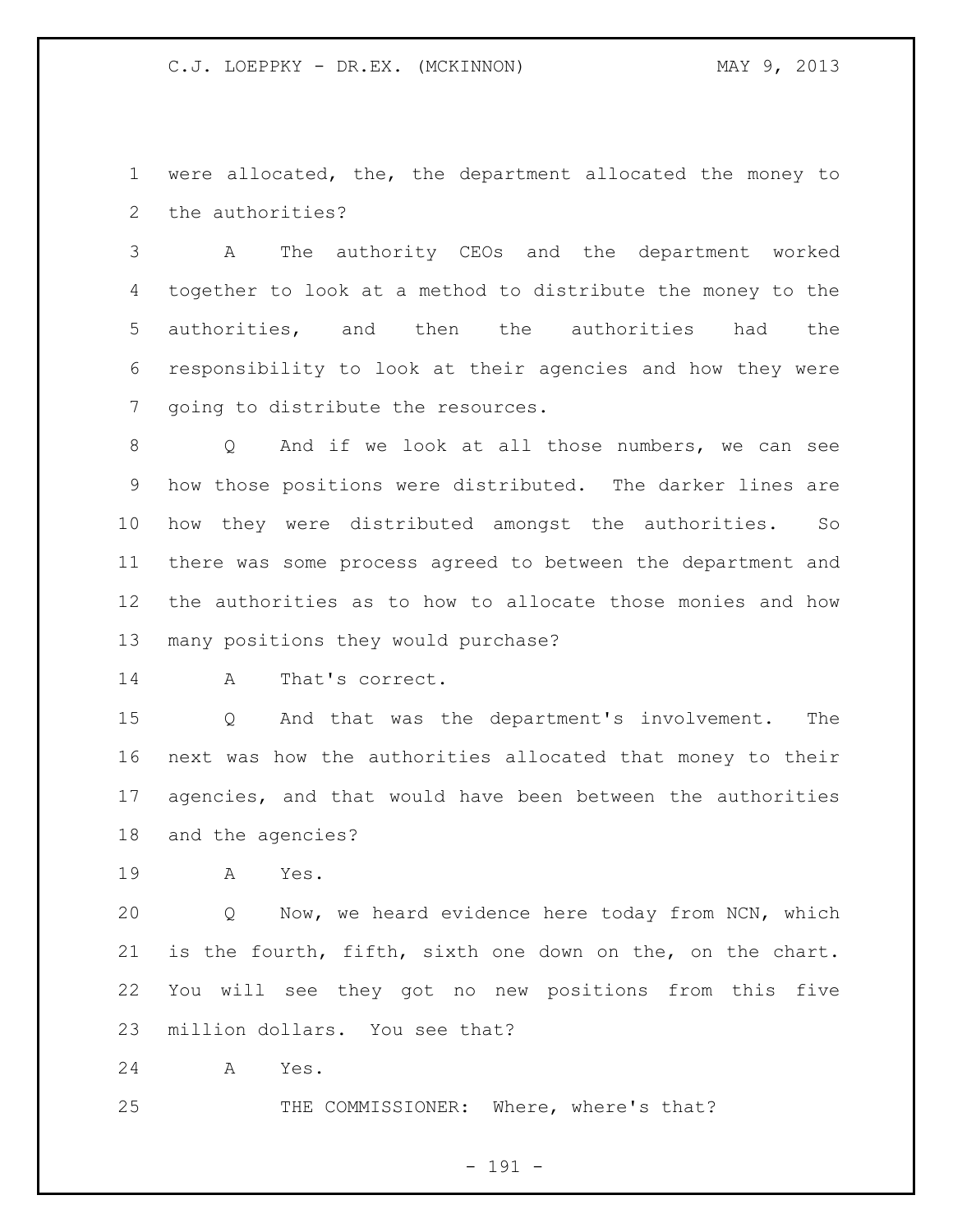were allocated, the, the department allocated the money to the authorities?

A The authority CEOs and the department worked together to look at a method to distribute the money to the authorities, and then the authorities had the responsibility to look at their agencies and how they were going to distribute the resources.

Q And if we look at all those numbers, we can see how those positions were distributed. The darker lines are how they were distributed amongst the authorities. So there was some process agreed to between the department and the authorities as to how to allocate those monies and how many positions they would purchase?

A That's correct.

Q And that was the department's involvement. The next was how the authorities allocated that money to their agencies, and that would have been between the authorities and the agencies?

A Yes.

Q Now, we heard evidence here today from NCN, which is the fourth, fifth, sixth one down on the, on the chart. You will see they got no new positions from this five million dollars. You see that?

A Yes.

THE COMMISSIONER: Where, where's that?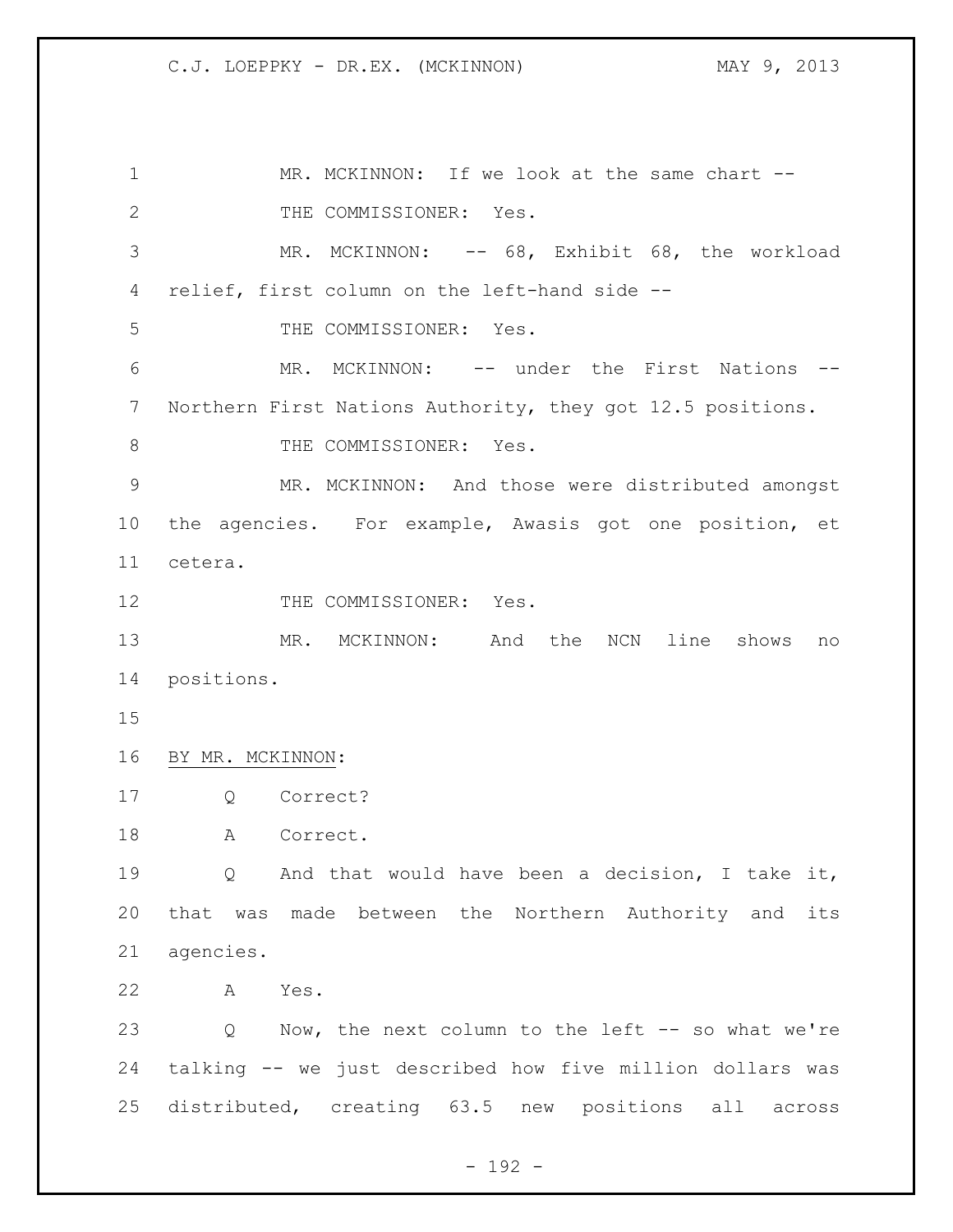MR. MCKINNON: If we look at the same chart --

THE COMMISSIONER: Yes.

MR. MCKINNON: -- 68, Exhibit 68, the workload relief, first column on the left-hand side --

THE COMMISSIONER: Yes.

MR. MCKINNON: -- under the First Nations -- Northern First Nations Authority, they got 12.5 positions.

THE COMMISSIONER: Yes.

MR. MCKINNON: And those were distributed amongst the agencies. For example, Awasis got one position, et cetera.

THE COMMISSIONER: Yes.

MR. MCKINNON: And the NCN line shows no positions.

BY MR. MCKINNON:

Q Correct?

A Correct.

Q And that would have been a decision, I take it, that was made between the Northern Authority and its agencies.

A Yes.

Q Now, the next column to the left -- so what we're talking -- we just described how five million dollars was distributed, creating 63.5 new positions all across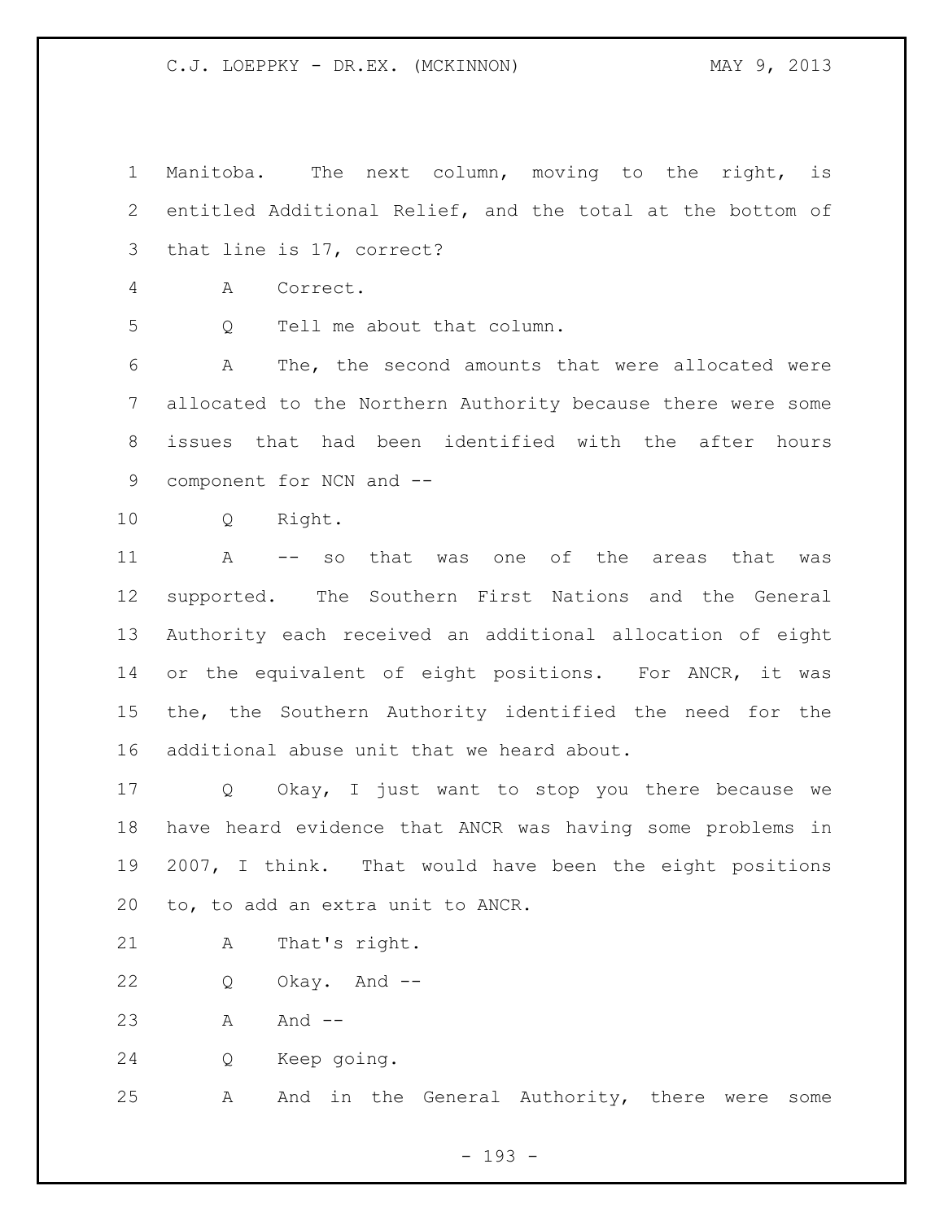Manitoba. The next column, moving to the right, is entitled Additional Relief, and the total at the bottom of that line is 17, correct?

A Correct.

Q Tell me about that column.

A The, the second amounts that were allocated were allocated to the Northern Authority because there were some issues that had been identified with the after hours component for NCN and --

Q Right.

A -- so that was one of the areas that was supported. The Southern First Nations and the General Authority each received an additional allocation of eight or the equivalent of eight positions. For ANCR, it was the, the Southern Authority identified the need for the additional abuse unit that we heard about.

Q Okay, I just want to stop you there because we have heard evidence that ANCR was having some problems in 2007, I think. That would have been the eight positions to, to add an extra unit to ANCR.

A That's right.

Q Okay. And --

A And --

Q Keep going.

A And in the General Authority, there were some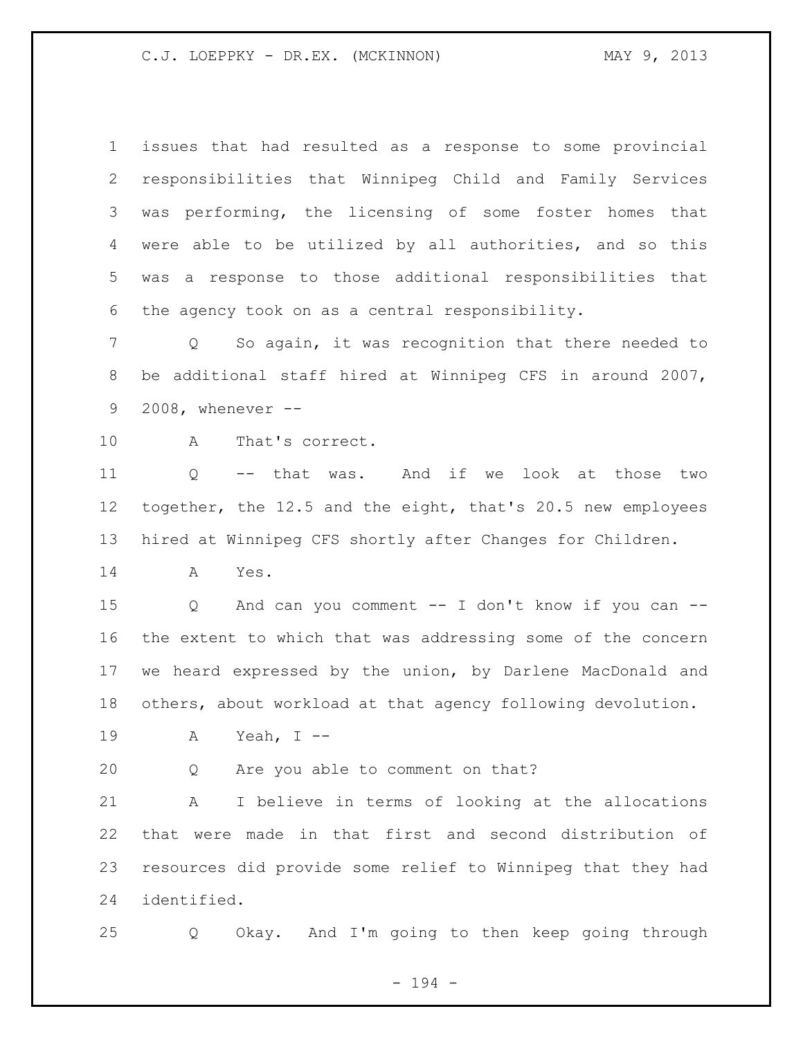issues that had resulted as a response to some provincial responsibilities that Winnipeg Child and Family Services was performing, the licensing of some foster homes that were able to be utilized by all authorities, and so this was a response to those additional responsibilities that the agency took on as a central responsibility.

Q So again, it was recognition that there needed to be additional staff hired at Winnipeg CFS in around 2007, 2008, whenever --

A That's correct.

Q -- that was. And if we look at those two together, the 12.5 and the eight, that's 20.5 new employees hired at Winnipeg CFS shortly after Changes for Children.

A Yes.

Q And can you comment -- I don't know if you can -- the extent to which that was addressing some of the concern we heard expressed by the union, by Darlene MacDonald and others, about workload at that agency following devolution.

A Yeah, I --

Q Are you able to comment on that?

A I believe in terms of looking at the allocations that were made in that first and second distribution of resources did provide some relief to Winnipeg that they had identified.

Q Okay. And I'm going to then keep going through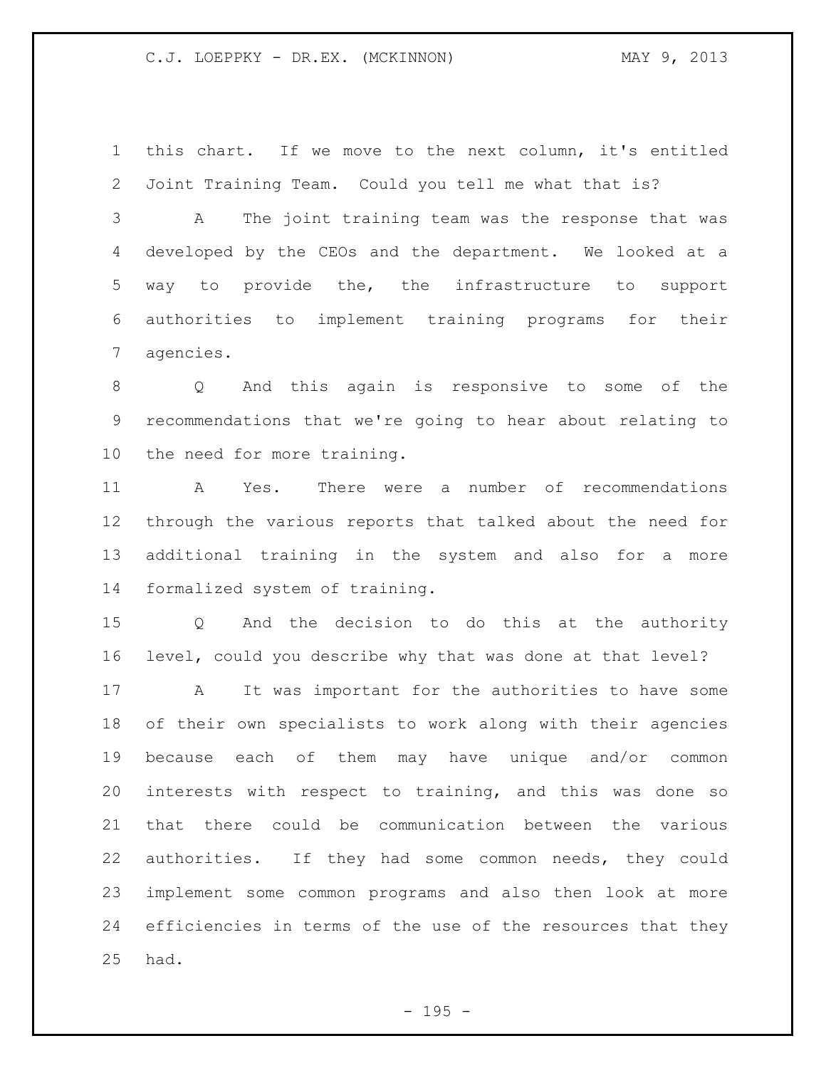this chart. If we move to the next column, it's entitled Joint Training Team. Could you tell me what that is?

A The joint training team was the response that was developed by the CEOs and the department. We looked at a way to provide the, the infrastructure to support authorities to implement training programs for their agencies.

Q And this again is responsive to some of the recommendations that we're going to hear about relating to the need for more training.

A Yes. There were a number of recommendations through the various reports that talked about the need for additional training in the system and also for a more formalized system of training.

Q And the decision to do this at the authority level, could you describe why that was done at that level?

A It was important for the authorities to have some of their own specialists to work along with their agencies because each of them may have unique and/or common interests with respect to training, and this was done so that there could be communication between the various authorities. If they had some common needs, they could implement some common programs and also then look at more efficiencies in terms of the use of the resources that they had.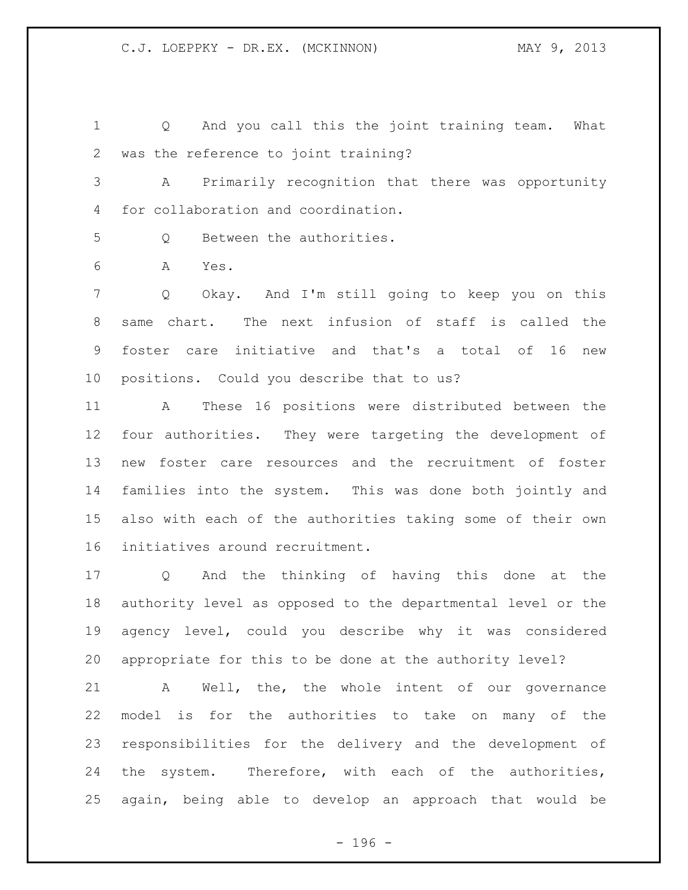Q And you call this the joint training team. What was the reference to joint training?

A Primarily recognition that there was opportunity for collaboration and coordination.

Q Between the authorities.

A Yes.

Q Okay. And I'm still going to keep you on this same chart. The next infusion of staff is called the foster care initiative and that's a total of 16 new positions. Could you describe that to us?

A These 16 positions were distributed between the four authorities. They were targeting the development of new foster care resources and the recruitment of foster families into the system. This was done both jointly and also with each of the authorities taking some of their own initiatives around recruitment.

Q And the thinking of having this done at the authority level as opposed to the departmental level or the agency level, could you describe why it was considered appropriate for this to be done at the authority level?

A Well, the, the whole intent of our governance model is for the authorities to take on many of the responsibilities for the delivery and the development of the system. Therefore, with each of the authorities, again, being able to develop an approach that would be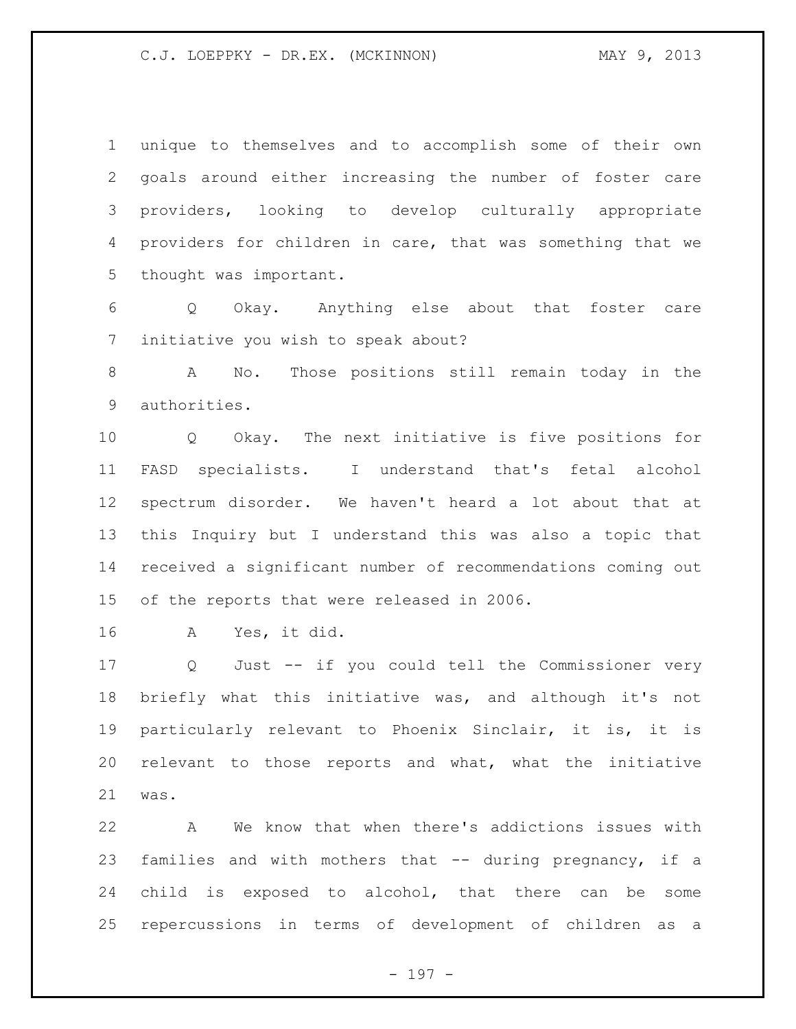unique to themselves and to accomplish some of their own goals around either increasing the number of foster care providers, looking to develop culturally appropriate providers for children in care, that was something that we thought was important.

Q Okay. Anything else about that foster care initiative you wish to speak about?

A No. Those positions still remain today in the authorities.

Q Okay. The next initiative is five positions for FASD specialists. I understand that's fetal alcohol spectrum disorder. We haven't heard a lot about that at this Inquiry but I understand this was also a topic that received a significant number of recommendations coming out of the reports that were released in 2006.

A Yes, it did.

Q Just -- if you could tell the Commissioner very briefly what this initiative was, and although it's not particularly relevant to Phoenix Sinclair, it is, it is relevant to those reports and what, what the initiative was.

A We know that when there's addictions issues with families and with mothers that -- during pregnancy, if a child is exposed to alcohol, that there can be some repercussions in terms of development of children as a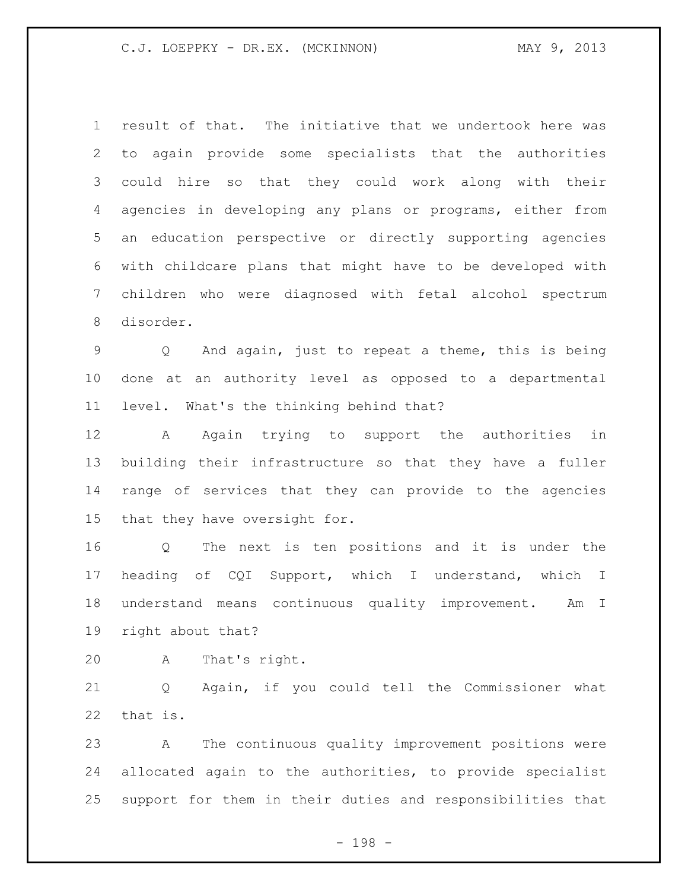result of that. The initiative that we undertook here was to again provide some specialists that the authorities could hire so that they could work along with their agencies in developing any plans or programs, either from an education perspective or directly supporting agencies with childcare plans that might have to be developed with children who were diagnosed with fetal alcohol spectrum disorder.

Q And again, just to repeat a theme, this is being done at an authority level as opposed to a departmental level. What's the thinking behind that?

A Again trying to support the authorities in building their infrastructure so that they have a fuller range of services that they can provide to the agencies that they have oversight for.

Q The next is ten positions and it is under the heading of CQI Support, which I understand, which I understand means continuous quality improvement. Am I right about that?

A That's right.

Q Again, if you could tell the Commissioner what that is.

A The continuous quality improvement positions were allocated again to the authorities, to provide specialist support for them in their duties and responsibilities that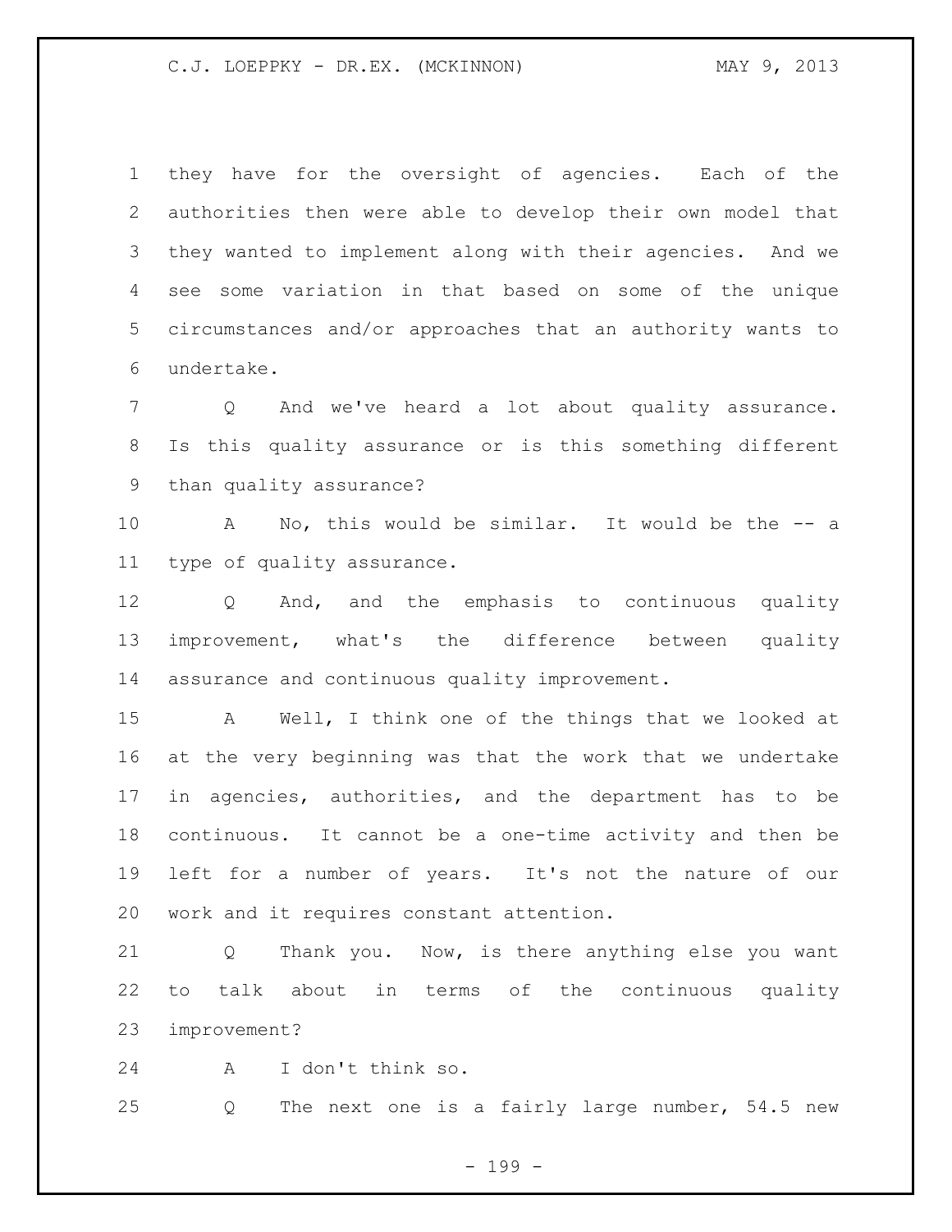they have for the oversight of agencies. Each of the authorities then were able to develop their own model that they wanted to implement along with their agencies. And we see some variation in that based on some of the unique circumstances and/or approaches that an authority wants to undertake.

Q And we've heard a lot about quality assurance. Is this quality assurance or is this something different than quality assurance?

A No, this would be similar. It would be the -- a type of quality assurance.

Q And, and the emphasis to continuous quality improvement, what's the difference between quality assurance and continuous quality improvement.

A Well, I think one of the things that we looked at at the very beginning was that the work that we undertake in agencies, authorities, and the department has to be continuous. It cannot be a one-time activity and then be left for a number of years. It's not the nature of our work and it requires constant attention.

Q Thank you. Now, is there anything else you want to talk about in terms of the continuous quality improvement?

A I don't think so.

Q The next one is a fairly large number, 54.5 new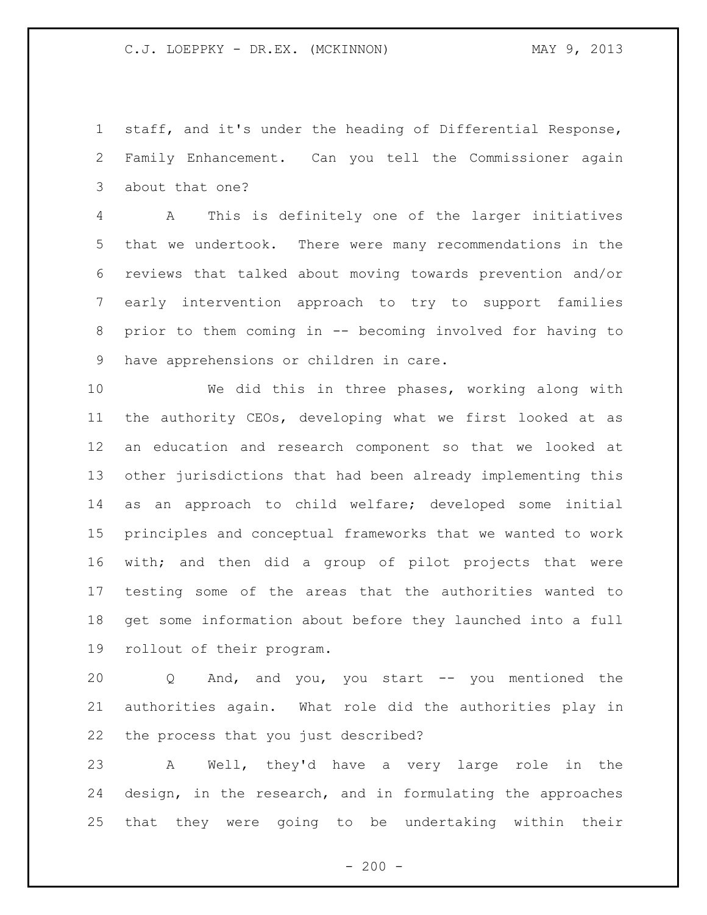staff, and it's under the heading of Differential Response, Family Enhancement. Can you tell the Commissioner again about that one?

A This is definitely one of the larger initiatives that we undertook. There were many recommendations in the reviews that talked about moving towards prevention and/or early intervention approach to try to support families prior to them coming in -- becoming involved for having to have apprehensions or children in care.

We did this in three phases, working along with the authority CEOs, developing what we first looked at as an education and research component so that we looked at other jurisdictions that had been already implementing this as an approach to child welfare; developed some initial principles and conceptual frameworks that we wanted to work with; and then did a group of pilot projects that were testing some of the areas that the authorities wanted to get some information about before they launched into a full rollout of their program.

Q And, and you, you start -- you mentioned the authorities again. What role did the authorities play in the process that you just described?

A Well, they'd have a very large role in the design, in the research, and in formulating the approaches that they were going to be undertaking within their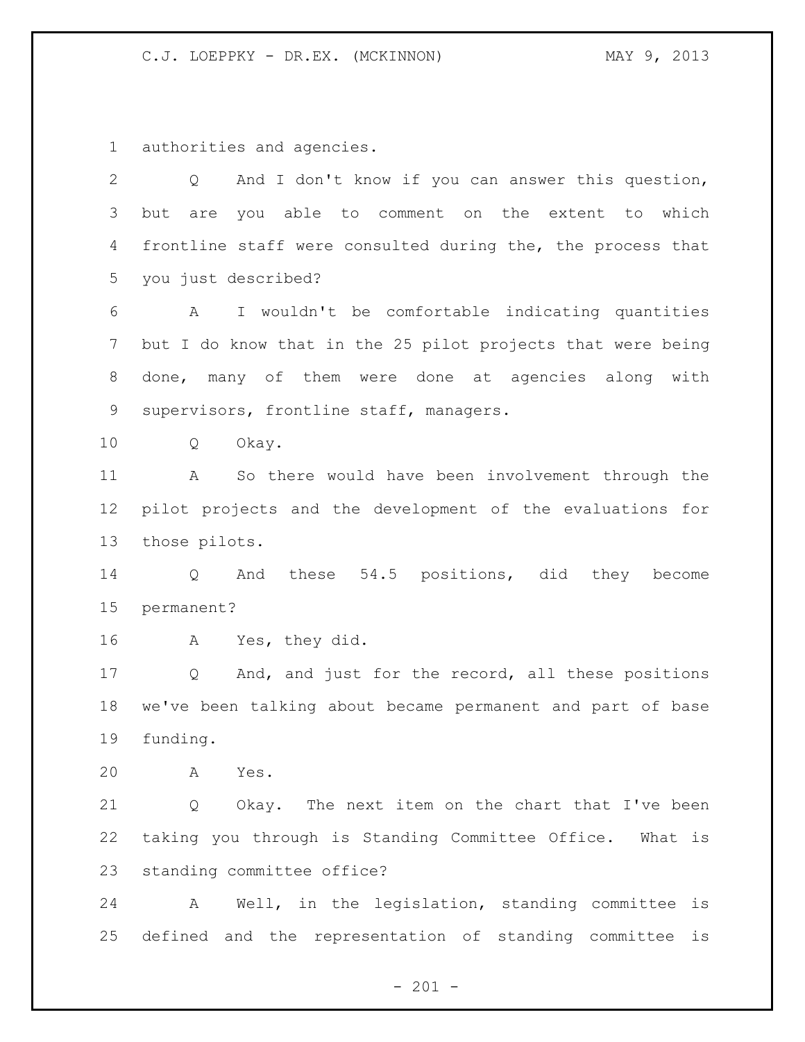authorities and agencies.

Q And I don't know if you can answer this question, but are you able to comment on the extent to which frontline staff were consulted during the, the process that you just described?

A I wouldn't be comfortable indicating quantities but I do know that in the 25 pilot projects that were being done, many of them were done at agencies along with supervisors, frontline staff, managers.

Q Okay.

A So there would have been involvement through the pilot projects and the development of the evaluations for those pilots.

Q And these 54.5 positions, did they become permanent?

A Yes, they did.

Q And, and just for the record, all these positions we've been talking about became permanent and part of base funding.

A Yes.

Q Okay. The next item on the chart that I've been taking you through is Standing Committee Office. What is standing committee office?

A Well, in the legislation, standing committee is defined and the representation of standing committee is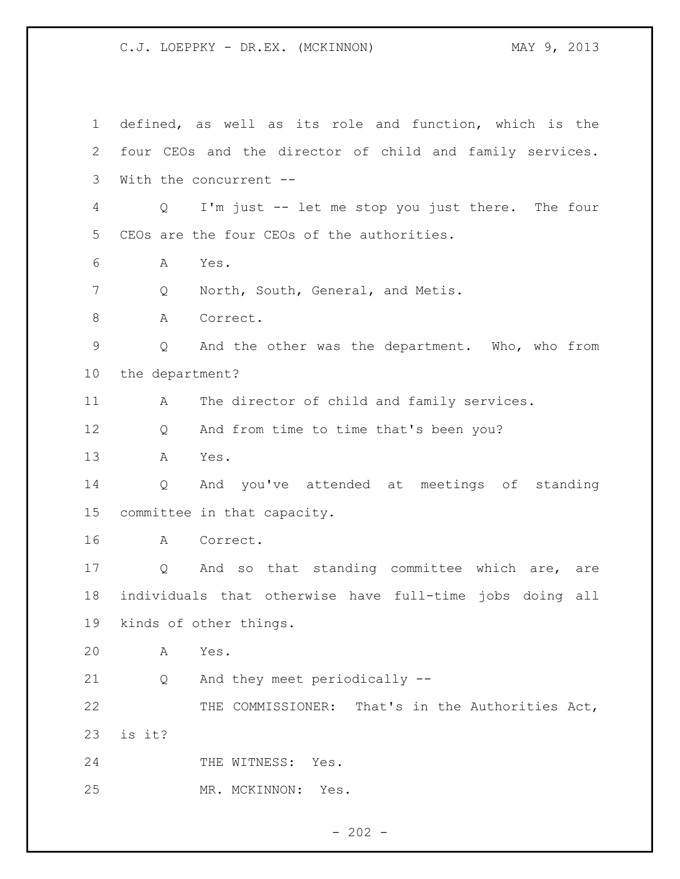defined, as well as its role and function, which is the four CEOs and the director of child and family services. With the concurrent --

Q I'm just -- let me stop you just there. The four CEOs are the four CEOs of the authorities.

A Yes.

Q North, South, General, and Metis.

A Correct.

Q And the other was the department. Who, who from the department?

A The director of child and family services.

Q And from time to time that's been you?

A Yes.

Q And you've attended at meetings of standing committee in that capacity.

A Correct.

Q And so that standing committee which are, are individuals that otherwise have full-time jobs doing all kinds of other things.

A Yes.

Q And they meet periodically --

THE COMMISSIONER: That's in the Authorities Act, is it?

THE WITNESS: Yes.

MR. MCKINNON: Yes.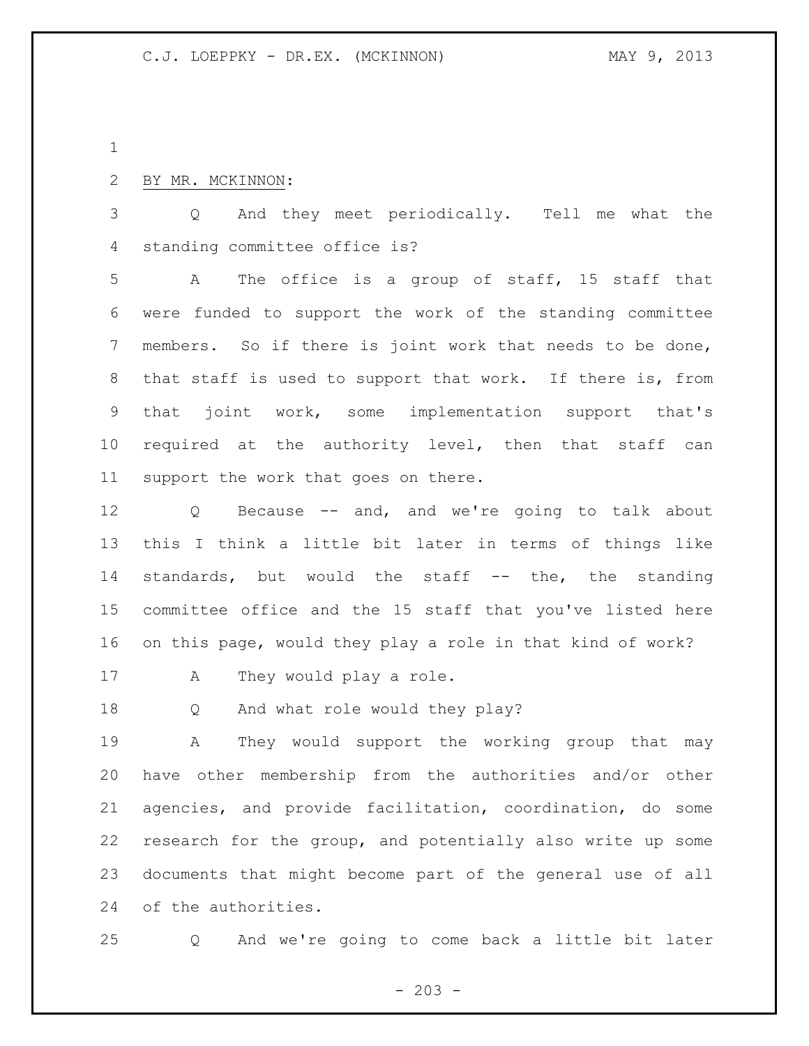BY MR. MCKINNON:

Q And they meet periodically. Tell me what the standing committee office is?

A The office is a group of staff, 15 staff that were funded to support the work of the standing committee members. So if there is joint work that needs to be done, that staff is used to support that work. If there is, from that joint work, some implementation support that's required at the authority level, then that staff can support the work that goes on there.

Q Because -- and, and we're going to talk about this I think a little bit later in terms of things like standards, but would the staff -- the, the standing committee office and the 15 staff that you've listed here on this page, would they play a role in that kind of work?

A They would play a role.

Q And what role would they play?

A They would support the working group that may have other membership from the authorities and/or other agencies, and provide facilitation, coordination, do some research for the group, and potentially also write up some documents that might become part of the general use of all of the authorities.

Q And we're going to come back a little bit later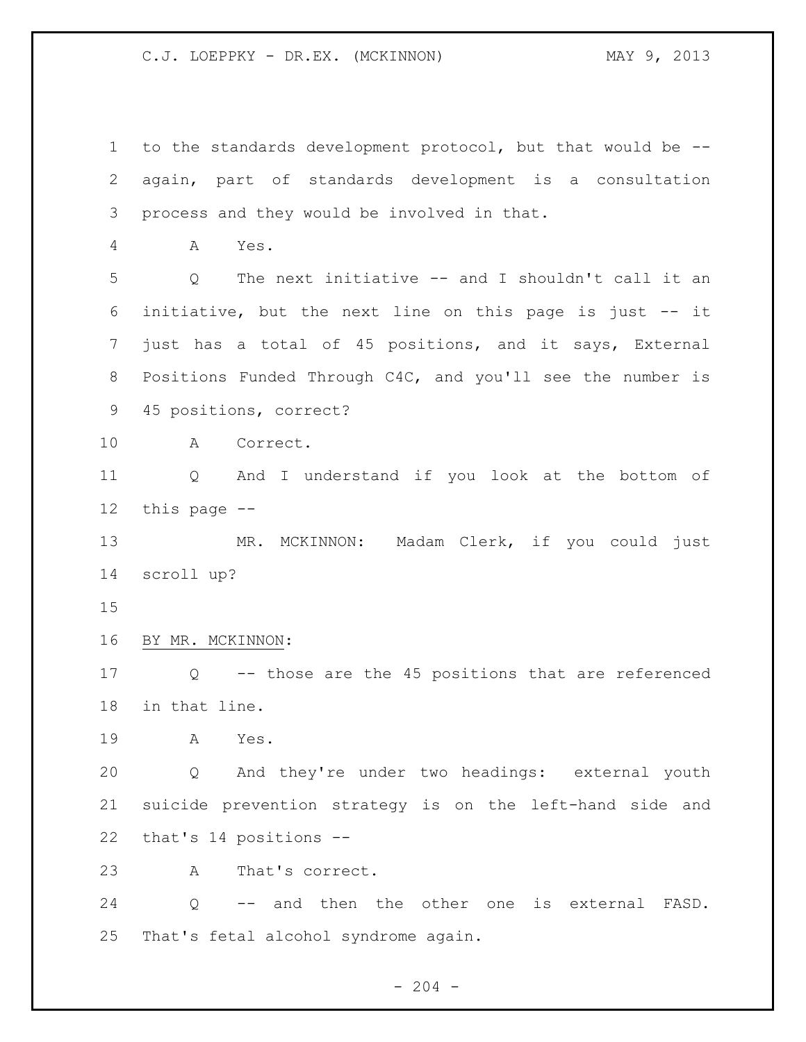to the standards development protocol, but that would be -- again, part of standards development is a consultation process and they would be involved in that.

A Yes.

Q The next initiative -- and I shouldn't call it an initiative, but the next line on this page is just -- it just has a total of 45 positions, and it says, External Positions Funded Through C4C, and you'll see the number is 45 positions, correct?

A Correct.

Q And I understand if you look at the bottom of this page --

MR. MCKINNON: Madam Clerk, if you could just scroll up?

BY MR. MCKINNON:

Q -- those are the 45 positions that are referenced in that line.

A Yes.

Q And they're under two headings: external youth suicide prevention strategy is on the left-hand side and that's 14 positions --

A That's correct.

Q -- and then the other one is external FASD. That's fetal alcohol syndrome again.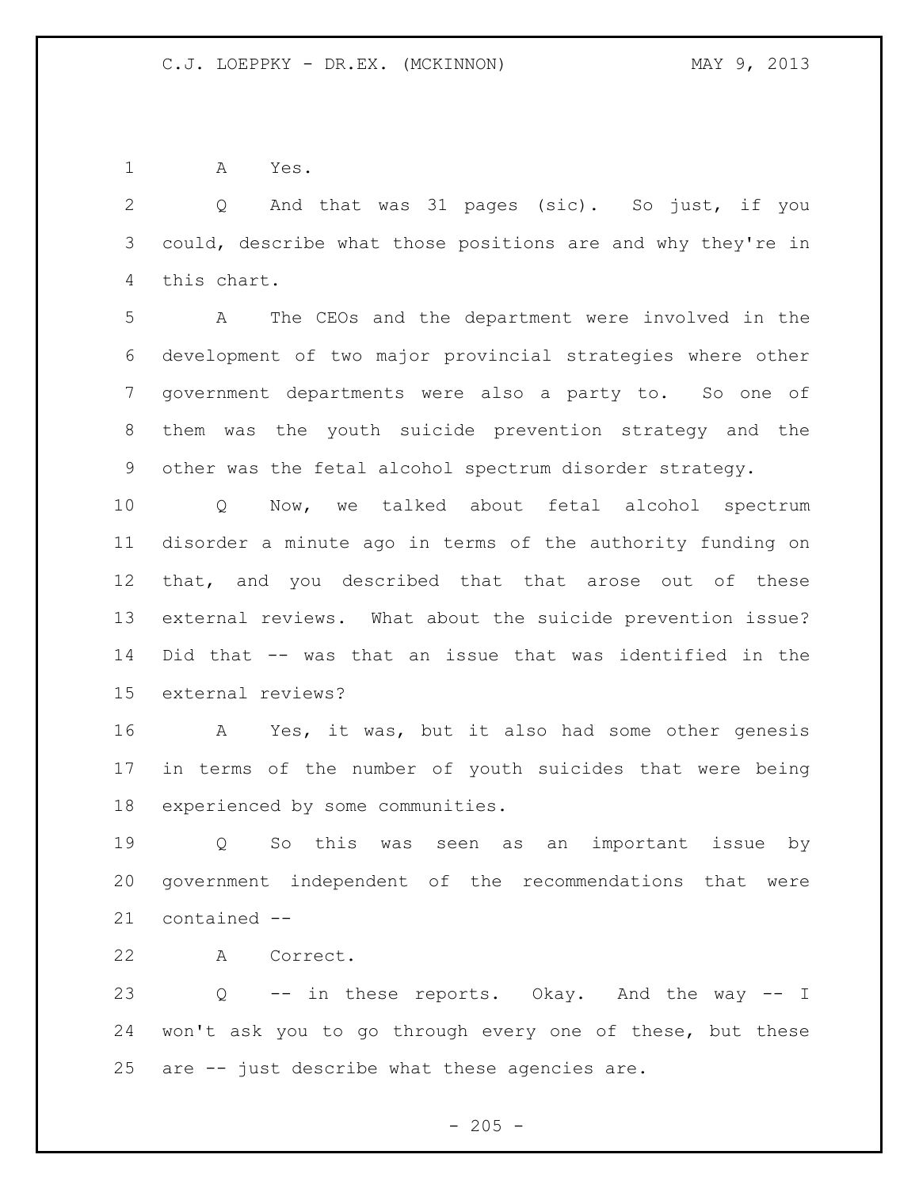A Yes.

Q And that was 31 pages (sic). So just, if you could, describe what those positions are and why they're in this chart.

A The CEOs and the department were involved in the development of two major provincial strategies where other government departments were also a party to. So one of them was the youth suicide prevention strategy and the other was the fetal alcohol spectrum disorder strategy.

Q Now, we talked about fetal alcohol spectrum disorder a minute ago in terms of the authority funding on that, and you described that that arose out of these external reviews. What about the suicide prevention issue? Did that -- was that an issue that was identified in the external reviews?

A Yes, it was, but it also had some other genesis in terms of the number of youth suicides that were being experienced by some communities.

Q So this was seen as an important issue by government independent of the recommendations that were contained --

A Correct.

Q -- in these reports. Okay. And the way -- I won't ask you to go through every one of these, but these are -- just describe what these agencies are.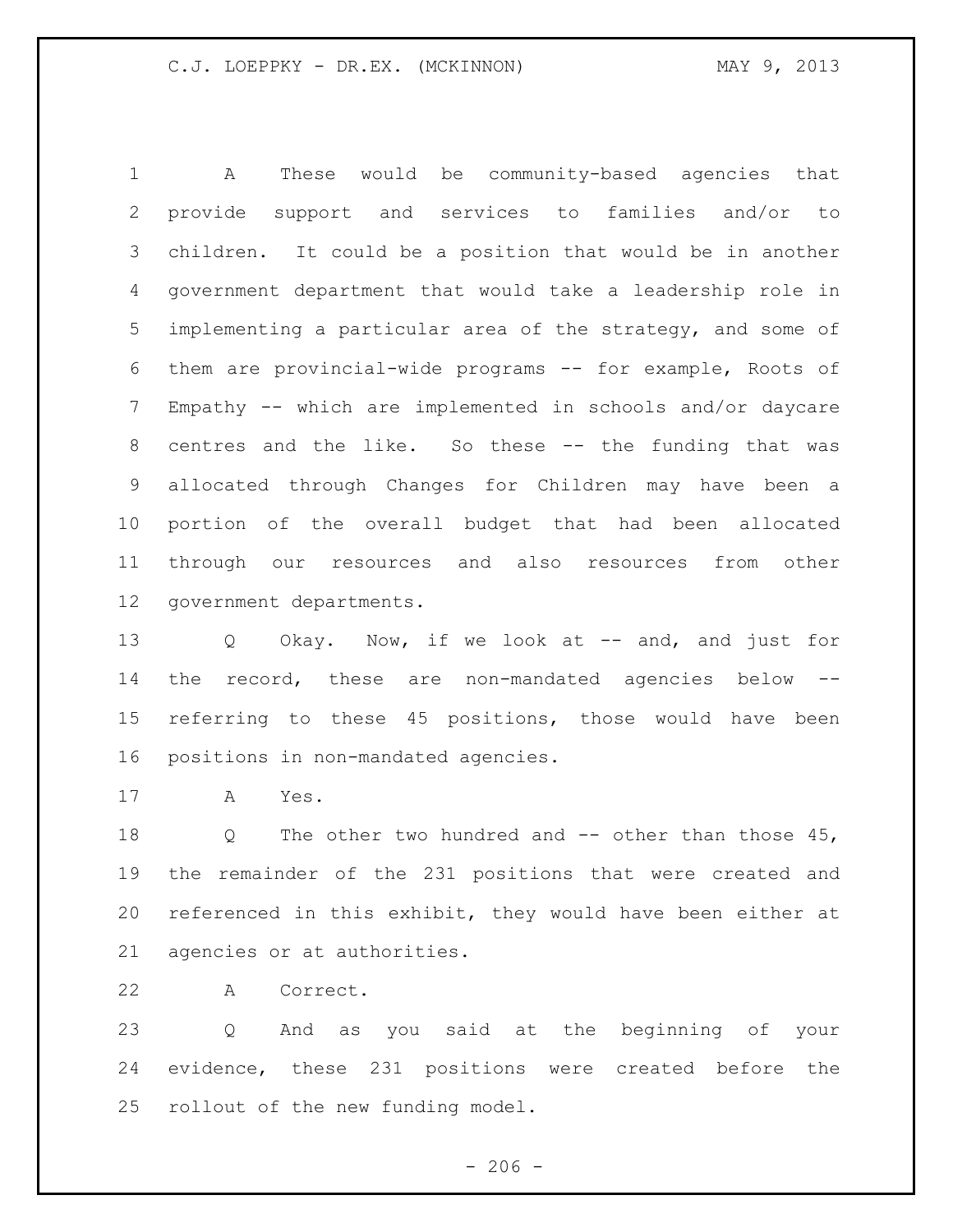A These would be community-based agencies that provide support and services to families and/or to children. It could be a position that would be in another government department that would take a leadership role in implementing a particular area of the strategy, and some of them are provincial-wide programs -- for example, Roots of Empathy -- which are implemented in schools and/or daycare centres and the like. So these -- the funding that was allocated through Changes for Children may have been a portion of the overall budget that had been allocated through our resources and also resources from other government departments.

Q Okay. Now, if we look at -- and, and just for the record, these are non-mandated agencies below -- referring to these 45 positions, those would have been positions in non-mandated agencies.

A Yes.

Q The other two hundred and -- other than those 45, the remainder of the 231 positions that were created and referenced in this exhibit, they would have been either at agencies or at authorities.

A Correct.

Q And as you said at the beginning of your evidence, these 231 positions were created before the rollout of the new funding model.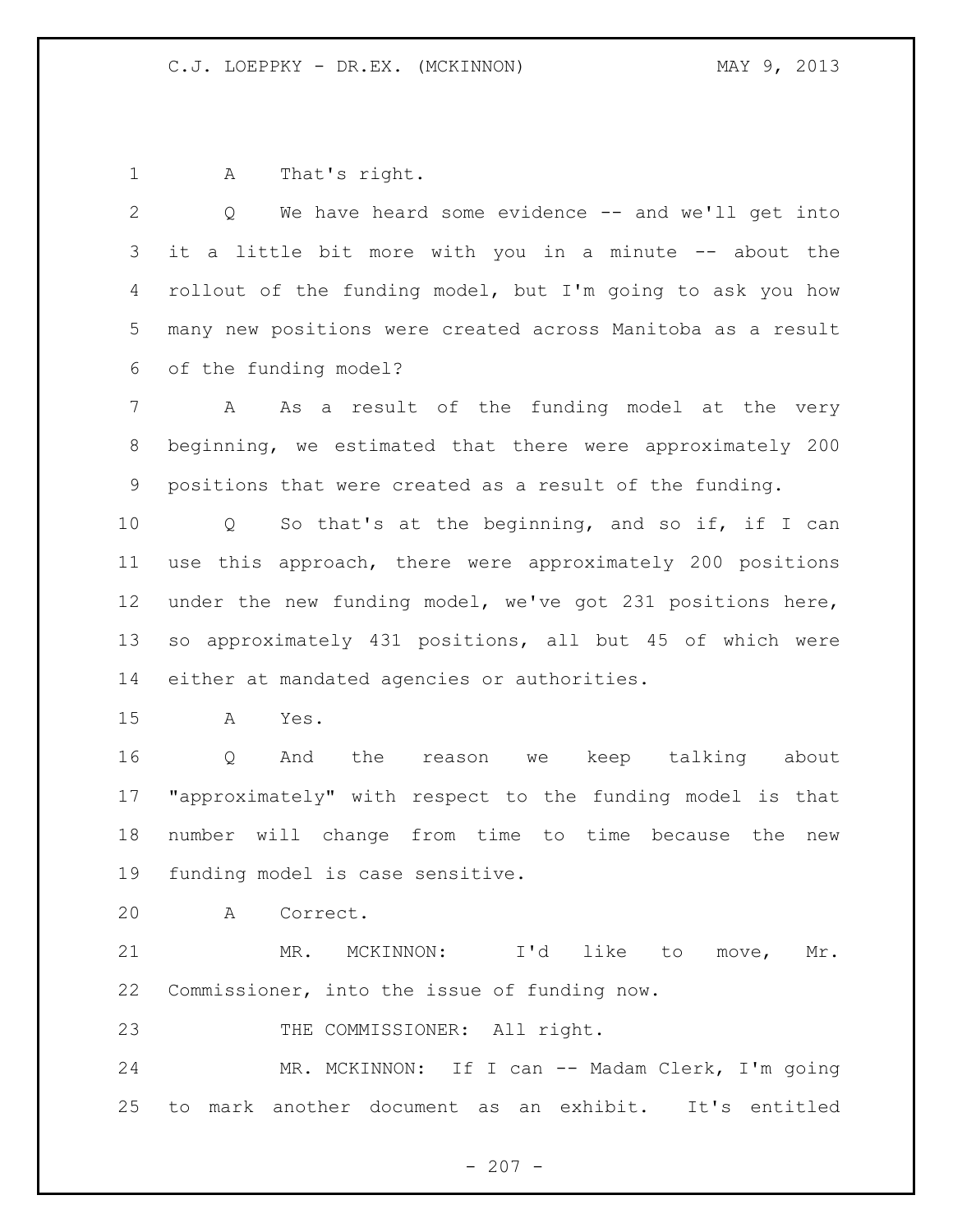A That's right.

Q We have heard some evidence -- and we'll get into it a little bit more with you in a minute -- about the rollout of the funding model, but I'm going to ask you how many new positions were created across Manitoba as a result of the funding model?

A As a result of the funding model at the very beginning, we estimated that there were approximately 200 positions that were created as a result of the funding.

Q So that's at the beginning, and so if, if I can use this approach, there were approximately 200 positions under the new funding model, we've got 231 positions here, so approximately 431 positions, all but 45 of which were either at mandated agencies or authorities.

A Yes.

Q And the reason we keep talking about "approximately" with respect to the funding model is that number will change from time to time because the new funding model is case sensitive.

A Correct.

MR. MCKINNON: I'd like to move, Mr. Commissioner, into the issue of funding now.

THE COMMISSIONER: All right.

MR. MCKINNON: If I can -- Madam Clerk, I'm going to mark another document as an exhibit. It's entitled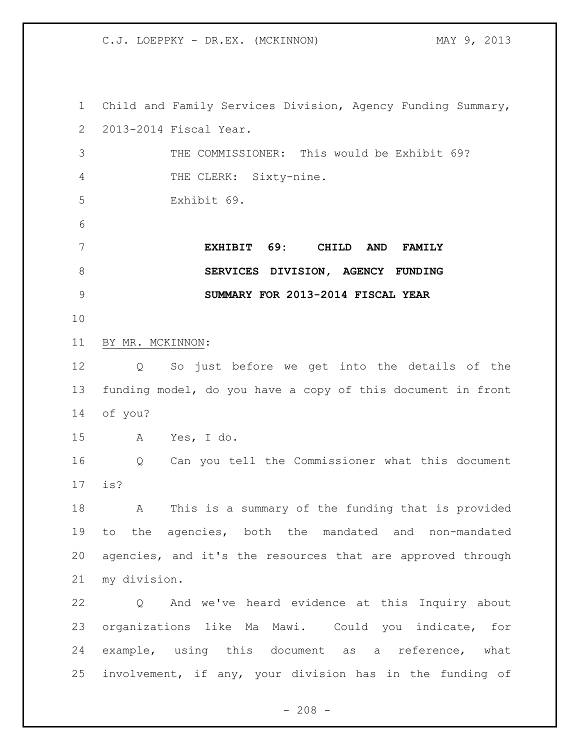Child and Family Services Division, Agency Funding Summary, 2013-2014 Fiscal Year.

THE COMMISSIONER: This would be Exhibit 69?

THE CLERK: Sixty-nine.

Exhibit 69.

**EXHIBIT 69: CHILD AND FAMILY SERVICES DIVISION, AGENCY FUNDING SUMMARY FOR 2013-2014 FISCAL YEAR**

BY MR. MCKINNON:

Q So just before we get into the details of the funding model, do you have a copy of this document in front of you?

A Yes, I do.

Q Can you tell the Commissioner what this document is?

A This is a summary of the funding that is provided to the agencies, both the mandated and non-mandated agencies, and it's the resources that are approved through my division.

Q And we've heard evidence at this Inquiry about organizations like Ma Mawi. Could you indicate, for example, using this document as a reference, what involvement, if any, your division has in the funding of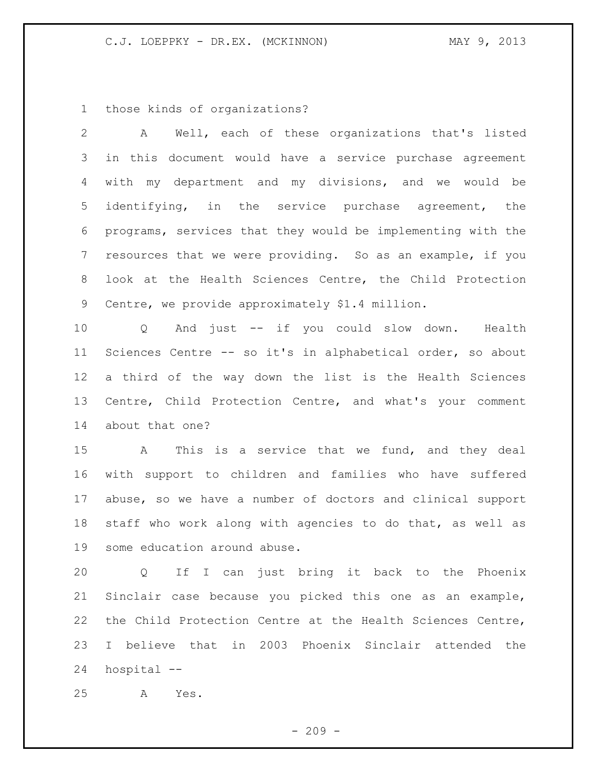those kinds of organizations?

A Well, each of these organizations that's listed in this document would have a service purchase agreement with my department and my divisions, and we would be identifying, in the service purchase agreement, the programs, services that they would be implementing with the resources that we were providing. So as an example, if you look at the Health Sciences Centre, the Child Protection Centre, we provide approximately $1.4 million.

Q And just -- if you could slow down. Health Sciences Centre -- so it's in alphabetical order, so about a third of the way down the list is the Health Sciences Centre, Child Protection Centre, and what's your comment about that one?

A This is a service that we fund, and they deal with support to children and families who have suffered abuse, so we have a number of doctors and clinical support staff who work along with agencies to do that, as well as some education around abuse.

Q If I can just bring it back to the Phoenix Sinclair case because you picked this one as an example, the Child Protection Centre at the Health Sciences Centre, I believe that in 2003 Phoenix Sinclair attended the hospital --

A Yes.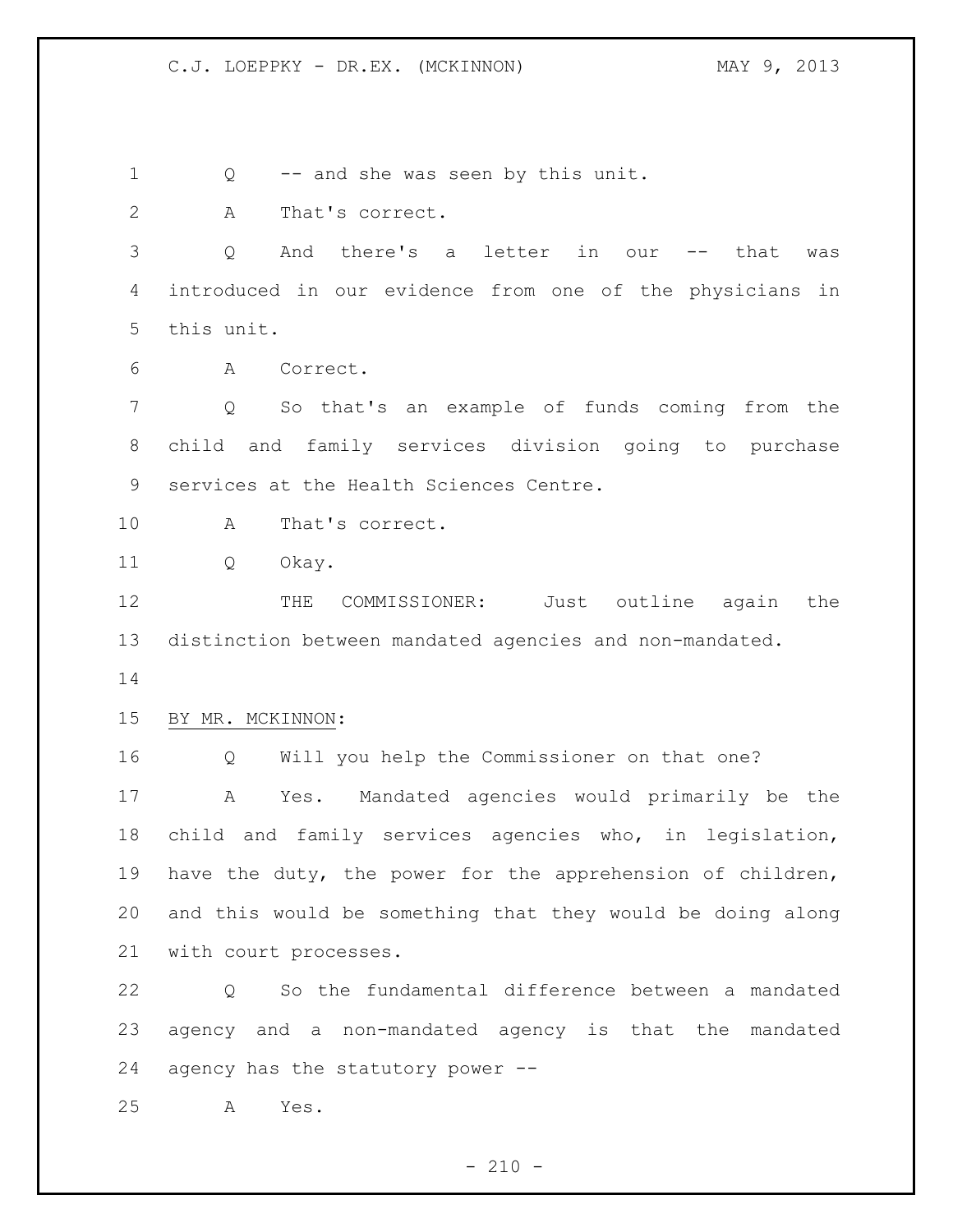Q -- and she was seen by this unit.

A That's correct.

Q And there's a letter in our -- that was introduced in our evidence from one of the physicians in this unit.

A Correct.

Q So that's an example of funds coming from the child and family services division going to purchase services at the Health Sciences Centre.

A That's correct.

Q Okay.

THE COMMISSIONER: Just outline again the distinction between mandated agencies and non-mandated.

BY MR. MCKINNON:

Q Will you help the Commissioner on that one?

A Yes. Mandated agencies would primarily be the child and family services agencies who, in legislation, have the duty, the power for the apprehension of children, and this would be something that they would be doing along with court processes.

Q So the fundamental difference between a mandated agency and a non-mandated agency is that the mandated agency has the statutory power --

A Yes.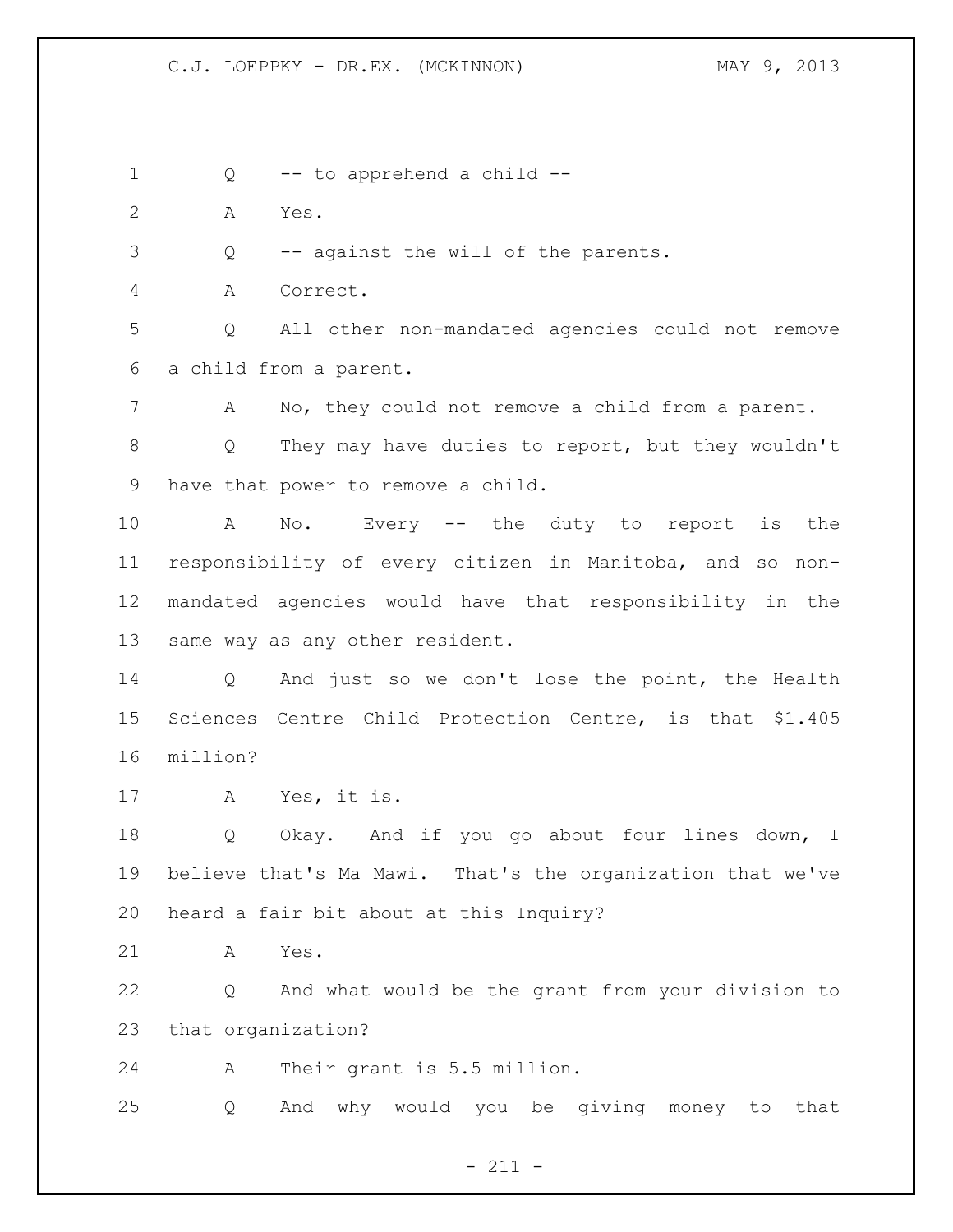Q -- to apprehend a child --

A Yes.

Q -- against the will of the parents.

A Correct.

Q All other non-mandated agencies could not remove a child from a parent.

A No, they could not remove a child from a parent.

Q They may have duties to report, but they wouldn't have that power to remove a child.

A No. Every -- the duty to report is the responsibility of every citizen in Manitoba, and so non-mandated agencies would have that responsibility in the same way as any other resident.

Q And just so we don't lose the point, the Health Sciences Centre Child Protection Centre, is that $1.405 million?

A Yes, it is.

Q Okay. And if you go about four lines down, I believe that's Ma Mawi. That's the organization that we've heard a fair bit about at this Inquiry?

A Yes.

Q And what would be the grant from your division to that organization?

A Their grant is 5.5 million.

Q And why would you be giving money to that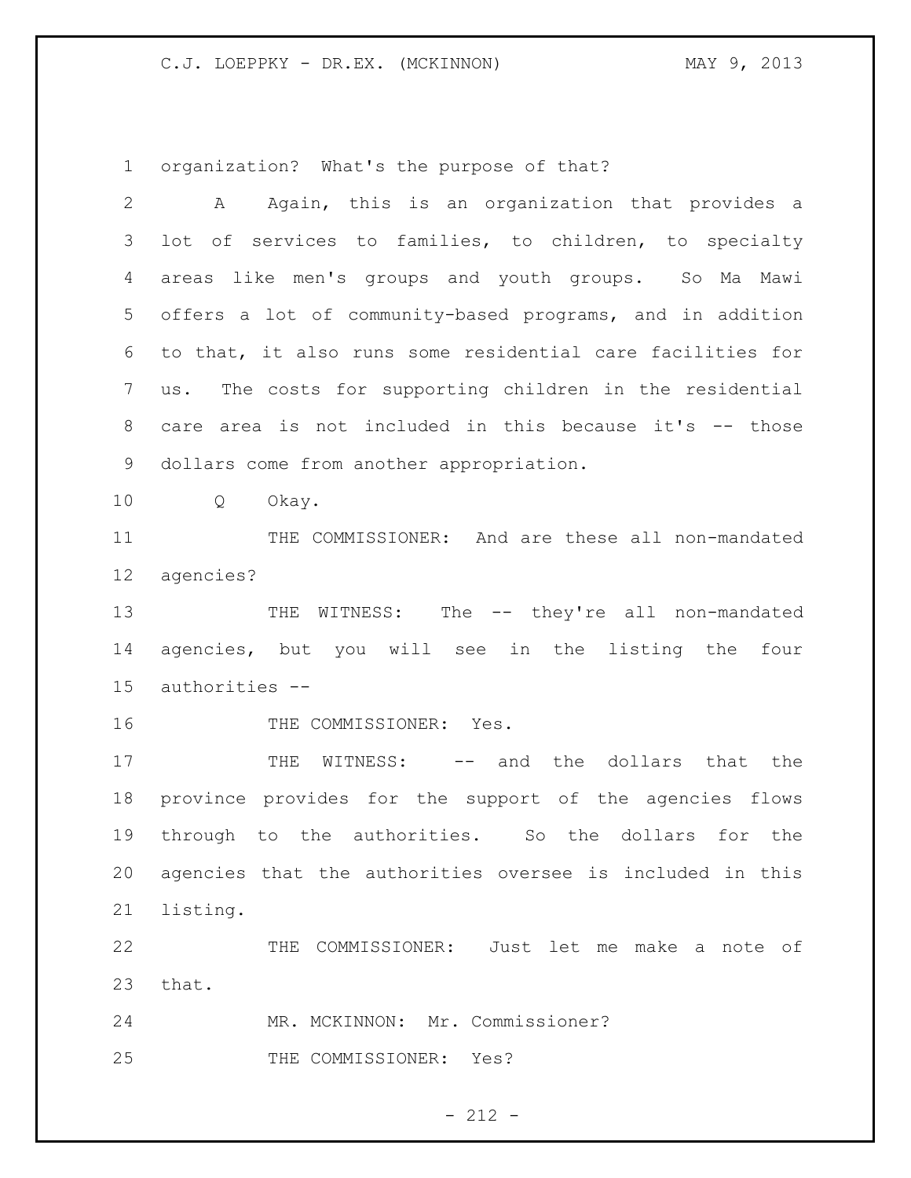organization? What's the purpose of that?

A Again, this is an organization that provides a lot of services to families, to children, to specialty areas like men's groups and youth groups. So Ma Mawi offers a lot of community-based programs, and in addition to that, it also runs some residential care facilities for us. The costs for supporting children in the residential care area is not included in this because it's -- those dollars come from another appropriation.

Q Okay.

THE COMMISSIONER: And are these all non-mandated agencies?

THE WITNESS: The -- they're all non-mandated agencies, but you will see in the listing the four authorities --

THE COMMISSIONER: Yes.

THE WITNESS: -- and the dollars that the province provides for the support of the agencies flows through to the authorities. So the dollars for the agencies that the authorities oversee is included in this listing.

THE COMMISSIONER: Just let me make a note of that.

MR. MCKINNON: Mr. Commissioner?

THE COMMISSIONER: Yes?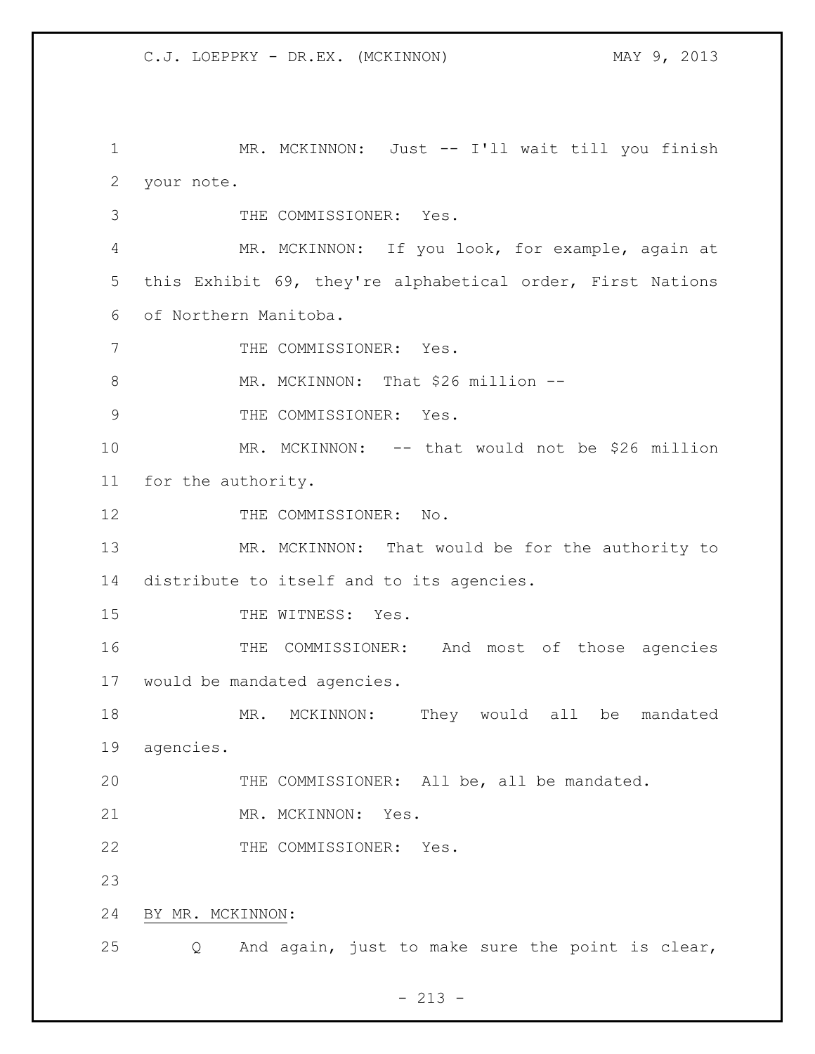MR. MCKINNON: Just -- I'll wait till you finish your note.

THE COMMISSIONER: Yes.

MR. MCKINNON: If you look, for example, again at this Exhibit 69, they're alphabetical order, First Nations of Northern Manitoba.

THE COMMISSIONER: Yes.

MR. MCKINNON: That $26 million --

THE COMMISSIONER: Yes.

MR. MCKINNON: -- that would not be $26 million for the authority.

THE COMMISSIONER: No.

MR. MCKINNON: That would be for the authority to distribute to itself and to its agencies.

THE WITNESS: Yes.

THE COMMISSIONER: And most of those agencies would be mandated agencies.

MR. MCKINNON: They would all be mandated agencies.

THE COMMISSIONER: All be, all be mandated.

MR. MCKINNON: Yes.

THE COMMISSIONER: Yes.

BY MR. MCKINNON:

Q And again, just to make sure the point is clear,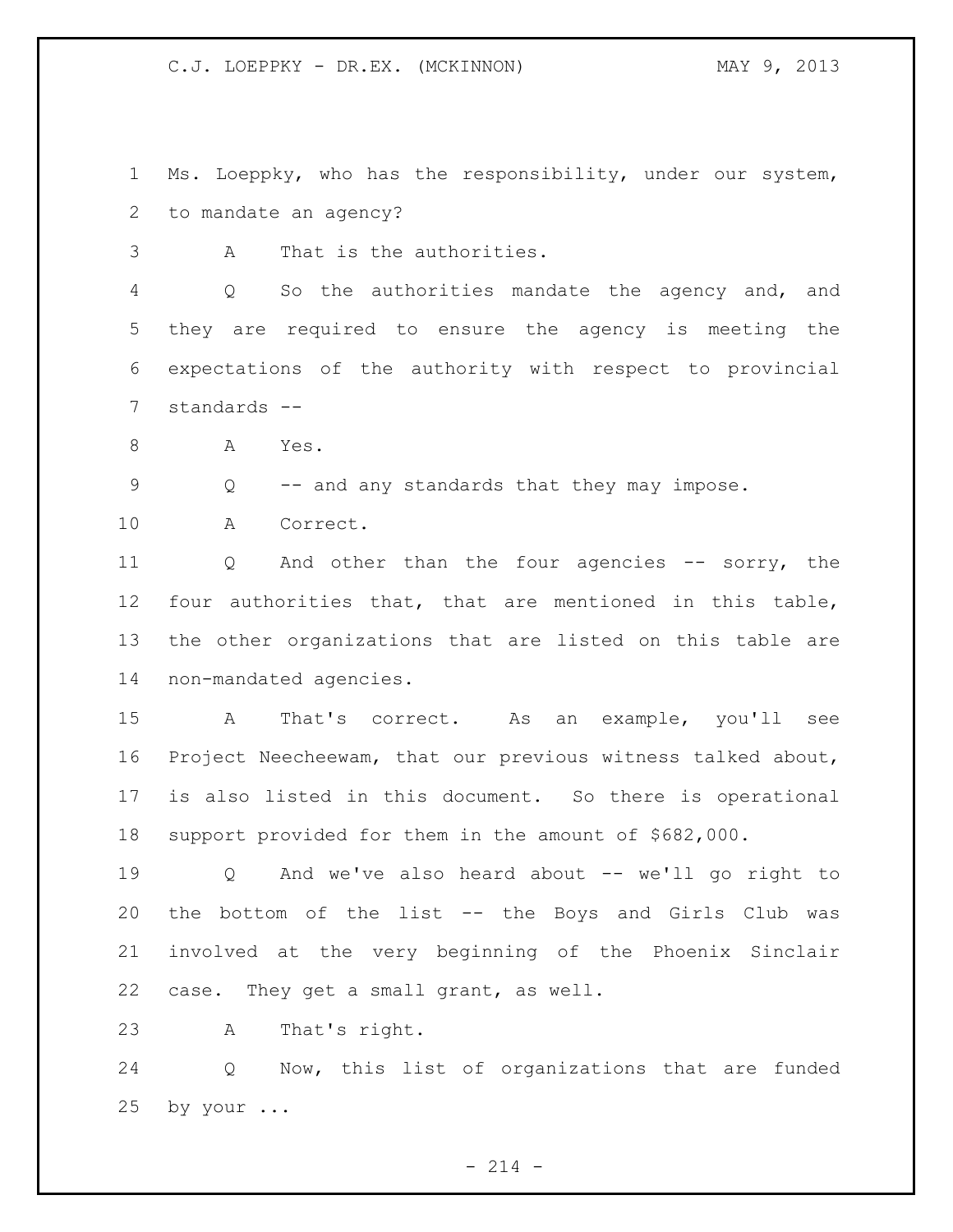1 Ms. Loeppky, who has the responsibility, under our system,
2 to mandate an agency?

3 A That is the authorities.

4 Q So the authorities mandate the agency and, and
5 they are required to ensure the agency is meeting the
6 expectations of the authority with respect to provincial
7 standards --

8 A Yes.

9 Q -- and any standards that they may impose.

10 A Correct.

11 Q And other than the four agencies -- sorry, the
12 four authorities that, that are mentioned in this table,
13 the other organizations that are listed on this table are
14 non-mandated agencies.

15 A That's correct. As an example, you'll see
16 Project Neecheewam, that our previous witness talked about,
17 is also listed in this document. So there is operational
18 support provided for them in the amount of $682,000.

19 Q And we've also heard about -- we'll go right to
20 the bottom of the list -- the Boys and Girls Club was
21 involved at the very beginning of the Phoenix Sinclair
22 case. They get a small grant, as well.

23 A That's right.

24 Q Now, this list of organizations that are funded
25 by your ...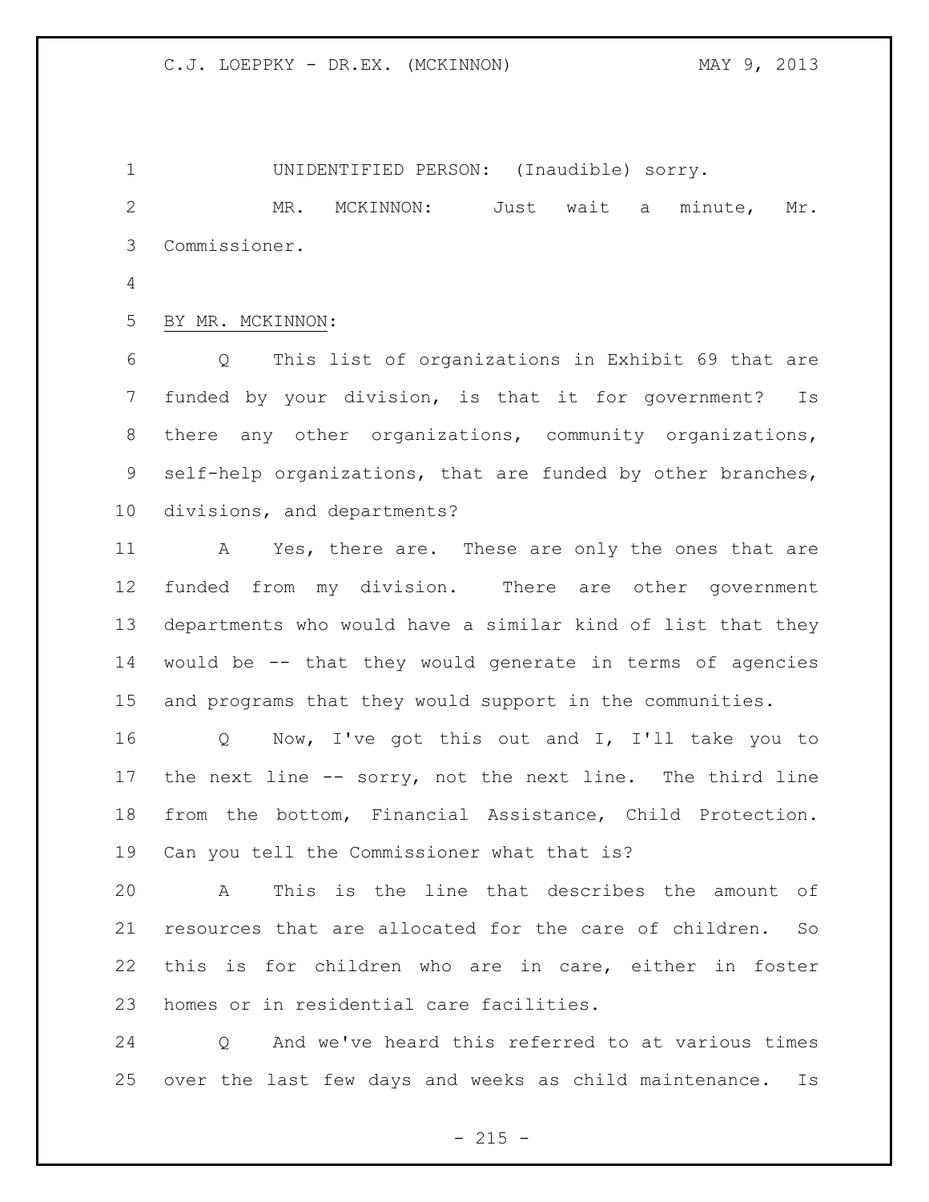UNIDENTIFIED PERSON: (Inaudible) sorry.

MR. MCKINNON: Just wait a minute, Mr. Commissioner.

BY MR. MCKINNON:

Q This list of organizations in Exhibit 69 that are funded by your division, is that it for government? Is there any other organizations, community organizations, self-help organizations, that are funded by other branches, divisions, and departments?

A Yes, there are. These are only the ones that are funded from my division. There are other government departments who would have a similar kind of list that they would be -- that they would generate in terms of agencies and programs that they would support in the communities.

Q Now, I've got this out and I, I'll take you to the next line -- sorry, not the next line. The third line from the bottom, Financial Assistance, Child Protection. Can you tell the Commissioner what that is?

A This is the line that describes the amount of resources that are allocated for the care of children. So this is for children who are in care, either in foster homes or in residential care facilities.

Q And we've heard this referred to at various times over the last few days and weeks as child maintenance. Is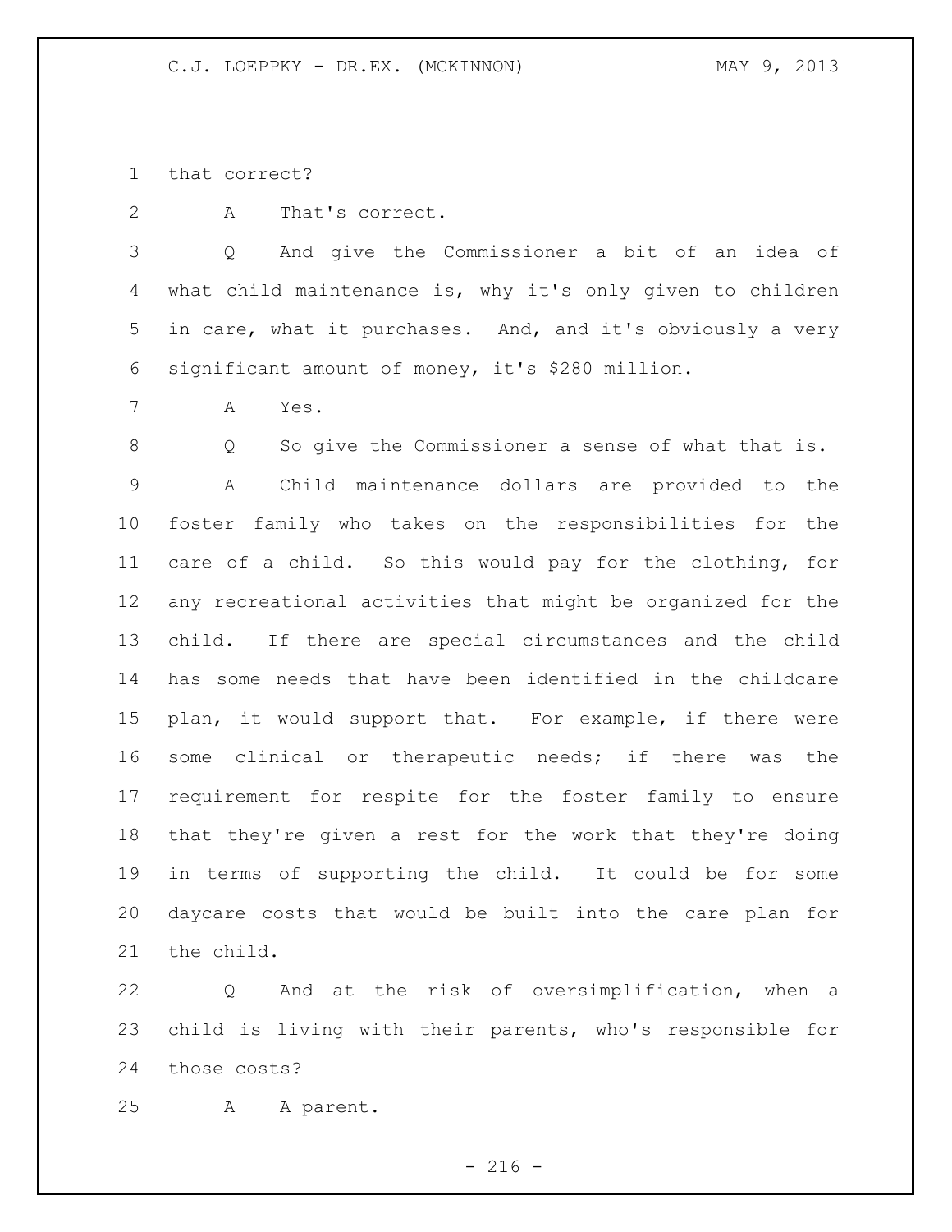that correct?

A That's correct.

Q And give the Commissioner a bit of an idea of what child maintenance is, why it's only given to children in care, what it purchases. And, and it's obviously a very significant amount of money, it's $280 million.

A Yes.

Q So give the Commissioner a sense of what that is.

A Child maintenance dollars are provided to the foster family who takes on the responsibilities for the care of a child. So this would pay for the clothing, for any recreational activities that might be organized for the child. If there are special circumstances and the child has some needs that have been identified in the childcare plan, it would support that. For example, if there were some clinical or therapeutic needs; if there was the requirement for respite for the foster family to ensure that they're given a rest for the work that they're doing in terms of supporting the child. It could be for some daycare costs that would be built into the care plan for the child.

Q And at the risk of oversimplification, when a child is living with their parents, who's responsible for those costs?

A A parent.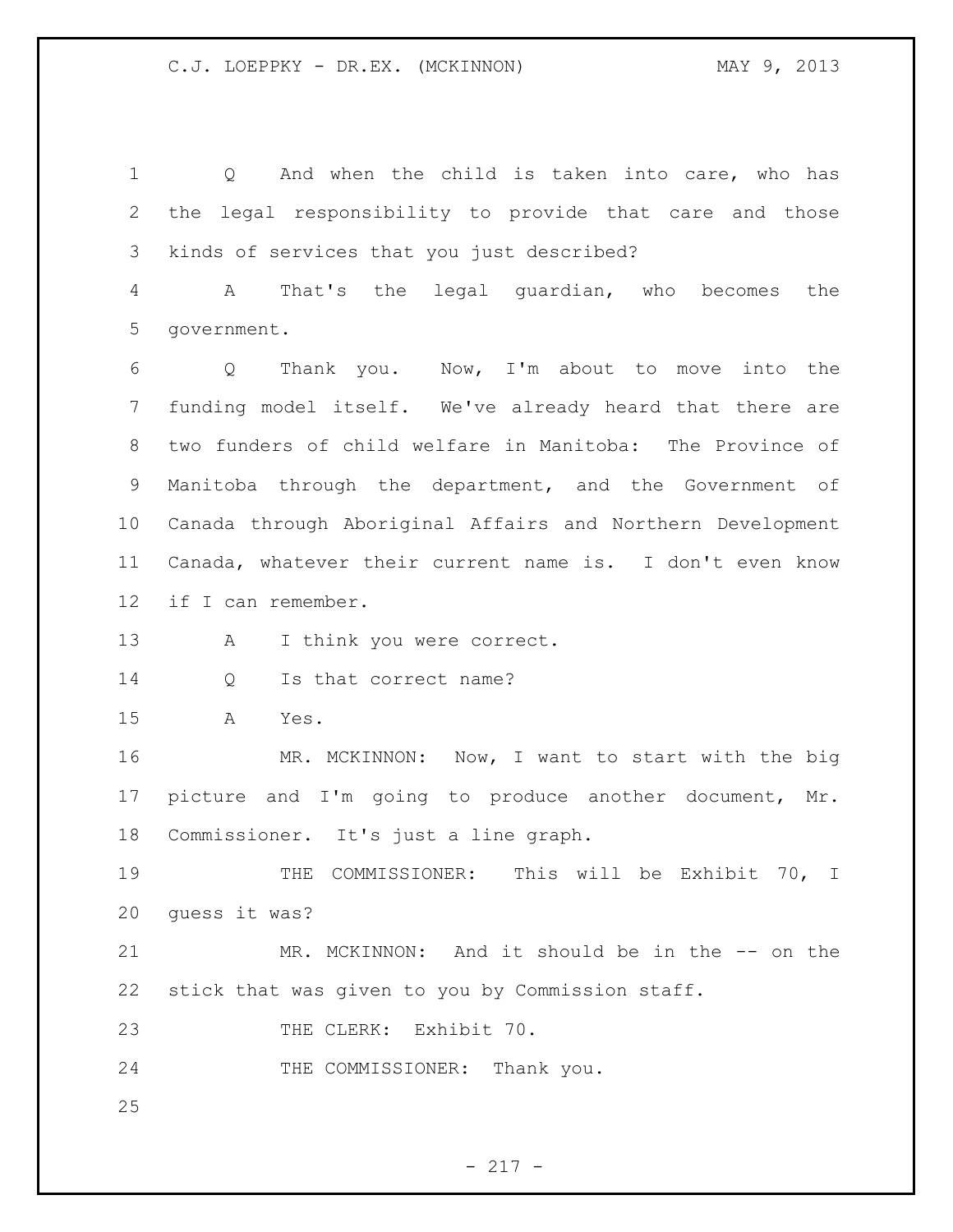Q And when the child is taken into care, who has the legal responsibility to provide that care and those kinds of services that you just described?

A That's the legal guardian, who becomes the government.

Q Thank you. Now, I'm about to move into the funding model itself. We've already heard that there are two funders of child welfare in Manitoba: The Province of Manitoba through the department, and the Government of Canada through Aboriginal Affairs and Northern Development Canada, whatever their current name is. I don't even know if I can remember.

A I think you were correct.

Q Is that correct name?

A Yes.

MR. MCKINNON: Now, I want to start with the big picture and I'm going to produce another document, Mr. Commissioner. It's just a line graph.

THE COMMISSIONER: This will be Exhibit 70, I guess it was?

MR. MCKINNON: And it should be in the -- on the stick that was given to you by Commission staff.

THE CLERK: Exhibit 70.

THE COMMISSIONER: Thank you.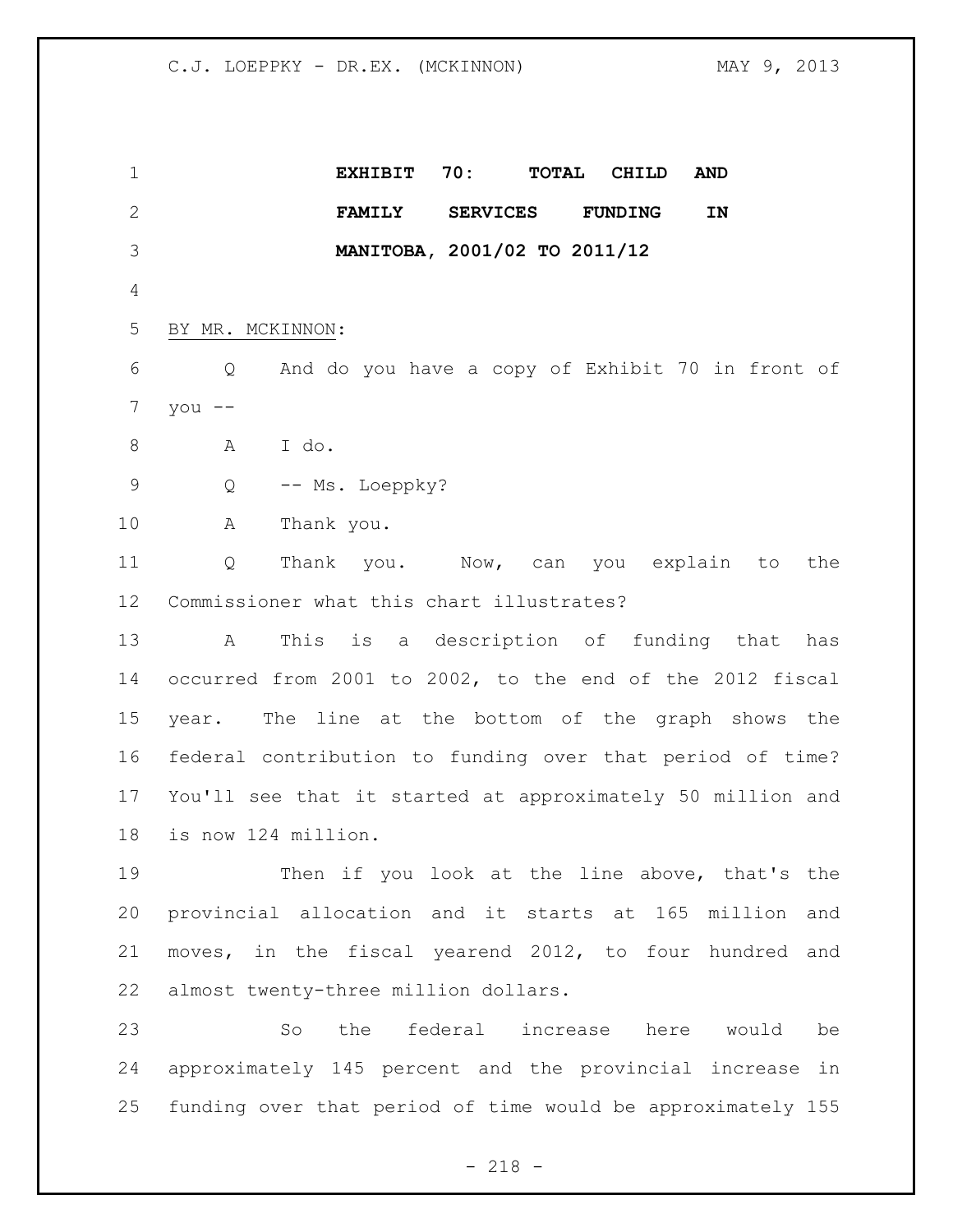**EXHIBIT 70: TOTAL CHILD AND FAMILY SERVICES FUNDING IN MANITOBA, 2001/02 TO 2011/12**

BY MR. MCKINNON:

Q And do you have a copy of Exhibit 70 in front of you --

A I do.

Q -- Ms. Loeppky?

A Thank you.

Q Thank you. Now, can you explain to the Commissioner what this chart illustrates?

A This is a description of funding that has occurred from 2001 to 2002, to the end of the 2012 fiscal year. The line at the bottom of the graph shows the federal contribution to funding over that period of time? You'll see that it started at approximately 50 million and is now 124 million.

Then if you look at the line above, that's the provincial allocation and it starts at 165 million and moves, in the fiscal yearend 2012, to four hundred and almost twenty-three million dollars.

So the federal increase here would be approximately 145 percent and the provincial increase in funding over that period of time would be approximately 155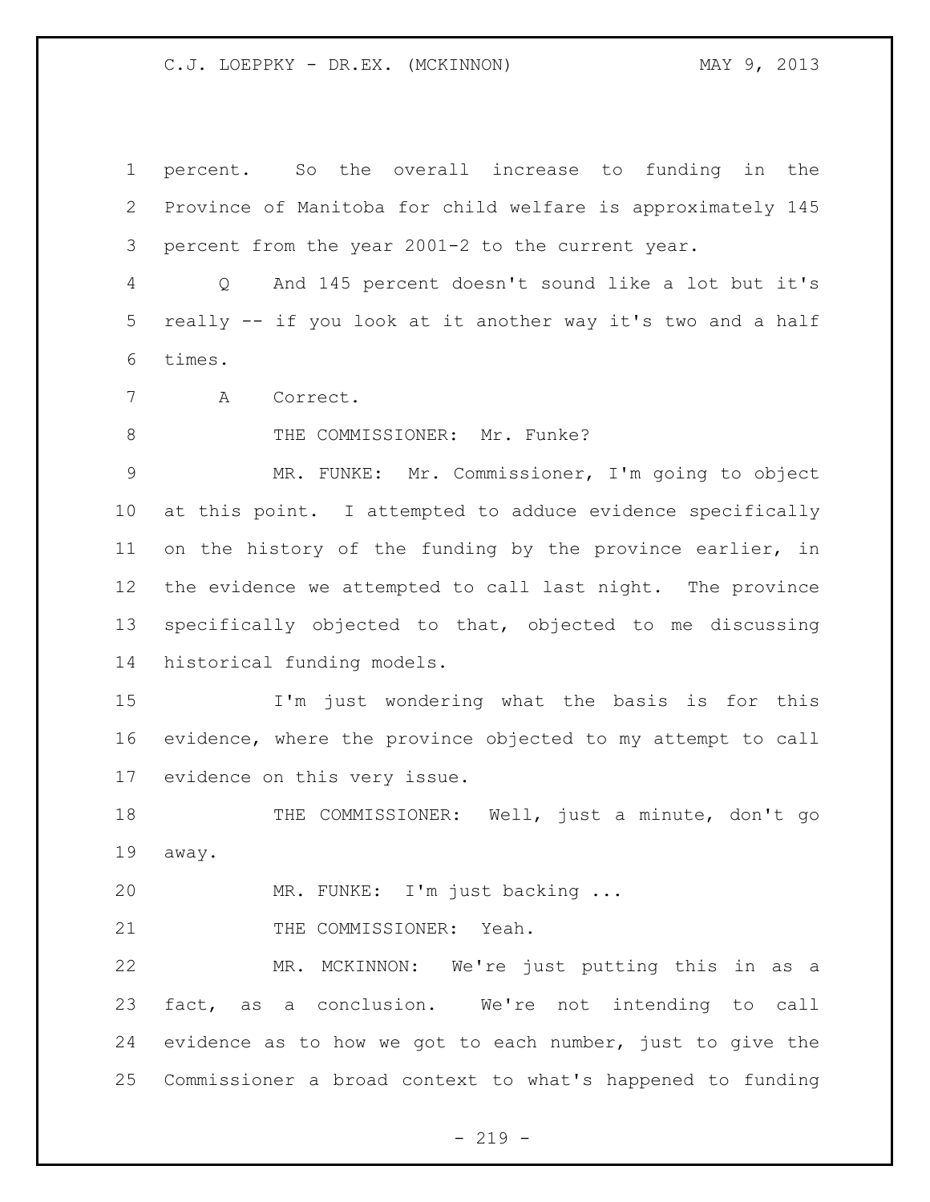percent. So the overall increase to funding in the Province of Manitoba for child welfare is approximately 145 percent from the year 2001-2 to the current year.

Q And 145 percent doesn't sound like a lot but it's really -- if you look at it another way it's two and a half times.

A Correct.

THE COMMISSIONER: Mr. Funke?

MR. FUNKE: Mr. Commissioner, I'm going to object at this point. I attempted to adduce evidence specifically on the history of the funding by the province earlier, in the evidence we attempted to call last night. The province specifically objected to that, objected to me discussing historical funding models.

I'm just wondering what the basis is for this evidence, where the province objected to my attempt to call evidence on this very issue.

THE COMMISSIONER: Well, just a minute, don't go away.

MR. FUNKE: I'm just backing ...

THE COMMISSIONER: Yeah.

MR. MCKINNON: We're just putting this in as a fact, as a conclusion. We're not intending to call evidence as to how we got to each number, just to give the Commissioner a broad context to what's happened to funding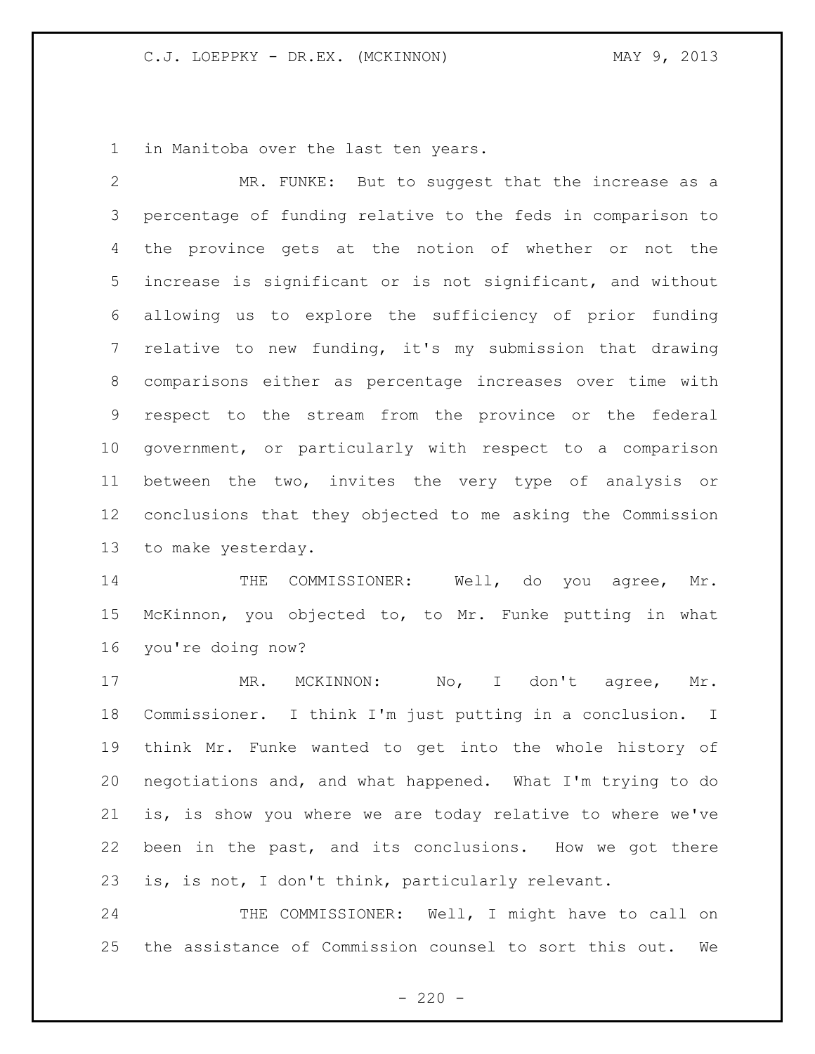in Manitoba over the last ten years.

MR. FUNKE: But to suggest that the increase as a percentage of funding relative to the feds in comparison to the province gets at the notion of whether or not the increase is significant or is not significant, and without allowing us to explore the sufficiency of prior funding relative to new funding, it's my submission that drawing comparisons either as percentage increases over time with respect to the stream from the province or the federal government, or particularly with respect to a comparison between the two, invites the very type of analysis or conclusions that they objected to me asking the Commission to make yesterday.

THE COMMISSIONER: Well, do you agree, Mr. McKinnon, you objected to, to Mr. Funke putting in what you're doing now?

MR. MCKINNON: No, I don't agree, Mr. Commissioner. I think I'm just putting in a conclusion. I think Mr. Funke wanted to get into the whole history of negotiations and, and what happened. What I'm trying to do is, is show you where we are today relative to where we've been in the past, and its conclusions. How we got there is, is not, I don't think, particularly relevant.

THE COMMISSIONER: Well, I might have to call on the assistance of Commission counsel to sort this out. We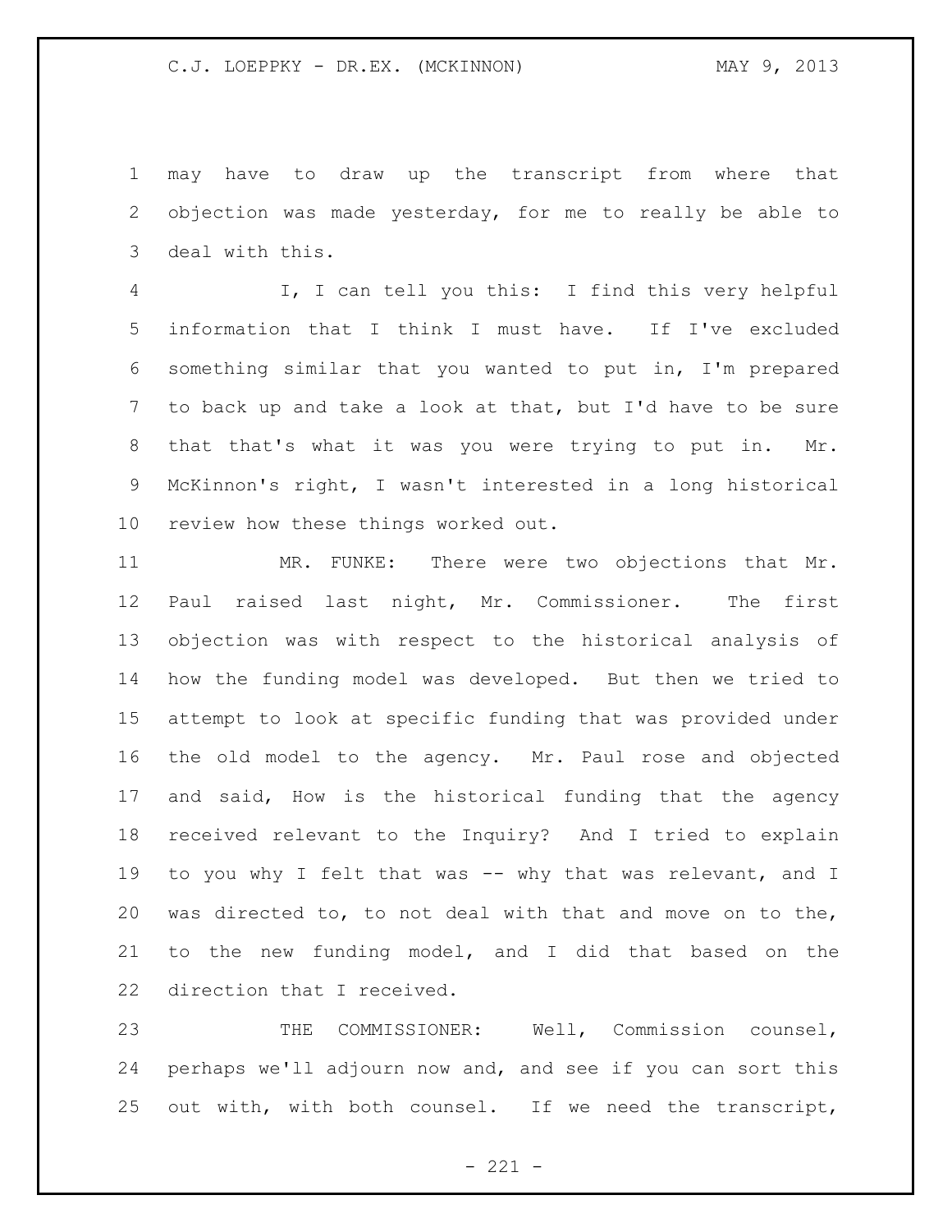may have to draw up the transcript from where that objection was made yesterday, for me to really be able to deal with this.

I, I can tell you this: I find this very helpful information that I think I must have. If I've excluded something similar that you wanted to put in, I'm prepared to back up and take a look at that, but I'd have to be sure that that's what it was you were trying to put in. Mr. McKinnon's right, I wasn't interested in a long historical review how these things worked out.

MR. FUNKE: There were two objections that Mr. Paul raised last night, Mr. Commissioner. The first objection was with respect to the historical analysis of how the funding model was developed. But then we tried to attempt to look at specific funding that was provided under the old model to the agency. Mr. Paul rose and objected and said, How is the historical funding that the agency received relevant to the Inquiry? And I tried to explain to you why I felt that was -- why that was relevant, and I was directed to, to not deal with that and move on to the, to the new funding model, and I did that based on the direction that I received.

THE COMMISSIONER: Well, Commission counsel, perhaps we'll adjourn now and, and see if you can sort this out with, with both counsel. If we need the transcript,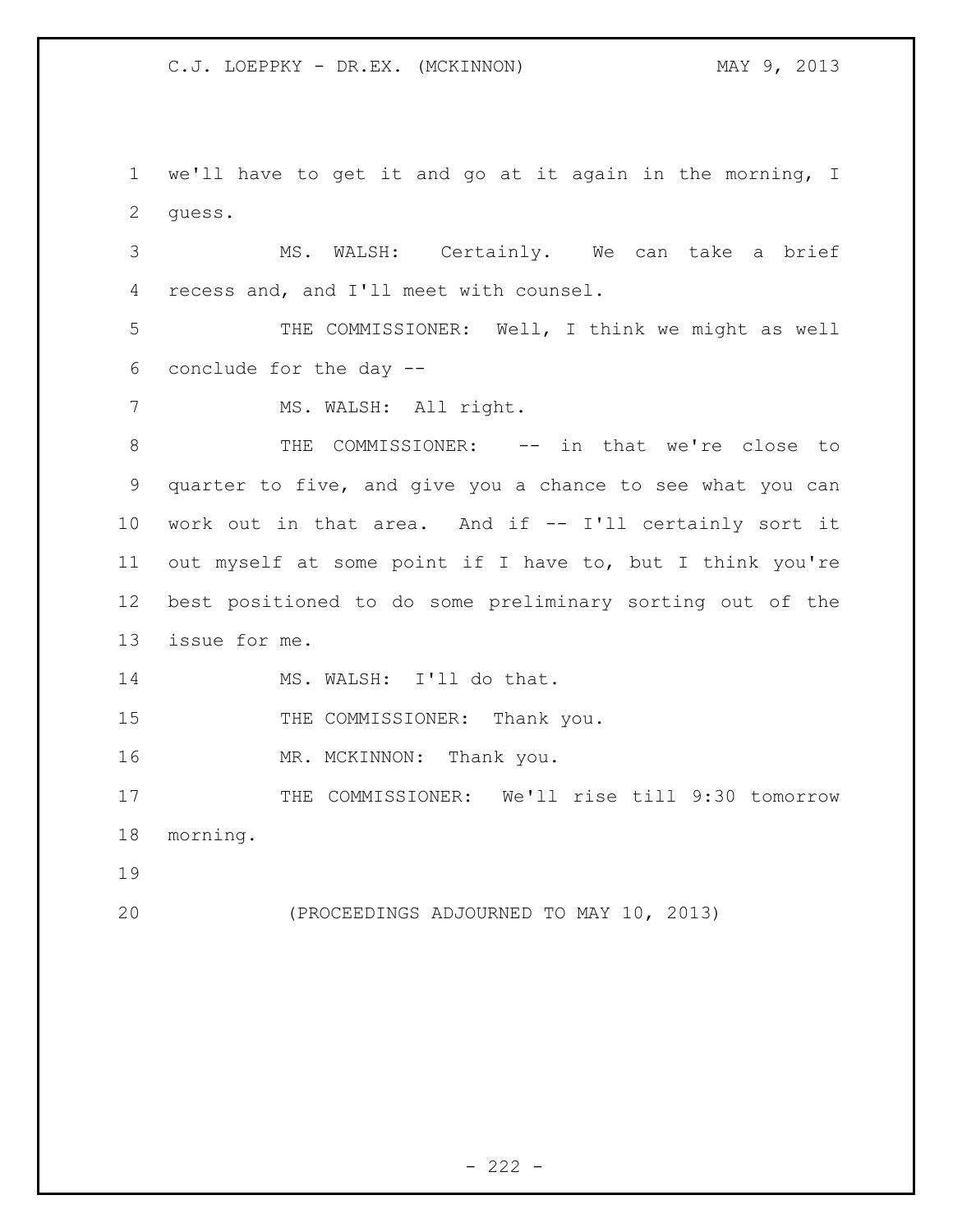we'll have to get it and go at it again in the morning, I guess.

MS. WALSH: Certainly. We can take a brief recess and, and I'll meet with counsel.

THE COMMISSIONER: Well, I think we might as well conclude for the day --

MS. WALSH: All right.

THE COMMISSIONER: -- in that we're close to quarter to five, and give you a chance to see what you can work out in that area. And if -- I'll certainly sort it out myself at some point if I have to, but I think you're best positioned to do some preliminary sorting out of the issue for me.

MS. WALSH: I'll do that.

THE COMMISSIONER: Thank you.

MR. MCKINNON: Thank you.

THE COMMISSIONER: We'll rise till 9:30 tomorrow morning.

(PROCEEDINGS ADJOURNED TO MAY 10, 2013)